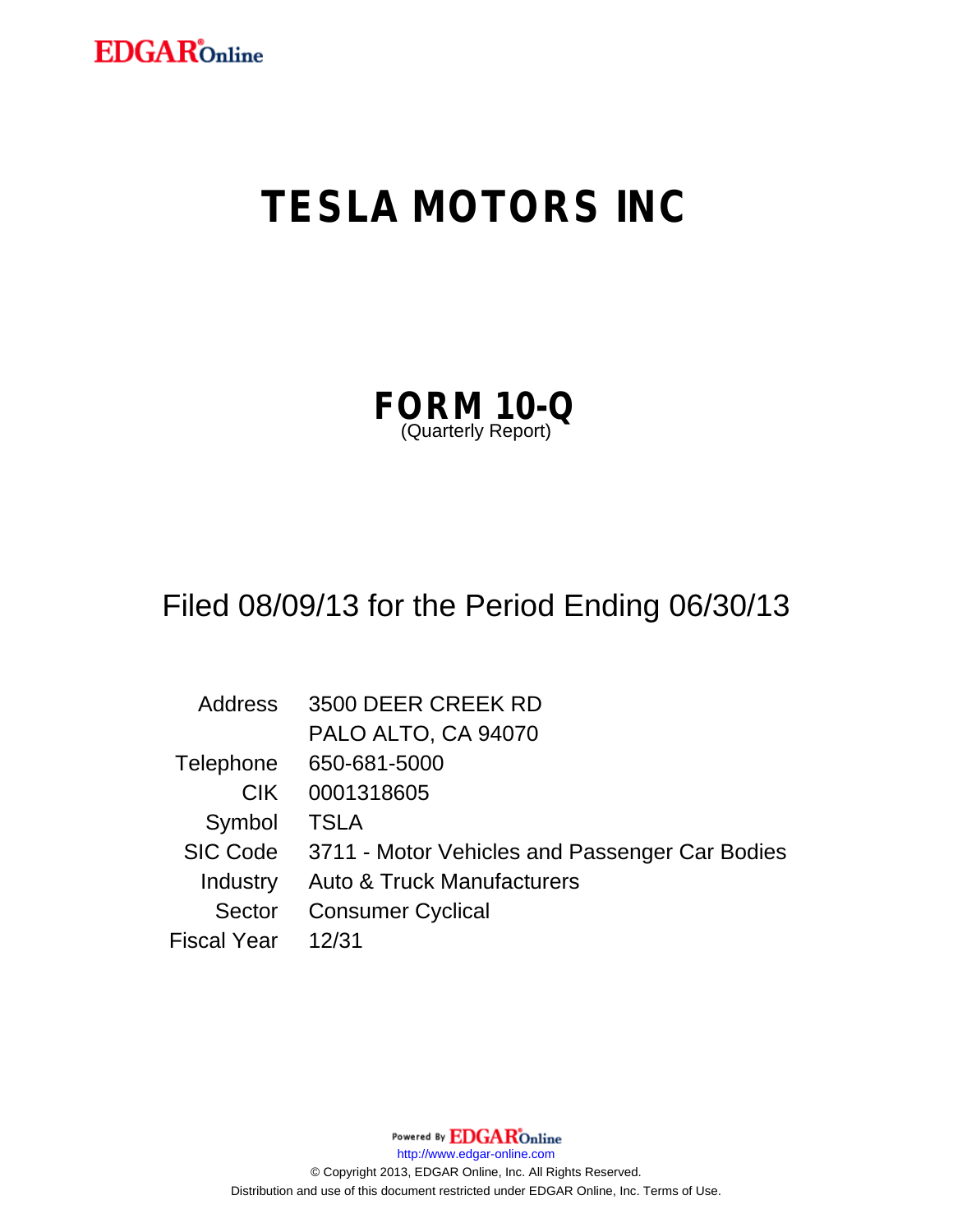EDGAR Online

# TESLA MOTORS INC

## FORM 10-Q
(Quarterly Report)

Filed 08/09/13 for the Period Ending 06/30/13

| | |
|---|---|
| Address | 3500 DEER CREEK RD |
| | PALO ALTO, CA 94070 |
| Telephone | 650-681-5000 |
| CIK | 0001318605 |
| Symbol | TSLA |
| SIC Code | 3711 - Motor Vehicles and Passenger Car Bodies |
| Industry | Auto & Truck Manufacturers |
| Sector | Consumer Cyclical |
| Fiscal Year | 12/31 |

Powered By EDGAR Online

http://www.edgar-online.com

© Copyright 2013, EDGAR Online, Inc. All Rights Reserved.

Distribution and use of this document restricted under EDGAR Online, Inc. Terms of Use.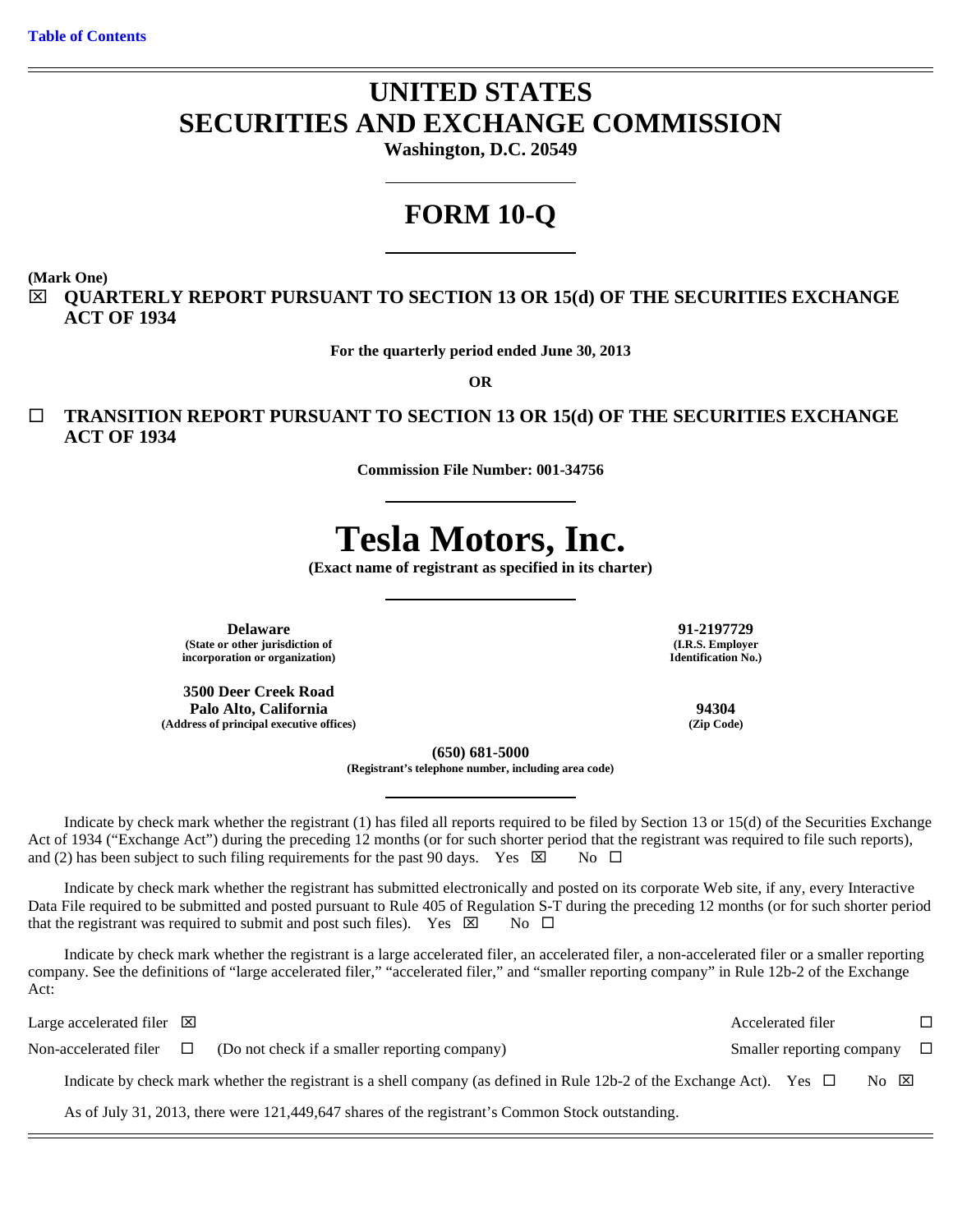[Table of Contents](#)

# UNITED STATES
# SECURITIES AND EXCHANGE COMMISSION

**Washington, D.C. 20549**

# FORM 10-Q

**(Mark One)**

☒ **QUARTERLY REPORT PURSUANT TO SECTION 13 OR 15(d) OF THE SECURITIES EXCHANGE ACT OF 1934**

**For the quarterly period ended June 30, 2013**

**OR**

☐ **TRANSITION REPORT PURSUANT TO SECTION 13 OR 15(d) OF THE SECURITIES EXCHANGE ACT OF 1934**

**Commission File Number: 001-34756**

# Tesla Motors, Inc.

**(Exact name of registrant as specified in its charter)**

| | |
|---|---|
| **Delaware**<br>**(State or other jurisdiction of incorporation or organization)** | **91-2197729**<br>**(I.R.S. Employer Identification No.)** |
| **3500 Deer Creek Road**<br>**Palo Alto, California**<br>**(Address of principal executive offices)** | **94304**<br>**(Zip Code)** |

**(650) 681-5000**
**(Registrant's telephone number, including area code)**

Indicate by check mark whether the registrant (1) has filed all reports required to be filed by Section 13 or 15(d) of the Securities Exchange Act of 1934 ("Exchange Act") during the preceding 12 months (or for such shorter period that the registrant was required to file such reports), and (2) has been subject to such filing requirements for the past 90 days. Yes ☒ No ☐

Indicate by check mark whether the registrant has submitted electronically and posted on its corporate Web site, if any, every Interactive Data File required to be submitted and posted pursuant to Rule 405 of Regulation S-T during the preceding 12 months (or for such shorter period that the registrant was required to submit and post such files). Yes ☒ No ☐

Indicate by check mark whether the registrant is a large accelerated filer, an accelerated filer, a non-accelerated filer or a smaller reporting company. See the definitions of "large accelerated filer," "accelerated filer," and "smaller reporting company" in Rule 12b-2 of the Exchange Act:

| | | | |
|---|---|---|---|
| Large accelerated filer | ☒ | Accelerated filer | ☐ |
| Non-accelerated filer | ☐ (Do not check if a smaller reporting company) | Smaller reporting company | ☐ |

Indicate by check mark whether the registrant is a shell company (as defined in Rule 12b-2 of the Exchange Act). Yes ☐ No ☒

As of July 31, 2013, there were 121,449,647 shares of the registrant's Common Stock outstanding.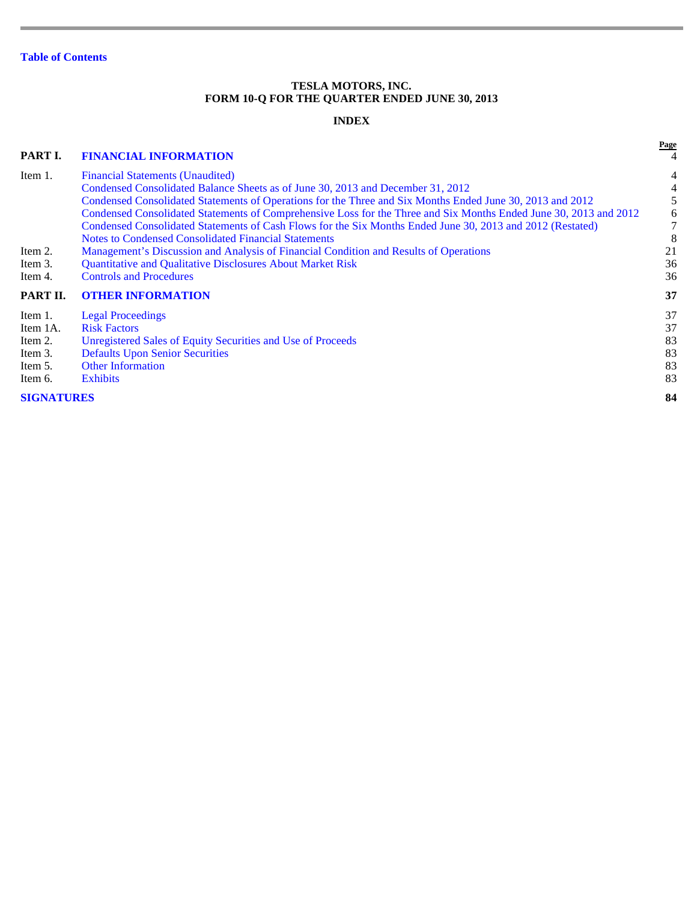Table of Contents

**TESLA MOTORS, INC.**
**FORM 10-Q FOR THE QUARTER ENDED JUNE 30, 2013**

**INDEX**

| | | Page |
|---|---|---|
| **PART I.** | **FINANCIAL INFORMATION** | 4 |
| Item 1. | Financial Statements (Unaudited) | 4 |
| | Condensed Consolidated Balance Sheets as of June 30, 2013 and December 31, 2012 | 4 |
| | Condensed Consolidated Statements of Operations for the Three and Six Months Ended June 30, 2013 and 2012 | 5 |
| | Condensed Consolidated Statements of Comprehensive Loss for the Three and Six Months Ended June 30, 2013 and 2012 | 6 |
| | Condensed Consolidated Statements of Cash Flows for the Six Months Ended June 30, 2013 and 2012 (Restated) | 7 |
| | Notes to Condensed Consolidated Financial Statements | 8 |
| Item 2. | Management's Discussion and Analysis of Financial Condition and Results of Operations | 21 |
| Item 3. | Quantitative and Qualitative Disclosures About Market Risk | 36 |
| Item 4. | Controls and Procedures | 36 |
| **PART II.** | **OTHER INFORMATION** | **37** |
| Item 1. | Legal Proceedings | 37 |
| Item 1A. | Risk Factors | 37 |
| Item 2. | Unregistered Sales of Equity Securities and Use of Proceeds | 83 |
| Item 3. | Defaults Upon Senior Securities | 83 |
| Item 5. | Other Information | 83 |
| Item 6. | Exhibits | 83 |
| **SIGNATURES** | | **84** |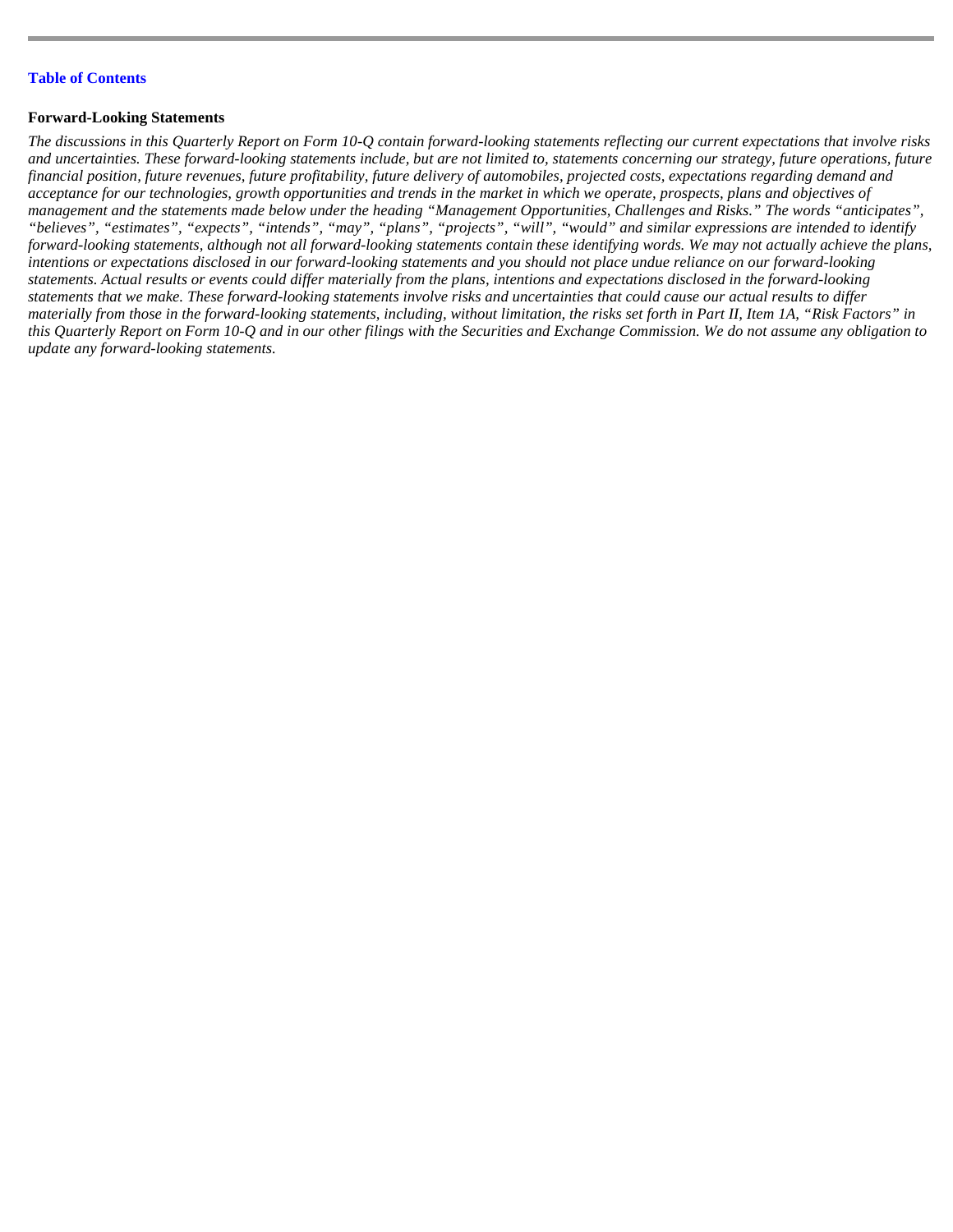**Forward-Looking Statements**

*The discussions in this Quarterly Report on Form 10-Q contain forward-looking statements reflecting our current expectations that involve risks and uncertainties. These forward-looking statements include, but are not limited to, statements concerning our strategy, future operations, future financial position, future revenues, future profitability, future delivery of automobiles, projected costs, expectations regarding demand and acceptance for our technologies, growth opportunities and trends in the market in which we operate, prospects, plans and objectives of management and the statements made below under the heading "Management Opportunities, Challenges and Risks." The words "anticipates", "believes", "estimates", "expects", "intends", "may", "plans", "projects", "will", "would" and similar expressions are intended to identify forward-looking statements, although not all forward-looking statements contain these identifying words. We may not actually achieve the plans, intentions or expectations disclosed in our forward-looking statements and you should not place undue reliance on our forward-looking statements. Actual results or events could differ materially from the plans, intentions and expectations disclosed in the forward-looking statements that we make. These forward-looking statements involve risks and uncertainties that could cause our actual results to differ materially from those in the forward-looking statements, including, without limitation, the risks set forth in Part II, Item 1A, "Risk Factors" in this Quarterly Report on Form 10-Q and in our other filings with the Securities and Exchange Commission. We do not assume any obligation to update any forward-looking statements.*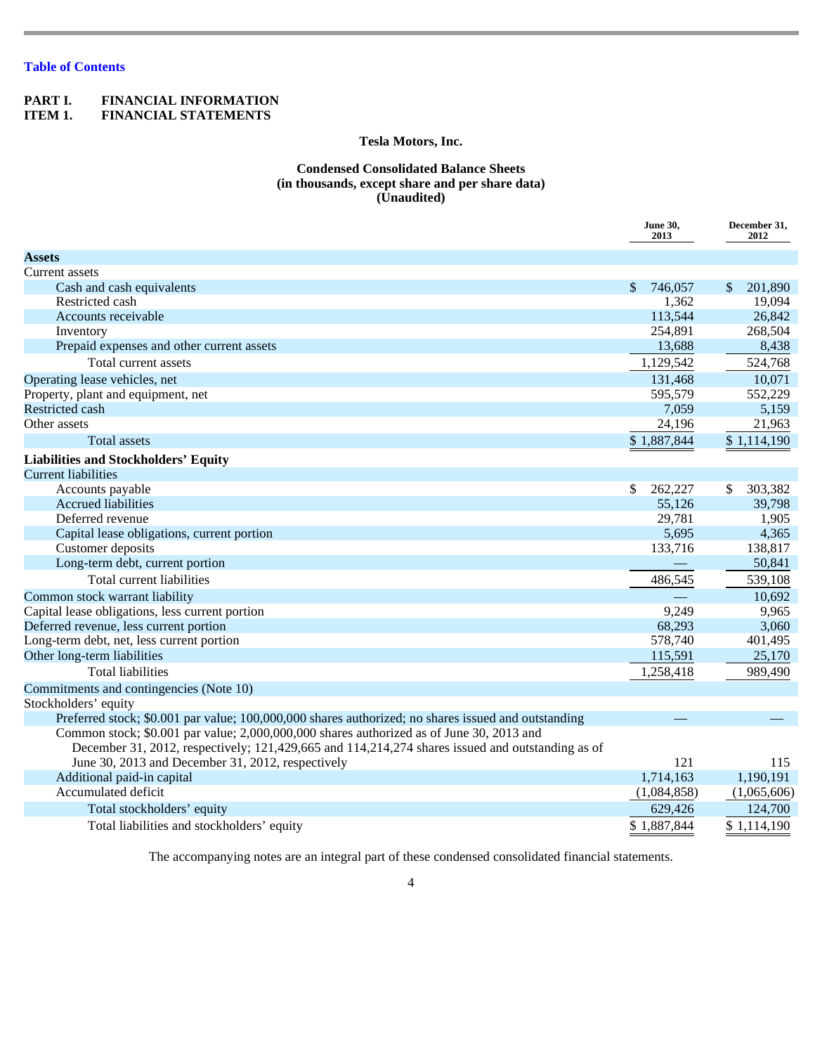Table of Contents

# PART I. FINANCIAL INFORMATION

## ITEM 1. FINANCIAL STATEMENTS

### Tesla Motors, Inc.

### Condensed Consolidated Balance Sheets
### (in thousands, except share and per share data)
### (Unaudited)

| | June 30, 2013 | December 31, 2012 |
|---|---|---|
| **Assets** | | |
| Current assets | | |
| Cash and cash equivalents | $ 746,057 | $ 201,890 |
| Restricted cash | 1,362 | 19,094 |
| Accounts receivable | 113,544 | 26,842 |
| Inventory | 254,891 | 268,504 |
| Prepaid expenses and other current assets | 13,688 | 8,438 |
| Total current assets | 1,129,542 | 524,768 |
| Operating lease vehicles, net | 131,468 | 10,071 |
| Property, plant and equipment, net | 595,579 | 552,229 |
| Restricted cash | 7,059 | 5,159 |
| Other assets | 24,196 | 21,963 |
| Total assets | $ 1,887,844 | $ 1,114,190 |
| **Liabilities and Stockholders' Equity** | | |
| Current liabilities | | |
| Accounts payable | $ 262,227 | $ 303,382 |
| Accrued liabilities | 55,126 | 39,798 |
| Deferred revenue | 29,781 | 1,905 |
| Capital lease obligations, current portion | 5,695 | 4,365 |
| Customer deposits | 133,716 | 138,817 |
| Long-term debt, current portion | — | 50,841 |
| Total current liabilities | 486,545 | 539,108 |
| Common stock warrant liability | — | 10,692 |
| Capital lease obligations, less current portion | 9,249 | 9,965 |
| Deferred revenue, less current portion | 68,293 | 3,060 |
| Long-term debt, net, less current portion | 578,740 | 401,495 |
| Other long-term liabilities | 115,591 | 25,170 |
| Total liabilities | 1,258,418 | 989,490 |
| Commitments and contingencies (Note 10) | | |
| Stockholders' equity | | |
| Preferred stock; $0.001 par value; 100,000,000 shares authorized; no shares issued and outstanding | — | — |
| Common stock; $0.001 par value; 2,000,000,000 shares authorized as of June 30, 2013 and December 31, 2012, respectively; 121,429,665 and 114,214,274 shares issued and outstanding as of June 30, 2013 and December 31, 2012, respectively | 121 | 115 |
| Additional paid-in capital | 1,714,163 | 1,190,191 |
| Accumulated deficit | (1,084,858) | (1,065,606) |
| Total stockholders' equity | 629,426 | 124,700 |
| Total liabilities and stockholders' equity | $ 1,887,844 | $ 1,114,190 |

The accompanying notes are an integral part of these condensed consolidated financial statements.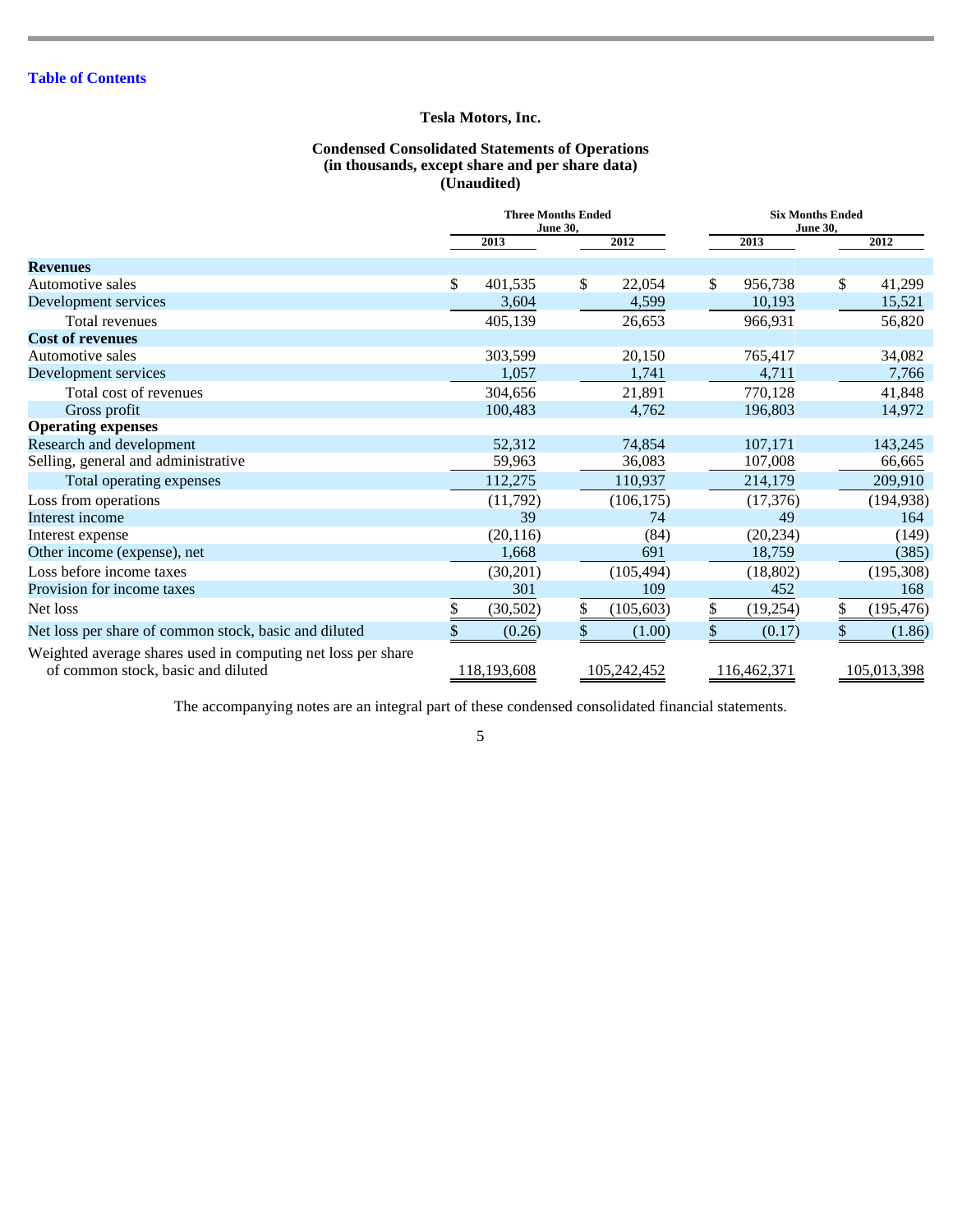[Table of Contents](#)

# Tesla Motors, Inc.

## Condensed Consolidated Statements of Operations
### (in thousands, except share and per share data)
### (Unaudited)

| | Three Months Ended June 30, | | Six Months Ended June 30, | |
|---|---|---|---|---|
| | 2013 | 2012 | 2013 | 2012 |
| **Revenues** | | | | |
| Automotive sales | $ 401,535 | $ 22,054 | $ 956,738 | $ 41,299 |
| Development services | 3,604 | 4,599 | 10,193 | 15,521 |
| Total revenues | 405,139 | 26,653 | 966,931 | 56,820 |
| **Cost of revenues** | | | | |
| Automotive sales | 303,599 | 20,150 | 765,417 | 34,082 |
| Development services | 1,057 | 1,741 | 4,711 | 7,766 |
| Total cost of revenues | 304,656 | 21,891 | 770,128 | 41,848 |
| Gross profit | 100,483 | 4,762 | 196,803 | 14,972 |
| **Operating expenses** | | | | |
| Research and development | 52,312 | 74,854 | 107,171 | 143,245 |
| Selling, general and administrative | 59,963 | 36,083 | 107,008 | 66,665 |
| Total operating expenses | 112,275 | 110,937 | 214,179 | 209,910 |
| Loss from operations | (11,792) | (106,175) | (17,376) | (194,938) |
| Interest income | 39 | 74 | 49 | 164 |
| Interest expense | (20,116) | (84) | (20,234) | (149) |
| Other income (expense), net | 1,668 | 691 | 18,759 | (385) |
| Loss before income taxes | (30,201) | (105,494) | (18,802) | (195,308) |
| Provision for income taxes | 301 | 109 | 452 | 168 |
| Net loss | $ (30,502) | $ (105,603) | $ (19,254) | $ (195,476) |
| Net loss per share of common stock, basic and diluted | $ (0.26) | $ (1.00) | $ (0.17) | $ (1.86) |
| Weighted average shares used in computing net loss per share of common stock, basic and diluted | 118,193,608 | 105,242,452 | 116,462,371 | 105,013,398 |

The accompanying notes are an integral part of these condensed consolidated financial statements.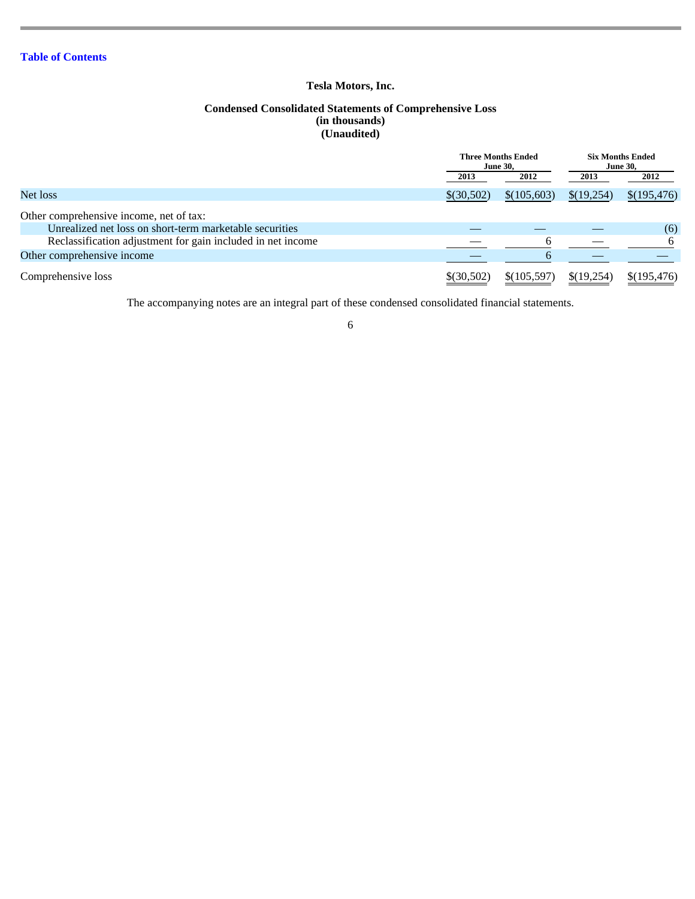Tesla Motors, Inc.

**Condensed Consolidated Statements of Comprehensive Loss**
**(in thousands)**
**(Unaudited)**

| | Three Months Ended June 30, | | Six Months Ended June 30, | |
|---|---|---|---|---|
| | 2013 | 2012 | 2013 | 2012 |
| Net loss | $(30,502) | $(105,603) | $(19,254) | $(195,476) |
| Other comprehensive income, net of tax: | | | | |
| Unrealized net loss on short-term marketable securities | — | — | — | (6) |
| Reclassification adjustment for gain included in net income | — | 6 | — | 6 |
| Other comprehensive income | — | 6 | — | — |
| Comprehensive loss | $(30,502) | $(105,597) | $(19,254) | $(195,476) |

The accompanying notes are an integral part of these condensed consolidated financial statements.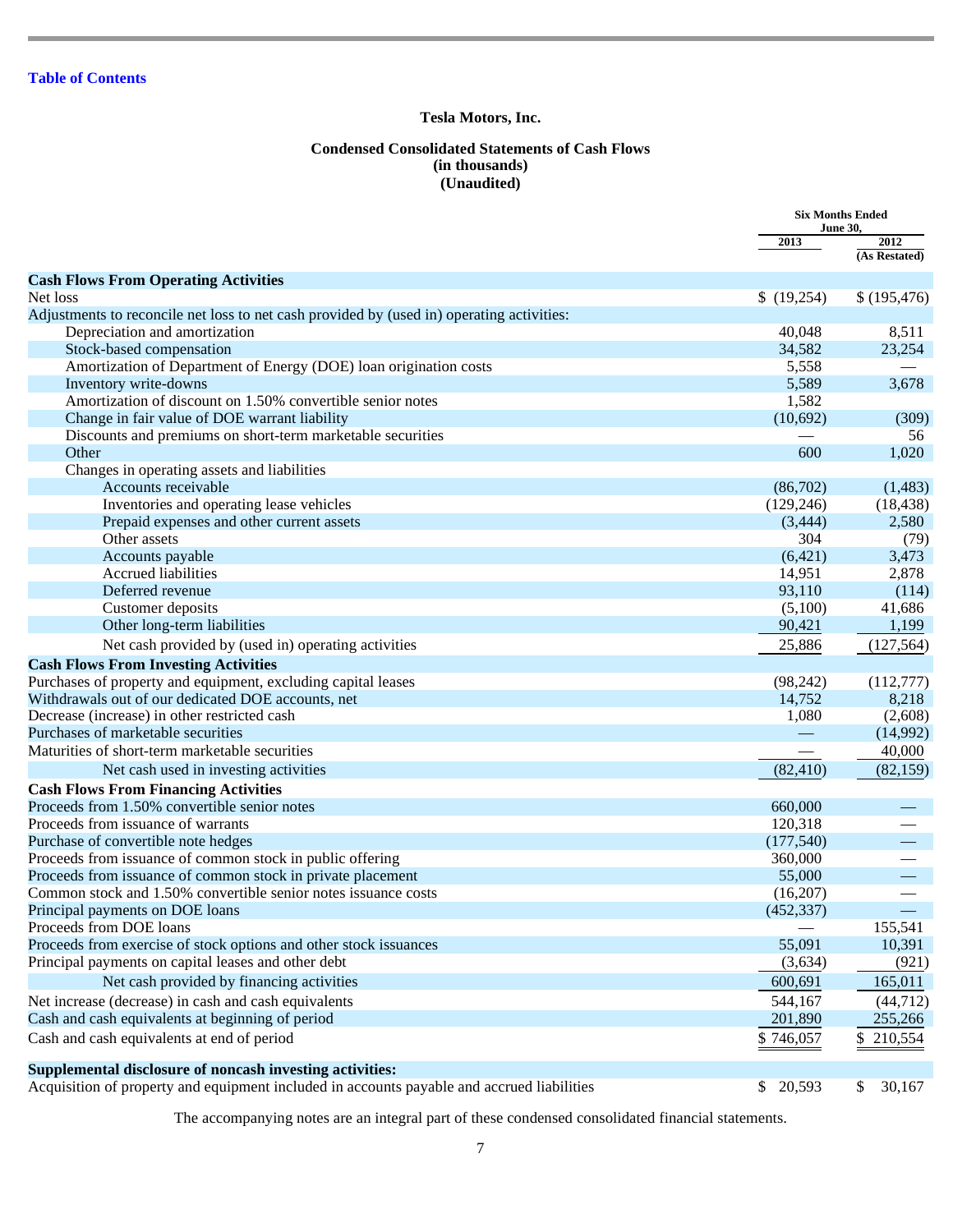[Table of Contents](#)

**Tesla Motors, Inc.**

**Condensed Consolidated Statements of Cash Flows**
**(in thousands)**
**(Unaudited)**

| | Six Months Ended June 30, | |
|---|---|---|
| | 2013 | 2012 (As Restated) |
| **Cash Flows From Operating Activities** | | |
| Net loss | $ (19,254) | $ (195,476) |
| Adjustments to reconcile net loss to net cash provided by (used in) operating activities: | | |
| Depreciation and amortization | 40,048 | 8,511 |
| Stock-based compensation | 34,582 | 23,254 |
| Amortization of Department of Energy (DOE) loan origination costs | 5,558 | — |
| Inventory write-downs | 5,589 | 3,678 |
| Amortization of discount on 1.50% convertible senior notes | 1,582 | |
| Change in fair value of DOE warrant liability | (10,692) | (309) |
| Discounts and premiums on short-term marketable securities | — | 56 |
| Other | 600 | 1,020 |
| Changes in operating assets and liabilities | | |
| Accounts receivable | (86,702) | (1,483) |
| Inventories and operating lease vehicles | (129,246) | (18,438) |
| Prepaid expenses and other current assets | (3,444) | 2,580 |
| Other assets | 304 | (79) |
| Accounts payable | (6,421) | 3,473 |
| Accrued liabilities | 14,951 | 2,878 |
| Deferred revenue | 93,110 | (114) |
| Customer deposits | (5,100) | 41,686 |
| Other long-term liabilities | 90,421 | 1,199 |
| Net cash provided by (used in) operating activities | 25,886 | (127,564) |
| **Cash Flows From Investing Activities** | | |
| Purchases of property and equipment, excluding capital leases | (98,242) | (112,777) |
| Withdrawals out of our dedicated DOE accounts, net | 14,752 | 8,218 |
| Decrease (increase) in other restricted cash | 1,080 | (2,608) |
| Purchases of marketable securities | — | (14,992) |
| Maturities of short-term marketable securities | — | 40,000 |
| Net cash used in investing activities | (82,410) | (82,159) |
| **Cash Flows From Financing Activities** | | |
| Proceeds from 1.50% convertible senior notes | 660,000 | — |
| Proceeds from issuance of warrants | 120,318 | — |
| Purchase of convertible note hedges | (177,540) | — |
| Proceeds from issuance of common stock in public offering | 360,000 | — |
| Proceeds from issuance of common stock in private placement | 55,000 | — |
| Common stock and 1.50% convertible senior notes issuance costs | (16,207) | — |
| Principal payments on DOE loans | (452,337) | — |
| Proceeds from DOE loans | — | 155,541 |
| Proceeds from exercise of stock options and other stock issuances | 55,091 | 10,391 |
| Principal payments on capital leases and other debt | (3,634) | (921) |
| Net cash provided by financing activities | 600,691 | 165,011 |
| Net increase (decrease) in cash and cash equivalents | 544,167 | (44,712) |
| Cash and cash equivalents at beginning of period | 201,890 | 255,266 |
| Cash and cash equivalents at end of period | $ 746,057 | $ 210,554 |
| **Supplemental disclosure of noncash investing activities:** | | |
| Acquisition of property and equipment included in accounts payable and accrued liabilities | $ 20,593 | $ 30,167 |

The accompanying notes are an integral part of these condensed consolidated financial statements.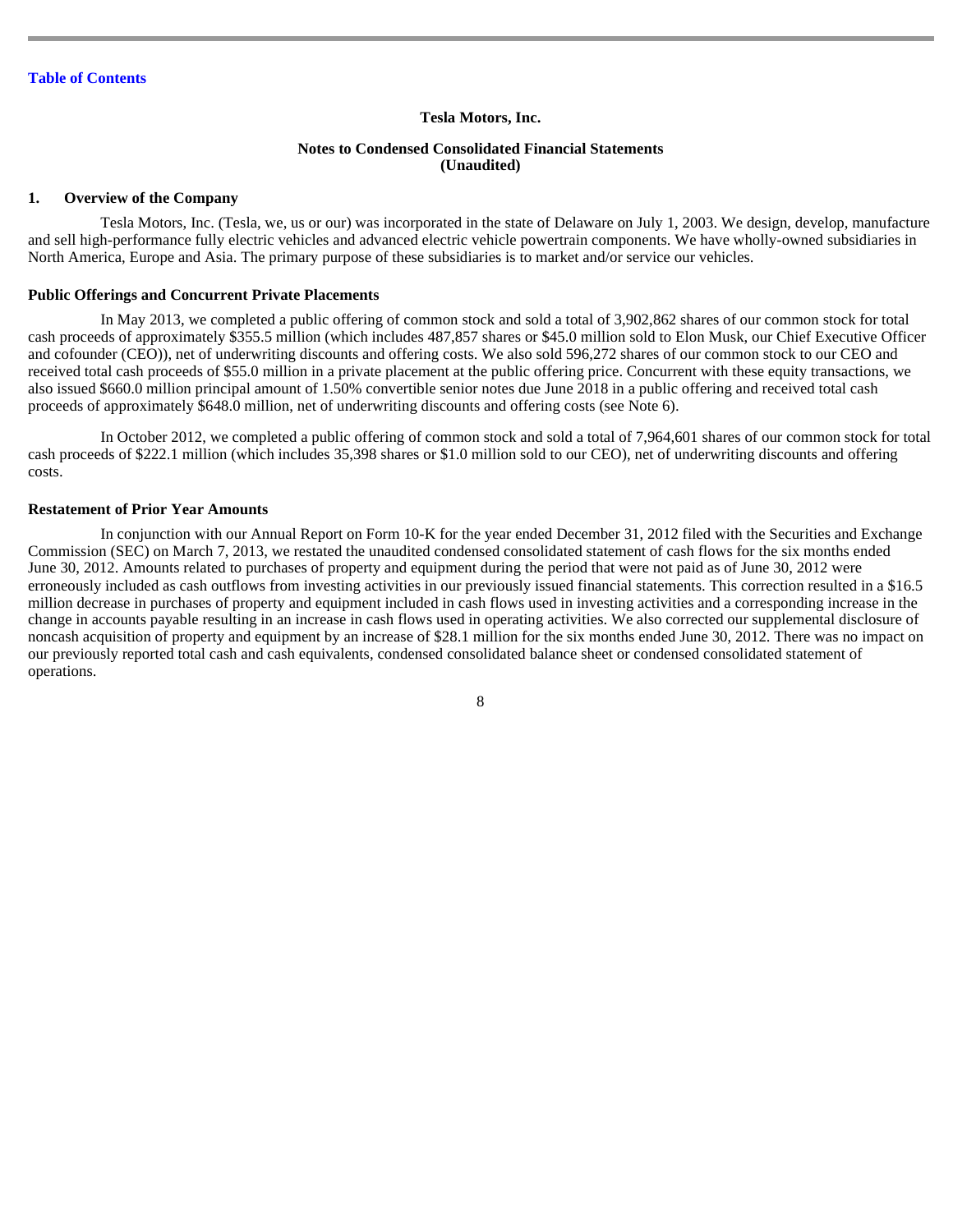Table of Contents

**Tesla Motors, Inc.**

**Notes to Condensed Consolidated Financial Statements**
**(Unaudited)**

## 1. Overview of the Company

Tesla Motors, Inc. (Tesla, we, us or our) was incorporated in the state of Delaware on July 1, 2003. We design, develop, manufacture and sell high-performance fully electric vehicles and advanced electric vehicle powertrain components. We have wholly-owned subsidiaries in North America, Europe and Asia. The primary purpose of these subsidiaries is to market and/or service our vehicles.

### Public Offerings and Concurrent Private Placements

In May 2013, we completed a public offering of common stock and sold a total of 3,902,862 shares of our common stock for total cash proceeds of approximately $355.5 million (which includes 487,857 shares or $45.0 million sold to Elon Musk, our Chief Executive Officer and cofounder (CEO)), net of underwriting discounts and offering costs. We also sold 596,272 shares of our common stock to our CEO and received total cash proceeds of $55.0 million in a private placement at the public offering price. Concurrent with these equity transactions, we also issued $660.0 million principal amount of 1.50% convertible senior notes due June 2018 in a public offering and received total cash proceeds of approximately $648.0 million, net of underwriting discounts and offering costs (see Note 6).

In October 2012, we completed a public offering of common stock and sold a total of 7,964,601 shares of our common stock for total cash proceeds of $222.1 million (which includes 35,398 shares or $1.0 million sold to our CEO), net of underwriting discounts and offering costs.

### Restatement of Prior Year Amounts

In conjunction with our Annual Report on Form 10-K for the year ended December 31, 2012 filed with the Securities and Exchange Commission (SEC) on March 7, 2013, we restated the unaudited condensed consolidated statement of cash flows for the six months ended June 30, 2012. Amounts related to purchases of property and equipment during the period that were not paid as of June 30, 2012 were erroneously included as cash outflows from investing activities in our previously issued financial statements. This correction resulted in a $16.5 million decrease in purchases of property and equipment included in cash flows used in investing activities and a corresponding increase in the change in accounts payable resulting in an increase in cash flows used in operating activities. We also corrected our supplemental disclosure of noncash acquisition of property and equipment by an increase of $28.1 million for the six months ended June 30, 2012. There was no impact on our previously reported total cash and cash equivalents, condensed consolidated balance sheet or condensed consolidated statement of operations.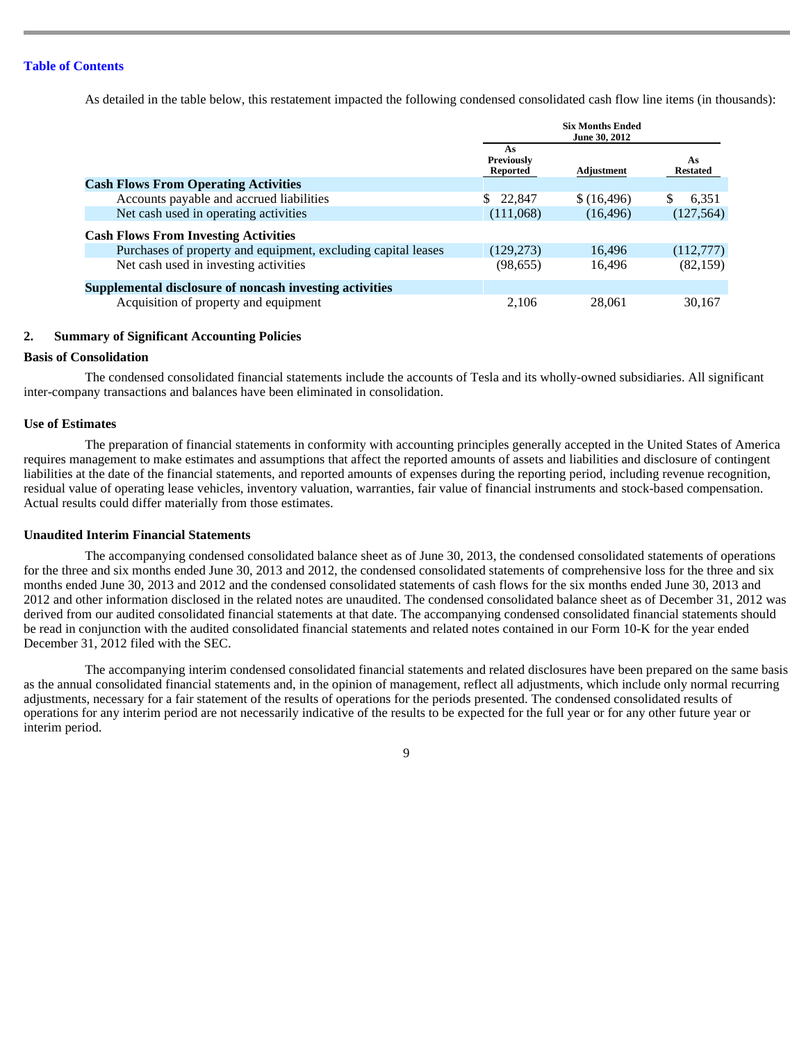As detailed in the table below, this restatement impacted the following condensed consolidated cash flow line items (in thousands):

| | Six Months Ended June 30, 2012 | | |
|---|---|---|---|
| | As Previously Reported | Adjustment | As Restated |
| **Cash Flows From Operating Activities** | | | |
| Accounts payable and accrued liabilities | $ 22,847 | $ (16,496) | $ 6,351 |
| Net cash used in operating activities | (111,068) | (16,496) | (127,564) |
| **Cash Flows From Investing Activities** | | | |
| Purchases of property and equipment, excluding capital leases | (129,273) | 16,496 | (112,777) |
| Net cash used in investing activities | (98,655) | 16,496 | (82,159) |
| **Supplemental disclosure of noncash investing activities** | | | |
| Acquisition of property and equipment | 2,106 | 28,061 | 30,167 |

## 2. Summary of Significant Accounting Policies

### Basis of Consolidation

The condensed consolidated financial statements include the accounts of Tesla and its wholly-owned subsidiaries. All significant inter-company transactions and balances have been eliminated in consolidation.

### Use of Estimates

The preparation of financial statements in conformity with accounting principles generally accepted in the United States of America requires management to make estimates and assumptions that affect the reported amounts of assets and liabilities and disclosure of contingent liabilities at the date of the financial statements, and reported amounts of expenses during the reporting period, including revenue recognition, residual value of operating lease vehicles, inventory valuation, warranties, fair value of financial instruments and stock-based compensation. Actual results could differ materially from those estimates.

### Unaudited Interim Financial Statements

The accompanying condensed consolidated balance sheet as of June 30, 2013, the condensed consolidated statements of operations for the three and six months ended June 30, 2013 and 2012, the condensed consolidated statements of comprehensive loss for the three and six months ended June 30, 2013 and 2012 and the condensed consolidated statements of cash flows for the six months ended June 30, 2013 and 2012 and other information disclosed in the related notes are unaudited. The condensed consolidated balance sheet as of December 31, 2012 was derived from our audited consolidated financial statements at that date. The accompanying condensed consolidated financial statements should be read in conjunction with the audited consolidated financial statements and related notes contained in our Form 10-K for the year ended December 31, 2012 filed with the SEC.

The accompanying interim condensed consolidated financial statements and related disclosures have been prepared on the same basis as the annual consolidated financial statements and, in the opinion of management, reflect all adjustments, which include only normal recurring adjustments, necessary for a fair statement of the results of operations for the periods presented. The condensed consolidated results of operations for any interim period are not necessarily indicative of the results to be expected for the full year or for any other future year or interim period.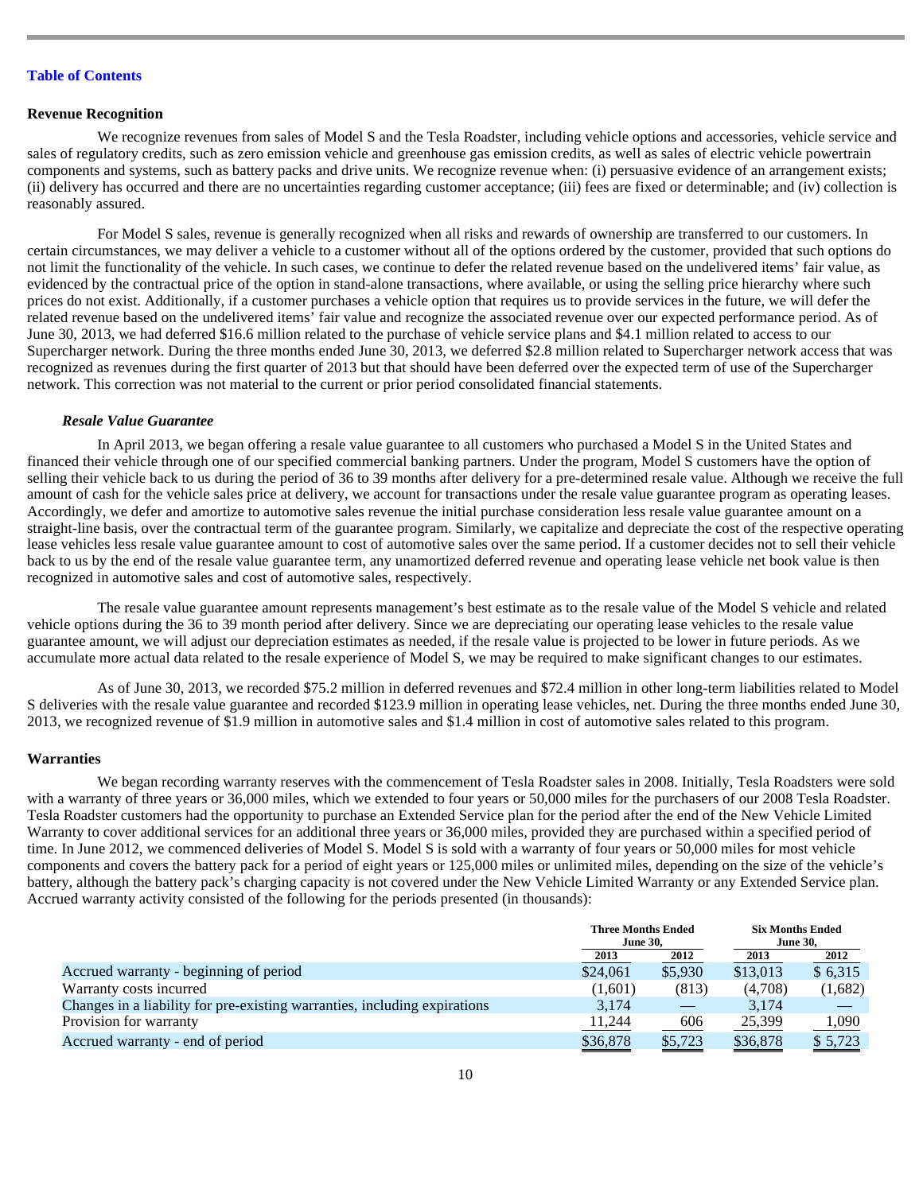Table of Contents

## Revenue Recognition

We recognize revenues from sales of Model S and the Tesla Roadster, including vehicle options and accessories, vehicle service and sales of regulatory credits, such as zero emission vehicle and greenhouse gas emission credits, as well as sales of electric vehicle powertrain components and systems, such as battery packs and drive units. We recognize revenue when: (i) persuasive evidence of an arrangement exists; (ii) delivery has occurred and there are no uncertainties regarding customer acceptance; (iii) fees are fixed or determinable; and (iv) collection is reasonably assured.

For Model S sales, revenue is generally recognized when all risks and rewards of ownership are transferred to our customers. In certain circumstances, we may deliver a vehicle to a customer without all of the options ordered by the customer, provided that such options do not limit the functionality of the vehicle. In such cases, we continue to defer the related revenue based on the undelivered items' fair value, as evidenced by the contractual price of the option in stand-alone transactions, where available, or using the selling price hierarchy where such prices do not exist. Additionally, if a customer purchases a vehicle option that requires us to provide services in the future, we will defer the related revenue based on the undelivered items' fair value and recognize the associated revenue over our expected performance period. As of June 30, 2013, we had deferred $16.6 million related to the purchase of vehicle service plans and $4.1 million related to access to our Supercharger network. During the three months ended June 30, 2013, we deferred $2.8 million related to Supercharger network access that was recognized as revenues during the first quarter of 2013 but that should have been deferred over the expected term of use of the Supercharger network. This correction was not material to the current or prior period consolidated financial statements.

### *Resale Value Guarantee*

In April 2013, we began offering a resale value guarantee to all customers who purchased a Model S in the United States and financed their vehicle through one of our specified commercial banking partners. Under the program, Model S customers have the option of selling their vehicle back to us during the period of 36 to 39 months after delivery for a pre-determined resale value. Although we receive the full amount of cash for the vehicle sales price at delivery, we account for transactions under the resale value guarantee program as operating leases. Accordingly, we defer and amortize to automotive sales revenue the initial purchase consideration less resale value guarantee amount on a straight-line basis, over the contractual term of the guarantee program. Similarly, we capitalize and depreciate the cost of the respective operating lease vehicles less resale value guarantee amount to cost of automotive sales over the same period. If a customer decides not to sell their vehicle back to us by the end of the resale value guarantee term, any unamortized deferred revenue and operating lease vehicle net book value is then recognized in automotive sales and cost of automotive sales, respectively.

The resale value guarantee amount represents management's best estimate as to the resale value of the Model S vehicle and related vehicle options during the 36 to 39 month period after delivery. Since we are depreciating our operating lease vehicles to the resale value guarantee amount, we will adjust our depreciation estimates as needed, if the resale value is projected to be lower in future periods. As we accumulate more actual data related to the resale experience of Model S, we may be required to make significant changes to our estimates.

As of June 30, 2013, we recorded $75.2 million in deferred revenues and $72.4 million in other long-term liabilities related to Model S deliveries with the resale value guarantee and recorded $123.9 million in operating lease vehicles, net. During the three months ended June 30, 2013, we recognized revenue of $1.9 million in automotive sales and $1.4 million in cost of automotive sales related to this program.

## Warranties

We began recording warranty reserves with the commencement of Tesla Roadster sales in 2008. Initially, Tesla Roadsters were sold with a warranty of three years or 36,000 miles, which we extended to four years or 50,000 miles for the purchasers of our 2008 Tesla Roadster. Tesla Roadster customers had the opportunity to purchase an Extended Service plan for the period after the end of the New Vehicle Limited Warranty to cover additional services for an additional three years or 36,000 miles, provided they are purchased within a specified period of time. In June 2012, we commenced deliveries of Model S. Model S is sold with a warranty of four years or 50,000 miles for most vehicle components and covers the battery pack for a period of eight years or 125,000 miles or unlimited miles, depending on the size of the vehicle's battery, although the battery pack's charging capacity is not covered under the New Vehicle Limited Warranty or any Extended Service plan. Accrued warranty activity consisted of the following for the periods presented (in thousands):

| | Three Months Ended June 30, | | Six Months Ended June 30, | |
|---|---|---|---|---|
| | 2013 | 2012 | 2013 | 2012 |
| Accrued warranty - beginning of period | $24,061 | $5,930 | $13,013 | $ 6,315 |
| Warranty costs incurred | (1,601) | (813) | (4,708) | (1,682) |
| Changes in a liability for pre-existing warranties, including expirations | 3,174 | — | 3,174 | — |
| Provision for warranty | 11,244 | 606 | 25,399 | 1,090 |
| Accrued warranty - end of period | $36,878 | $5,723 | $36,878 | $ 5,723 |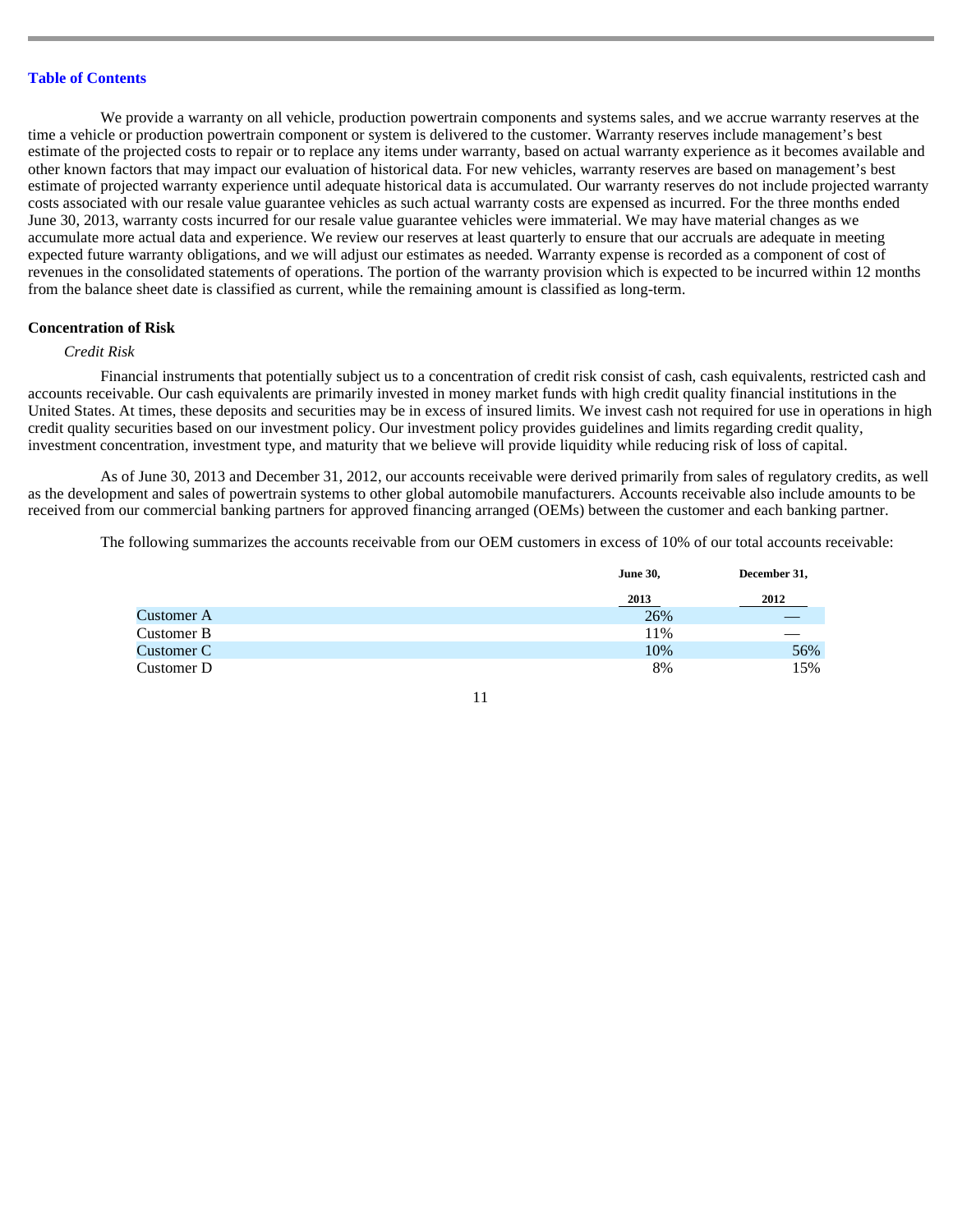We provide a warranty on all vehicle, production powertrain components and systems sales, and we accrue warranty reserves at the time a vehicle or production powertrain component or system is delivered to the customer. Warranty reserves include management's best estimate of the projected costs to repair or to replace any items under warranty, based on actual warranty experience as it becomes available and other known factors that may impact our evaluation of historical data. For new vehicles, warranty reserves are based on management's best estimate of projected warranty experience until adequate historical data is accumulated. Our warranty reserves do not include projected warranty costs associated with our resale value guarantee vehicles as such actual warranty costs are expensed as incurred. For the three months ended June 30, 2013, warranty costs incurred for our resale value guarantee vehicles were immaterial. We may have material changes as we accumulate more actual data and experience. We review our reserves at least quarterly to ensure that our accruals are adequate in meeting expected future warranty obligations, and we will adjust our estimates as needed. Warranty expense is recorded as a component of cost of revenues in the consolidated statements of operations. The portion of the warranty provision which is expected to be incurred within 12 months from the balance sheet date is classified as current, while the remaining amount is classified as long-term.

**Concentration of Risk**

*Credit Risk*

Financial instruments that potentially subject us to a concentration of credit risk consist of cash, cash equivalents, restricted cash and accounts receivable. Our cash equivalents are primarily invested in money market funds with high credit quality financial institutions in the United States. At times, these deposits and securities may be in excess of insured limits. We invest cash not required for use in operations in high credit quality securities based on our investment policy. Our investment policy provides guidelines and limits regarding credit quality, investment concentration, investment type, and maturity that we believe will provide liquidity while reducing risk of loss of capital.

As of June 30, 2013 and December 31, 2012, our accounts receivable were derived primarily from sales of regulatory credits, as well as the development and sales of powertrain systems to other global automobile manufacturers. Accounts receivable also include amounts to be received from our commercial banking partners for approved financing arranged (OEMs) between the customer and each banking partner.

The following summarizes the accounts receivable from our OEM customers in excess of 10% of our total accounts receivable:

| | June 30, 2013 | December 31, 2012 |
|---|---|---|
| Customer A | 26% | — |
| Customer B | 11% | — |
| Customer C | 10% | 56% |
| Customer D | 8% | 15% |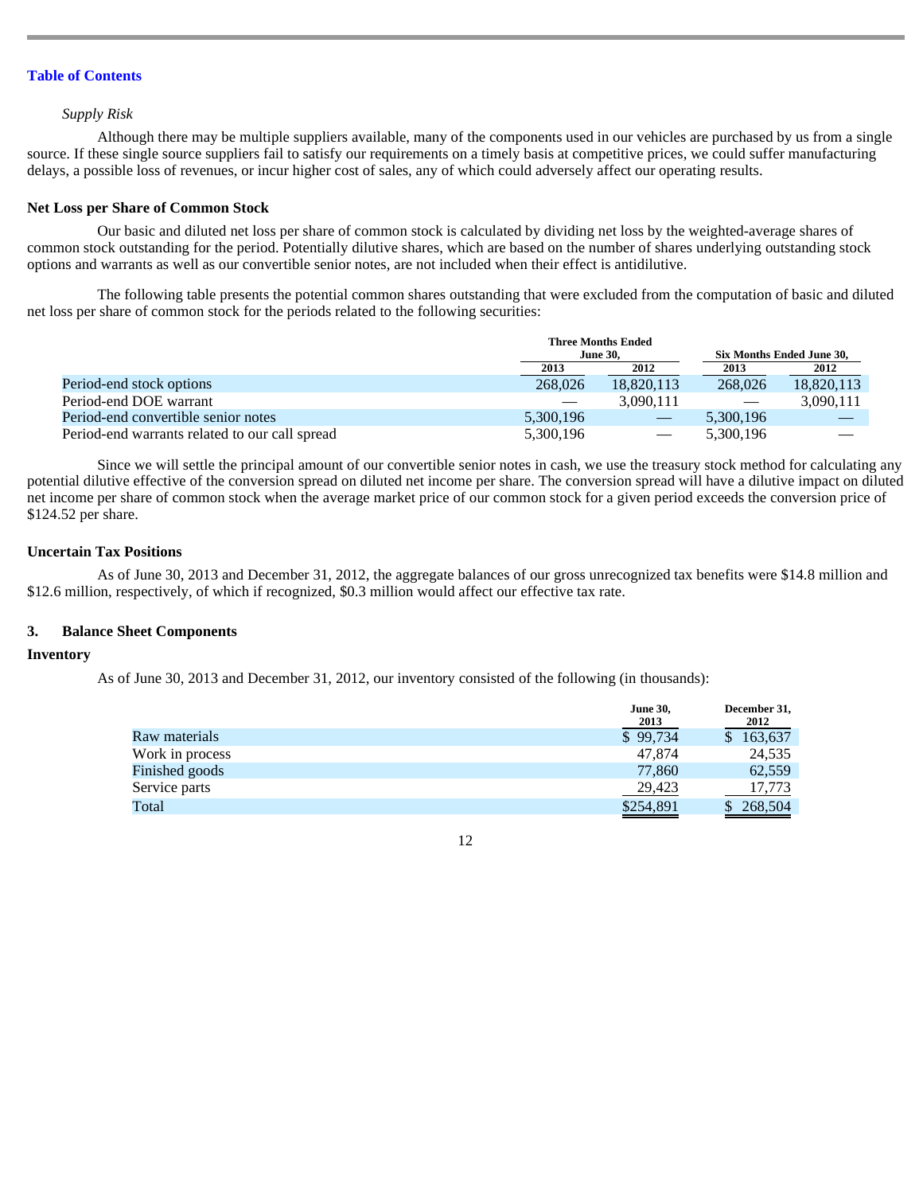*Supply Risk*

Although there may be multiple suppliers available, many of the components used in our vehicles are purchased by us from a single source. If these single source suppliers fail to satisfy our requirements on a timely basis at competitive prices, we could suffer manufacturing delays, a possible loss of revenues, or incur higher cost of sales, any of which could adversely affect our operating results.

**Net Loss per Share of Common Stock**

Our basic and diluted net loss per share of common stock is calculated by dividing net loss by the weighted-average shares of common stock outstanding for the period. Potentially dilutive shares, which are based on the number of shares underlying outstanding stock options and warrants as well as our convertible senior notes, are not included when their effect is antidilutive.

The following table presents the potential common shares outstanding that were excluded from the computation of basic and diluted net loss per share of common stock for the periods related to the following securities:

| | Three Months Ended June 30, | | Six Months Ended June 30, | |
|---|---|---|---|---|
| | 2013 | 2012 | 2013 | 2012 |
| Period-end stock options | 268,026 | 18,820,113 | 268,026 | 18,820,113 |
| Period-end DOE warrant | — | 3,090,111 | — | 3,090,111 |
| Period-end convertible senior notes | 5,300,196 | — | 5,300,196 | — |
| Period-end warrants related to our call spread | 5,300,196 | — | 5,300,196 | — |

Since we will settle the principal amount of our convertible senior notes in cash, we use the treasury stock method for calculating any potential dilutive effective of the conversion spread on diluted net income per share. The conversion spread will have a dilutive impact on diluted net income per share of common stock when the average market price of our common stock for a given period exceeds the conversion price of $124.52 per share.

**Uncertain Tax Positions**

As of June 30, 2013 and December 31, 2012, the aggregate balances of our gross unrecognized tax benefits were $14.8 million and $12.6 million, respectively, of which if recognized, $0.3 million would affect our effective tax rate.

## 3. Balance Sheet Components

**Inventory**

As of June 30, 2013 and December 31, 2012, our inventory consisted of the following (in thousands):

| | June 30, 2013 | December 31, 2012 |
|---|---|---|
| Raw materials | $ 99,734 | $ 163,637 |
| Work in process | 47,874 | 24,535 |
| Finished goods | 77,860 | 62,559 |
| Service parts | 29,423 | 17,773 |
| Total | $254,891 | $ 268,504 |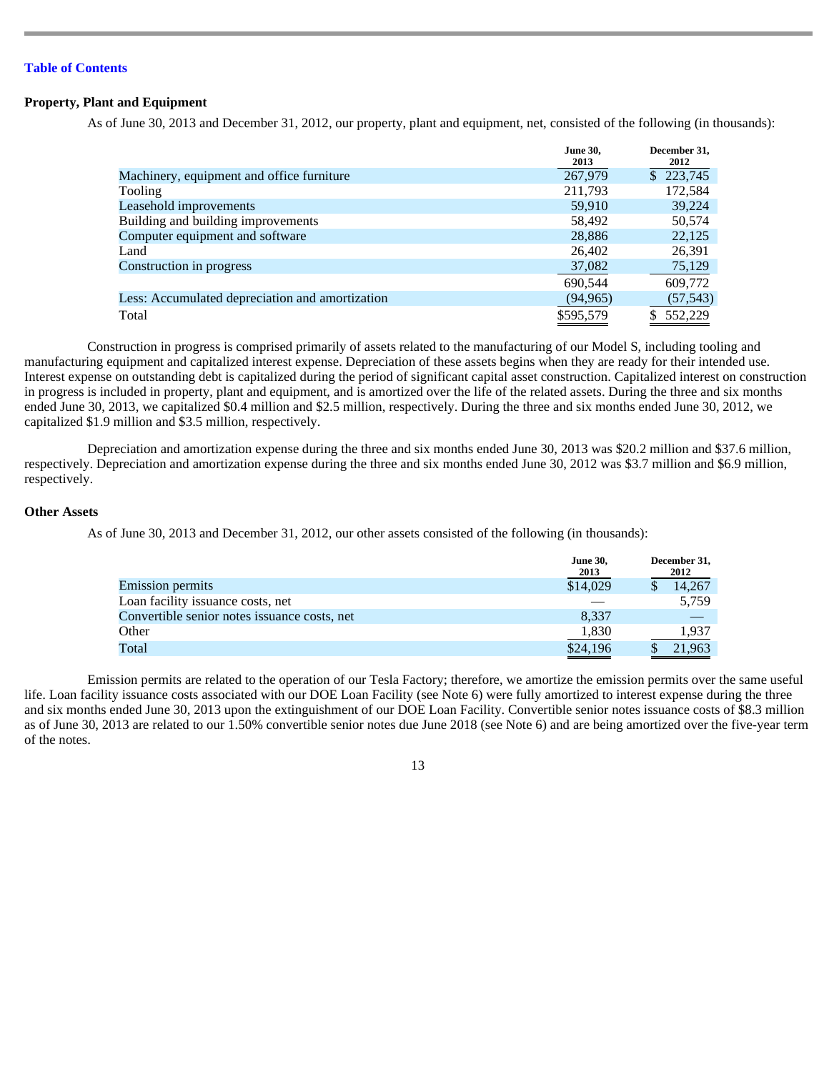Table of Contents

### Property, Plant and Equipment

As of June 30, 2013 and December 31, 2012, our property, plant and equipment, net, consisted of the following (in thousands):

| | June 30, 2013 | December 31, 2012 |
|---|---|---|
| Machinery, equipment and office furniture | 267,979 | $ 223,745 |
| Tooling | 211,793 | 172,584 |
| Leasehold improvements | 59,910 | 39,224 |
| Building and building improvements | 58,492 | 50,574 |
| Computer equipment and software | 28,886 | 22,125 |
| Land | 26,402 | 26,391 |
| Construction in progress | 37,082 | 75,129 |
| | 690,544 | 609,772 |
| Less: Accumulated depreciation and amortization | (94,965) | (57,543) |
| Total | $595,579 | $ 552,229 |

Construction in progress is comprised primarily of assets related to the manufacturing of our Model S, including tooling and manufacturing equipment and capitalized interest expense. Depreciation of these assets begins when they are ready for their intended use. Interest expense on outstanding debt is capitalized during the period of significant capital asset construction. Capitalized interest on construction in progress is included in property, plant and equipment, and is amortized over the life of the related assets. During the three and six months ended June 30, 2013, we capitalized $0.4 million and $2.5 million, respectively. During the three and six months ended June 30, 2012, we capitalized $1.9 million and $3.5 million, respectively.

Depreciation and amortization expense during the three and six months ended June 30, 2013 was $20.2 million and $37.6 million, respectively. Depreciation and amortization expense during the three and six months ended June 30, 2012 was $3.7 million and $6.9 million, respectively.

### Other Assets

As of June 30, 2013 and December 31, 2012, our other assets consisted of the following (in thousands):

| | June 30, 2013 | December 31, 2012 |
|---|---|---|
| Emission permits | $14,029 | $ 14,267 |
| Loan facility issuance costs, net | — | 5,759 |
| Convertible senior notes issuance costs, net | 8,337 | — |
| Other | 1,830 | 1,937 |
| Total | $24,196 | $ 21,963 |

Emission permits are related to the operation of our Tesla Factory; therefore, we amortize the emission permits over the same useful life. Loan facility issuance costs associated with our DOE Loan Facility (see Note 6) were fully amortized to interest expense during the three and six months ended June 30, 2013 upon the extinguishment of our DOE Loan Facility. Convertible senior notes issuance costs of $8.3 million as of June 30, 2013 are related to our 1.50% convertible senior notes due June 2018 (see Note 6) and are being amortized over the five-year term of the notes.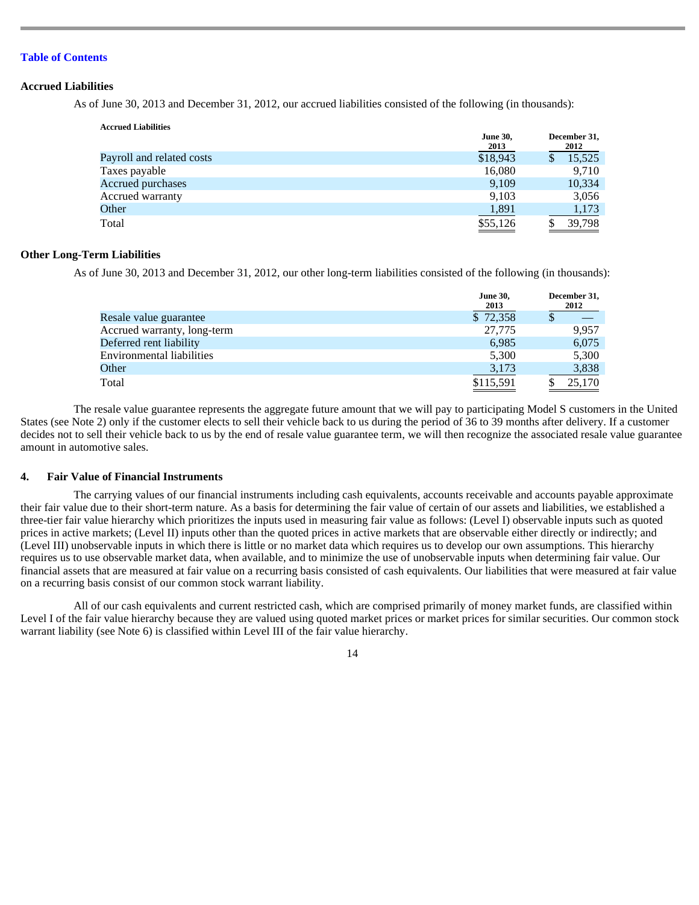### Accrued Liabilities

As of June 30, 2013 and December 31, 2012, our accrued liabilities consisted of the following (in thousands):

**Accrued Liabilities**

| | June 30, 2013 | December 31, 2012 |
|---|---|---|
| Payroll and related costs | $18,943 | $ 15,525 |
| Taxes payable | 16,080 | 9,710 |
| Accrued purchases | 9,109 | 10,334 |
| Accrued warranty | 9,103 | 3,056 |
| Other | 1,891 | 1,173 |
| Total | $55,126 | $ 39,798 |

### Other Long-Term Liabilities

As of June 30, 2013 and December 31, 2012, our other long-term liabilities consisted of the following (in thousands):

| | June 30, 2013 | December 31, 2012 |
|---|---|---|
| Resale value guarantee | $ 72,358 | $ — |
| Accrued warranty, long-term | 27,775 | 9,957 |
| Deferred rent liability | 6,985 | 6,075 |
| Environmental liabilities | 5,300 | 5,300 |
| Other | 3,173 | 3,838 |
| Total | $115,591 | $ 25,170 |

The resale value guarantee represents the aggregate future amount that we will pay to participating Model S customers in the United States (see Note 2) only if the customer elects to sell their vehicle back to us during the period of 36 to 39 months after delivery. If a customer decides not to sell their vehicle back to us by the end of resale value guarantee term, we will then recognize the associated resale value guarantee amount in automotive sales.

## 4. Fair Value of Financial Instruments

The carrying values of our financial instruments including cash equivalents, accounts receivable and accounts payable approximate their fair value due to their short-term nature. As a basis for determining the fair value of certain of our assets and liabilities, we established a three-tier fair value hierarchy which prioritizes the inputs used in measuring fair value as follows: (Level I) observable inputs such as quoted prices in active markets; (Level II) inputs other than the quoted prices in active markets that are observable either directly or indirectly; and (Level III) unobservable inputs in which there is little or no market data which requires us to develop our own assumptions. This hierarchy requires us to use observable market data, when available, and to minimize the use of unobservable inputs when determining fair value. Our financial assets that are measured at fair value on a recurring basis consisted of cash equivalents. Our liabilities that were measured at fair value on a recurring basis consist of our common stock warrant liability.

All of our cash equivalents and current restricted cash, which are comprised primarily of money market funds, are classified within Level I of the fair value hierarchy because they are valued using quoted market prices or market prices for similar securities. Our common stock warrant liability (see Note 6) is classified within Level III of the fair value hierarchy.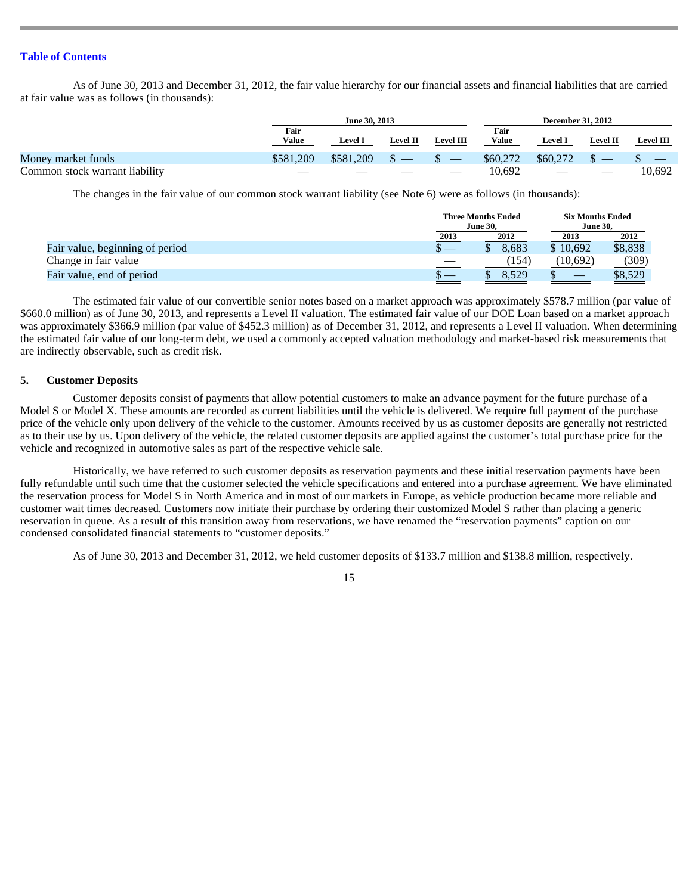As of June 30, 2013 and December 31, 2012, the fair value hierarchy for our financial assets and financial liabilities that are carried at fair value was as follows (in thousands):

| | June 30, 2013 | | | | December 31, 2012 | | | |
|---|---|---|---|---|---|---|---|---|
| | Fair Value | Level I | Level II | Level III | Fair Value | Level I | Level II | Level III |
| Money market funds | $581,209 | $581,209 | $ — | $ — | $60,272 | $60,272 | $ — | $ — |
| Common stock warrant liability | — | — | — | — | 10,692 | — | — | 10,692 |

The changes in the fair value of our common stock warrant liability (see Note 6) were as follows (in thousands):

| | Three Months Ended June 30, | | Six Months Ended June 30, | |
|---|---|---|---|---|
| | 2013 | 2012 | 2013 | 2012 |
| Fair value, beginning of period | $ — | $ 8,683 | $ 10,692 | $8,838 |
| Change in fair value | — | (154) | (10,692) | (309) |
| Fair value, end of period | $ — | $ 8,529 | $ — | $8,529 |

The estimated fair value of our convertible senior notes based on a market approach was approximately $578.7 million (par value of $660.0 million) as of June 30, 2013, and represents a Level II valuation. The estimated fair value of our DOE Loan based on a market approach was approximately $366.9 million (par value of $452.3 million) as of December 31, 2012, and represents a Level II valuation. When determining the estimated fair value of our long-term debt, we used a commonly accepted valuation methodology and market-based risk measurements that are indirectly observable, such as credit risk.

## 5. Customer Deposits

Customer deposits consist of payments that allow potential customers to make an advance payment for the future purchase of a Model S or Model X. These amounts are recorded as current liabilities until the vehicle is delivered. We require full payment of the purchase price of the vehicle only upon delivery of the vehicle to the customer. Amounts received by us as customer deposits are generally not restricted as to their use by us. Upon delivery of the vehicle, the related customer deposits are applied against the customer's total purchase price for the vehicle and recognized in automotive sales as part of the respective vehicle sale.

Historically, we have referred to such customer deposits as reservation payments and these initial reservation payments have been fully refundable until such time that the customer selected the vehicle specifications and entered into a purchase agreement. We have eliminated the reservation process for Model S in North America and in most of our markets in Europe, as vehicle production became more reliable and customer wait times decreased. Customers now initiate their purchase by ordering their customized Model S rather than placing a generic reservation in queue. As a result of this transition away from reservations, we have renamed the "reservation payments" caption on our condensed consolidated financial statements to "customer deposits."

As of June 30, 2013 and December 31, 2012, we held customer deposits of $133.7 million and $138.8 million, respectively.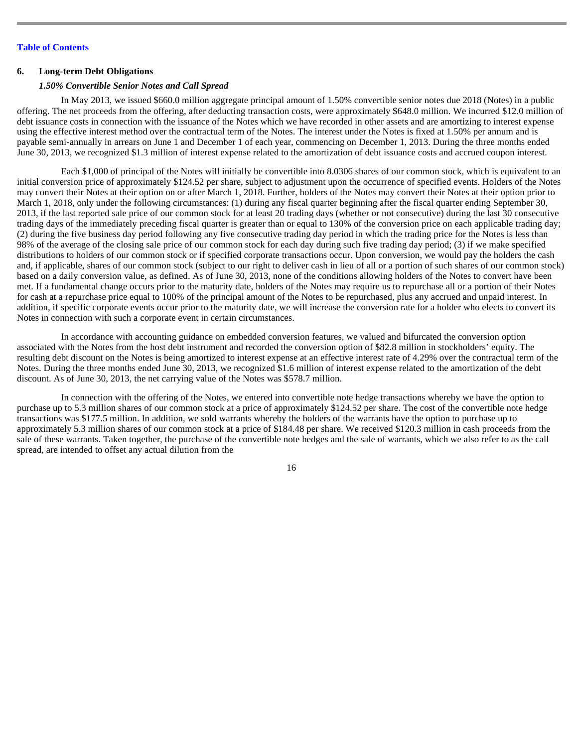## 6. Long-term Debt Obligations

### *1.50% Convertible Senior Notes and Call Spread*

In May 2013, we issued $660.0 million aggregate principal amount of 1.50% convertible senior notes due 2018 (Notes) in a public offering. The net proceeds from the offering, after deducting transaction costs, were approximately $648.0 million. We incurred $12.0 million of debt issuance costs in connection with the issuance of the Notes which we have recorded in other assets and are amortizing to interest expense using the effective interest method over the contractual term of the Notes. The interest under the Notes is fixed at 1.50% per annum and is payable semi-annually in arrears on June 1 and December 1 of each year, commencing on December 1, 2013. During the three months ended June 30, 2013, we recognized $1.3 million of interest expense related to the amortization of debt issuance costs and accrued coupon interest.

Each $1,000 of principal of the Notes will initially be convertible into 8.0306 shares of our common stock, which is equivalent to an initial conversion price of approximately $124.52 per share, subject to adjustment upon the occurrence of specified events. Holders of the Notes may convert their Notes at their option on or after March 1, 2018. Further, holders of the Notes may convert their Notes at their option prior to March 1, 2018, only under the following circumstances: (1) during any fiscal quarter beginning after the fiscal quarter ending September 30, 2013, if the last reported sale price of our common stock for at least 20 trading days (whether or not consecutive) during the last 30 consecutive trading days of the immediately preceding fiscal quarter is greater than or equal to 130% of the conversion price on each applicable trading day; (2) during the five business day period following any five consecutive trading day period in which the trading price for the Notes is less than 98% of the average of the closing sale price of our common stock for each day during such five trading day period; (3) if we make specified distributions to holders of our common stock or if specified corporate transactions occur. Upon conversion, we would pay the holders the cash and, if applicable, shares of our common stock (subject to our right to deliver cash in lieu of all or a portion of such shares of our common stock) based on a daily conversion value, as defined. As of June 30, 2013, none of the conditions allowing holders of the Notes to convert have been met. If a fundamental change occurs prior to the maturity date, holders of the Notes may require us to repurchase all or a portion of their Notes for cash at a repurchase price equal to 100% of the principal amount of the Notes to be repurchased, plus any accrued and unpaid interest. In addition, if specific corporate events occur prior to the maturity date, we will increase the conversion rate for a holder who elects to convert its Notes in connection with such a corporate event in certain circumstances.

In accordance with accounting guidance on embedded conversion features, we valued and bifurcated the conversion option associated with the Notes from the host debt instrument and recorded the conversion option of $82.8 million in stockholders' equity. The resulting debt discount on the Notes is being amortized to interest expense at an effective interest rate of 4.29% over the contractual term of the Notes. During the three months ended June 30, 2013, we recognized $1.6 million of interest expense related to the amortization of the debt discount. As of June 30, 2013, the net carrying value of the Notes was $578.7 million.

In connection with the offering of the Notes, we entered into convertible note hedge transactions whereby we have the option to purchase up to 5.3 million shares of our common stock at a price of approximately $124.52 per share. The cost of the convertible note hedge transactions was $177.5 million. In addition, we sold warrants whereby the holders of the warrants have the option to purchase up to approximately 5.3 million shares of our common stock at a price of $184.48 per share. We received $120.3 million in cash proceeds from the sale of these warrants. Taken together, the purchase of the convertible note hedges and the sale of warrants, which we also refer to as the call spread, are intended to offset any actual dilution from the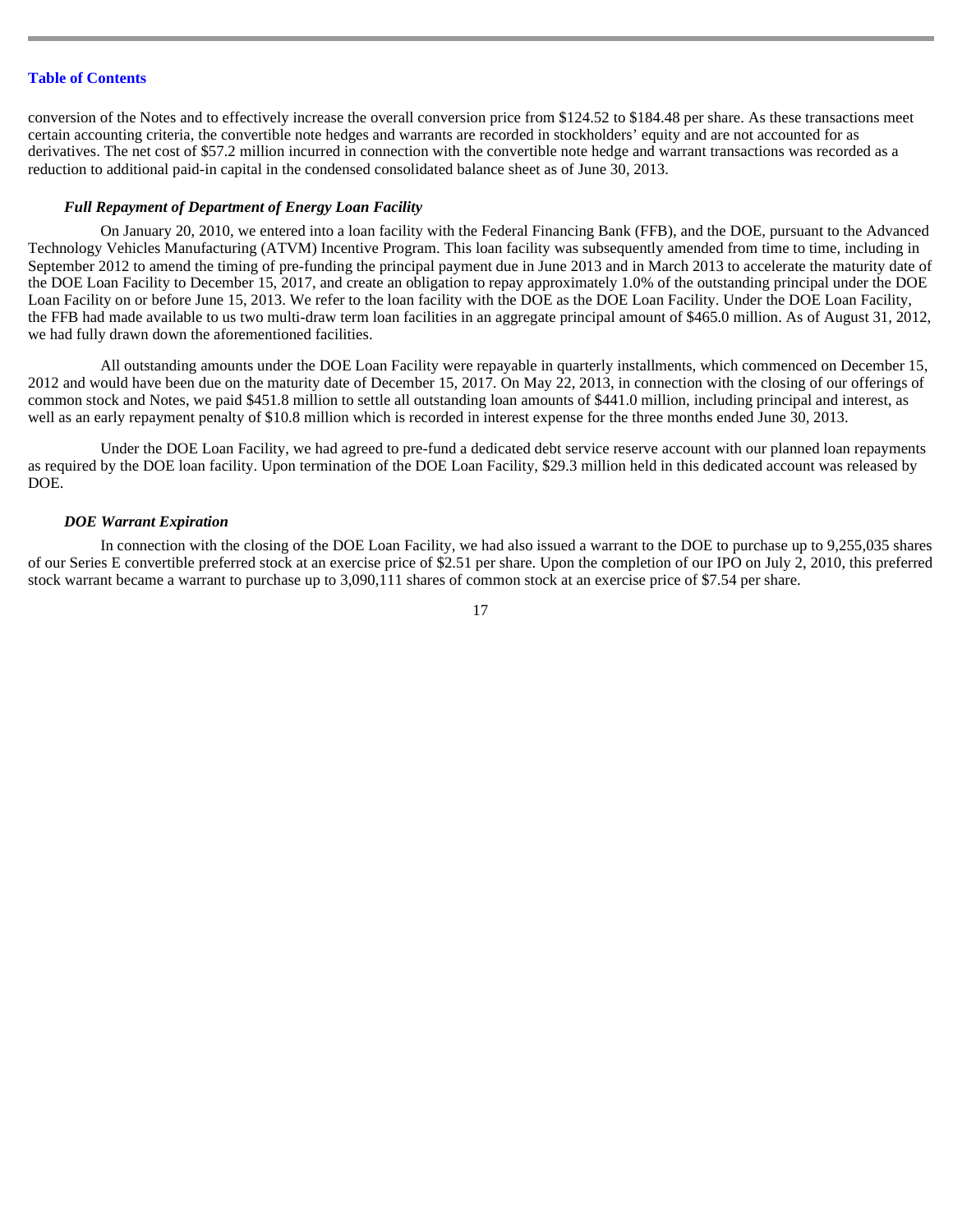conversion of the Notes and to effectively increase the overall conversion price from $124.52 to $184.48 per share. As these transactions meet certain accounting criteria, the convertible note hedges and warrants are recorded in stockholders' equity and are not accounted for as derivatives. The net cost of $57.2 million incurred in connection with the convertible note hedge and warrant transactions was recorded as a reduction to additional paid-in capital in the condensed consolidated balance sheet as of June 30, 2013.

***Full Repayment of Department of Energy Loan Facility***

On January 20, 2010, we entered into a loan facility with the Federal Financing Bank (FFB), and the DOE, pursuant to the Advanced Technology Vehicles Manufacturing (ATVM) Incentive Program. This loan facility was subsequently amended from time to time, including in September 2012 to amend the timing of pre-funding the principal payment due in June 2013 and in March 2013 to accelerate the maturity date of the DOE Loan Facility to December 15, 2017, and create an obligation to repay approximately 1.0% of the outstanding principal under the DOE Loan Facility on or before June 15, 2013. We refer to the loan facility with the DOE as the DOE Loan Facility. Under the DOE Loan Facility, the FFB had made available to us two multi-draw term loan facilities in an aggregate principal amount of $465.0 million. As of August 31, 2012, we had fully drawn down the aforementioned facilities.

All outstanding amounts under the DOE Loan Facility were repayable in quarterly installments, which commenced on December 15, 2012 and would have been due on the maturity date of December 15, 2017. On May 22, 2013, in connection with the closing of our offerings of common stock and Notes, we paid $451.8 million to settle all outstanding loan amounts of $441.0 million, including principal and interest, as well as an early repayment penalty of $10.8 million which is recorded in interest expense for the three months ended June 30, 2013.

Under the DOE Loan Facility, we had agreed to pre-fund a dedicated debt service reserve account with our planned loan repayments as required by the DOE loan facility. Upon termination of the DOE Loan Facility, $29.3 million held in this dedicated account was released by DOE.

***DOE Warrant Expiration***

In connection with the closing of the DOE Loan Facility, we had also issued a warrant to the DOE to purchase up to 9,255,035 shares of our Series E convertible preferred stock at an exercise price of $2.51 per share. Upon the completion of our IPO on July 2, 2010, this preferred stock warrant became a warrant to purchase up to 3,090,111 shares of common stock at an exercise price of $7.54 per share.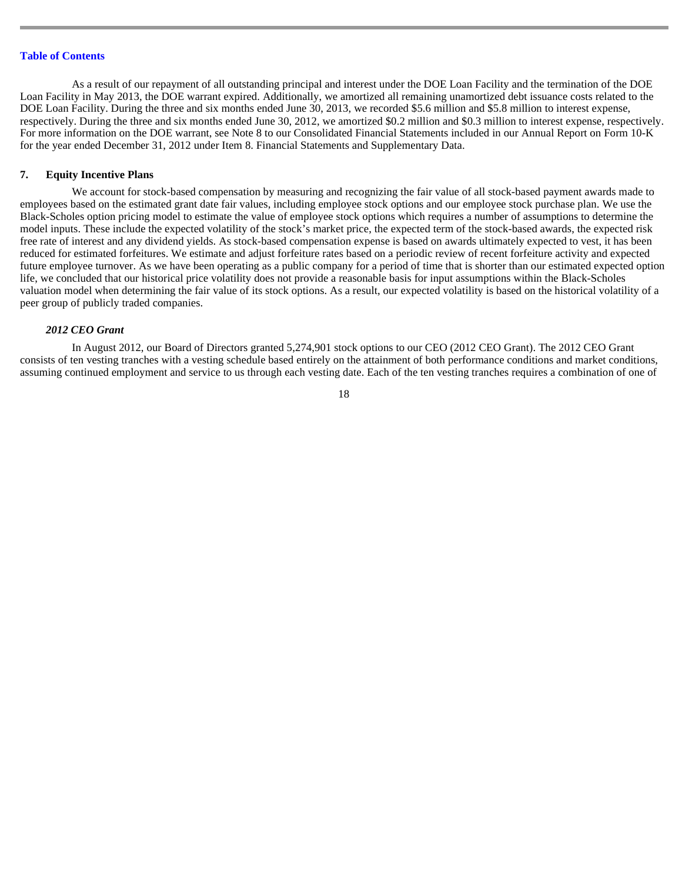As a result of our repayment of all outstanding principal and interest under the DOE Loan Facility and the termination of the DOE Loan Facility in May 2013, the DOE warrant expired. Additionally, we amortized all remaining unamortized debt issuance costs related to the DOE Loan Facility. During the three and six months ended June 30, 2013, we recorded $5.6 million and $5.8 million to interest expense, respectively. During the three and six months ended June 30, 2012, we amortized $0.2 million and $0.3 million to interest expense, respectively. For more information on the DOE warrant, see Note 8 to our Consolidated Financial Statements included in our Annual Report on Form 10-K for the year ended December 31, 2012 under Item 8. Financial Statements and Supplementary Data.

## 7. Equity Incentive Plans

We account for stock-based compensation by measuring and recognizing the fair value of all stock-based payment awards made to employees based on the estimated grant date fair values, including employee stock options and our employee stock purchase plan. We use the Black-Scholes option pricing model to estimate the value of employee stock options which requires a number of assumptions to determine the model inputs. These include the expected volatility of the stock's market price, the expected term of the stock-based awards, the expected risk free rate of interest and any dividend yields. As stock-based compensation expense is based on awards ultimately expected to vest, it has been reduced for estimated forfeitures. We estimate and adjust forfeiture rates based on a periodic review of recent forfeiture activity and expected future employee turnover. As we have been operating as a public company for a period of time that is shorter than our estimated expected option life, we concluded that our historical price volatility does not provide a reasonable basis for input assumptions within the Black-Scholes valuation model when determining the fair value of its stock options. As a result, our expected volatility is based on the historical volatility of a peer group of publicly traded companies.

### *2012 CEO Grant*

In August 2012, our Board of Directors granted 5,274,901 stock options to our CEO (2012 CEO Grant). The 2012 CEO Grant consists of ten vesting tranches with a vesting schedule based entirely on the attainment of both performance conditions and market conditions, assuming continued employment and service to us through each vesting date. Each of the ten vesting tranches requires a combination of one of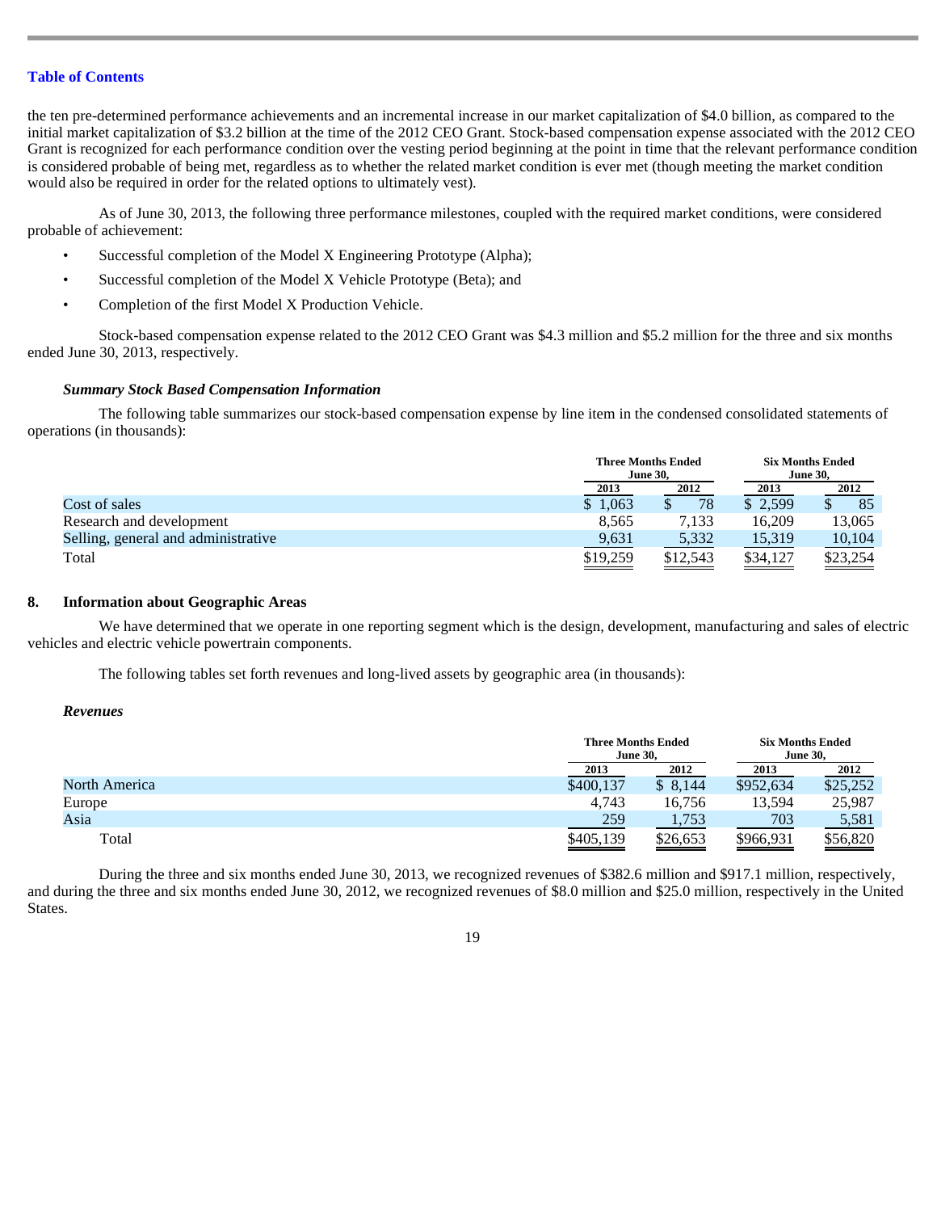the ten pre-determined performance achievements and an incremental increase in our market capitalization of $4.0 billion, as compared to the initial market capitalization of $3.2 billion at the time of the 2012 CEO Grant. Stock-based compensation expense associated with the 2012 CEO Grant is recognized for each performance condition over the vesting period beginning at the point in time that the relevant performance condition is considered probable of being met, regardless as to whether the related market condition is ever met (though meeting the market condition would also be required in order for the related options to ultimately vest).

As of June 30, 2013, the following three performance milestones, coupled with the required market conditions, were considered probable of achievement:

- Successful completion of the Model X Engineering Prototype (Alpha);
- Successful completion of the Model X Vehicle Prototype (Beta); and
- Completion of the first Model X Production Vehicle.

Stock-based compensation expense related to the 2012 CEO Grant was $4.3 million and $5.2 million for the three and six months ended June 30, 2013, respectively.

***Summary Stock Based Compensation Information***

The following table summarizes our stock-based compensation expense by line item in the condensed consolidated statements of operations (in thousands):

| | Three Months Ended June 30, | | Six Months Ended June 30, | |
|---|---|---|---|---|
| | 2013 | 2012 | 2013 | 2012 |
| Cost of sales | $ 1,063 | $ 78 | $ 2,599 | $ 85 |
| Research and development | 8,565 | 7,133 | 16,209 | 13,065 |
| Selling, general and administrative | 9,631 | 5,332 | 15,319 | 10,104 |
| Total | $19,259 | $12,543 | $34,127 | $23,254 |

## 8. Information about Geographic Areas

We have determined that we operate in one reporting segment which is the design, development, manufacturing and sales of electric vehicles and electric vehicle powertrain components.

The following tables set forth revenues and long-lived assets by geographic area (in thousands):

***Revenues***

| | Three Months Ended June 30, | | Six Months Ended June 30, | |
|---|---|---|---|---|
| | 2013 | 2012 | 2013 | 2012 |
| North America | $400,137 | $ 8,144 | $952,634 | $25,252 |
| Europe | 4,743 | 16,756 | 13,594 | 25,987 |
| Asia | 259 | 1,753 | 703 | 5,581 |
| Total | $405,139 | $26,653 | $966,931 | $56,820 |

During the three and six months ended June 30, 2013, we recognized revenues of $382.6 million and $917.1 million, respectively, and during the three and six months ended June 30, 2012, we recognized revenues of $8.0 million and $25.0 million, respectively in the United States.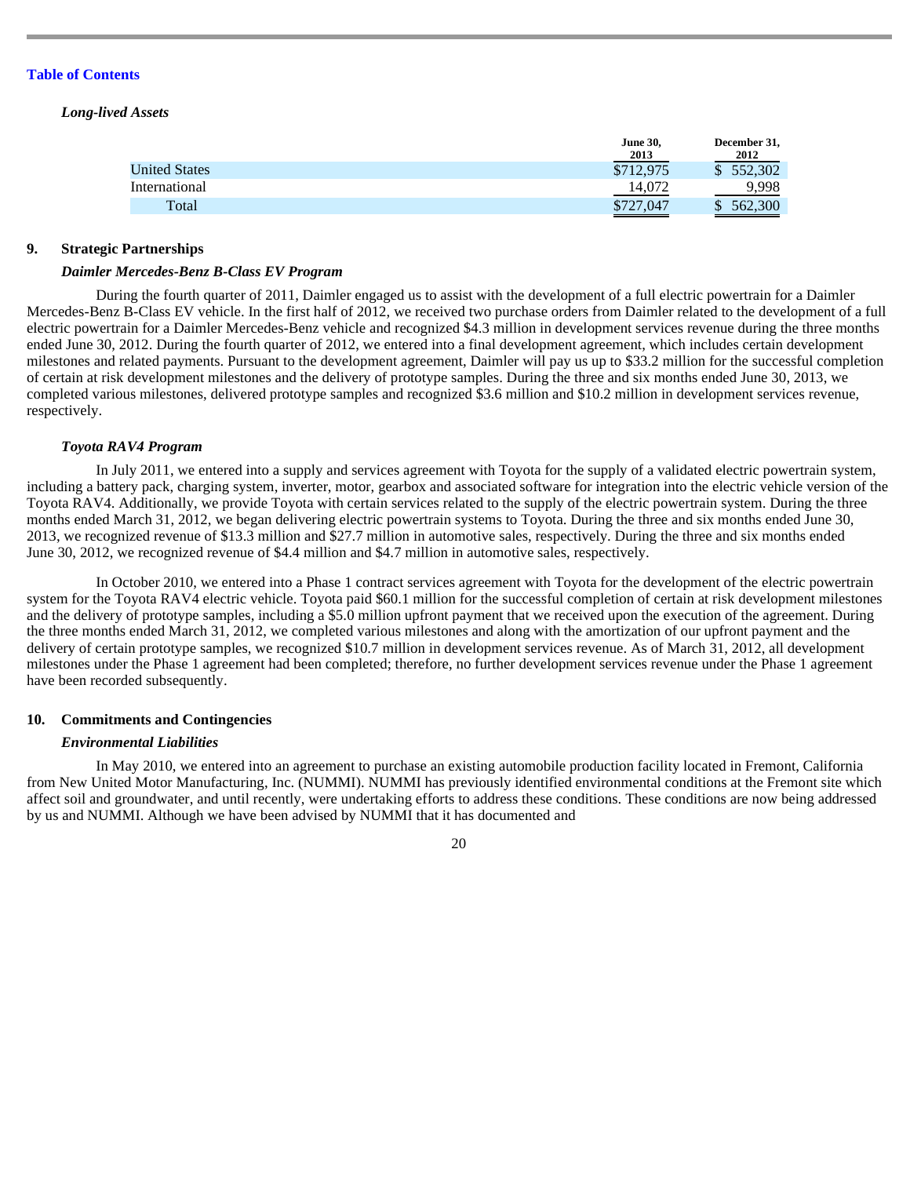*Long-lived Assets*

| | June 30, 2013 | December 31, 2012 |
|---|---|---|
| United States | $712,975 | $ 552,302 |
| International | 14,072 | 9,998 |
| Total | $727,047 | $ 562,300 |

## 9. Strategic Partnerships

### *Daimler Mercedes-Benz B-Class EV Program*

During the fourth quarter of 2011, Daimler engaged us to assist with the development of a full electric powertrain for a Daimler Mercedes-Benz B-Class EV vehicle. In the first half of 2012, we received two purchase orders from Daimler related to the development of a full electric powertrain for a Daimler Mercedes-Benz vehicle and recognized $4.3 million in development services revenue during the three months ended June 30, 2012. During the fourth quarter of 2012, we entered into a final development agreement, which includes certain development milestones and related payments. Pursuant to the development agreement, Daimler will pay us up to $33.2 million for the successful completion of certain at risk development milestones and the delivery of prototype samples. During the three and six months ended June 30, 2013, we completed various milestones, delivered prototype samples and recognized $3.6 million and $10.2 million in development services revenue, respectively.

### *Toyota RAV4 Program*

In July 2011, we entered into a supply and services agreement with Toyota for the supply of a validated electric powertrain system, including a battery pack, charging system, inverter, motor, gearbox and associated software for integration into the electric vehicle version of the Toyota RAV4. Additionally, we provide Toyota with certain services related to the supply of the electric powertrain system. During the three months ended March 31, 2012, we began delivering electric powertrain systems to Toyota. During the three and six months ended June 30, 2013, we recognized revenue of $13.3 million and $27.7 million in automotive sales, respectively. During the three and six months ended June 30, 2012, we recognized revenue of $4.4 million and $4.7 million in automotive sales, respectively.

In October 2010, we entered into a Phase 1 contract services agreement with Toyota for the development of the electric powertrain system for the Toyota RAV4 electric vehicle. Toyota paid $60.1 million for the successful completion of certain at risk development milestones and the delivery of prototype samples, including a $5.0 million upfront payment that we received upon the execution of the agreement. During the three months ended March 31, 2012, we completed various milestones and along with the amortization of our upfront payment and the delivery of certain prototype samples, we recognized $10.7 million in development services revenue. As of March 31, 2012, all development milestones under the Phase 1 agreement had been completed; therefore, no further development services revenue under the Phase 1 agreement have been recorded subsequently.

## 10. Commitments and Contingencies

### *Environmental Liabilities*

In May 2010, we entered into an agreement to purchase an existing automobile production facility located in Fremont, California from New United Motor Manufacturing, Inc. (NUMMI). NUMMI has previously identified environmental conditions at the Fremont site which affect soil and groundwater, and until recently, were undertaking efforts to address these conditions. These conditions are now being addressed by us and NUMMI. Although we have been advised by NUMMI that it has documented and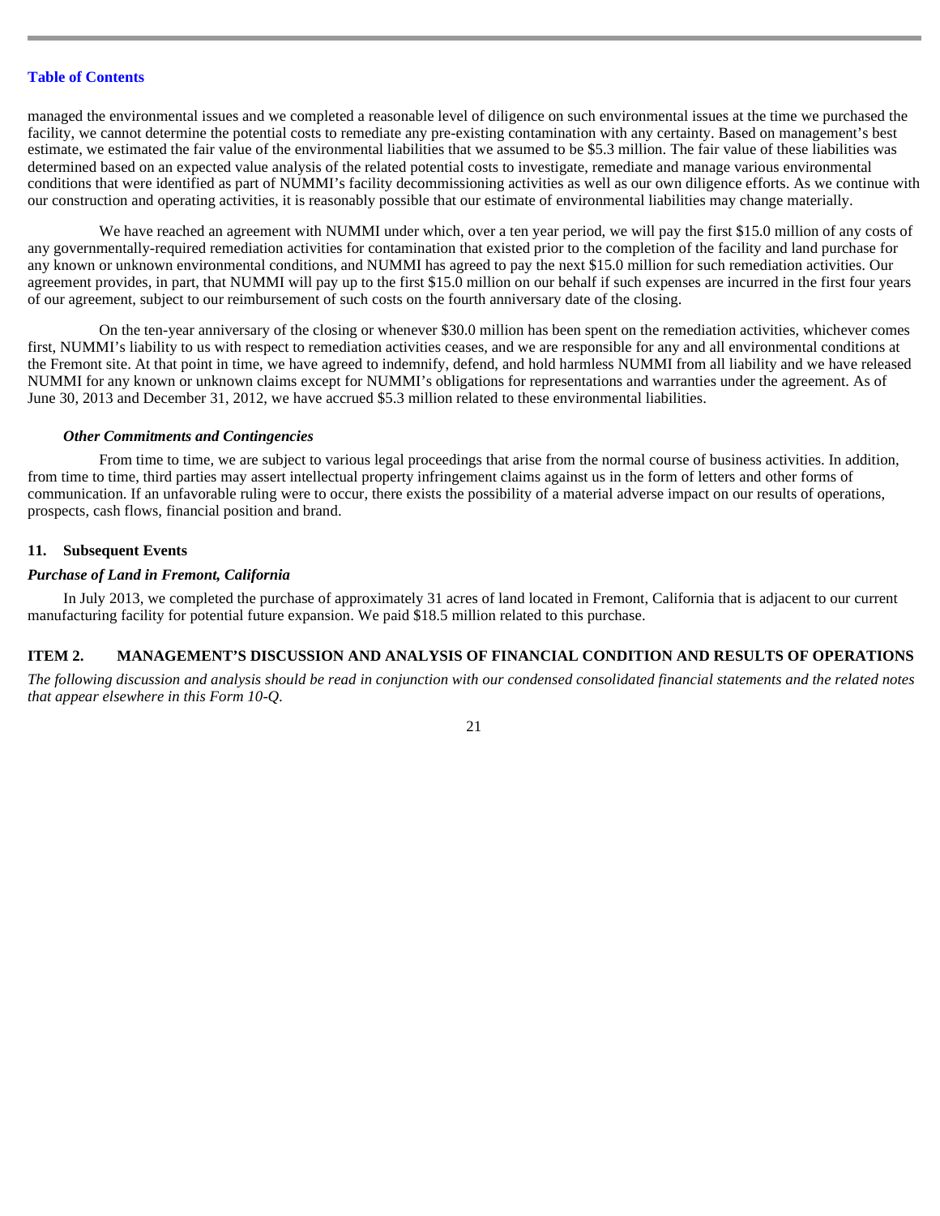managed the environmental issues and we completed a reasonable level of diligence on such environmental issues at the time we purchased the facility, we cannot determine the potential costs to remediate any pre-existing contamination with any certainty. Based on management's best estimate, we estimated the fair value of the environmental liabilities that we assumed to be $5.3 million. The fair value of these liabilities was determined based on an expected value analysis of the related potential costs to investigate, remediate and manage various environmental conditions that were identified as part of NUMMI's facility decommissioning activities as well as our own diligence efforts. As we continue with our construction and operating activities, it is reasonably possible that our estimate of environmental liabilities may change materially.

We have reached an agreement with NUMMI under which, over a ten year period, we will pay the first $15.0 million of any costs of any governmentally-required remediation activities for contamination that existed prior to the completion of the facility and land purchase for any known or unknown environmental conditions, and NUMMI has agreed to pay the next $15.0 million for such remediation activities. Our agreement provides, in part, that NUMMI will pay up to the first $15.0 million on our behalf if such expenses are incurred in the first four years of our agreement, subject to our reimbursement of such costs on the fourth anniversary date of the closing.

On the ten-year anniversary of the closing or whenever $30.0 million has been spent on the remediation activities, whichever comes first, NUMMI's liability to us with respect to remediation activities ceases, and we are responsible for any and all environmental conditions at the Fremont site. At that point in time, we have agreed to indemnify, defend, and hold harmless NUMMI from all liability and we have released NUMMI for any known or unknown claims except for NUMMI's obligations for representations and warranties under the agreement. As of June 30, 2013 and December 31, 2012, we have accrued $5.3 million related to these environmental liabilities.

***Other Commitments and Contingencies***

From time to time, we are subject to various legal proceedings that arise from the normal course of business activities. In addition, from time to time, third parties may assert intellectual property infringement claims against us in the form of letters and other forms of communication. If an unfavorable ruling were to occur, there exists the possibility of a material adverse impact on our results of operations, prospects, cash flows, financial position and brand.

### 11. Subsequent Events

***Purchase of Land in Fremont, California***

In July 2013, we completed the purchase of approximately 31 acres of land located in Fremont, California that is adjacent to our current manufacturing facility for potential future expansion. We paid $18.5 million related to this purchase.

## ITEM 2. MANAGEMENT'S DISCUSSION AND ANALYSIS OF FINANCIAL CONDITION AND RESULTS OF OPERATIONS

*The following discussion and analysis should be read in conjunction with our condensed consolidated financial statements and the related notes that appear elsewhere in this Form 10-Q.*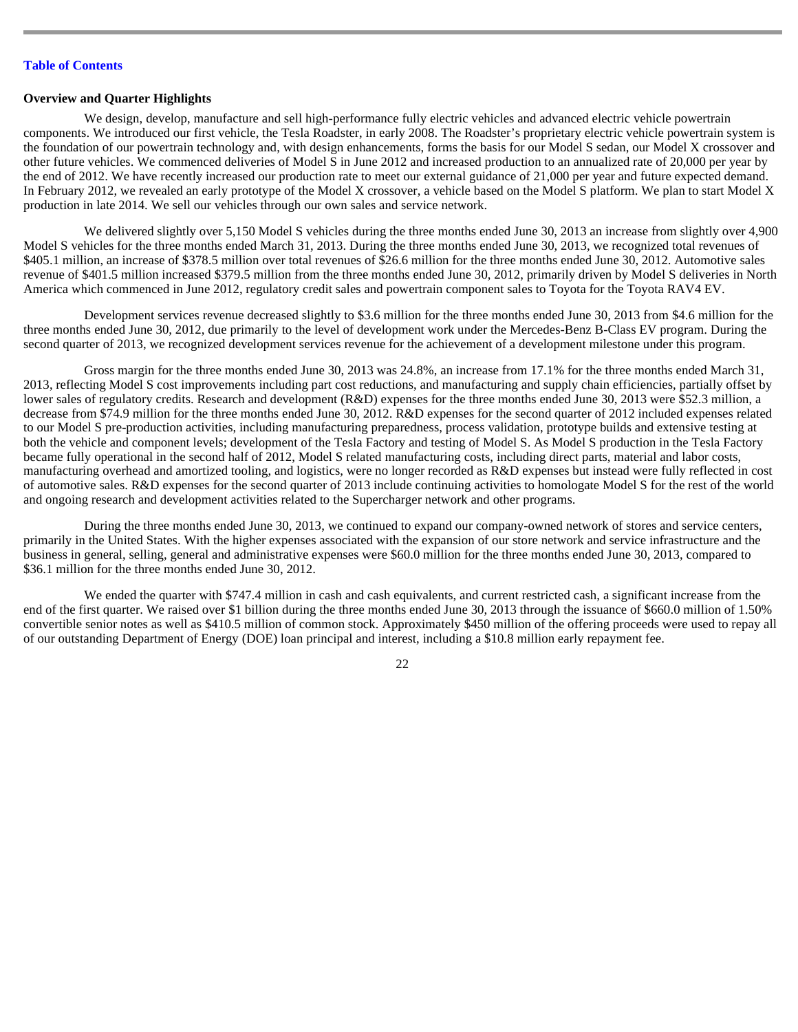## Overview and Quarter Highlights

We design, develop, manufacture and sell high-performance fully electric vehicles and advanced electric vehicle powertrain components. We introduced our first vehicle, the Tesla Roadster, in early 2008. The Roadster's proprietary electric vehicle powertrain system is the foundation of our powertrain technology and, with design enhancements, forms the basis for our Model S sedan, our Model X crossover and other future vehicles. We commenced deliveries of Model S in June 2012 and increased production to an annualized rate of 20,000 per year by the end of 2012. We have recently increased our production rate to meet our external guidance of 21,000 per year and future expected demand. In February 2012, we revealed an early prototype of the Model X crossover, a vehicle based on the Model S platform. We plan to start Model X production in late 2014. We sell our vehicles through our own sales and service network.

We delivered slightly over 5,150 Model S vehicles during the three months ended June 30, 2013 an increase from slightly over 4,900 Model S vehicles for the three months ended March 31, 2013. During the three months ended June 30, 2013, we recognized total revenues of $405.1 million, an increase of $378.5 million over total revenues of $26.6 million for the three months ended June 30, 2012. Automotive sales revenue of $401.5 million increased $379.5 million from the three months ended June 30, 2012, primarily driven by Model S deliveries in North America which commenced in June 2012, regulatory credit sales and powertrain component sales to Toyota for the Toyota RAV4 EV.

Development services revenue decreased slightly to $3.6 million for the three months ended June 30, 2013 from $4.6 million for the three months ended June 30, 2012, due primarily to the level of development work under the Mercedes-Benz B-Class EV program. During the second quarter of 2013, we recognized development services revenue for the achievement of a development milestone under this program.

Gross margin for the three months ended June 30, 2013 was 24.8%, an increase from 17.1% for the three months ended March 31, 2013, reflecting Model S cost improvements including part cost reductions, and manufacturing and supply chain efficiencies, partially offset by lower sales of regulatory credits. Research and development (R&D) expenses for the three months ended June 30, 2013 were $52.3 million, a decrease from $74.9 million for the three months ended June 30, 2012. R&D expenses for the second quarter of 2012 included expenses related to our Model S pre-production activities, including manufacturing preparedness, process validation, prototype builds and extensive testing at both the vehicle and component levels; development of the Tesla Factory and testing of Model S. As Model S production in the Tesla Factory became fully operational in the second half of 2012, Model S related manufacturing costs, including direct parts, material and labor costs, manufacturing overhead and amortized tooling, and logistics, were no longer recorded as R&D expenses but instead were fully reflected in cost of automotive sales. R&D expenses for the second quarter of 2013 include continuing activities to homologate Model S for the rest of the world and ongoing research and development activities related to the Supercharger network and other programs.

During the three months ended June 30, 2013, we continued to expand our company-owned network of stores and service centers, primarily in the United States. With the higher expenses associated with the expansion of our store network and service infrastructure and the business in general, selling, general and administrative expenses were $60.0 million for the three months ended June 30, 2013, compared to $36.1 million for the three months ended June 30, 2012.

We ended the quarter with $747.4 million in cash and cash equivalents, and current restricted cash, a significant increase from the end of the first quarter. We raised over $1 billion during the three months ended June 30, 2013 through the issuance of $660.0 million of 1.50% convertible senior notes as well as $410.5 million of common stock. Approximately $450 million of the offering proceeds were used to repay all of our outstanding Department of Energy (DOE) loan principal and interest, including a $10.8 million early repayment fee.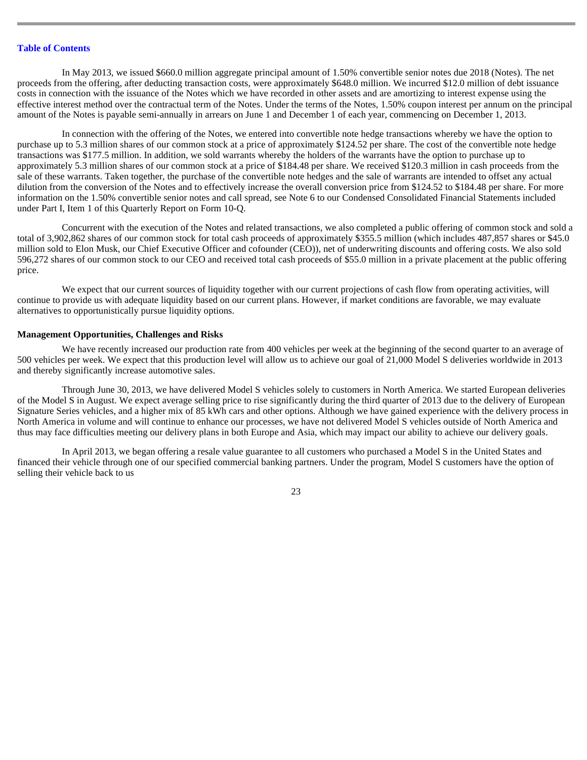In May 2013, we issued $660.0 million aggregate principal amount of 1.50% convertible senior notes due 2018 (Notes). The net proceeds from the offering, after deducting transaction costs, were approximately $648.0 million. We incurred $12.0 million of debt issuance costs in connection with the issuance of the Notes which we have recorded in other assets and are amortizing to interest expense using the effective interest method over the contractual term of the Notes. Under the terms of the Notes, 1.50% coupon interest per annum on the principal amount of the Notes is payable semi-annually in arrears on June 1 and December 1 of each year, commencing on December 1, 2013.

In connection with the offering of the Notes, we entered into convertible note hedge transactions whereby we have the option to purchase up to 5.3 million shares of our common stock at a price of approximately $124.52 per share. The cost of the convertible note hedge transactions was $177.5 million. In addition, we sold warrants whereby the holders of the warrants have the option to purchase up to approximately 5.3 million shares of our common stock at a price of $184.48 per share. We received $120.3 million in cash proceeds from the sale of these warrants. Taken together, the purchase of the convertible note hedges and the sale of warrants are intended to offset any actual dilution from the conversion of the Notes and to effectively increase the overall conversion price from $124.52 to $184.48 per share. For more information on the 1.50% convertible senior notes and call spread, see Note 6 to our Condensed Consolidated Financial Statements included under Part I, Item 1 of this Quarterly Report on Form 10-Q.

Concurrent with the execution of the Notes and related transactions, we also completed a public offering of common stock and sold a total of 3,902,862 shares of our common stock for total cash proceeds of approximately $355.5 million (which includes 487,857 shares or $45.0 million sold to Elon Musk, our Chief Executive Officer and cofounder (CEO)), net of underwriting discounts and offering costs. We also sold 596,272 shares of our common stock to our CEO and received total cash proceeds of $55.0 million in a private placement at the public offering price.

We expect that our current sources of liquidity together with our current projections of cash flow from operating activities, will continue to provide us with adequate liquidity based on our current plans. However, if market conditions are favorable, we may evaluate alternatives to opportunistically pursue liquidity options.

**Management Opportunities, Challenges and Risks**

We have recently increased our production rate from 400 vehicles per week at the beginning of the second quarter to an average of 500 vehicles per week. We expect that this production level will allow us to achieve our goal of 21,000 Model S deliveries worldwide in 2013 and thereby significantly increase automotive sales.

Through June 30, 2013, we have delivered Model S vehicles solely to customers in North America. We started European deliveries of the Model S in August. We expect average selling price to rise significantly during the third quarter of 2013 due to the delivery of European Signature Series vehicles, and a higher mix of 85 kWh cars and other options. Although we have gained experience with the delivery process in North America in volume and will continue to enhance our processes, we have not delivered Model S vehicles outside of North America and thus may face difficulties meeting our delivery plans in both Europe and Asia, which may impact our ability to achieve our delivery goals.

In April 2013, we began offering a resale value guarantee to all customers who purchased a Model S in the United States and financed their vehicle through one of our specified commercial banking partners. Under the program, Model S customers have the option of selling their vehicle back to us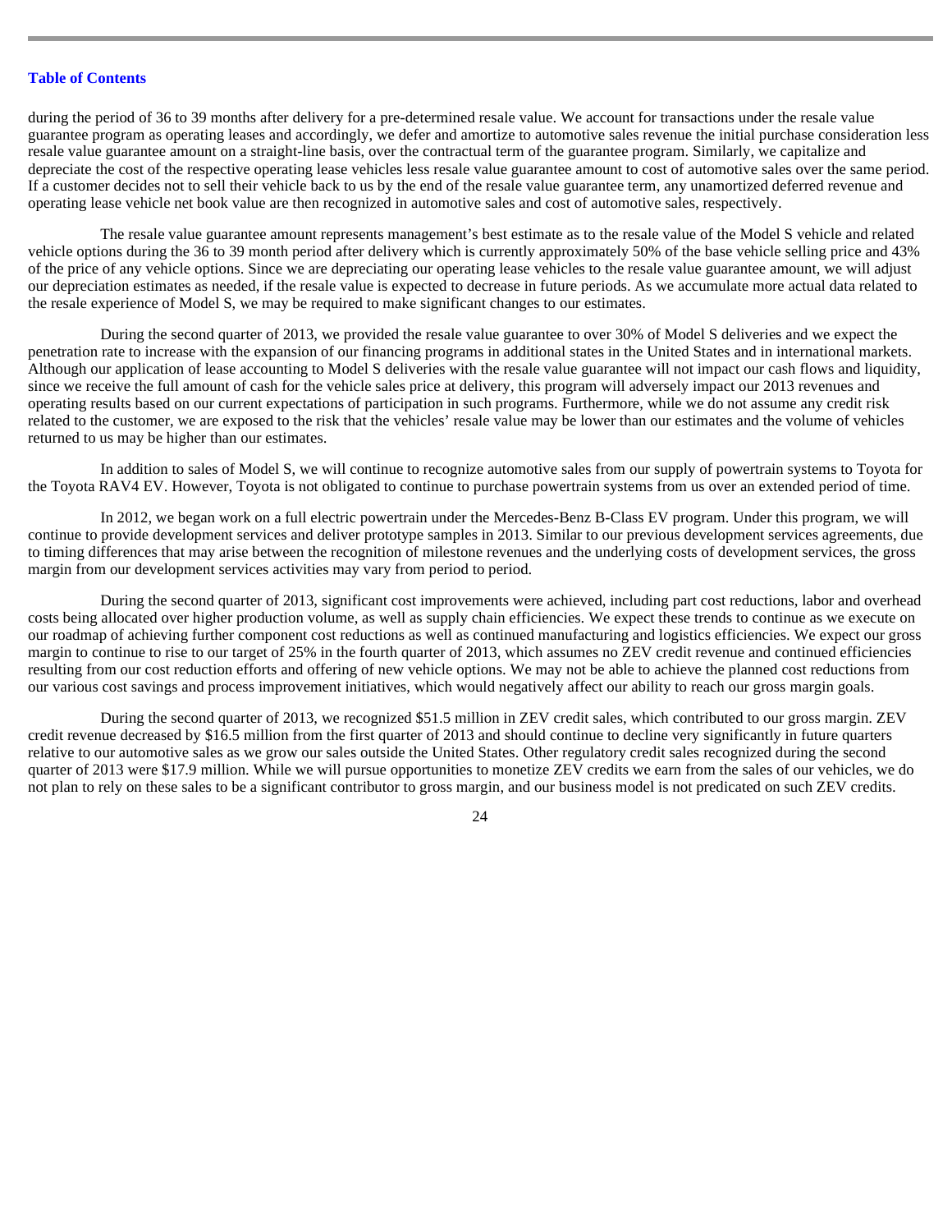during the period of 36 to 39 months after delivery for a pre-determined resale value. We account for transactions under the resale value guarantee program as operating leases and accordingly, we defer and amortize to automotive sales revenue the initial purchase consideration less resale value guarantee amount on a straight-line basis, over the contractual term of the guarantee program. Similarly, we capitalize and depreciate the cost of the respective operating lease vehicles less resale value guarantee amount to cost of automotive sales over the same period. If a customer decides not to sell their vehicle back to us by the end of the resale value guarantee term, any unamortized deferred revenue and operating lease vehicle net book value are then recognized in automotive sales and cost of automotive sales, respectively.

The resale value guarantee amount represents management's best estimate as to the resale value of the Model S vehicle and related vehicle options during the 36 to 39 month period after delivery which is currently approximately 50% of the base vehicle selling price and 43% of the price of any vehicle options. Since we are depreciating our operating lease vehicles to the resale value guarantee amount, we will adjust our depreciation estimates as needed, if the resale value is expected to decrease in future periods. As we accumulate more actual data related to the resale experience of Model S, we may be required to make significant changes to our estimates.

During the second quarter of 2013, we provided the resale value guarantee to over 30% of Model S deliveries and we expect the penetration rate to increase with the expansion of our financing programs in additional states in the United States and in international markets. Although our application of lease accounting to Model S deliveries with the resale value guarantee will not impact our cash flows and liquidity, since we receive the full amount of cash for the vehicle sales price at delivery, this program will adversely impact our 2013 revenues and operating results based on our current expectations of participation in such programs. Furthermore, while we do not assume any credit risk related to the customer, we are exposed to the risk that the vehicles' resale value may be lower than our estimates and the volume of vehicles returned to us may be higher than our estimates.

In addition to sales of Model S, we will continue to recognize automotive sales from our supply of powertrain systems to Toyota for the Toyota RAV4 EV. However, Toyota is not obligated to continue to purchase powertrain systems from us over an extended period of time.

In 2012, we began work on a full electric powertrain under the Mercedes-Benz B-Class EV program. Under this program, we will continue to provide development services and deliver prototype samples in 2013. Similar to our previous development services agreements, due to timing differences that may arise between the recognition of milestone revenues and the underlying costs of development services, the gross margin from our development services activities may vary from period to period.

During the second quarter of 2013, significant cost improvements were achieved, including part cost reductions, labor and overhead costs being allocated over higher production volume, as well as supply chain efficiencies. We expect these trends to continue as we execute on our roadmap of achieving further component cost reductions as well as continued manufacturing and logistics efficiencies. We expect our gross margin to continue to rise to our target of 25% in the fourth quarter of 2013, which assumes no ZEV credit revenue and continued efficiencies resulting from our cost reduction efforts and offering of new vehicle options. We may not be able to achieve the planned cost reductions from our various cost savings and process improvement initiatives, which would negatively affect our ability to reach our gross margin goals.

During the second quarter of 2013, we recognized $51.5 million in ZEV credit sales, which contributed to our gross margin. ZEV credit revenue decreased by $16.5 million from the first quarter of 2013 and should continue to decline very significantly in future quarters relative to our automotive sales as we grow our sales outside the United States. Other regulatory credit sales recognized during the second quarter of 2013 were $17.9 million. While we will pursue opportunities to monetize ZEV credits we earn from the sales of our vehicles, we do not plan to rely on these sales to be a significant contributor to gross margin, and our business model is not predicated on such ZEV credits.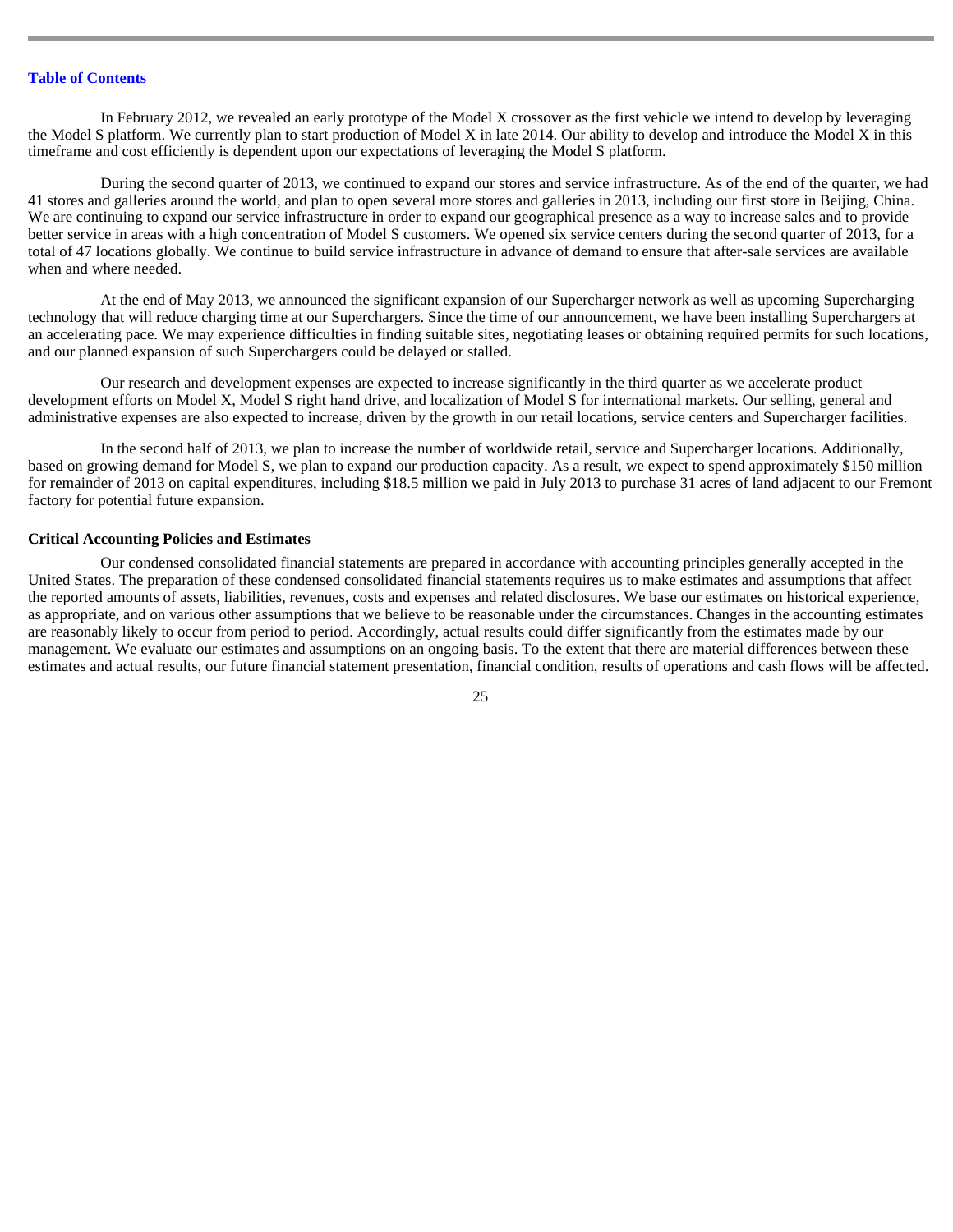In February 2012, we revealed an early prototype of the Model X crossover as the first vehicle we intend to develop by leveraging the Model S platform. We currently plan to start production of Model X in late 2014. Our ability to develop and introduce the Model X in this timeframe and cost efficiently is dependent upon our expectations of leveraging the Model S platform.

During the second quarter of 2013, we continued to expand our stores and service infrastructure. As of the end of the quarter, we had 41 stores and galleries around the world, and plan to open several more stores and galleries in 2013, including our first store in Beijing, China. We are continuing to expand our service infrastructure in order to expand our geographical presence as a way to increase sales and to provide better service in areas with a high concentration of Model S customers. We opened six service centers during the second quarter of 2013, for a total of 47 locations globally. We continue to build service infrastructure in advance of demand to ensure that after-sale services are available when and where needed.

At the end of May 2013, we announced the significant expansion of our Supercharger network as well as upcoming Supercharging technology that will reduce charging time at our Superchargers. Since the time of our announcement, we have been installing Superchargers at an accelerating pace. We may experience difficulties in finding suitable sites, negotiating leases or obtaining required permits for such locations, and our planned expansion of such Superchargers could be delayed or stalled.

Our research and development expenses are expected to increase significantly in the third quarter as we accelerate product development efforts on Model X, Model S right hand drive, and localization of Model S for international markets. Our selling, general and administrative expenses are also expected to increase, driven by the growth in our retail locations, service centers and Supercharger facilities.

In the second half of 2013, we plan to increase the number of worldwide retail, service and Supercharger locations. Additionally, based on growing demand for Model S, we plan to expand our production capacity. As a result, we expect to spend approximately $150 million for remainder of 2013 on capital expenditures, including $18.5 million we paid in July 2013 to purchase 31 acres of land adjacent to our Fremont factory for potential future expansion.

**Critical Accounting Policies and Estimates**

Our condensed consolidated financial statements are prepared in accordance with accounting principles generally accepted in the United States. The preparation of these condensed consolidated financial statements requires us to make estimates and assumptions that affect the reported amounts of assets, liabilities, revenues, costs and expenses and related disclosures. We base our estimates on historical experience, as appropriate, and on various other assumptions that we believe to be reasonable under the circumstances. Changes in the accounting estimates are reasonably likely to occur from period to period. Accordingly, actual results could differ significantly from the estimates made by our management. We evaluate our estimates and assumptions on an ongoing basis. To the extent that there are material differences between these estimates and actual results, our future financial statement presentation, financial condition, results of operations and cash flows will be affected.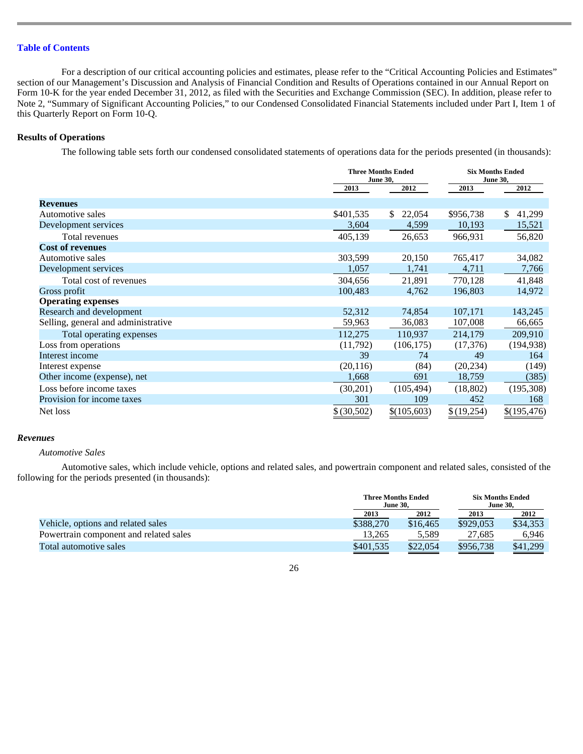[Table of Contents](#)

For a description of our critical accounting policies and estimates, please refer to the “Critical Accounting Policies and Estimates” section of our Management’s Discussion and Analysis of Financial Condition and Results of Operations contained in our Annual Report on Form 10-K for the year ended December 31, 2012, as filed with the Securities and Exchange Commission (SEC). In addition, please refer to Note 2, “Summary of Significant Accounting Policies,” to our Condensed Consolidated Financial Statements included under Part I, Item 1 of this Quarterly Report on Form 10-Q.

**Results of Operations**

The following table sets forth our condensed consolidated statements of operations data for the periods presented (in thousands):

| | Three Months Ended June 30, | | Six Months Ended June 30, | |
|---|---|---|---|---|
| | 2013 | 2012 | 2013 | 2012 |
| **Revenues** | | | | |
| Automotive sales | $401,535 | $ 22,054 | $956,738 | $ 41,299 |
| Development services | 3,604 | 4,599 | 10,193 | 15,521 |
| Total revenues | 405,139 | 26,653 | 966,931 | 56,820 |
| **Cost of revenues** | | | | |
| Automotive sales | 303,599 | 20,150 | 765,417 | 34,082 |
| Development services | 1,057 | 1,741 | 4,711 | 7,766 |
| Total cost of revenues | 304,656 | 21,891 | 770,128 | 41,848 |
| Gross profit | 100,483 | 4,762 | 196,803 | 14,972 |
| **Operating expenses** | | | | |
| Research and development | 52,312 | 74,854 | 107,171 | 143,245 |
| Selling, general and administrative | 59,963 | 36,083 | 107,008 | 66,665 |
| Total operating expenses | 112,275 | 110,937 | 214,179 | 209,910 |
| Loss from operations | (11,792) | (106,175) | (17,376) | (194,938) |
| Interest income | 39 | 74 | 49 | 164 |
| Interest expense | (20,116) | (84) | (20,234) | (149) |
| Other income (expense), net | 1,668 | 691 | 18,759 | (385) |
| Loss before income taxes | (30,201) | (105,494) | (18,802) | (195,308) |
| Provision for income taxes | 301 | 109 | 452 | 168 |
| Net loss | $ (30,502) | $(105,603) | $ (19,254) | $(195,476) |

***Revenues***

*Automotive Sales*

Automotive sales, which include vehicle, options and related sales, and powertrain component and related sales, consisted of the following for the periods presented (in thousands):

| | Three Months Ended June 30, | | Six Months Ended June 30, | |
|---|---|---|---|---|
| | 2013 | 2012 | 2013 | 2012 |
| Vehicle, options and related sales | $388,270 | $16,465 | $929,053 | $34,353 |
| Powertrain component and related sales | 13,265 | 5,589 | 27,685 | 6,946 |
| Total automotive sales | $401,535 | $22,054 | $956,738 | $41,299 |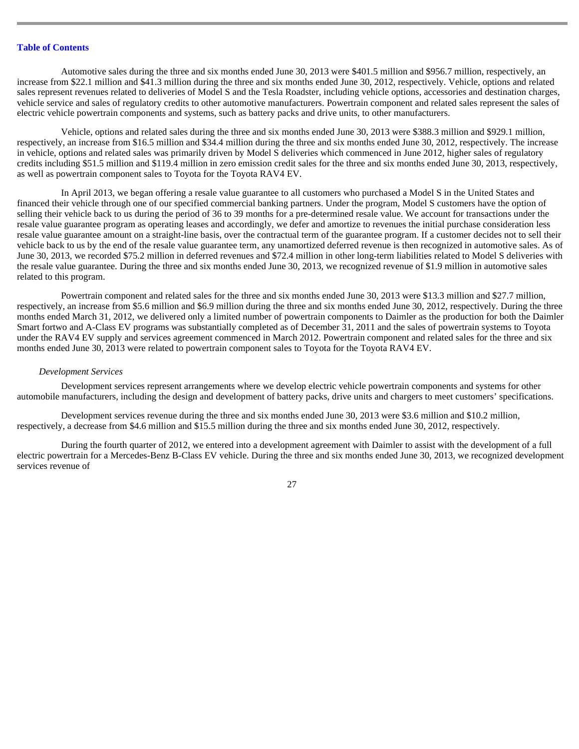Automotive sales during the three and six months ended June 30, 2013 were $401.5 million and $956.7 million, respectively, an increase from $22.1 million and $41.3 million during the three and six months ended June 30, 2012, respectively. Vehicle, options and related sales represent revenues related to deliveries of Model S and the Tesla Roadster, including vehicle options, accessories and destination charges, vehicle service and sales of regulatory credits to other automotive manufacturers. Powertrain component and related sales represent the sales of electric vehicle powertrain components and systems, such as battery packs and drive units, to other manufacturers.

Vehicle, options and related sales during the three and six months ended June 30, 2013 were $388.3 million and $929.1 million, respectively, an increase from $16.5 million and $34.4 million during the three and six months ended June 30, 2012, respectively. The increase in vehicle, options and related sales was primarily driven by Model S deliveries which commenced in June 2012, higher sales of regulatory credits including $51.5 million and $119.4 million in zero emission credit sales for the three and six months ended June 30, 2013, respectively, as well as powertrain component sales to Toyota for the Toyota RAV4 EV.

In April 2013, we began offering a resale value guarantee to all customers who purchased a Model S in the United States and financed their vehicle through one of our specified commercial banking partners. Under the program, Model S customers have the option of selling their vehicle back to us during the period of 36 to 39 months for a pre-determined resale value. We account for transactions under the resale value guarantee program as operating leases and accordingly, we defer and amortize to revenues the initial purchase consideration less resale value guarantee amount on a straight-line basis, over the contractual term of the guarantee program. If a customer decides not to sell their vehicle back to us by the end of the resale value guarantee term, any unamortized deferred revenue is then recognized in automotive sales. As of June 30, 2013, we recorded $75.2 million in deferred revenues and $72.4 million in other long-term liabilities related to Model S deliveries with the resale value guarantee. During the three and six months ended June 30, 2013, we recognized revenue of $1.9 million in automotive sales related to this program.

Powertrain component and related sales for the three and six months ended June 30, 2013 were $13.3 million and $27.7 million, respectively, an increase from $5.6 million and $6.9 million during the three and six months ended June 30, 2012, respectively. During the three months ended March 31, 2012, we delivered only a limited number of powertrain components to Daimler as the production for both the Daimler Smart fortwo and A-Class EV programs was substantially completed as of December 31, 2011 and the sales of powertrain systems to Toyota under the RAV4 EV supply and services agreement commenced in March 2012. Powertrain component and related sales for the three and six months ended June 30, 2013 were related to powertrain component sales to Toyota for the Toyota RAV4 EV.

*Development Services*

Development services represent arrangements where we develop electric vehicle powertrain components and systems for other automobile manufacturers, including the design and development of battery packs, drive units and chargers to meet customers' specifications.

Development services revenue during the three and six months ended June 30, 2013 were $3.6 million and $10.2 million, respectively, a decrease from $4.6 million and $15.5 million during the three and six months ended June 30, 2012, respectively.

During the fourth quarter of 2012, we entered into a development agreement with Daimler to assist with the development of a full electric powertrain for a Mercedes-Benz B-Class EV vehicle. During the three and six months ended June 30, 2013, we recognized development services revenue of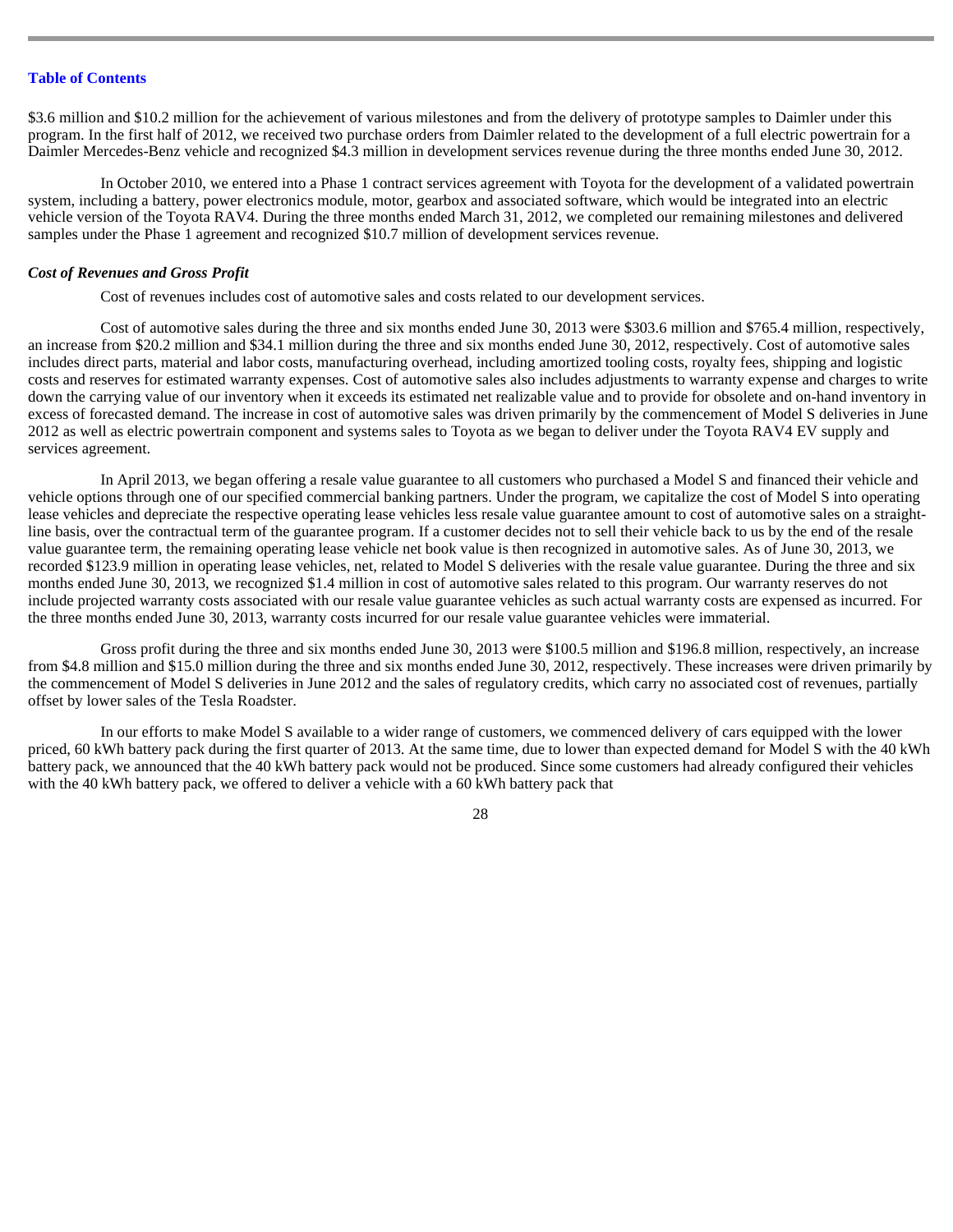$3.6 million and $10.2 million for the achievement of various milestones and from the delivery of prototype samples to Daimler under this program. In the first half of 2012, we received two purchase orders from Daimler related to the development of a full electric powertrain for a Daimler Mercedes-Benz vehicle and recognized $4.3 million in development services revenue during the three months ended June 30, 2012.

In October 2010, we entered into a Phase 1 contract services agreement with Toyota for the development of a validated powertrain system, including a battery, power electronics module, motor, gearbox and associated software, which would be integrated into an electric vehicle version of the Toyota RAV4. During the three months ended March 31, 2012, we completed our remaining milestones and delivered samples under the Phase 1 agreement and recognized $10.7 million of development services revenue.

***Cost of Revenues and Gross Profit***

Cost of revenues includes cost of automotive sales and costs related to our development services.

Cost of automotive sales during the three and six months ended June 30, 2013 were $303.6 million and $765.4 million, respectively, an increase from $20.2 million and $34.1 million during the three and six months ended June 30, 2012, respectively. Cost of automotive sales includes direct parts, material and labor costs, manufacturing overhead, including amortized tooling costs, royalty fees, shipping and logistic costs and reserves for estimated warranty expenses. Cost of automotive sales also includes adjustments to warranty expense and charges to write down the carrying value of our inventory when it exceeds its estimated net realizable value and to provide for obsolete and on-hand inventory in excess of forecasted demand. The increase in cost of automotive sales was driven primarily by the commencement of Model S deliveries in June 2012 as well as electric powertrain component and systems sales to Toyota as we began to deliver under the Toyota RAV4 EV supply and services agreement.

In April 2013, we began offering a resale value guarantee to all customers who purchased a Model S and financed their vehicle and vehicle options through one of our specified commercial banking partners. Under the program, we capitalize the cost of Model S into operating lease vehicles and depreciate the respective operating lease vehicles less resale value guarantee amount to cost of automotive sales on a straight-line basis, over the contractual term of the guarantee program. If a customer decides not to sell their vehicle back to us by the end of the resale value guarantee term, the remaining operating lease vehicle net book value is then recognized in automotive sales. As of June 30, 2013, we recorded $123.9 million in operating lease vehicles, net, related to Model S deliveries with the resale value guarantee. During the three and six months ended June 30, 2013, we recognized $1.4 million in cost of automotive sales related to this program. Our warranty reserves do not include projected warranty costs associated with our resale value guarantee vehicles as such actual warranty costs are expensed as incurred. For the three months ended June 30, 2013, warranty costs incurred for our resale value guarantee vehicles were immaterial.

Gross profit during the three and six months ended June 30, 2013 were $100.5 million and $196.8 million, respectively, an increase from $4.8 million and $15.0 million during the three and six months ended June 30, 2012, respectively. These increases were driven primarily by the commencement of Model S deliveries in June 2012 and the sales of regulatory credits, which carry no associated cost of revenues, partially offset by lower sales of the Tesla Roadster.

In our efforts to make Model S available to a wider range of customers, we commenced delivery of cars equipped with the lower priced, 60 kWh battery pack during the first quarter of 2013. At the same time, due to lower than expected demand for Model S with the 40 kWh battery pack, we announced that the 40 kWh battery pack would not be produced. Since some customers had already configured their vehicles with the 40 kWh battery pack, we offered to deliver a vehicle with a 60 kWh battery pack that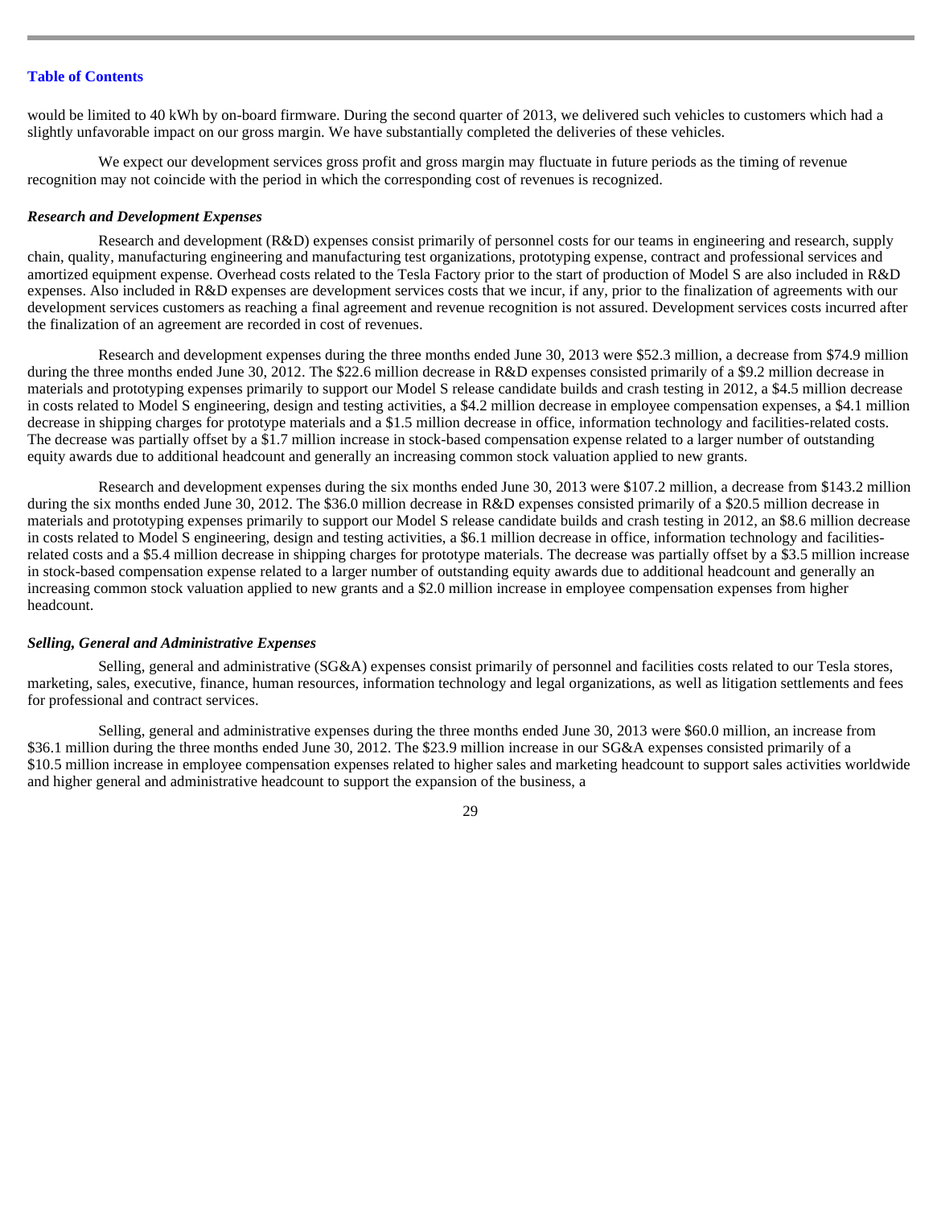would be limited to 40 kWh by on-board firmware. During the second quarter of 2013, we delivered such vehicles to customers which had a slightly unfavorable impact on our gross margin. We have substantially completed the deliveries of these vehicles.

We expect our development services gross profit and gross margin may fluctuate in future periods as the timing of revenue recognition may not coincide with the period in which the corresponding cost of revenues is recognized.

***Research and Development Expenses***

Research and development (R&D) expenses consist primarily of personnel costs for our teams in engineering and research, supply chain, quality, manufacturing engineering and manufacturing test organizations, prototyping expense, contract and professional services and amortized equipment expense. Overhead costs related to the Tesla Factory prior to the start of production of Model S are also included in R&D expenses. Also included in R&D expenses are development services costs that we incur, if any, prior to the finalization of agreements with our development services customers as reaching a final agreement and revenue recognition is not assured. Development services costs incurred after the finalization of an agreement are recorded in cost of revenues.

Research and development expenses during the three months ended June 30, 2013 were $52.3 million, a decrease from $74.9 million during the three months ended June 30, 2012. The $22.6 million decrease in R&D expenses consisted primarily of a $9.2 million decrease in materials and prototyping expenses primarily to support our Model S release candidate builds and crash testing in 2012, a $4.5 million decrease in costs related to Model S engineering, design and testing activities, a $4.2 million decrease in employee compensation expenses, a $4.1 million decrease in shipping charges for prototype materials and a $1.5 million decrease in office, information technology and facilities-related costs. The decrease was partially offset by a $1.7 million increase in stock-based compensation expense related to a larger number of outstanding equity awards due to additional headcount and generally an increasing common stock valuation applied to new grants.

Research and development expenses during the six months ended June 30, 2013 were $107.2 million, a decrease from $143.2 million during the six months ended June 30, 2012. The $36.0 million decrease in R&D expenses consisted primarily of a $20.5 million decrease in materials and prototyping expenses primarily to support our Model S release candidate builds and crash testing in 2012, an $8.6 million decrease in costs related to Model S engineering, design and testing activities, a $6.1 million decrease in office, information technology and facilities-related costs and a $5.4 million decrease in shipping charges for prototype materials. The decrease was partially offset by a $3.5 million increase in stock-based compensation expense related to a larger number of outstanding equity awards due to additional headcount and generally an increasing common stock valuation applied to new grants and a $2.0 million increase in employee compensation expenses from higher headcount.

***Selling, General and Administrative Expenses***

Selling, general and administrative (SG&A) expenses consist primarily of personnel and facilities costs related to our Tesla stores, marketing, sales, executive, finance, human resources, information technology and legal organizations, as well as litigation settlements and fees for professional and contract services.

Selling, general and administrative expenses during the three months ended June 30, 2013 were $60.0 million, an increase from $36.1 million during the three months ended June 30, 2012. The $23.9 million increase in our SG&A expenses consisted primarily of a $10.5 million increase in employee compensation expenses related to higher sales and marketing headcount to support sales activities worldwide and higher general and administrative headcount to support the expansion of the business, a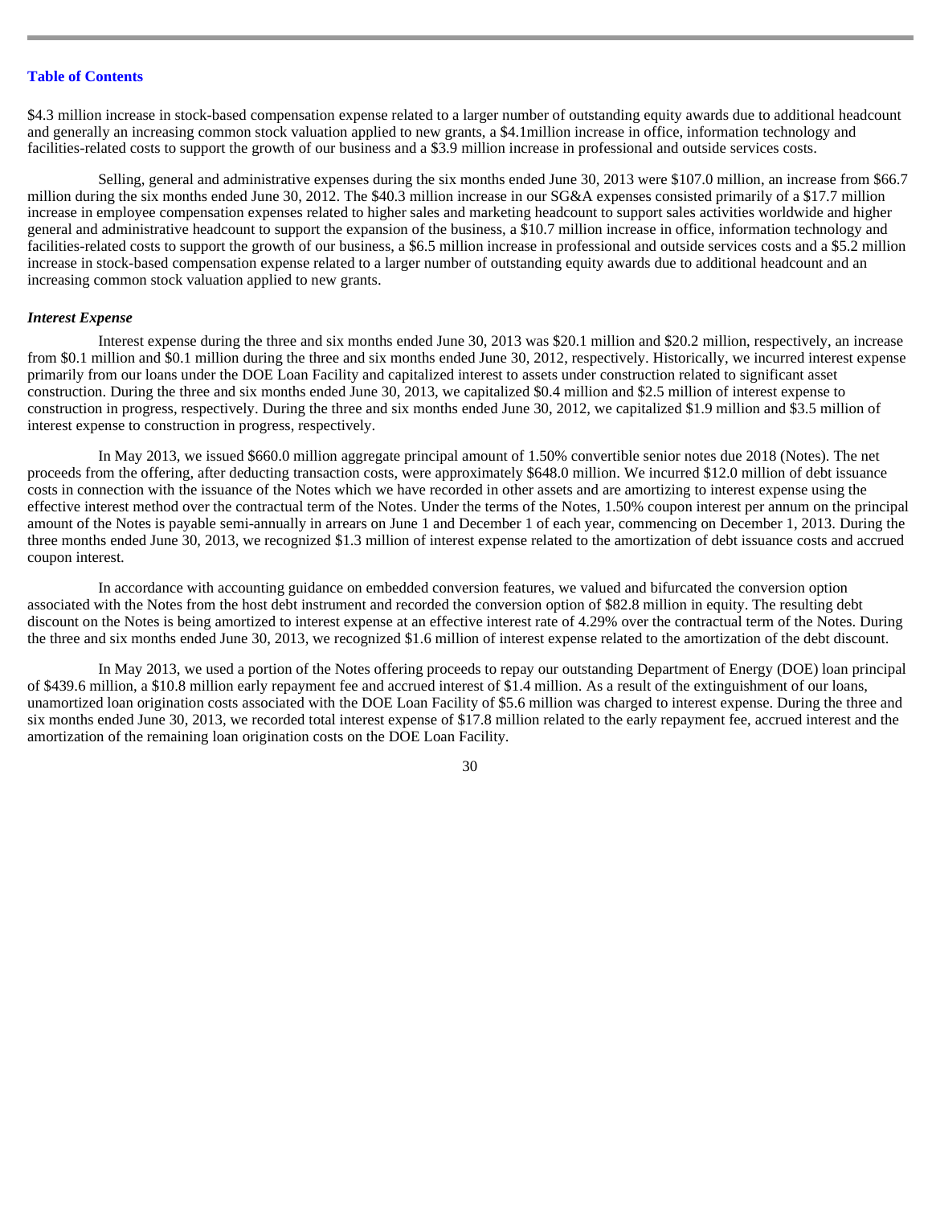$4.3 million increase in stock-based compensation expense related to a larger number of outstanding equity awards due to additional headcount and generally an increasing common stock valuation applied to new grants, a $4.1million increase in office, information technology and facilities-related costs to support the growth of our business and a $3.9 million increase in professional and outside services costs.

Selling, general and administrative expenses during the six months ended June 30, 2013 were $107.0 million, an increase from $66.7 million during the six months ended June 30, 2012. The $40.3 million increase in our SG&A expenses consisted primarily of a $17.7 million increase in employee compensation expenses related to higher sales and marketing headcount to support sales activities worldwide and higher general and administrative headcount to support the expansion of the business, a $10.7 million increase in office, information technology and facilities-related costs to support the growth of our business, a $6.5 million increase in professional and outside services costs and a $5.2 million increase in stock-based compensation expense related to a larger number of outstanding equity awards due to additional headcount and an increasing common stock valuation applied to new grants.

***Interest Expense***

Interest expense during the three and six months ended June 30, 2013 was $20.1 million and $20.2 million, respectively, an increase from $0.1 million and $0.1 million during the three and six months ended June 30, 2012, respectively. Historically, we incurred interest expense primarily from our loans under the DOE Loan Facility and capitalized interest to assets under construction related to significant asset construction. During the three and six months ended June 30, 2013, we capitalized $0.4 million and $2.5 million of interest expense to construction in progress, respectively. During the three and six months ended June 30, 2012, we capitalized $1.9 million and $3.5 million of interest expense to construction in progress, respectively.

In May 2013, we issued $660.0 million aggregate principal amount of 1.50% convertible senior notes due 2018 (Notes). The net proceeds from the offering, after deducting transaction costs, were approximately $648.0 million. We incurred $12.0 million of debt issuance costs in connection with the issuance of the Notes which we have recorded in other assets and are amortizing to interest expense using the effective interest method over the contractual term of the Notes. Under the terms of the Notes, 1.50% coupon interest per annum on the principal amount of the Notes is payable semi-annually in arrears on June 1 and December 1 of each year, commencing on December 1, 2013. During the three months ended June 30, 2013, we recognized $1.3 million of interest expense related to the amortization of debt issuance costs and accrued coupon interest.

In accordance with accounting guidance on embedded conversion features, we valued and bifurcated the conversion option associated with the Notes from the host debt instrument and recorded the conversion option of $82.8 million in equity. The resulting debt discount on the Notes is being amortized to interest expense at an effective interest rate of 4.29% over the contractual term of the Notes. During the three and six months ended June 30, 2013, we recognized $1.6 million of interest expense related to the amortization of the debt discount.

In May 2013, we used a portion of the Notes offering proceeds to repay our outstanding Department of Energy (DOE) loan principal of $439.6 million, a $10.8 million early repayment fee and accrued interest of $1.4 million. As a result of the extinguishment of our loans, unamortized loan origination costs associated with the DOE Loan Facility of $5.6 million was charged to interest expense. During the three and six months ended June 30, 2013, we recorded total interest expense of $17.8 million related to the early repayment fee, accrued interest and the amortization of the remaining loan origination costs on the DOE Loan Facility.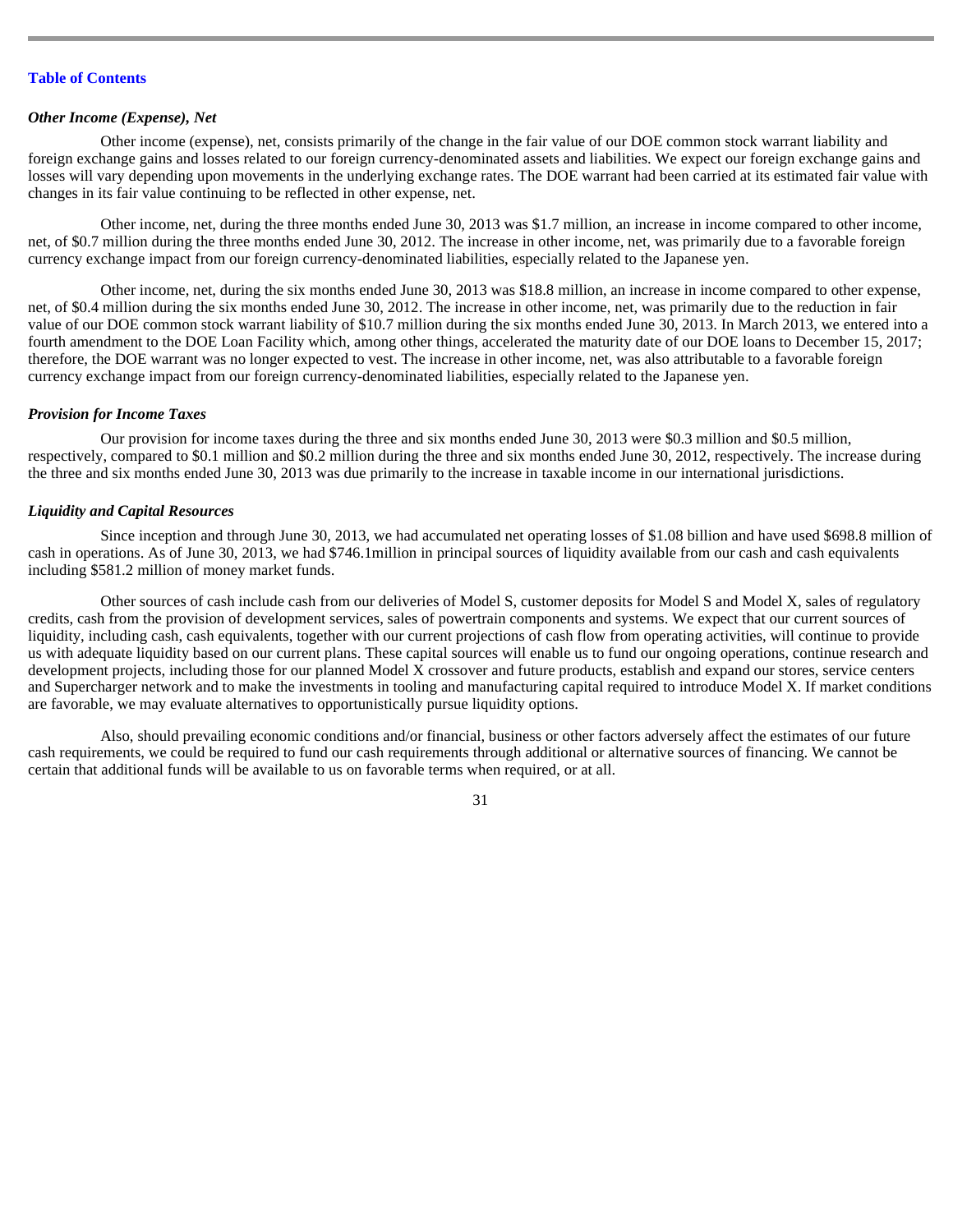*Other Income (Expense), Net*

Other income (expense), net, consists primarily of the change in the fair value of our DOE common stock warrant liability and foreign exchange gains and losses related to our foreign currency-denominated assets and liabilities. We expect our foreign exchange gains and losses will vary depending upon movements in the underlying exchange rates. The DOE warrant had been carried at its estimated fair value with changes in its fair value continuing to be reflected in other expense, net.

Other income, net, during the three months ended June 30, 2013 was $1.7 million, an increase in income compared to other income, net, of $0.7 million during the three months ended June 30, 2012. The increase in other income, net, was primarily due to a favorable foreign currency exchange impact from our foreign currency-denominated liabilities, especially related to the Japanese yen.

Other income, net, during the six months ended June 30, 2013 was $18.8 million, an increase in income compared to other expense, net, of $0.4 million during the six months ended June 30, 2012. The increase in other income, net, was primarily due to the reduction in fair value of our DOE common stock warrant liability of $10.7 million during the six months ended June 30, 2013. In March 2013, we entered into a fourth amendment to the DOE Loan Facility which, among other things, accelerated the maturity date of our DOE loans to December 15, 2017; therefore, the DOE warrant was no longer expected to vest. The increase in other income, net, was also attributable to a favorable foreign currency exchange impact from our foreign currency-denominated liabilities, especially related to the Japanese yen.

*Provision for Income Taxes*

Our provision for income taxes during the three and six months ended June 30, 2013 were $0.3 million and $0.5 million, respectively, compared to $0.1 million and $0.2 million during the three and six months ended June 30, 2012, respectively. The increase during the three and six months ended June 30, 2013 was due primarily to the increase in taxable income in our international jurisdictions.

*Liquidity and Capital Resources*

Since inception and through June 30, 2013, we had accumulated net operating losses of $1.08 billion and have used $698.8 million of cash in operations. As of June 30, 2013, we had $746.1million in principal sources of liquidity available from our cash and cash equivalents including $581.2 million of money market funds.

Other sources of cash include cash from our deliveries of Model S, customer deposits for Model S and Model X, sales of regulatory credits, cash from the provision of development services, sales of powertrain components and systems. We expect that our current sources of liquidity, including cash, cash equivalents, together with our current projections of cash flow from operating activities, will continue to provide us with adequate liquidity based on our current plans. These capital sources will enable us to fund our ongoing operations, continue research and development projects, including those for our planned Model X crossover and future products, establish and expand our stores, service centers and Supercharger network and to make the investments in tooling and manufacturing capital required to introduce Model X. If market conditions are favorable, we may evaluate alternatives to opportunistically pursue liquidity options.

Also, should prevailing economic conditions and/or financial, business or other factors adversely affect the estimates of our future cash requirements, we could be required to fund our cash requirements through additional or alternative sources of financing. We cannot be certain that additional funds will be available to us on favorable terms when required, or at all.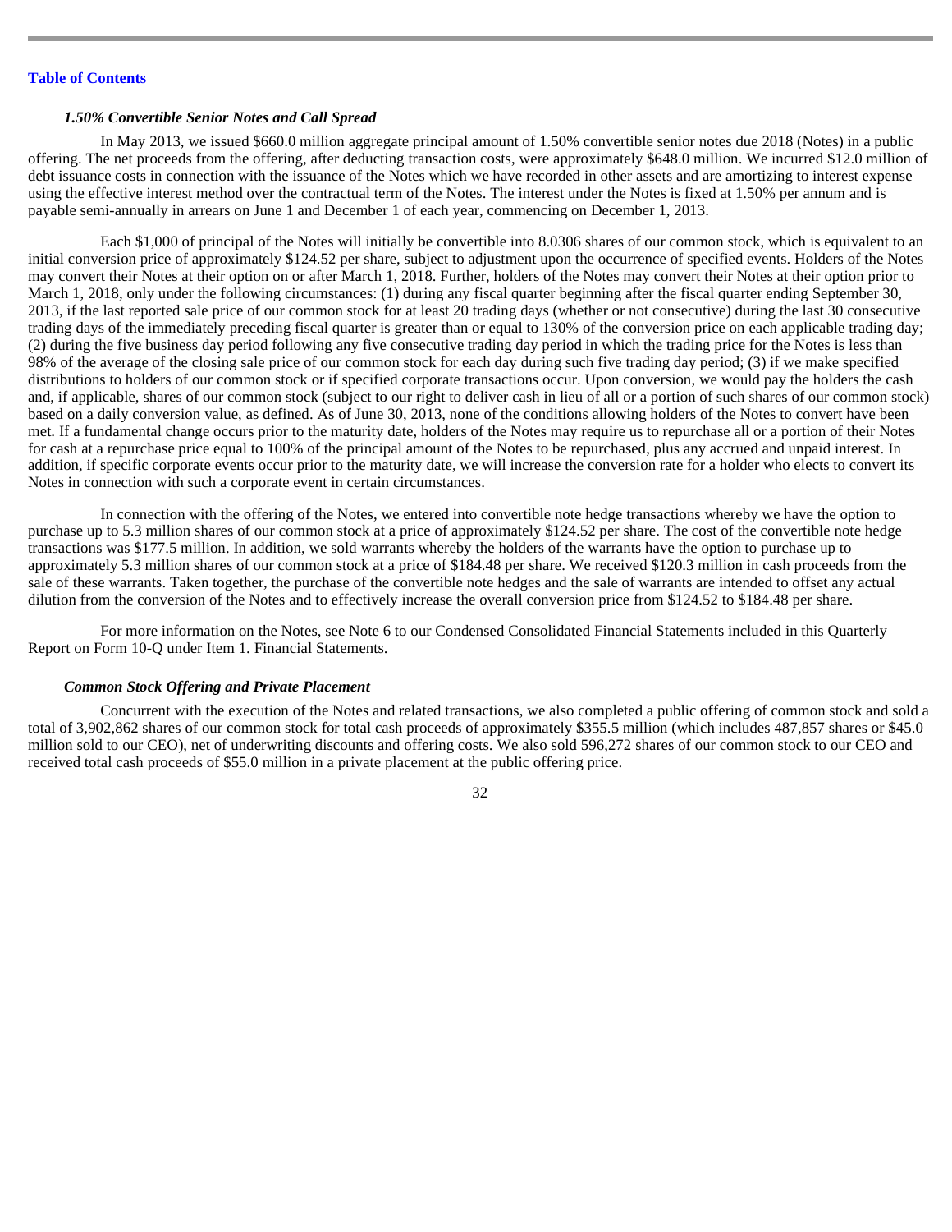### *1.50% Convertible Senior Notes and Call Spread*

In May 2013, we issued $660.0 million aggregate principal amount of 1.50% convertible senior notes due 2018 (Notes) in a public offering. The net proceeds from the offering, after deducting transaction costs, were approximately $648.0 million. We incurred $12.0 million of debt issuance costs in connection with the issuance of the Notes which we have recorded in other assets and are amortizing to interest expense using the effective interest method over the contractual term of the Notes. The interest under the Notes is fixed at 1.50% per annum and is payable semi-annually in arrears on June 1 and December 1 of each year, commencing on December 1, 2013.

Each $1,000 of principal of the Notes will initially be convertible into 8.0306 shares of our common stock, which is equivalent to an initial conversion price of approximately $124.52 per share, subject to adjustment upon the occurrence of specified events. Holders of the Notes may convert their Notes at their option on or after March 1, 2018. Further, holders of the Notes may convert their Notes at their option prior to March 1, 2018, only under the following circumstances: (1) during any fiscal quarter beginning after the fiscal quarter ending September 30, 2013, if the last reported sale price of our common stock for at least 20 trading days (whether or not consecutive) during the last 30 consecutive trading days of the immediately preceding fiscal quarter is greater than or equal to 130% of the conversion price on each applicable trading day; (2) during the five business day period following any five consecutive trading day period in which the trading price for the Notes is less than 98% of the average of the closing sale price of our common stock for each day during such five trading day period; (3) if we make specified distributions to holders of our common stock or if specified corporate transactions occur. Upon conversion, we would pay the holders the cash and, if applicable, shares of our common stock (subject to our right to deliver cash in lieu of all or a portion of such shares of our common stock) based on a daily conversion value, as defined. As of June 30, 2013, none of the conditions allowing holders of the Notes to convert have been met. If a fundamental change occurs prior to the maturity date, holders of the Notes may require us to repurchase all or a portion of their Notes for cash at a repurchase price equal to 100% of the principal amount of the Notes to be repurchased, plus any accrued and unpaid interest. In addition, if specific corporate events occur prior to the maturity date, we will increase the conversion rate for a holder who elects to convert its Notes in connection with such a corporate event in certain circumstances.

In connection with the offering of the Notes, we entered into convertible note hedge transactions whereby we have the option to purchase up to 5.3 million shares of our common stock at a price of approximately $124.52 per share. The cost of the convertible note hedge transactions was $177.5 million. In addition, we sold warrants whereby the holders of the warrants have the option to purchase up to approximately 5.3 million shares of our common stock at a price of $184.48 per share. We received $120.3 million in cash proceeds from the sale of these warrants. Taken together, the purchase of the convertible note hedges and the sale of warrants are intended to offset any actual dilution from the conversion of the Notes and to effectively increase the overall conversion price from $124.52 to $184.48 per share.

For more information on the Notes, see Note 6 to our Condensed Consolidated Financial Statements included in this Quarterly Report on Form 10-Q under Item 1. Financial Statements.

### *Common Stock Offering and Private Placement*

Concurrent with the execution of the Notes and related transactions, we also completed a public offering of common stock and sold a total of 3,902,862 shares of our common stock for total cash proceeds of approximately $355.5 million (which includes 487,857 shares or $45.0 million sold to our CEO), net of underwriting discounts and offering costs. We also sold 596,272 shares of our common stock to our CEO and received total cash proceeds of $55.0 million in a private placement at the public offering price.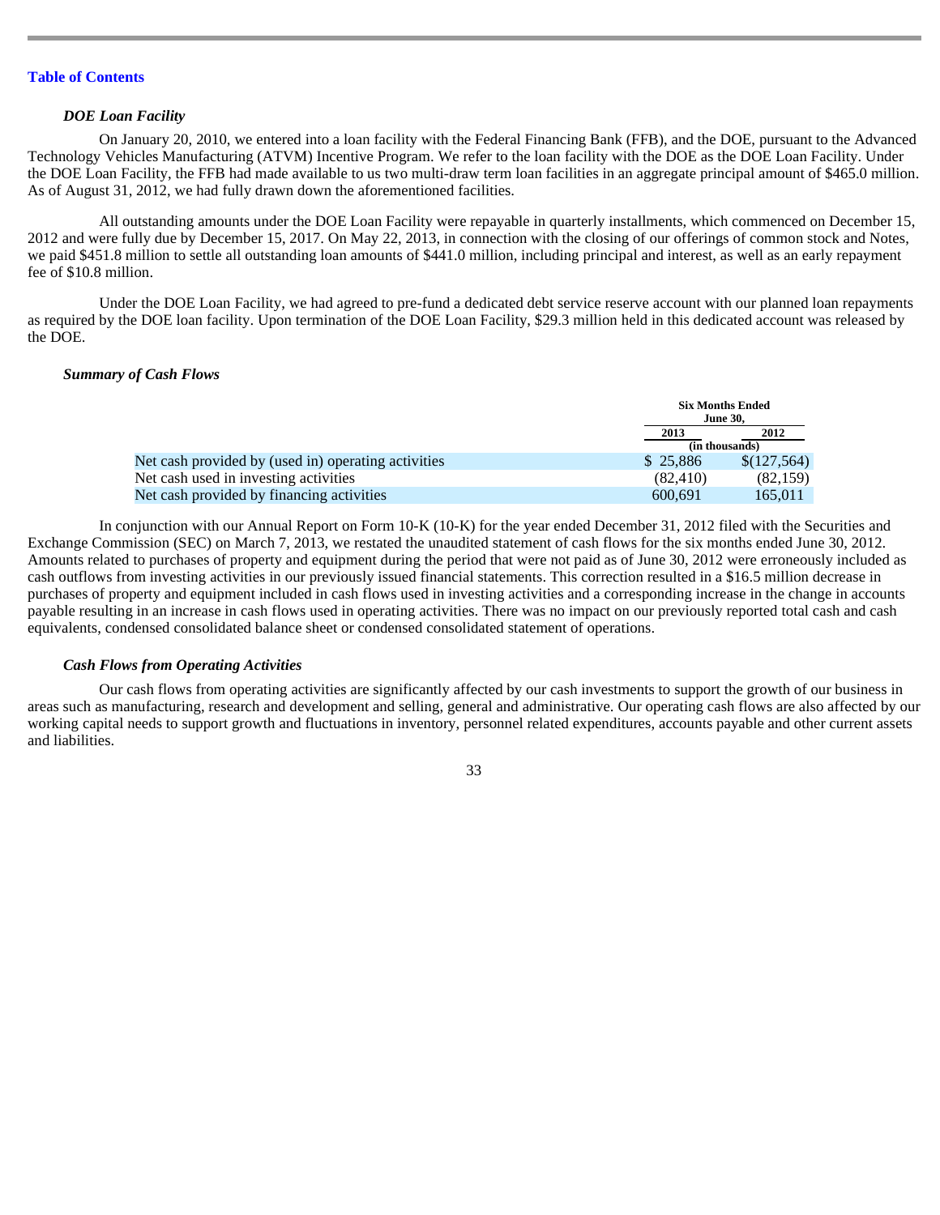[Table of Contents](#)

### *DOE Loan Facility*

On January 20, 2010, we entered into a loan facility with the Federal Financing Bank (FFB), and the DOE, pursuant to the Advanced Technology Vehicles Manufacturing (ATVM) Incentive Program. We refer to the loan facility with the DOE as the DOE Loan Facility. Under the DOE Loan Facility, the FFB had made available to us two multi-draw term loan facilities in an aggregate principal amount of $465.0 million. As of August 31, 2012, we had fully drawn down the aforementioned facilities.

All outstanding amounts under the DOE Loan Facility were repayable in quarterly installments, which commenced on December 15, 2012 and were fully due by December 15, 2017. On May 22, 2013, in connection with the closing of our offerings of common stock and Notes, we paid $451.8 million to settle all outstanding loan amounts of $441.0 million, including principal and interest, as well as an early repayment fee of $10.8 million.

Under the DOE Loan Facility, we had agreed to pre-fund a dedicated debt service reserve account with our planned loan repayments as required by the DOE loan facility. Upon termination of the DOE Loan Facility, $29.3 million held in this dedicated account was released by the DOE.

### *Summary of Cash Flows*

| | Six Months Ended June 30, | |
|---|---|---|
| | 2013 | 2012 |
| | (in thousands) | |
| Net cash provided by (used in) operating activities | $ 25,886 | $(127,564) |
| Net cash used in investing activities | (82,410) | (82,159) |
| Net cash provided by financing activities | 600,691 | 165,011 |

In conjunction with our Annual Report on Form 10-K (10-K) for the year ended December 31, 2012 filed with the Securities and Exchange Commission (SEC) on March 7, 2013, we restated the unaudited statement of cash flows for the six months ended June 30, 2012. Amounts related to purchases of property and equipment during the period that were not paid as of June 30, 2012 were erroneously included as cash outflows from investing activities in our previously issued financial statements. This correction resulted in a $16.5 million decrease in purchases of property and equipment included in cash flows used in investing activities and a corresponding increase in the change in accounts payable resulting in an increase in cash flows used in operating activities. There was no impact on our previously reported total cash and cash equivalents, condensed consolidated balance sheet or condensed consolidated statement of operations.

### *Cash Flows from Operating Activities*

Our cash flows from operating activities are significantly affected by our cash investments to support the growth of our business in areas such as manufacturing, research and development and selling, general and administrative. Our operating cash flows are also affected by our working capital needs to support growth and fluctuations in inventory, personnel related expenditures, accounts payable and other current assets and liabilities.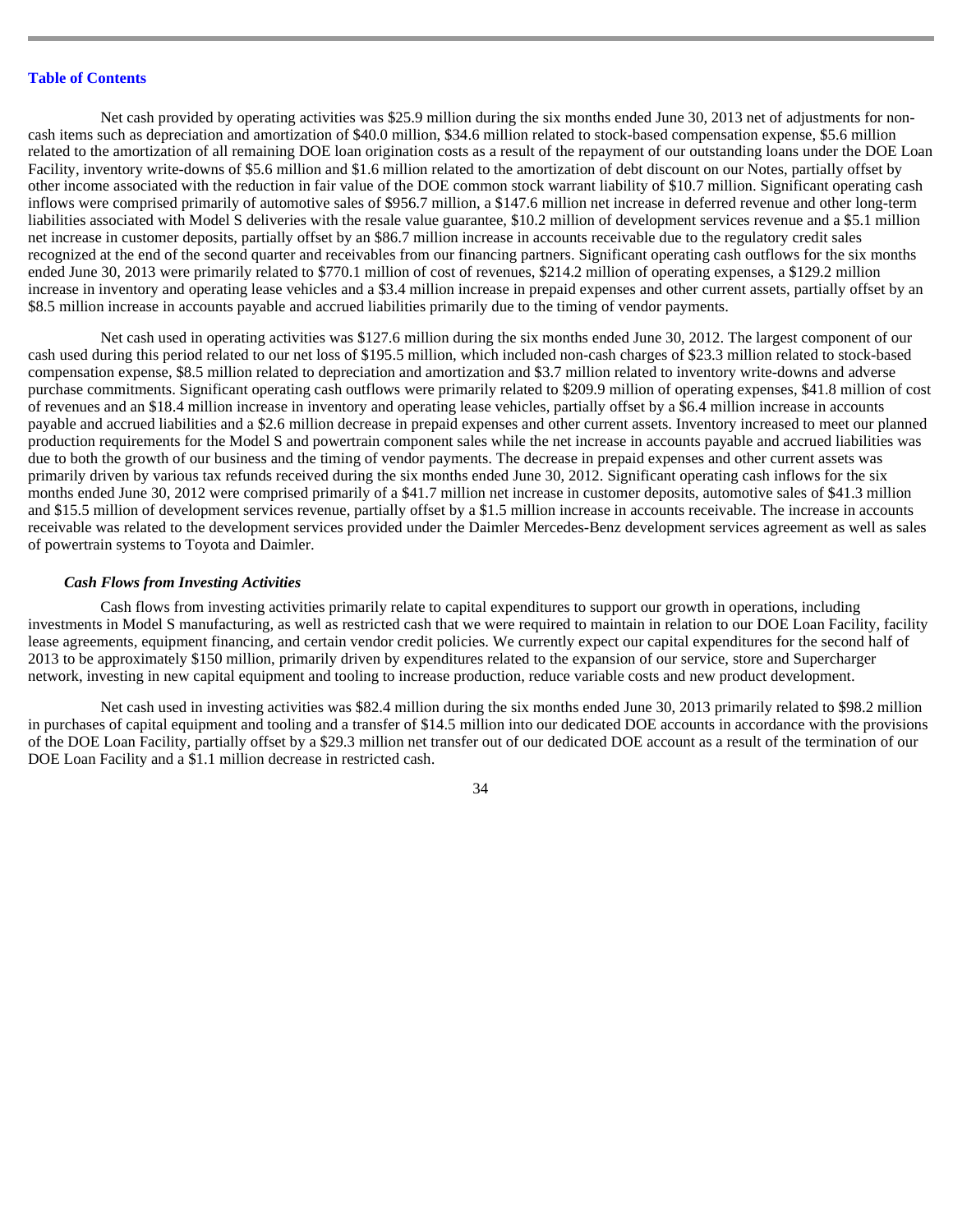Net cash provided by operating activities was $25.9 million during the six months ended June 30, 2013 net of adjustments for non-cash items such as depreciation and amortization of $40.0 million, $34.6 million related to stock-based compensation expense, $5.6 million related to the amortization of all remaining DOE loan origination costs as a result of the repayment of our outstanding loans under the DOE Loan Facility, inventory write-downs of $5.6 million and $1.6 million related to the amortization of debt discount on our Notes, partially offset by other income associated with the reduction in fair value of the DOE common stock warrant liability of $10.7 million. Significant operating cash inflows were comprised primarily of automotive sales of $956.7 million, a $147.6 million net increase in deferred revenue and other long-term liabilities associated with Model S deliveries with the resale value guarantee, $10.2 million of development services revenue and a $5.1 million net increase in customer deposits, partially offset by an $86.7 million increase in accounts receivable due to the regulatory credit sales recognized at the end of the second quarter and receivables from our financing partners. Significant operating cash outflows for the six months ended June 30, 2013 were primarily related to $770.1 million of cost of revenues, $214.2 million of operating expenses, a $129.2 million increase in inventory and operating lease vehicles and a $3.4 million increase in prepaid expenses and other current assets, partially offset by an $8.5 million increase in accounts payable and accrued liabilities primarily due to the timing of vendor payments.

Net cash used in operating activities was $127.6 million during the six months ended June 30, 2012. The largest component of our cash used during this period related to our net loss of $195.5 million, which included non-cash charges of $23.3 million related to stock-based compensation expense, $8.5 million related to depreciation and amortization and $3.7 million related to inventory write-downs and adverse purchase commitments. Significant operating cash outflows were primarily related to $209.9 million of operating expenses, $41.8 million of cost of revenues and an $18.4 million increase in inventory and operating lease vehicles, partially offset by a $6.4 million increase in accounts payable and accrued liabilities and a $2.6 million decrease in prepaid expenses and other current assets. Inventory increased to meet our planned production requirements for the Model S and powertrain component sales while the net increase in accounts payable and accrued liabilities was due to both the growth of our business and the timing of vendor payments. The decrease in prepaid expenses and other current assets was primarily driven by various tax refunds received during the six months ended June 30, 2012. Significant operating cash inflows for the six months ended June 30, 2012 were comprised primarily of a $41.7 million net increase in customer deposits, automotive sales of $41.3 million and $15.5 million of development services revenue, partially offset by a $1.5 million increase in accounts receivable. The increase in accounts receivable was related to the development services provided under the Daimler Mercedes-Benz development services agreement as well as sales of powertrain systems to Toyota and Daimler.

***Cash Flows from Investing Activities***

Cash flows from investing activities primarily relate to capital expenditures to support our growth in operations, including investments in Model S manufacturing, as well as restricted cash that we were required to maintain in relation to our DOE Loan Facility, facility lease agreements, equipment financing, and certain vendor credit policies. We currently expect our capital expenditures for the second half of 2013 to be approximately $150 million, primarily driven by expenditures related to the expansion of our service, store and Supercharger network, investing in new capital equipment and tooling to increase production, reduce variable costs and new product development.

Net cash used in investing activities was $82.4 million during the six months ended June 30, 2013 primarily related to $98.2 million in purchases of capital equipment and tooling and a transfer of $14.5 million into our dedicated DOE accounts in accordance with the provisions of the DOE Loan Facility, partially offset by a $29.3 million net transfer out of our dedicated DOE account as a result of the termination of our DOE Loan Facility and a $1.1 million decrease in restricted cash.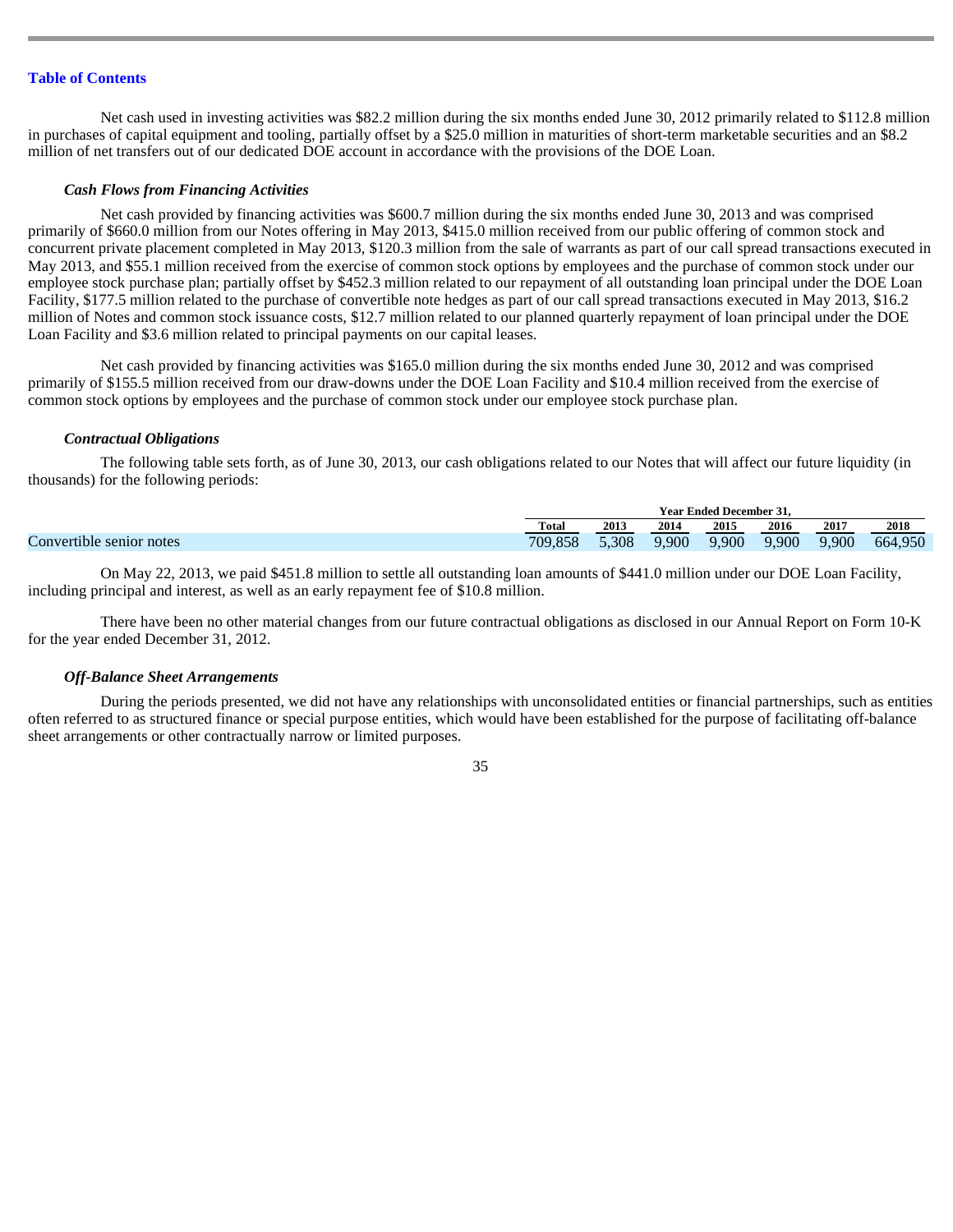Net cash used in investing activities was $82.2 million during the six months ended June 30, 2012 primarily related to $112.8 million in purchases of capital equipment and tooling, partially offset by a $25.0 million in maturities of short-term marketable securities and an $8.2 million of net transfers out of our dedicated DOE account in accordance with the provisions of the DOE Loan.

### *Cash Flows from Financing Activities*

Net cash provided by financing activities was $600.7 million during the six months ended June 30, 2013 and was comprised primarily of $660.0 million from our Notes offering in May 2013, $415.0 million received from our public offering of common stock and concurrent private placement completed in May 2013, $120.3 million from the sale of warrants as part of our call spread transactions executed in May 2013, and $55.1 million received from the exercise of common stock options by employees and the purchase of common stock under our employee stock purchase plan; partially offset by $452.3 million related to our repayment of all outstanding loan principal under the DOE Loan Facility, $177.5 million related to the purchase of convertible note hedges as part of our call spread transactions executed in May 2013, $16.2 million of Notes and common stock issuance costs, $12.7 million related to our planned quarterly repayment of loan principal under the DOE Loan Facility and $3.6 million related to principal payments on our capital leases.

Net cash provided by financing activities was $165.0 million during the six months ended June 30, 2012 and was comprised primarily of $155.5 million received from our draw-downs under the DOE Loan Facility and $10.4 million received from the exercise of common stock options by employees and the purchase of common stock under our employee stock purchase plan.

### *Contractual Obligations*

The following table sets forth, as of June 30, 2013, our cash obligations related to our Notes that will affect our future liquidity (in thousands) for the following periods:

| | | Year Ended December 31, | | | | | |
|---|---|---|---|---|---|---|---|
| | Total | 2013 | 2014 | 2015 | 2016 | 2017 | 2018 |
| Convertible senior notes | 709,858 | 5,308 | 9,900 | 9,900 | 9,900 | 9,900 | 664,950 |

On May 22, 2013, we paid $451.8 million to settle all outstanding loan amounts of $441.0 million under our DOE Loan Facility, including principal and interest, as well as an early repayment fee of $10.8 million.

There have been no other material changes from our future contractual obligations as disclosed in our Annual Report on Form 10-K for the year ended December 31, 2012.

### *Off-Balance Sheet Arrangements*

During the periods presented, we did not have any relationships with unconsolidated entities or financial partnerships, such as entities often referred to as structured finance or special purpose entities, which would have been established for the purpose of facilitating off-balance sheet arrangements or other contractually narrow or limited purposes.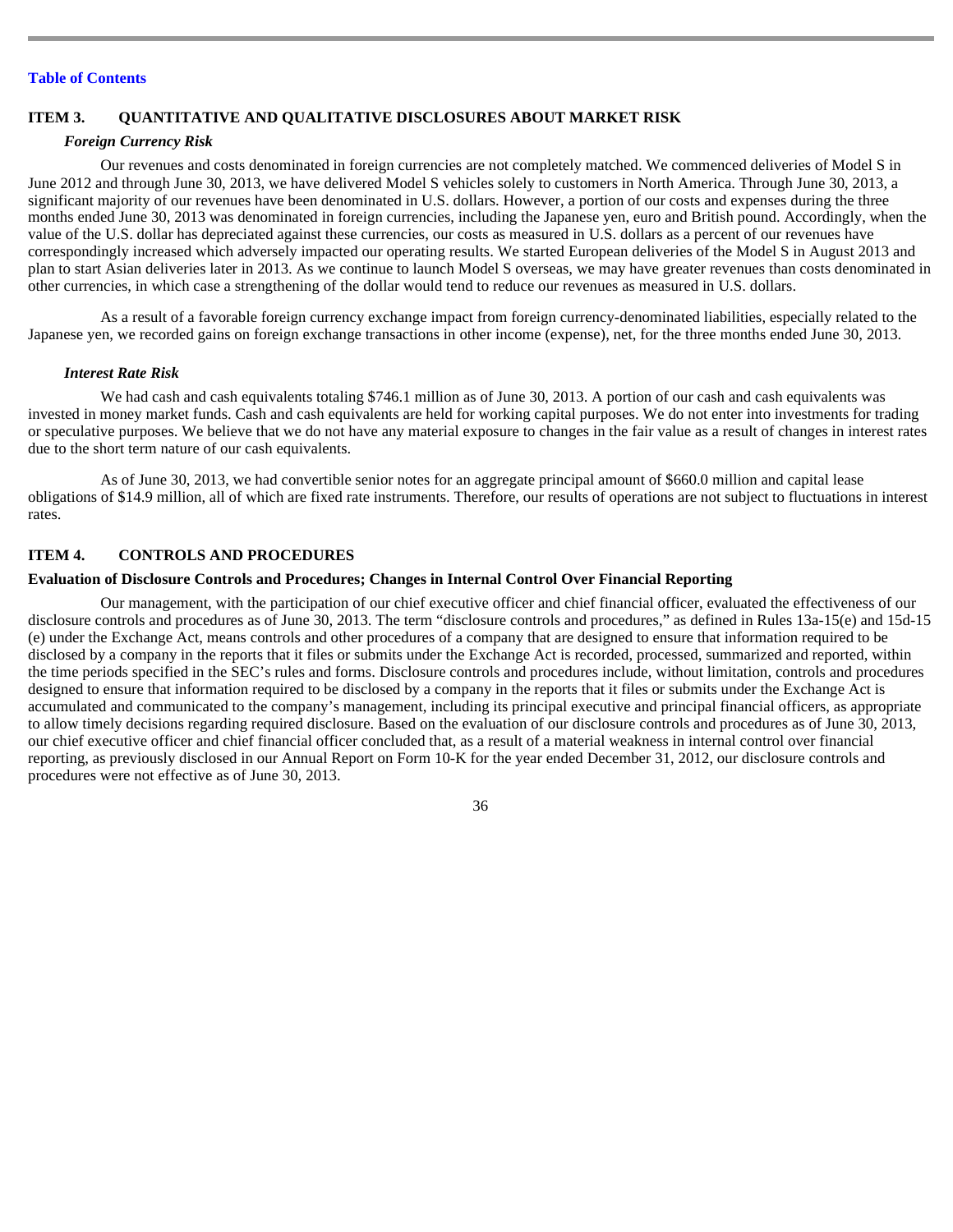## ITEM 3. QUANTITATIVE AND QUALITATIVE DISCLOSURES ABOUT MARKET RISK

### *Foreign Currency Risk*

Our revenues and costs denominated in foreign currencies are not completely matched. We commenced deliveries of Model S in June 2012 and through June 30, 2013, we have delivered Model S vehicles solely to customers in North America. Through June 30, 2013, a significant majority of our revenues have been denominated in U.S. dollars. However, a portion of our costs and expenses during the three months ended June 30, 2013 was denominated in foreign currencies, including the Japanese yen, euro and British pound. Accordingly, when the value of the U.S. dollar has depreciated against these currencies, our costs as measured in U.S. dollars as a percent of our revenues have correspondingly increased which adversely impacted our operating results. We started European deliveries of the Model S in August 2013 and plan to start Asian deliveries later in 2013. As we continue to launch Model S overseas, we may have greater revenues than costs denominated in other currencies, in which case a strengthening of the dollar would tend to reduce our revenues as measured in U.S. dollars.

As a result of a favorable foreign currency exchange impact from foreign currency-denominated liabilities, especially related to the Japanese yen, we recorded gains on foreign exchange transactions in other income (expense), net, for the three months ended June 30, 2013.

### *Interest Rate Risk*

We had cash and cash equivalents totaling $746.1 million as of June 30, 2013. A portion of our cash and cash equivalents was invested in money market funds. Cash and cash equivalents are held for working capital purposes. We do not enter into investments for trading or speculative purposes. We believe that we do not have any material exposure to changes in the fair value as a result of changes in interest rates due to the short term nature of our cash equivalents.

As of June 30, 2013, we had convertible senior notes for an aggregate principal amount of $660.0 million and capital lease obligations of $14.9 million, all of which are fixed rate instruments. Therefore, our results of operations are not subject to fluctuations in interest rates.

## ITEM 4. CONTROLS AND PROCEDURES

### Evaluation of Disclosure Controls and Procedures; Changes in Internal Control Over Financial Reporting

Our management, with the participation of our chief executive officer and chief financial officer, evaluated the effectiveness of our disclosure controls and procedures as of June 30, 2013. The term "disclosure controls and procedures," as defined in Rules 13a-15(e) and 15d-15 (e) under the Exchange Act, means controls and other procedures of a company that are designed to ensure that information required to be disclosed by a company in the reports that it files or submits under the Exchange Act is recorded, processed, summarized and reported, within the time periods specified in the SEC's rules and forms. Disclosure controls and procedures include, without limitation, controls and procedures designed to ensure that information required to be disclosed by a company in the reports that it files or submits under the Exchange Act is accumulated and communicated to the company's management, including its principal executive and principal financial officers, as appropriate to allow timely decisions regarding required disclosure. Based on the evaluation of our disclosure controls and procedures as of June 30, 2013, our chief executive officer and chief financial officer concluded that, as a result of a material weakness in internal control over financial reporting, as previously disclosed in our Annual Report on Form 10-K for the year ended December 31, 2012, our disclosure controls and procedures were not effective as of June 30, 2013.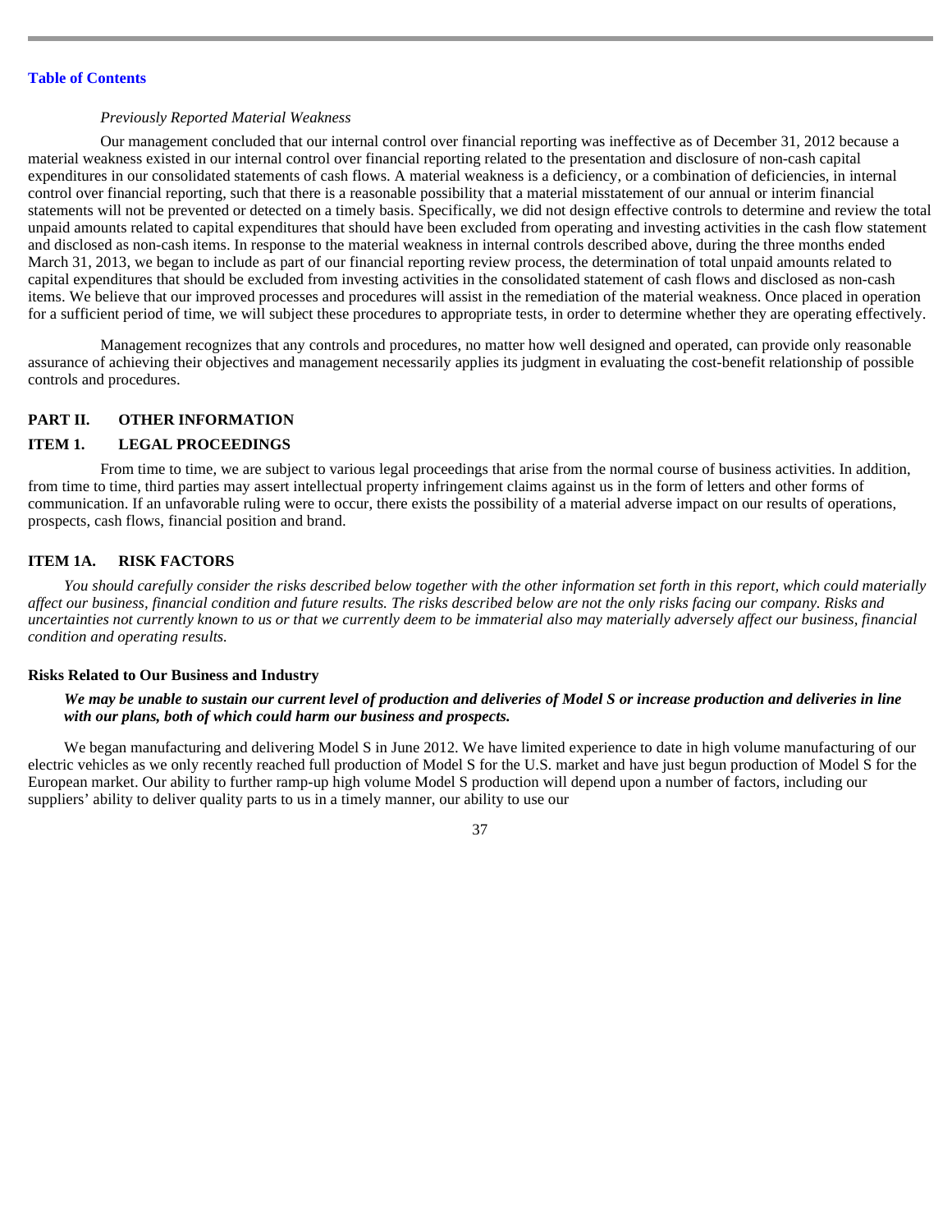*Previously Reported Material Weakness*

Our management concluded that our internal control over financial reporting was ineffective as of December 31, 2012 because a material weakness existed in our internal control over financial reporting related to the presentation and disclosure of non-cash capital expenditures in our consolidated statements of cash flows. A material weakness is a deficiency, or a combination of deficiencies, in internal control over financial reporting, such that there is a reasonable possibility that a material misstatement of our annual or interim financial statements will not be prevented or detected on a timely basis. Specifically, we did not design effective controls to determine and review the total unpaid amounts related to capital expenditures that should have been excluded from operating and investing activities in the cash flow statement and disclosed as non-cash items. In response to the material weakness in internal controls described above, during the three months ended March 31, 2013, we began to include as part of our financial reporting review process, the determination of total unpaid amounts related to capital expenditures that should be excluded from investing activities in the consolidated statement of cash flows and disclosed as non-cash items. We believe that our improved processes and procedures will assist in the remediation of the material weakness. Once placed in operation for a sufficient period of time, we will subject these procedures to appropriate tests, in order to determine whether they are operating effectively.

Management recognizes that any controls and procedures, no matter how well designed and operated, can provide only reasonable assurance of achieving their objectives and management necessarily applies its judgment in evaluating the cost-benefit relationship of possible controls and procedures.

## PART II. OTHER INFORMATION

## ITEM 1. LEGAL PROCEEDINGS

From time to time, we are subject to various legal proceedings that arise from the normal course of business activities. In addition, from time to time, third parties may assert intellectual property infringement claims against us in the form of letters and other forms of communication. If an unfavorable ruling were to occur, there exists the possibility of a material adverse impact on our results of operations, prospects, cash flows, financial position and brand.

## ITEM 1A. RISK FACTORS

*You should carefully consider the risks described below together with the other information set forth in this report, which could materially affect our business, financial condition and future results. The risks described below are not the only risks facing our company. Risks and uncertainties not currently known to us or that we currently deem to be immaterial also may materially adversely affect our business, financial condition and operating results.*

### Risks Related to Our Business and Industry

***We may be unable to sustain our current level of production and deliveries of Model S or increase production and deliveries in line with our plans, both of which could harm our business and prospects.***

We began manufacturing and delivering Model S in June 2012. We have limited experience to date in high volume manufacturing of our electric vehicles as we only recently reached full production of Model S for the U.S. market and have just begun production of Model S for the European market. Our ability to further ramp-up high volume Model S production will depend upon a number of factors, including our suppliers' ability to deliver quality parts to us in a timely manner, our ability to use our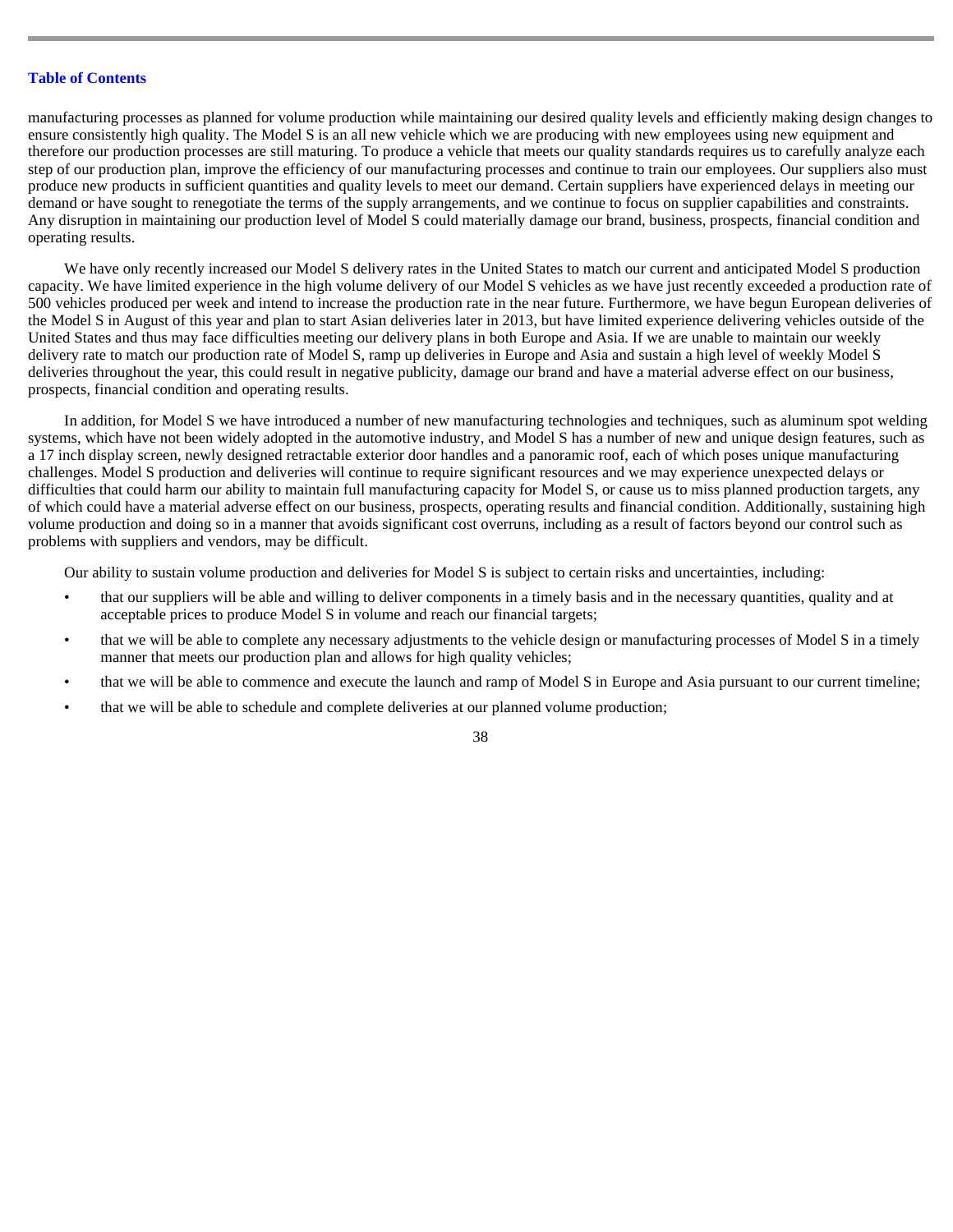manufacturing processes as planned for volume production while maintaining our desired quality levels and efficiently making design changes to ensure consistently high quality. The Model S is an all new vehicle which we are producing with new employees using new equipment and therefore our production processes are still maturing. To produce a vehicle that meets our quality standards requires us to carefully analyze each step of our production plan, improve the efficiency of our manufacturing processes and continue to train our employees. Our suppliers also must produce new products in sufficient quantities and quality levels to meet our demand. Certain suppliers have experienced delays in meeting our demand or have sought to renegotiate the terms of the supply arrangements, and we continue to focus on supplier capabilities and constraints. Any disruption in maintaining our production level of Model S could materially damage our brand, business, prospects, financial condition and operating results.

We have only recently increased our Model S delivery rates in the United States to match our current and anticipated Model S production capacity. We have limited experience in the high volume delivery of our Model S vehicles as we have just recently exceeded a production rate of 500 vehicles produced per week and intend to increase the production rate in the near future. Furthermore, we have begun European deliveries of the Model S in August of this year and plan to start Asian deliveries later in 2013, but have limited experience delivering vehicles outside of the United States and thus may face difficulties meeting our delivery plans in both Europe and Asia. If we are unable to maintain our weekly delivery rate to match our production rate of Model S, ramp up deliveries in Europe and Asia and sustain a high level of weekly Model S deliveries throughout the year, this could result in negative publicity, damage our brand and have a material adverse effect on our business, prospects, financial condition and operating results.

In addition, for Model S we have introduced a number of new manufacturing technologies and techniques, such as aluminum spot welding systems, which have not been widely adopted in the automotive industry, and Model S has a number of new and unique design features, such as a 17 inch display screen, newly designed retractable exterior door handles and a panoramic roof, each of which poses unique manufacturing challenges. Model S production and deliveries will continue to require significant resources and we may experience unexpected delays or difficulties that could harm our ability to maintain full manufacturing capacity for Model S, or cause us to miss planned production targets, any of which could have a material adverse effect on our business, prospects, operating results and financial condition. Additionally, sustaining high volume production and doing so in a manner that avoids significant cost overruns, including as a result of factors beyond our control such as problems with suppliers and vendors, may be difficult.

Our ability to sustain volume production and deliveries for Model S is subject to certain risks and uncertainties, including:

- that our suppliers will be able and willing to deliver components in a timely basis and in the necessary quantities, quality and at acceptable prices to produce Model S in volume and reach our financial targets;
- that we will be able to complete any necessary adjustments to the vehicle design or manufacturing processes of Model S in a timely manner that meets our production plan and allows for high quality vehicles;
- that we will be able to commence and execute the launch and ramp of Model S in Europe and Asia pursuant to our current timeline;
- that we will be able to schedule and complete deliveries at our planned volume production;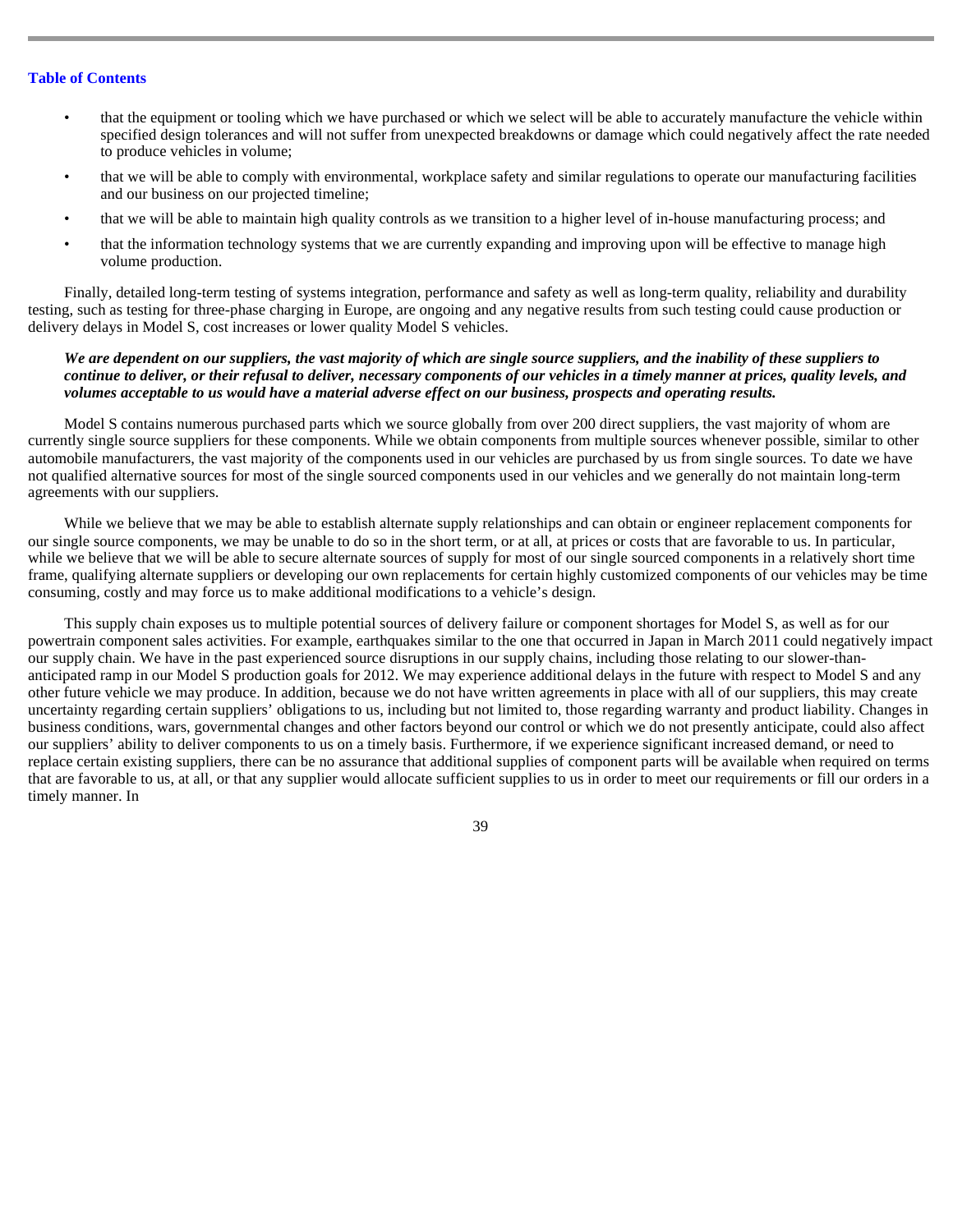- that the equipment or tooling which we have purchased or which we select will be able to accurately manufacture the vehicle within specified design tolerances and will not suffer from unexpected breakdowns or damage which could negatively affect the rate needed to produce vehicles in volume;
- that we will be able to comply with environmental, workplace safety and similar regulations to operate our manufacturing facilities and our business on our projected timeline;
- that we will be able to maintain high quality controls as we transition to a higher level of in-house manufacturing process; and
- that the information technology systems that we are currently expanding and improving upon will be effective to manage high volume production.

Finally, detailed long-term testing of systems integration, performance and safety as well as long-term quality, reliability and durability testing, such as testing for three-phase charging in Europe, are ongoing and any negative results from such testing could cause production or delivery delays in Model S, cost increases or lower quality Model S vehicles.

***We are dependent on our suppliers, the vast majority of which are single source suppliers, and the inability of these suppliers to continue to deliver, or their refusal to deliver, necessary components of our vehicles in a timely manner at prices, quality levels, and volumes acceptable to us would have a material adverse effect on our business, prospects and operating results.***

Model S contains numerous purchased parts which we source globally from over 200 direct suppliers, the vast majority of whom are currently single source suppliers for these components. While we obtain components from multiple sources whenever possible, similar to other automobile manufacturers, the vast majority of the components used in our vehicles are purchased by us from single sources. To date we have not qualified alternative sources for most of the single sourced components used in our vehicles and we generally do not maintain long-term agreements with our suppliers.

While we believe that we may be able to establish alternate supply relationships and can obtain or engineer replacement components for our single source components, we may be unable to do so in the short term, or at all, at prices or costs that are favorable to us. In particular, while we believe that we will be able to secure alternate sources of supply for most of our single sourced components in a relatively short time frame, qualifying alternate suppliers or developing our own replacements for certain highly customized components of our vehicles may be time consuming, costly and may force us to make additional modifications to a vehicle's design.

This supply chain exposes us to multiple potential sources of delivery failure or component shortages for Model S, as well as for our powertrain component sales activities. For example, earthquakes similar to the one that occurred in Japan in March 2011 could negatively impact our supply chain. We have in the past experienced source disruptions in our supply chains, including those relating to our slower-than-anticipated ramp in our Model S production goals for 2012. We may experience additional delays in the future with respect to Model S and any other future vehicle we may produce. In addition, because we do not have written agreements in place with all of our suppliers, this may create uncertainty regarding certain suppliers' obligations to us, including but not limited to, those regarding warranty and product liability. Changes in business conditions, wars, governmental changes and other factors beyond our control or which we do not presently anticipate, could also affect our suppliers' ability to deliver components to us on a timely basis. Furthermore, if we experience significant increased demand, or need to replace certain existing suppliers, there can be no assurance that additional supplies of component parts will be available when required on terms that are favorable to us, at all, or that any supplier would allocate sufficient supplies to us in order to meet our requirements or fill our orders in a timely manner. In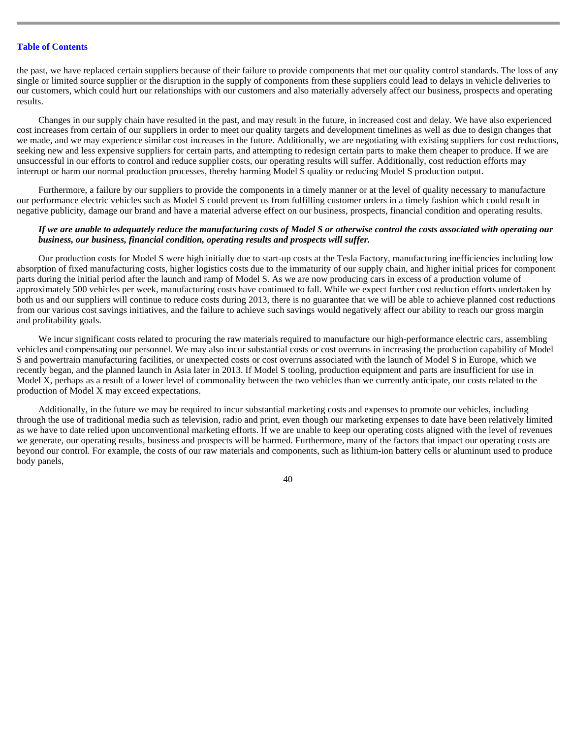the past, we have replaced certain suppliers because of their failure to provide components that met our quality control standards. The loss of any single or limited source supplier or the disruption in the supply of components from these suppliers could lead to delays in vehicle deliveries to our customers, which could hurt our relationships with our customers and also materially adversely affect our business, prospects and operating results.

Changes in our supply chain have resulted in the past, and may result in the future, in increased cost and delay. We have also experienced cost increases from certain of our suppliers in order to meet our quality targets and development timelines as well as due to design changes that we made, and we may experience similar cost increases in the future. Additionally, we are negotiating with existing suppliers for cost reductions, seeking new and less expensive suppliers for certain parts, and attempting to redesign certain parts to make them cheaper to produce. If we are unsuccessful in our efforts to control and reduce supplier costs, our operating results will suffer. Additionally, cost reduction efforts may interrupt or harm our normal production processes, thereby harming Model S quality or reducing Model S production output.

Furthermore, a failure by our suppliers to provide the components in a timely manner or at the level of quality necessary to manufacture our performance electric vehicles such as Model S could prevent us from fulfilling customer orders in a timely fashion which could result in negative publicity, damage our brand and have a material adverse effect on our business, prospects, financial condition and operating results.

***If we are unable to adequately reduce the manufacturing costs of Model S or otherwise control the costs associated with operating our business, our business, financial condition, operating results and prospects will suffer.***

Our production costs for Model S were high initially due to start-up costs at the Tesla Factory, manufacturing inefficiencies including low absorption of fixed manufacturing costs, higher logistics costs due to the immaturity of our supply chain, and higher initial prices for component parts during the initial period after the launch and ramp of Model S. As we are now producing cars in excess of a production volume of approximately 500 vehicles per week, manufacturing costs have continued to fall. While we expect further cost reduction efforts undertaken by both us and our suppliers will continue to reduce costs during 2013, there is no guarantee that we will be able to achieve planned cost reductions from our various cost savings initiatives, and the failure to achieve such savings would negatively affect our ability to reach our gross margin and profitability goals.

We incur significant costs related to procuring the raw materials required to manufacture our high-performance electric cars, assembling vehicles and compensating our personnel. We may also incur substantial costs or cost overruns in increasing the production capability of Model S and powertrain manufacturing facilities, or unexpected costs or cost overruns associated with the launch of Model S in Europe, which we recently began, and the planned launch in Asia later in 2013. If Model S tooling, production equipment and parts are insufficient for use in Model X, perhaps as a result of a lower level of commonality between the two vehicles than we currently anticipate, our costs related to the production of Model X may exceed expectations.

Additionally, in the future we may be required to incur substantial marketing costs and expenses to promote our vehicles, including through the use of traditional media such as television, radio and print, even though our marketing expenses to date have been relatively limited as we have to date relied upon unconventional marketing efforts. If we are unable to keep our operating costs aligned with the level of revenues we generate, our operating results, business and prospects will be harmed. Furthermore, many of the factors that impact our operating costs are beyond our control. For example, the costs of our raw materials and components, such as lithium-ion battery cells or aluminum used to produce body panels,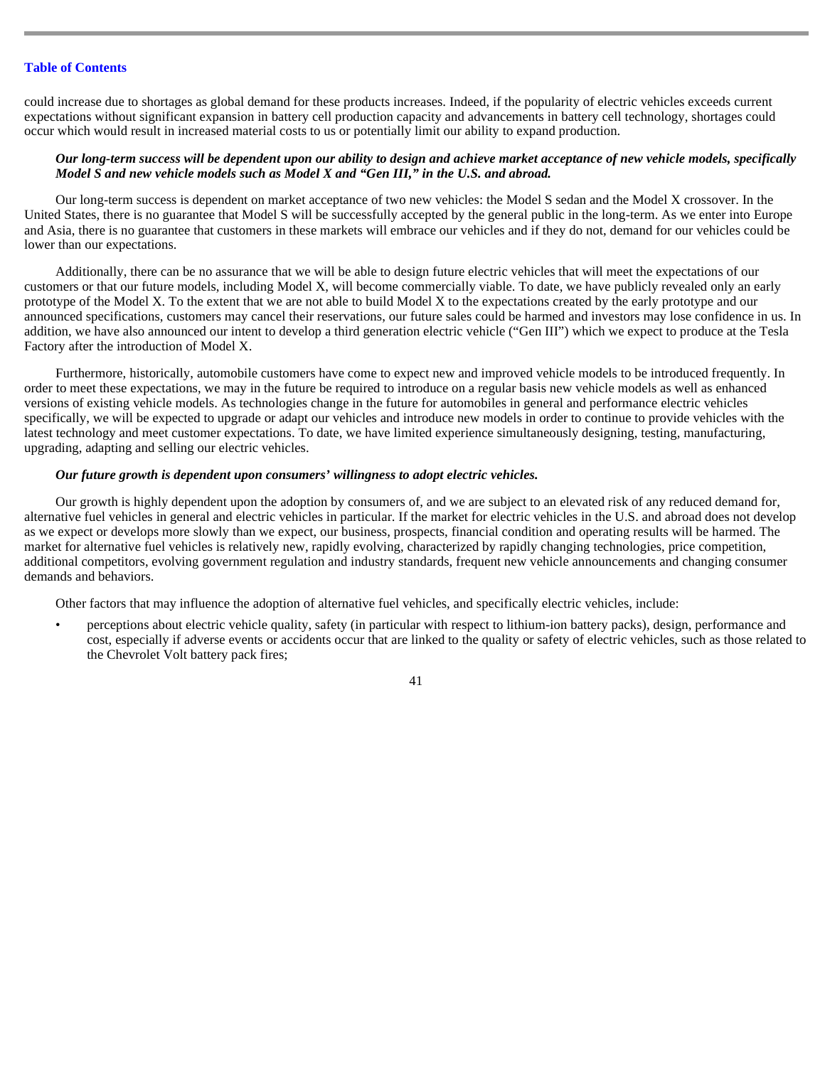could increase due to shortages as global demand for these products increases. Indeed, if the popularity of electric vehicles exceeds current expectations without significant expansion in battery cell production capacity and advancements in battery cell technology, shortages could occur which would result in increased material costs to us or potentially limit our ability to expand production.

***Our long-term success will be dependent upon our ability to design and achieve market acceptance of new vehicle models, specifically Model S and new vehicle models such as Model X and "Gen III," in the U.S. and abroad.***

Our long-term success is dependent on market acceptance of two new vehicles: the Model S sedan and the Model X crossover. In the United States, there is no guarantee that Model S will be successfully accepted by the general public in the long-term. As we enter into Europe and Asia, there is no guarantee that customers in these markets will embrace our vehicles and if they do not, demand for our vehicles could be lower than our expectations.

Additionally, there can be no assurance that we will be able to design future electric vehicles that will meet the expectations of our customers or that our future models, including Model X, will become commercially viable. To date, we have publicly revealed only an early prototype of the Model X. To the extent that we are not able to build Model X to the expectations created by the early prototype and our announced specifications, customers may cancel their reservations, our future sales could be harmed and investors may lose confidence in us. In addition, we have also announced our intent to develop a third generation electric vehicle ("Gen III") which we expect to produce at the Tesla Factory after the introduction of Model X.

Furthermore, historically, automobile customers have come to expect new and improved vehicle models to be introduced frequently. In order to meet these expectations, we may in the future be required to introduce on a regular basis new vehicle models as well as enhanced versions of existing vehicle models. As technologies change in the future for automobiles in general and performance electric vehicles specifically, we will be expected to upgrade or adapt our vehicles and introduce new models in order to continue to provide vehicles with the latest technology and meet customer expectations. To date, we have limited experience simultaneously designing, testing, manufacturing, upgrading, adapting and selling our electric vehicles.

***Our future growth is dependent upon consumers' willingness to adopt electric vehicles.***

Our growth is highly dependent upon the adoption by consumers of, and we are subject to an elevated risk of any reduced demand for, alternative fuel vehicles in general and electric vehicles in particular. If the market for electric vehicles in the U.S. and abroad does not develop as we expect or develops more slowly than we expect, our business, prospects, financial condition and operating results will be harmed. The market for alternative fuel vehicles is relatively new, rapidly evolving, characterized by rapidly changing technologies, price competition, additional competitors, evolving government regulation and industry standards, frequent new vehicle announcements and changing consumer demands and behaviors.

Other factors that may influence the adoption of alternative fuel vehicles, and specifically electric vehicles, include:

- perceptions about electric vehicle quality, safety (in particular with respect to lithium-ion battery packs), design, performance and cost, especially if adverse events or accidents occur that are linked to the quality or safety of electric vehicles, such as those related to the Chevrolet Volt battery pack fires;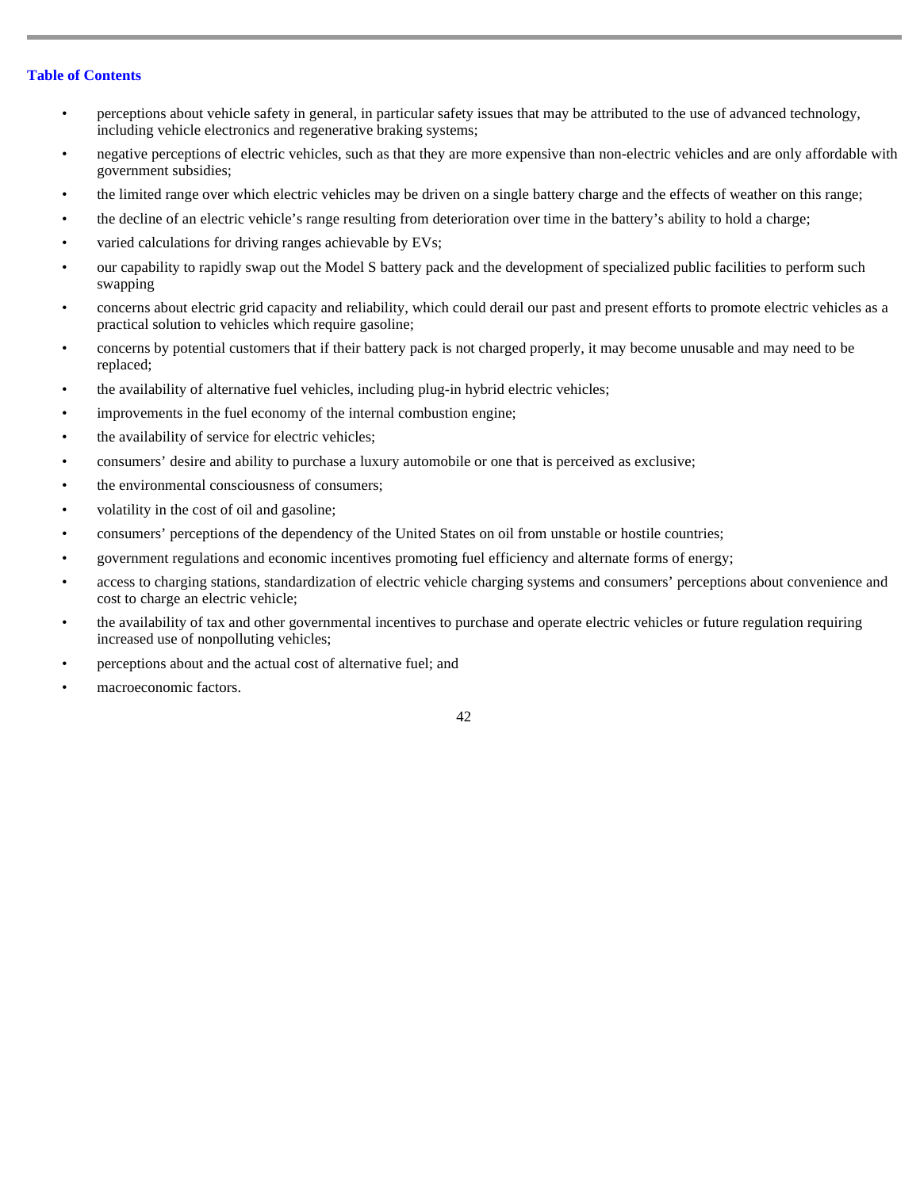- perceptions about vehicle safety in general, in particular safety issues that may be attributed to the use of advanced technology, including vehicle electronics and regenerative braking systems;
- negative perceptions of electric vehicles, such as that they are more expensive than non-electric vehicles and are only affordable with government subsidies;
- the limited range over which electric vehicles may be driven on a single battery charge and the effects of weather on this range;
- the decline of an electric vehicle's range resulting from deterioration over time in the battery's ability to hold a charge;
- varied calculations for driving ranges achievable by EVs;
- our capability to rapidly swap out the Model S battery pack and the development of specialized public facilities to perform such swapping
- concerns about electric grid capacity and reliability, which could derail our past and present efforts to promote electric vehicles as a practical solution to vehicles which require gasoline;
- concerns by potential customers that if their battery pack is not charged properly, it may become unusable and may need to be replaced;
- the availability of alternative fuel vehicles, including plug-in hybrid electric vehicles;
- improvements in the fuel economy of the internal combustion engine;
- the availability of service for electric vehicles;
- consumers' desire and ability to purchase a luxury automobile or one that is perceived as exclusive;
- the environmental consciousness of consumers;
- volatility in the cost of oil and gasoline;
- consumers' perceptions of the dependency of the United States on oil from unstable or hostile countries;
- government regulations and economic incentives promoting fuel efficiency and alternate forms of energy;
- access to charging stations, standardization of electric vehicle charging systems and consumers' perceptions about convenience and cost to charge an electric vehicle;
- the availability of tax and other governmental incentives to purchase and operate electric vehicles or future regulation requiring increased use of nonpolluting vehicles;
- perceptions about and the actual cost of alternative fuel; and
- macroeconomic factors.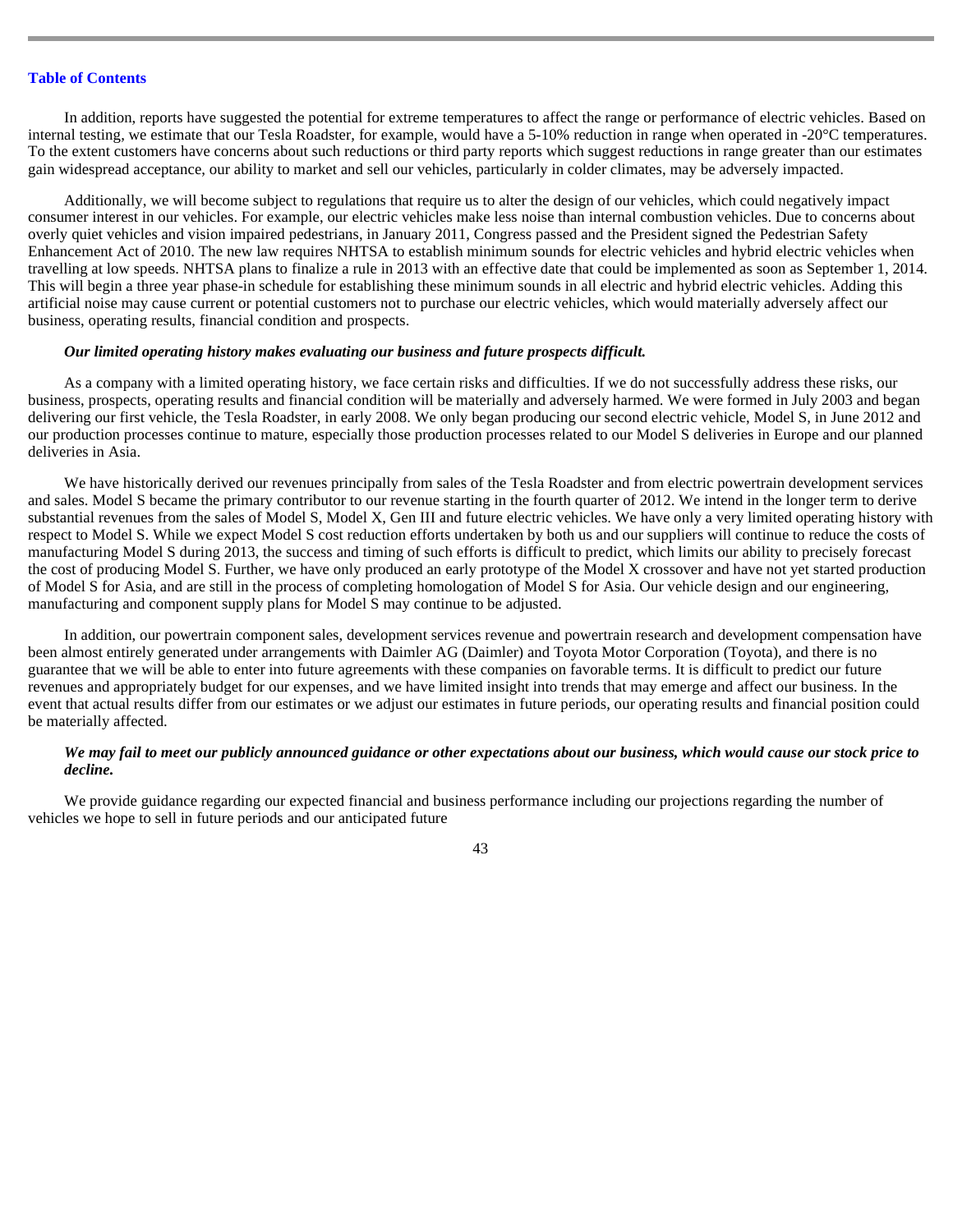In addition, reports have suggested the potential for extreme temperatures to affect the range or performance of electric vehicles. Based on internal testing, we estimate that our Tesla Roadster, for example, would have a 5-10% reduction in range when operated in -20°C temperatures. To the extent customers have concerns about such reductions or third party reports which suggest reductions in range greater than our estimates gain widespread acceptance, our ability to market and sell our vehicles, particularly in colder climates, may be adversely impacted.

Additionally, we will become subject to regulations that require us to alter the design of our vehicles, which could negatively impact consumer interest in our vehicles. For example, our electric vehicles make less noise than internal combustion vehicles. Due to concerns about overly quiet vehicles and vision impaired pedestrians, in January 2011, Congress passed and the President signed the Pedestrian Safety Enhancement Act of 2010. The new law requires NHTSA to establish minimum sounds for electric vehicles and hybrid electric vehicles when travelling at low speeds. NHTSA plans to finalize a rule in 2013 with an effective date that could be implemented as soon as September 1, 2014. This will begin a three year phase-in schedule for establishing these minimum sounds in all electric and hybrid electric vehicles. Adding this artificial noise may cause current or potential customers not to purchase our electric vehicles, which would materially adversely affect our business, operating results, financial condition and prospects.

***Our limited operating history makes evaluating our business and future prospects difficult.***

As a company with a limited operating history, we face certain risks and difficulties. If we do not successfully address these risks, our business, prospects, operating results and financial condition will be materially and adversely harmed. We were formed in July 2003 and began delivering our first vehicle, the Tesla Roadster, in early 2008. We only began producing our second electric vehicle, Model S, in June 2012 and our production processes continue to mature, especially those production processes related to our Model S deliveries in Europe and our planned deliveries in Asia.

We have historically derived our revenues principally from sales of the Tesla Roadster and from electric powertrain development services and sales. Model S became the primary contributor to our revenue starting in the fourth quarter of 2012. We intend in the longer term to derive substantial revenues from the sales of Model S, Model X, Gen III and future electric vehicles. We have only a very limited operating history with respect to Model S. While we expect Model S cost reduction efforts undertaken by both us and our suppliers will continue to reduce the costs of manufacturing Model S during 2013, the success and timing of such efforts is difficult to predict, which limits our ability to precisely forecast the cost of producing Model S. Further, we have only produced an early prototype of the Model X crossover and have not yet started production of Model S for Asia, and are still in the process of completing homologation of Model S for Asia. Our vehicle design and our engineering, manufacturing and component supply plans for Model S may continue to be adjusted.

In addition, our powertrain component sales, development services revenue and powertrain research and development compensation have been almost entirely generated under arrangements with Daimler AG (Daimler) and Toyota Motor Corporation (Toyota), and there is no guarantee that we will be able to enter into future agreements with these companies on favorable terms. It is difficult to predict our future revenues and appropriately budget for our expenses, and we have limited insight into trends that may emerge and affect our business. In the event that actual results differ from our estimates or we adjust our estimates in future periods, our operating results and financial position could be materially affected.

***We may fail to meet our publicly announced guidance or other expectations about our business, which would cause our stock price to decline.***

We provide guidance regarding our expected financial and business performance including our projections regarding the number of vehicles we hope to sell in future periods and our anticipated future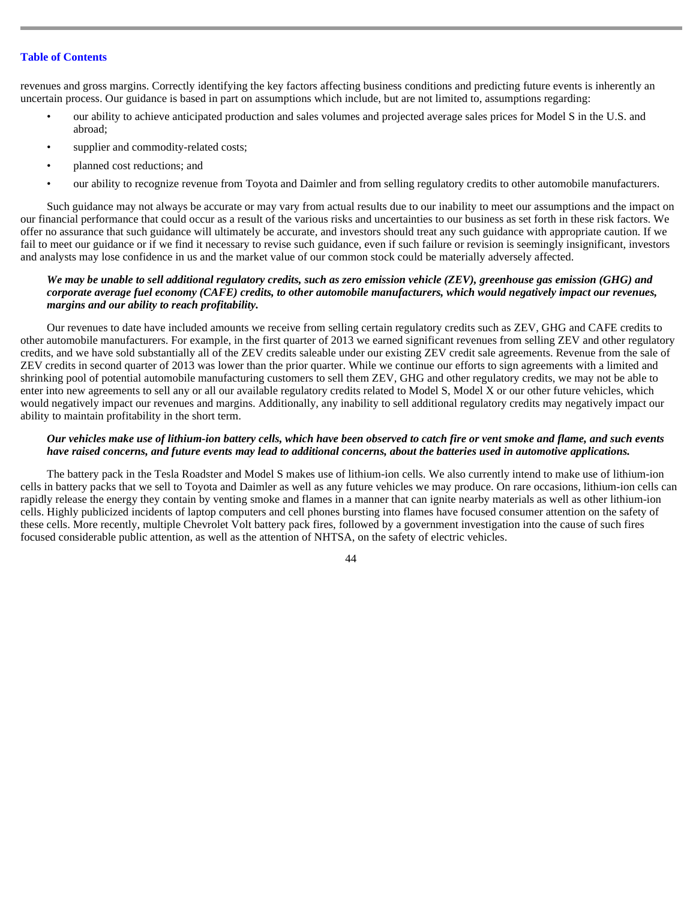revenues and gross margins. Correctly identifying the key factors affecting business conditions and predicting future events is inherently an uncertain process. Our guidance is based in part on assumptions which include, but are not limited to, assumptions regarding:

- our ability to achieve anticipated production and sales volumes and projected average sales prices for Model S in the U.S. and abroad;
- supplier and commodity-related costs;
- planned cost reductions; and
- our ability to recognize revenue from Toyota and Daimler and from selling regulatory credits to other automobile manufacturers.

Such guidance may not always be accurate or may vary from actual results due to our inability to meet our assumptions and the impact on our financial performance that could occur as a result of the various risks and uncertainties to our business as set forth in these risk factors. We offer no assurance that such guidance will ultimately be accurate, and investors should treat any such guidance with appropriate caution. If we fail to meet our guidance or if we find it necessary to revise such guidance, even if such failure or revision is seemingly insignificant, investors and analysts may lose confidence in us and the market value of our common stock could be materially adversely affected.

***We may be unable to sell additional regulatory credits, such as zero emission vehicle (ZEV), greenhouse gas emission (GHG) and corporate average fuel economy (CAFE) credits, to other automobile manufacturers, which would negatively impact our revenues, margins and our ability to reach profitability.***

Our revenues to date have included amounts we receive from selling certain regulatory credits such as ZEV, GHG and CAFE credits to other automobile manufacturers. For example, in the first quarter of 2013 we earned significant revenues from selling ZEV and other regulatory credits, and we have sold substantially all of the ZEV credits saleable under our existing ZEV credit sale agreements. Revenue from the sale of ZEV credits in second quarter of 2013 was lower than the prior quarter. While we continue our efforts to sign agreements with a limited and shrinking pool of potential automobile manufacturing customers to sell them ZEV, GHG and other regulatory credits, we may not be able to enter into new agreements to sell any or all our available regulatory credits related to Model S, Model X or our other future vehicles, which would negatively impact our revenues and margins. Additionally, any inability to sell additional regulatory credits may negatively impact our ability to maintain profitability in the short term.

***Our vehicles make use of lithium-ion battery cells, which have been observed to catch fire or vent smoke and flame, and such events have raised concerns, and future events may lead to additional concerns, about the batteries used in automotive applications.***

The battery pack in the Tesla Roadster and Model S makes use of lithium-ion cells. We also currently intend to make use of lithium-ion cells in battery packs that we sell to Toyota and Daimler as well as any future vehicles we may produce. On rare occasions, lithium-ion cells can rapidly release the energy they contain by venting smoke and flames in a manner that can ignite nearby materials as well as other lithium-ion cells. Highly publicized incidents of laptop computers and cell phones bursting into flames have focused consumer attention on the safety of these cells. More recently, multiple Chevrolet Volt battery pack fires, followed by a government investigation into the cause of such fires focused considerable public attention, as well as the attention of NHTSA, on the safety of electric vehicles.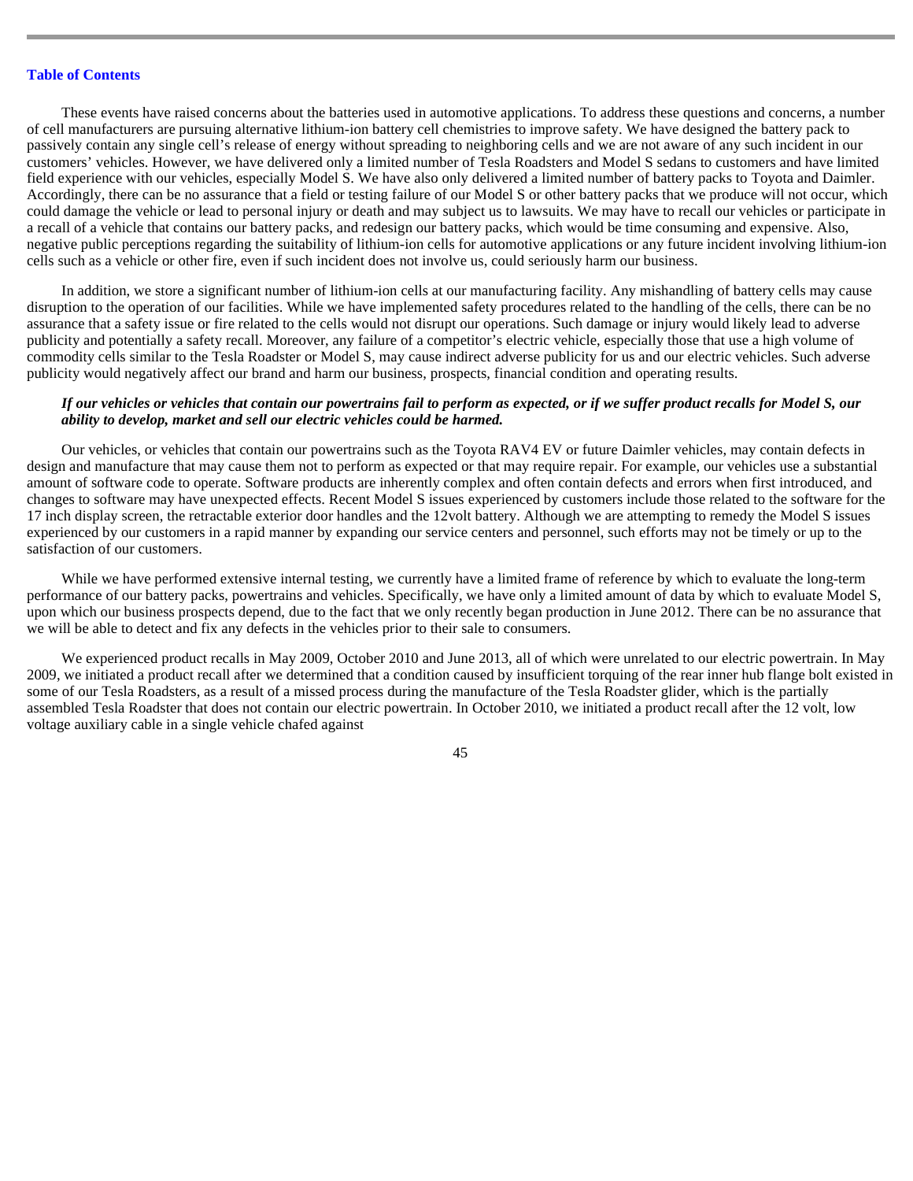These events have raised concerns about the batteries used in automotive applications. To address these questions and concerns, a number of cell manufacturers are pursuing alternative lithium-ion battery cell chemistries to improve safety. We have designed the battery pack to passively contain any single cell's release of energy without spreading to neighboring cells and we are not aware of any such incident in our customers' vehicles. However, we have delivered only a limited number of Tesla Roadsters and Model S sedans to customers and have limited field experience with our vehicles, especially Model S. We have also only delivered a limited number of battery packs to Toyota and Daimler. Accordingly, there can be no assurance that a field or testing failure of our Model S or other battery packs that we produce will not occur, which could damage the vehicle or lead to personal injury or death and may subject us to lawsuits. We may have to recall our vehicles or participate in a recall of a vehicle that contains our battery packs, and redesign our battery packs, which would be time consuming and expensive. Also, negative public perceptions regarding the suitability of lithium-ion cells for automotive applications or any future incident involving lithium-ion cells such as a vehicle or other fire, even if such incident does not involve us, could seriously harm our business.

In addition, we store a significant number of lithium-ion cells at our manufacturing facility. Any mishandling of battery cells may cause disruption to the operation of our facilities. While we have implemented safety procedures related to the handling of the cells, there can be no assurance that a safety issue or fire related to the cells would not disrupt our operations. Such damage or injury would likely lead to adverse publicity and potentially a safety recall. Moreover, any failure of a competitor's electric vehicle, especially those that use a high volume of commodity cells similar to the Tesla Roadster or Model S, may cause indirect adverse publicity for us and our electric vehicles. Such adverse publicity would negatively affect our brand and harm our business, prospects, financial condition and operating results.

***If our vehicles or vehicles that contain our powertrains fail to perform as expected, or if we suffer product recalls for Model S, our ability to develop, market and sell our electric vehicles could be harmed.***

Our vehicles, or vehicles that contain our powertrains such as the Toyota RAV4 EV or future Daimler vehicles, may contain defects in design and manufacture that may cause them not to perform as expected or that may require repair. For example, our vehicles use a substantial amount of software code to operate. Software products are inherently complex and often contain defects and errors when first introduced, and changes to software may have unexpected effects. Recent Model S issues experienced by customers include those related to the software for the 17 inch display screen, the retractable exterior door handles and the 12volt battery. Although we are attempting to remedy the Model S issues experienced by our customers in a rapid manner by expanding our service centers and personnel, such efforts may not be timely or up to the satisfaction of our customers.

While we have performed extensive internal testing, we currently have a limited frame of reference by which to evaluate the long-term performance of our battery packs, powertrains and vehicles. Specifically, we have only a limited amount of data by which to evaluate Model S, upon which our business prospects depend, due to the fact that we only recently began production in June 2012. There can be no assurance that we will be able to detect and fix any defects in the vehicles prior to their sale to consumers.

We experienced product recalls in May 2009, October 2010 and June 2013, all of which were unrelated to our electric powertrain. In May 2009, we initiated a product recall after we determined that a condition caused by insufficient torquing of the rear inner hub flange bolt existed in some of our Tesla Roadsters, as a result of a missed process during the manufacture of the Tesla Roadster glider, which is the partially assembled Tesla Roadster that does not contain our electric powertrain. In October 2010, we initiated a product recall after the 12 volt, low voltage auxiliary cable in a single vehicle chafed against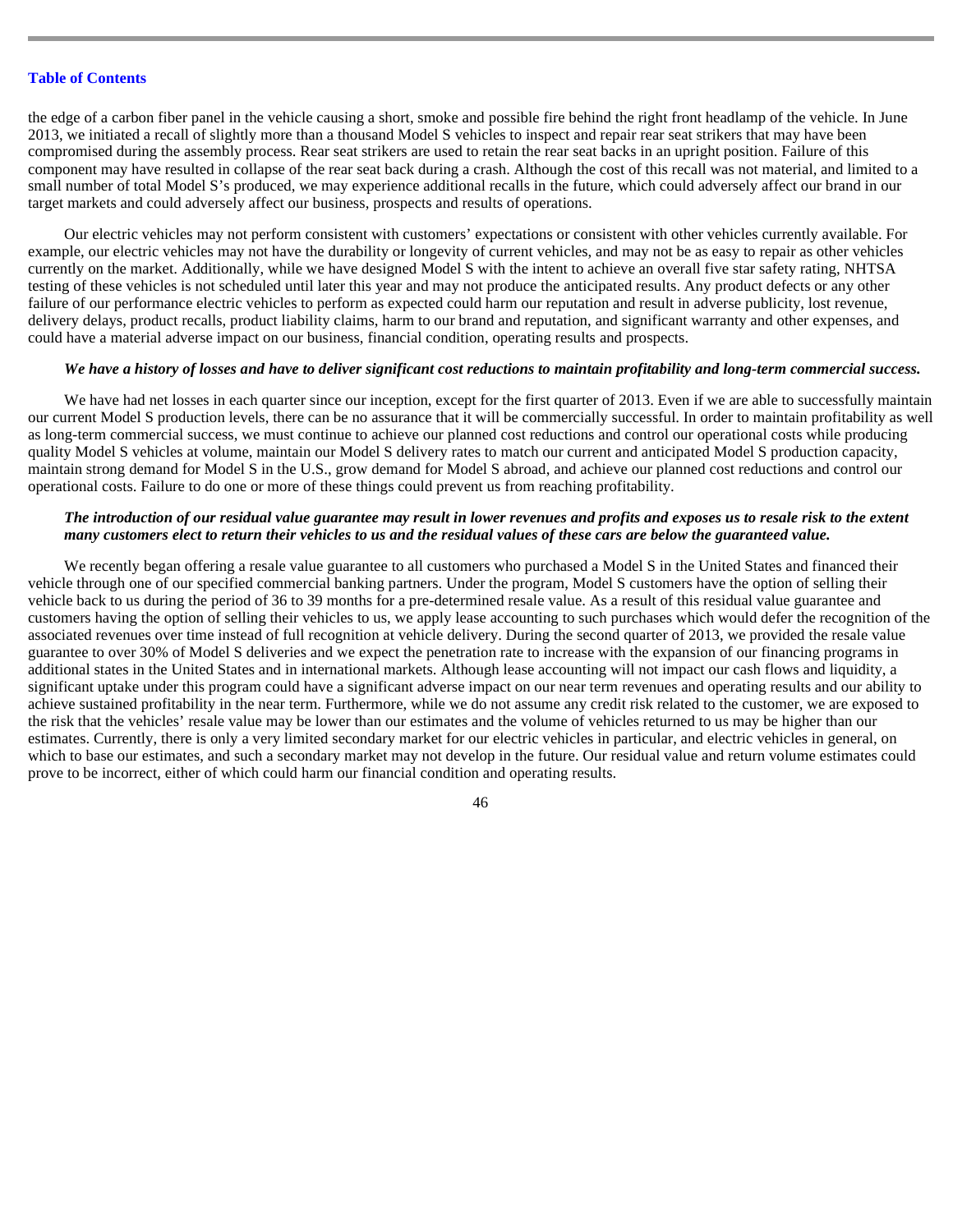the edge of a carbon fiber panel in the vehicle causing a short, smoke and possible fire behind the right front headlamp of the vehicle. In June 2013, we initiated a recall of slightly more than a thousand Model S vehicles to inspect and repair rear seat strikers that may have been compromised during the assembly process. Rear seat strikers are used to retain the rear seat backs in an upright position. Failure of this component may have resulted in collapse of the rear seat back during a crash. Although the cost of this recall was not material, and limited to a small number of total Model S's produced, we may experience additional recalls in the future, which could adversely affect our brand in our target markets and could adversely affect our business, prospects and results of operations.

Our electric vehicles may not perform consistent with customers' expectations or consistent with other vehicles currently available. For example, our electric vehicles may not have the durability or longevity of current vehicles, and may not be as easy to repair as other vehicles currently on the market. Additionally, while we have designed Model S with the intent to achieve an overall five star safety rating, NHTSA testing of these vehicles is not scheduled until later this year and may not produce the anticipated results. Any product defects or any other failure of our performance electric vehicles to perform as expected could harm our reputation and result in adverse publicity, lost revenue, delivery delays, product recalls, product liability claims, harm to our brand and reputation, and significant warranty and other expenses, and could have a material adverse impact on our business, financial condition, operating results and prospects.

***We have a history of losses and have to deliver significant cost reductions to maintain profitability and long-term commercial success.***

We have had net losses in each quarter since our inception, except for the first quarter of 2013. Even if we are able to successfully maintain our current Model S production levels, there can be no assurance that it will be commercially successful. In order to maintain profitability as well as long-term commercial success, we must continue to achieve our planned cost reductions and control our operational costs while producing quality Model S vehicles at volume, maintain our Model S delivery rates to match our current and anticipated Model S production capacity, maintain strong demand for Model S in the U.S., grow demand for Model S abroad, and achieve our planned cost reductions and control our operational costs. Failure to do one or more of these things could prevent us from reaching profitability.

***The introduction of our residual value guarantee may result in lower revenues and profits and exposes us to resale risk to the extent many customers elect to return their vehicles to us and the residual values of these cars are below the guaranteed value.***

We recently began offering a resale value guarantee to all customers who purchased a Model S in the United States and financed their vehicle through one of our specified commercial banking partners. Under the program, Model S customers have the option of selling their vehicle back to us during the period of 36 to 39 months for a pre-determined resale value. As a result of this residual value guarantee and customers having the option of selling their vehicles to us, we apply lease accounting to such purchases which would defer the recognition of the associated revenues over time instead of full recognition at vehicle delivery. During the second quarter of 2013, we provided the resale value guarantee to over 30% of Model S deliveries and we expect the penetration rate to increase with the expansion of our financing programs in additional states in the United States and in international markets. Although lease accounting will not impact our cash flows and liquidity, a significant uptake under this program could have a significant adverse impact on our near term revenues and operating results and our ability to achieve sustained profitability in the near term. Furthermore, while we do not assume any credit risk related to the customer, we are exposed to the risk that the vehicles' resale value may be lower than our estimates and the volume of vehicles returned to us may be higher than our estimates. Currently, there is only a very limited secondary market for our electric vehicles in particular, and electric vehicles in general, on which to base our estimates, and such a secondary market may not develop in the future. Our residual value and return volume estimates could prove to be incorrect, either of which could harm our financial condition and operating results.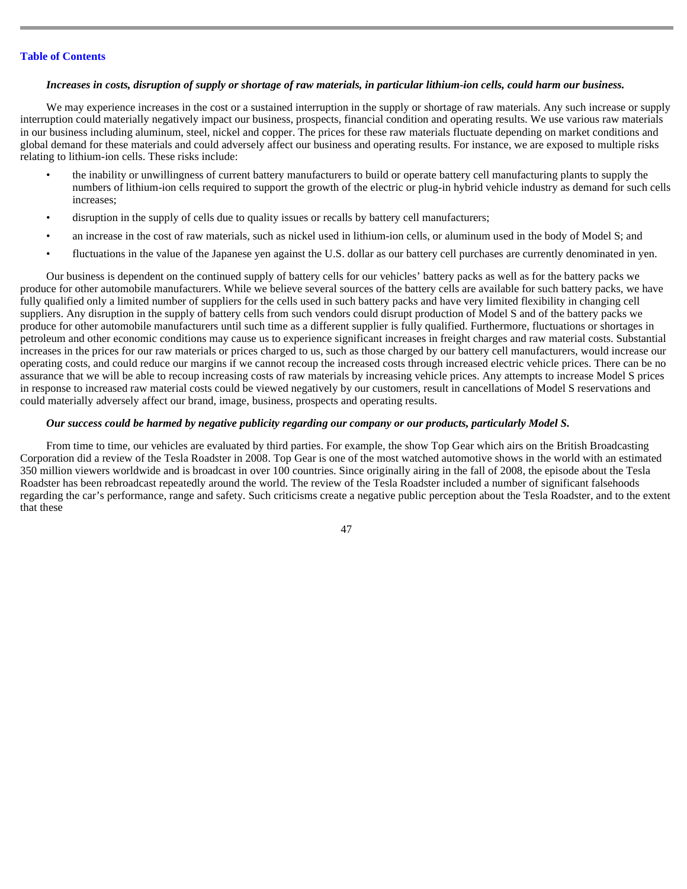***Increases in costs, disruption of supply or shortage of raw materials, in particular lithium-ion cells, could harm our business.***

We may experience increases in the cost or a sustained interruption in the supply or shortage of raw materials. Any such increase or supply interruption could materially negatively impact our business, prospects, financial condition and operating results. We use various raw materials in our business including aluminum, steel, nickel and copper. The prices for these raw materials fluctuate depending on market conditions and global demand for these materials and could adversely affect our business and operating results. For instance, we are exposed to multiple risks relating to lithium-ion cells. These risks include:

- the inability or unwillingness of current battery manufacturers to build or operate battery cell manufacturing plants to supply the numbers of lithium-ion cells required to support the growth of the electric or plug-in hybrid vehicle industry as demand for such cells increases;
- disruption in the supply of cells due to quality issues or recalls by battery cell manufacturers;
- an increase in the cost of raw materials, such as nickel used in lithium-ion cells, or aluminum used in the body of Model S; and
- fluctuations in the value of the Japanese yen against the U.S. dollar as our battery cell purchases are currently denominated in yen.

Our business is dependent on the continued supply of battery cells for our vehicles' battery packs as well as for the battery packs we produce for other automobile manufacturers. While we believe several sources of the battery cells are available for such battery packs, we have fully qualified only a limited number of suppliers for the cells used in such battery packs and have very limited flexibility in changing cell suppliers. Any disruption in the supply of battery cells from such vendors could disrupt production of Model S and of the battery packs we produce for other automobile manufacturers until such time as a different supplier is fully qualified. Furthermore, fluctuations or shortages in petroleum and other economic conditions may cause us to experience significant increases in freight charges and raw material costs. Substantial increases in the prices for our raw materials or prices charged to us, such as those charged by our battery cell manufacturers, would increase our operating costs, and could reduce our margins if we cannot recoup the increased costs through increased electric vehicle prices. There can be no assurance that we will be able to recoup increasing costs of raw materials by increasing vehicle prices. Any attempts to increase Model S prices in response to increased raw material costs could be viewed negatively by our customers, result in cancellations of Model S reservations and could materially adversely affect our brand, image, business, prospects and operating results.

***Our success could be harmed by negative publicity regarding our company or our products, particularly Model S.***

From time to time, our vehicles are evaluated by third parties. For example, the show Top Gear which airs on the British Broadcasting Corporation did a review of the Tesla Roadster in 2008. Top Gear is one of the most watched automotive shows in the world with an estimated 350 million viewers worldwide and is broadcast in over 100 countries. Since originally airing in the fall of 2008, the episode about the Tesla Roadster has been rebroadcast repeatedly around the world. The review of the Tesla Roadster included a number of significant falsehoods regarding the car's performance, range and safety. Such criticisms create a negative public perception about the Tesla Roadster, and to the extent that these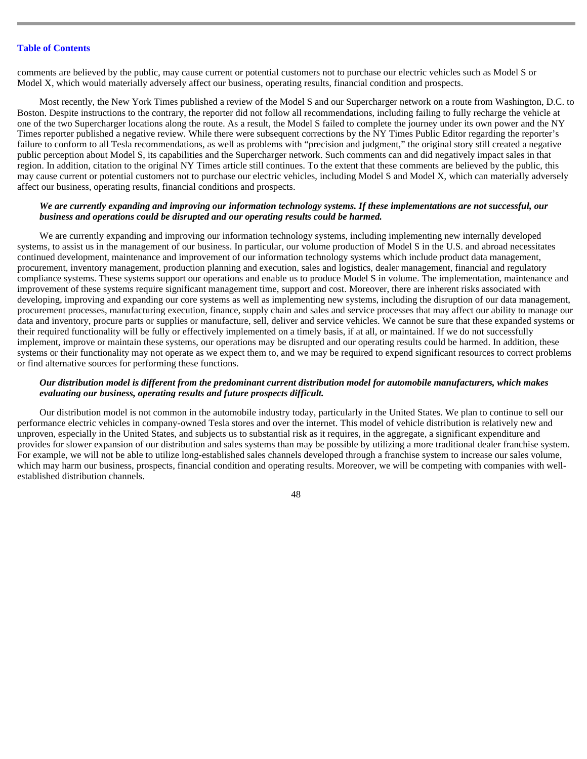comments are believed by the public, may cause current or potential customers not to purchase our electric vehicles such as Model S or Model X, which would materially adversely affect our business, operating results, financial condition and prospects.

Most recently, the New York Times published a review of the Model S and our Supercharger network on a route from Washington, D.C. to Boston. Despite instructions to the contrary, the reporter did not follow all recommendations, including failing to fully recharge the vehicle at one of the two Supercharger locations along the route. As a result, the Model S failed to complete the journey under its own power and the NY Times reporter published a negative review. While there were subsequent corrections by the NY Times Public Editor regarding the reporter's failure to conform to all Tesla recommendations, as well as problems with "precision and judgment," the original story still created a negative public perception about Model S, its capabilities and the Supercharger network. Such comments can and did negatively impact sales in that region. In addition, citation to the original NY Times article still continues. To the extent that these comments are believed by the public, this may cause current or potential customers not to purchase our electric vehicles, including Model S and Model X, which can materially adversely affect our business, operating results, financial conditions and prospects.

***We are currently expanding and improving our information technology systems. If these implementations are not successful, our business and operations could be disrupted and our operating results could be harmed.***

We are currently expanding and improving our information technology systems, including implementing new internally developed systems, to assist us in the management of our business. In particular, our volume production of Model S in the U.S. and abroad necessitates continued development, maintenance and improvement of our information technology systems which include product data management, procurement, inventory management, production planning and execution, sales and logistics, dealer management, financial and regulatory compliance systems. These systems support our operations and enable us to produce Model S in volume. The implementation, maintenance and improvement of these systems require significant management time, support and cost. Moreover, there are inherent risks associated with developing, improving and expanding our core systems as well as implementing new systems, including the disruption of our data management, procurement processes, manufacturing execution, finance, supply chain and sales and service processes that may affect our ability to manage our data and inventory, procure parts or supplies or manufacture, sell, deliver and service vehicles. We cannot be sure that these expanded systems or their required functionality will be fully or effectively implemented on a timely basis, if at all, or maintained. If we do not successfully implement, improve or maintain these systems, our operations may be disrupted and our operating results could be harmed. In addition, these systems or their functionality may not operate as we expect them to, and we may be required to expend significant resources to correct problems or find alternative sources for performing these functions.

***Our distribution model is different from the predominant current distribution model for automobile manufacturers, which makes evaluating our business, operating results and future prospects difficult.***

Our distribution model is not common in the automobile industry today, particularly in the United States. We plan to continue to sell our performance electric vehicles in company-owned Tesla stores and over the internet. This model of vehicle distribution is relatively new and unproven, especially in the United States, and subjects us to substantial risk as it requires, in the aggregate, a significant expenditure and provides for slower expansion of our distribution and sales systems than may be possible by utilizing a more traditional dealer franchise system. For example, we will not be able to utilize long-established sales channels developed through a franchise system to increase our sales volume, which may harm our business, prospects, financial condition and operating results. Moreover, we will be competing with companies with well-established distribution channels.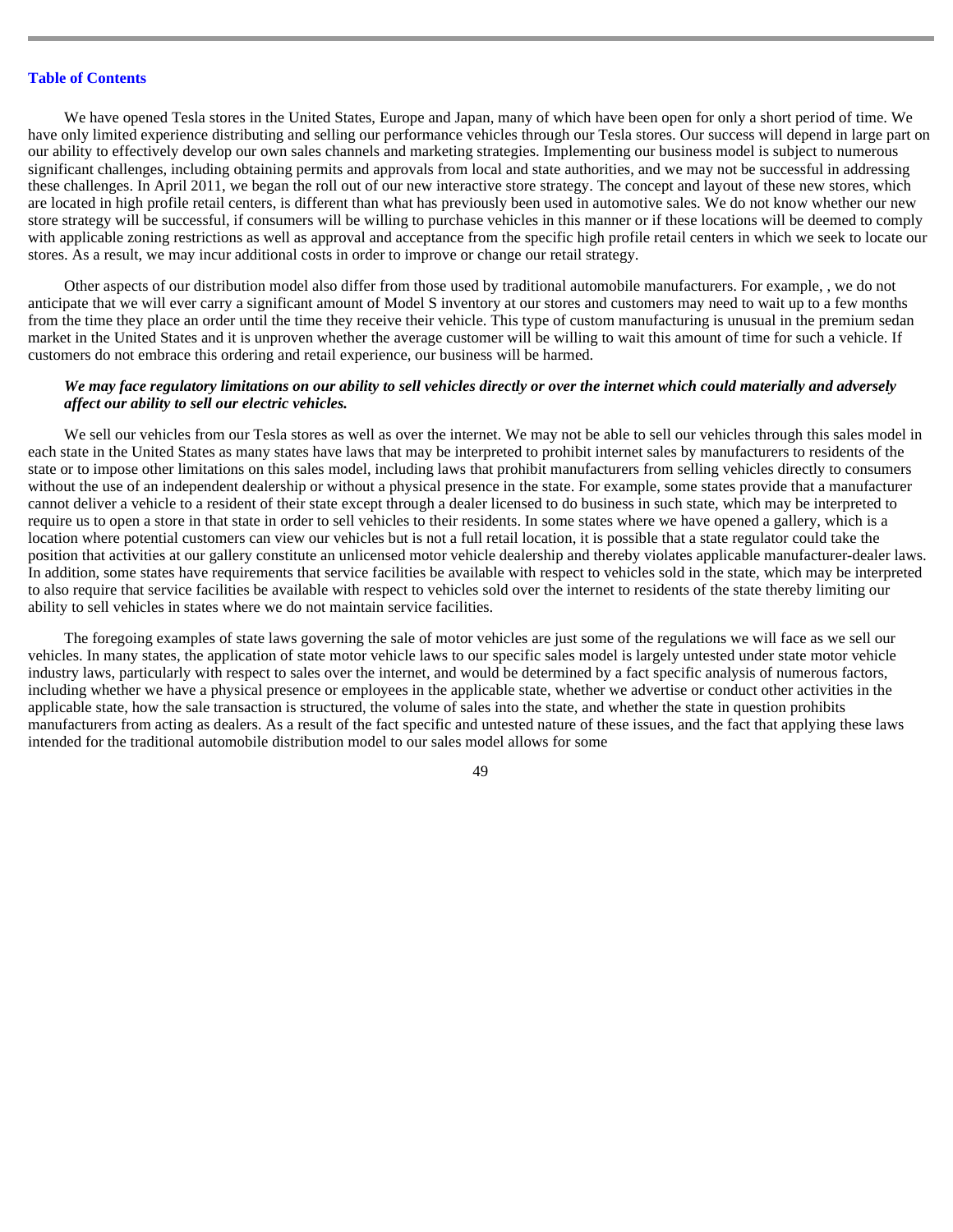We have opened Tesla stores in the United States, Europe and Japan, many of which have been open for only a short period of time. We have only limited experience distributing and selling our performance vehicles through our Tesla stores. Our success will depend in large part on our ability to effectively develop our own sales channels and marketing strategies. Implementing our business model is subject to numerous significant challenges, including obtaining permits and approvals from local and state authorities, and we may not be successful in addressing these challenges. In April 2011, we began the roll out of our new interactive store strategy. The concept and layout of these new stores, which are located in high profile retail centers, is different than what has previously been used in automotive sales. We do not know whether our new store strategy will be successful, if consumers will be willing to purchase vehicles in this manner or if these locations will be deemed to comply with applicable zoning restrictions as well as approval and acceptance from the specific high profile retail centers in which we seek to locate our stores. As a result, we may incur additional costs in order to improve or change our retail strategy.

Other aspects of our distribution model also differ from those used by traditional automobile manufacturers. For example, , we do not anticipate that we will ever carry a significant amount of Model S inventory at our stores and customers may need to wait up to a few months from the time they place an order until the time they receive their vehicle. This type of custom manufacturing is unusual in the premium sedan market in the United States and it is unproven whether the average customer will be willing to wait this amount of time for such a vehicle. If customers do not embrace this ordering and retail experience, our business will be harmed.

***We may face regulatory limitations on our ability to sell vehicles directly or over the internet which could materially and adversely affect our ability to sell our electric vehicles.***

We sell our vehicles from our Tesla stores as well as over the internet. We may not be able to sell our vehicles through this sales model in each state in the United States as many states have laws that may be interpreted to prohibit internet sales by manufacturers to residents of the state or to impose other limitations on this sales model, including laws that prohibit manufacturers from selling vehicles directly to consumers without the use of an independent dealership or without a physical presence in the state. For example, some states provide that a manufacturer cannot deliver a vehicle to a resident of their state except through a dealer licensed to do business in such state, which may be interpreted to require us to open a store in that state in order to sell vehicles to their residents. In some states where we have opened a gallery, which is a location where potential customers can view our vehicles but is not a full retail location, it is possible that a state regulator could take the position that activities at our gallery constitute an unlicensed motor vehicle dealership and thereby violates applicable manufacturer-dealer laws. In addition, some states have requirements that service facilities be available with respect to vehicles sold in the state, which may be interpreted to also require that service facilities be available with respect to vehicles sold over the internet to residents of the state thereby limiting our ability to sell vehicles in states where we do not maintain service facilities.

The foregoing examples of state laws governing the sale of motor vehicles are just some of the regulations we will face as we sell our vehicles. In many states, the application of state motor vehicle laws to our specific sales model is largely untested under state motor vehicle industry laws, particularly with respect to sales over the internet, and would be determined by a fact specific analysis of numerous factors, including whether we have a physical presence or employees in the applicable state, whether we advertise or conduct other activities in the applicable state, how the sale transaction is structured, the volume of sales into the state, and whether the state in question prohibits manufacturers from acting as dealers. As a result of the fact specific and untested nature of these issues, and the fact that applying these laws intended for the traditional automobile distribution model to our sales model allows for some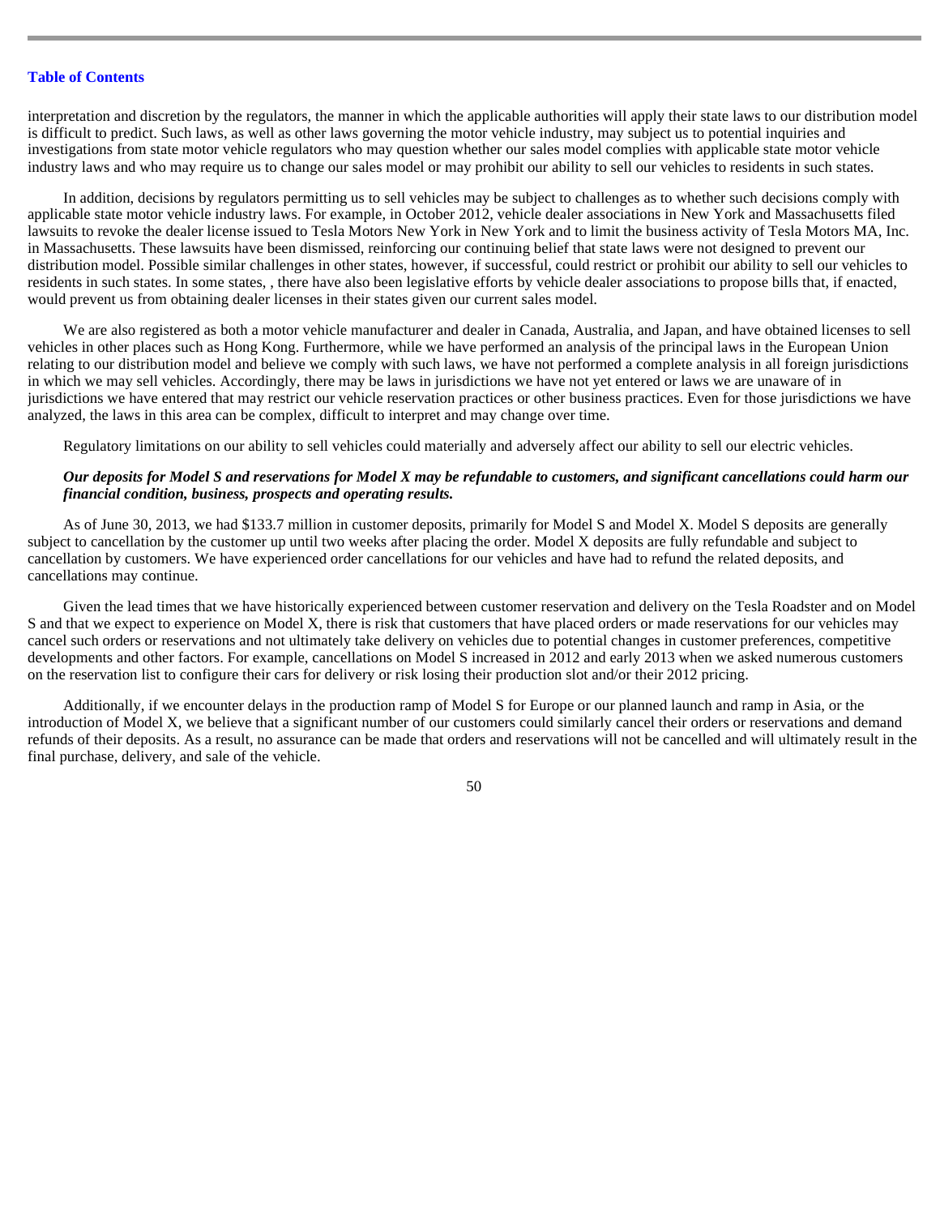interpretation and discretion by the regulators, the manner in which the applicable authorities will apply their state laws to our distribution model is difficult to predict. Such laws, as well as other laws governing the motor vehicle industry, may subject us to potential inquiries and investigations from state motor vehicle regulators who may question whether our sales model complies with applicable state motor vehicle industry laws and who may require us to change our sales model or may prohibit our ability to sell our vehicles to residents in such states.

In addition, decisions by regulators permitting us to sell vehicles may be subject to challenges as to whether such decisions comply with applicable state motor vehicle industry laws. For example, in October 2012, vehicle dealer associations in New York and Massachusetts filed lawsuits to revoke the dealer license issued to Tesla Motors New York in New York and to limit the business activity of Tesla Motors MA, Inc. in Massachusetts. These lawsuits have been dismissed, reinforcing our continuing belief that state laws were not designed to prevent our distribution model. Possible similar challenges in other states, however, if successful, could restrict or prohibit our ability to sell our vehicles to residents in such states. In some states, , there have also been legislative efforts by vehicle dealer associations to propose bills that, if enacted, would prevent us from obtaining dealer licenses in their states given our current sales model.

We are also registered as both a motor vehicle manufacturer and dealer in Canada, Australia, and Japan, and have obtained licenses to sell vehicles in other places such as Hong Kong. Furthermore, while we have performed an analysis of the principal laws in the European Union relating to our distribution model and believe we comply with such laws, we have not performed a complete analysis in all foreign jurisdictions in which we may sell vehicles. Accordingly, there may be laws in jurisdictions we have not yet entered or laws we are unaware of in jurisdictions we have entered that may restrict our vehicle reservation practices or other business practices. Even for those jurisdictions we have analyzed, the laws in this area can be complex, difficult to interpret and may change over time.

Regulatory limitations on our ability to sell vehicles could materially and adversely affect our ability to sell our electric vehicles.

***Our deposits for Model S and reservations for Model X may be refundable to customers, and significant cancellations could harm our financial condition, business, prospects and operating results.***

As of June 30, 2013, we had $133.7 million in customer deposits, primarily for Model S and Model X. Model S deposits are generally subject to cancellation by the customer up until two weeks after placing the order. Model X deposits are fully refundable and subject to cancellation by customers. We have experienced order cancellations for our vehicles and have had to refund the related deposits, and cancellations may continue.

Given the lead times that we have historically experienced between customer reservation and delivery on the Tesla Roadster and on Model S and that we expect to experience on Model X, there is risk that customers that have placed orders or made reservations for our vehicles may cancel such orders or reservations and not ultimately take delivery on vehicles due to potential changes in customer preferences, competitive developments and other factors. For example, cancellations on Model S increased in 2012 and early 2013 when we asked numerous customers on the reservation list to configure their cars for delivery or risk losing their production slot and/or their 2012 pricing.

Additionally, if we encounter delays in the production ramp of Model S for Europe or our planned launch and ramp in Asia, or the introduction of Model X, we believe that a significant number of our customers could similarly cancel their orders or reservations and demand refunds of their deposits. As a result, no assurance can be made that orders and reservations will not be cancelled and will ultimately result in the final purchase, delivery, and sale of the vehicle.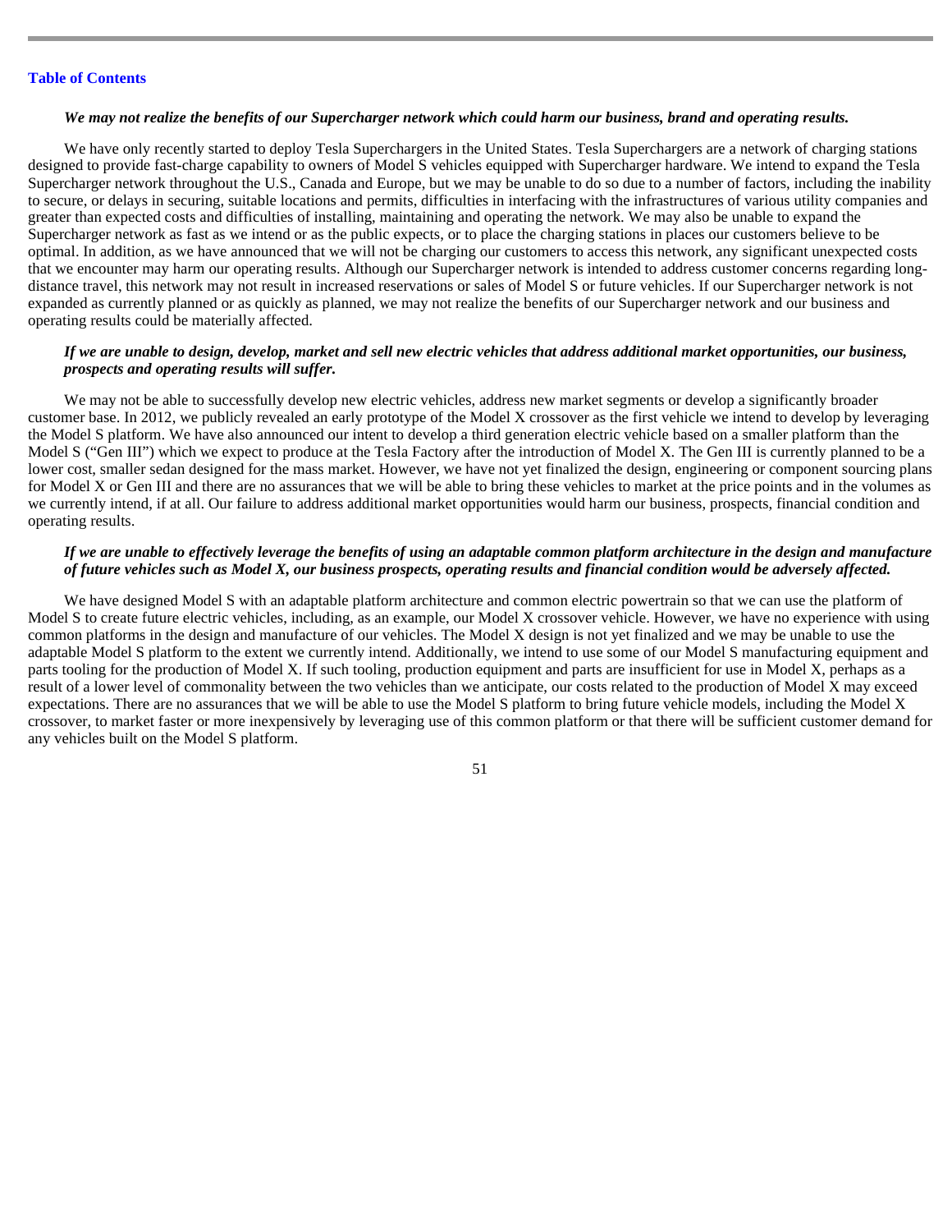***We may not realize the benefits of our Supercharger network which could harm our business, brand and operating results.***

We have only recently started to deploy Tesla Superchargers in the United States. Tesla Superchargers are a network of charging stations designed to provide fast-charge capability to owners of Model S vehicles equipped with Supercharger hardware. We intend to expand the Tesla Supercharger network throughout the U.S., Canada and Europe, but we may be unable to do so due to a number of factors, including the inability to secure, or delays in securing, suitable locations and permits, difficulties in interfacing with the infrastructures of various utility companies and greater than expected costs and difficulties of installing, maintaining and operating the network. We may also be unable to expand the Supercharger network as fast as we intend or as the public expects, or to place the charging stations in places our customers believe to be optimal. In addition, as we have announced that we will not be charging our customers to access this network, any significant unexpected costs that we encounter may harm our operating results. Although our Supercharger network is intended to address customer concerns regarding long-distance travel, this network may not result in increased reservations or sales of Model S or future vehicles. If our Supercharger network is not expanded as currently planned or as quickly as planned, we may not realize the benefits of our Supercharger network and our business and operating results could be materially affected.

***If we are unable to design, develop, market and sell new electric vehicles that address additional market opportunities, our business, prospects and operating results will suffer.***

We may not be able to successfully develop new electric vehicles, address new market segments or develop a significantly broader customer base. In 2012, we publicly revealed an early prototype of the Model X crossover as the first vehicle we intend to develop by leveraging the Model S platform. We have also announced our intent to develop a third generation electric vehicle based on a smaller platform than the Model S ("Gen III") which we expect to produce at the Tesla Factory after the introduction of Model X. The Gen III is currently planned to be a lower cost, smaller sedan designed for the mass market. However, we have not yet finalized the design, engineering or component sourcing plans for Model X or Gen III and there are no assurances that we will be able to bring these vehicles to market at the price points and in the volumes as we currently intend, if at all. Our failure to address additional market opportunities would harm our business, prospects, financial condition and operating results.

***If we are unable to effectively leverage the benefits of using an adaptable common platform architecture in the design and manufacture of future vehicles such as Model X, our business prospects, operating results and financial condition would be adversely affected.***

We have designed Model S with an adaptable platform architecture and common electric powertrain so that we can use the platform of Model S to create future electric vehicles, including, as an example, our Model X crossover vehicle. However, we have no experience with using common platforms in the design and manufacture of our vehicles. The Model X design is not yet finalized and we may be unable to use the adaptable Model S platform to the extent we currently intend. Additionally, we intend to use some of our Model S manufacturing equipment and parts tooling for the production of Model X. If such tooling, production equipment and parts are insufficient for use in Model X, perhaps as a result of a lower level of commonality between the two vehicles than we anticipate, our costs related to the production of Model X may exceed expectations. There are no assurances that we will be able to use the Model S platform to bring future vehicle models, including the Model X crossover, to market faster or more inexpensively by leveraging use of this common platform or that there will be sufficient customer demand for any vehicles built on the Model S platform.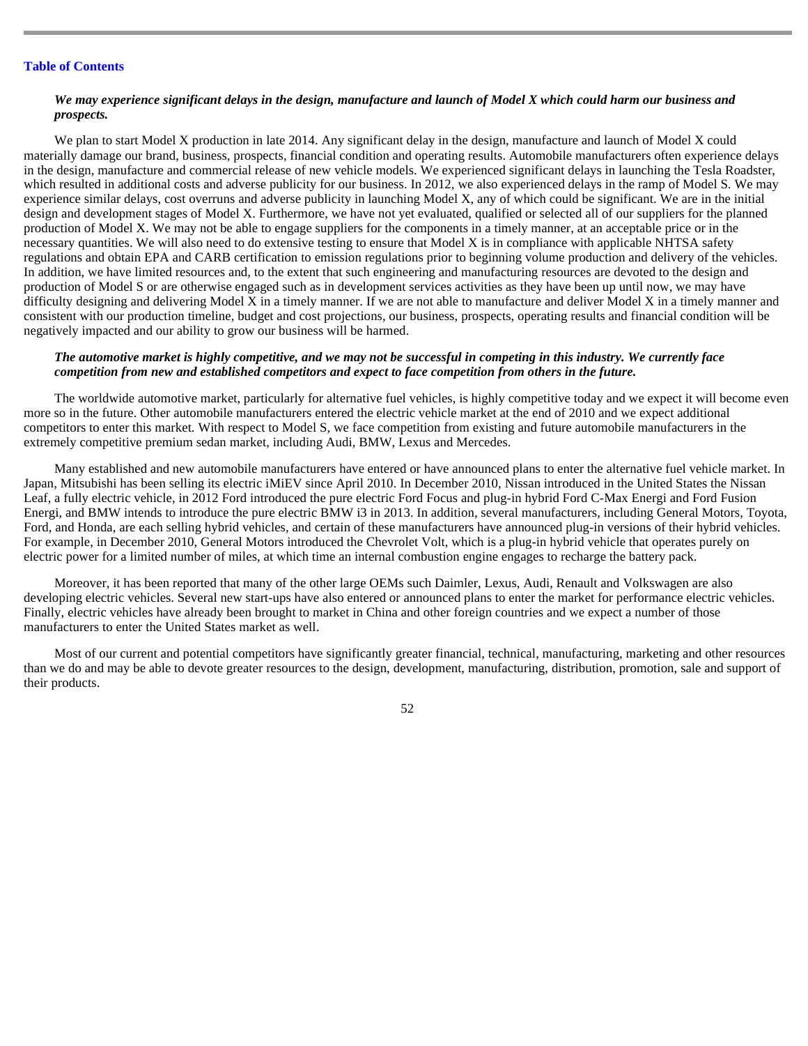***We may experience significant delays in the design, manufacture and launch of Model X which could harm our business and prospects.***

We plan to start Model X production in late 2014. Any significant delay in the design, manufacture and launch of Model X could materially damage our brand, business, prospects, financial condition and operating results. Automobile manufacturers often experience delays in the design, manufacture and commercial release of new vehicle models. We experienced significant delays in launching the Tesla Roadster, which resulted in additional costs and adverse publicity for our business. In 2012, we also experienced delays in the ramp of Model S. We may experience similar delays, cost overruns and adverse publicity in launching Model X, any of which could be significant. We are in the initial design and development stages of Model X. Furthermore, we have not yet evaluated, qualified or selected all of our suppliers for the planned production of Model X. We may not be able to engage suppliers for the components in a timely manner, at an acceptable price or in the necessary quantities. We will also need to do extensive testing to ensure that Model X is in compliance with applicable NHTSA safety regulations and obtain EPA and CARB certification to emission regulations prior to beginning volume production and delivery of the vehicles. In addition, we have limited resources and, to the extent that such engineering and manufacturing resources are devoted to the design and production of Model S or are otherwise engaged such as in development services activities as they have been up until now, we may have difficulty designing and delivering Model X in a timely manner. If we are not able to manufacture and deliver Model X in a timely manner and consistent with our production timeline, budget and cost projections, our business, prospects, operating results and financial condition will be negatively impacted and our ability to grow our business will be harmed.

***The automotive market is highly competitive, and we may not be successful in competing in this industry. We currently face competition from new and established competitors and expect to face competition from others in the future.***

The worldwide automotive market, particularly for alternative fuel vehicles, is highly competitive today and we expect it will become even more so in the future. Other automobile manufacturers entered the electric vehicle market at the end of 2010 and we expect additional competitors to enter this market. With respect to Model S, we face competition from existing and future automobile manufacturers in the extremely competitive premium sedan market, including Audi, BMW, Lexus and Mercedes.

Many established and new automobile manufacturers have entered or have announced plans to enter the alternative fuel vehicle market. In Japan, Mitsubishi has been selling its electric iMiEV since April 2010. In December 2010, Nissan introduced in the United States the Nissan Leaf, a fully electric vehicle, in 2012 Ford introduced the pure electric Ford Focus and plug-in hybrid Ford C-Max Energi and Ford Fusion Energi, and BMW intends to introduce the pure electric BMW i3 in 2013. In addition, several manufacturers, including General Motors, Toyota, Ford, and Honda, are each selling hybrid vehicles, and certain of these manufacturers have announced plug-in versions of their hybrid vehicles. For example, in December 2010, General Motors introduced the Chevrolet Volt, which is a plug-in hybrid vehicle that operates purely on electric power for a limited number of miles, at which time an internal combustion engine engages to recharge the battery pack.

Moreover, it has been reported that many of the other large OEMs such Daimler, Lexus, Audi, Renault and Volkswagen are also developing electric vehicles. Several new start-ups have also entered or announced plans to enter the market for performance electric vehicles. Finally, electric vehicles have already been brought to market in China and other foreign countries and we expect a number of those manufacturers to enter the United States market as well.

Most of our current and potential competitors have significantly greater financial, technical, manufacturing, marketing and other resources than we do and may be able to devote greater resources to the design, development, manufacturing, distribution, promotion, sale and support of their products.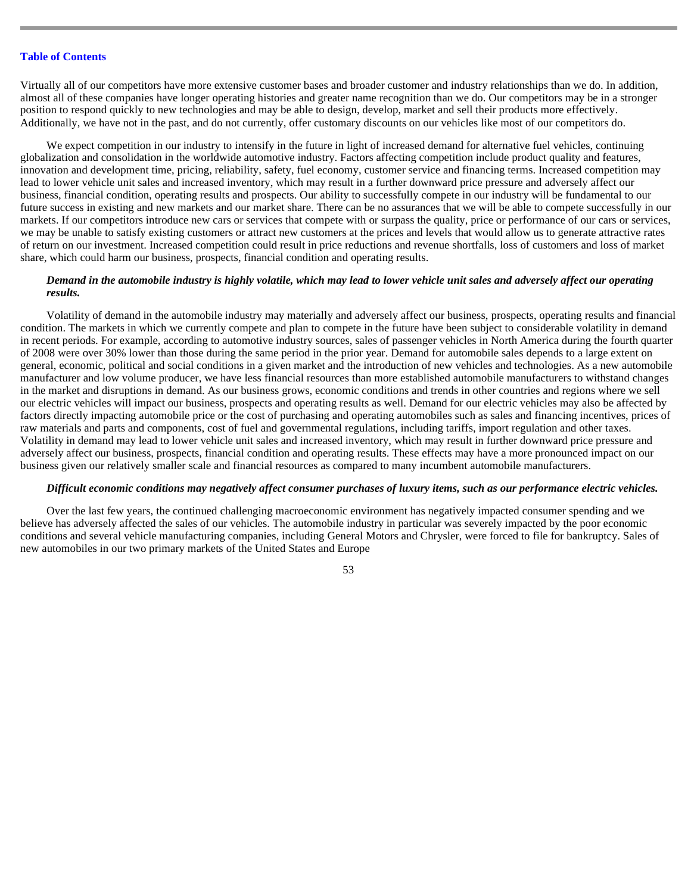Virtually all of our competitors have more extensive customer bases and broader customer and industry relationships than we do. In addition, almost all of these companies have longer operating histories and greater name recognition than we do. Our competitors may be in a stronger position to respond quickly to new technologies and may be able to design, develop, market and sell their products more effectively. Additionally, we have not in the past, and do not currently, offer customary discounts on our vehicles like most of our competitors do.

We expect competition in our industry to intensify in the future in light of increased demand for alternative fuel vehicles, continuing globalization and consolidation in the worldwide automotive industry. Factors affecting competition include product quality and features, innovation and development time, pricing, reliability, safety, fuel economy, customer service and financing terms. Increased competition may lead to lower vehicle unit sales and increased inventory, which may result in a further downward price pressure and adversely affect our business, financial condition, operating results and prospects. Our ability to successfully compete in our industry will be fundamental to our future success in existing and new markets and our market share. There can be no assurances that we will be able to compete successfully in our markets. If our competitors introduce new cars or services that compete with or surpass the quality, price or performance of our cars or services, we may be unable to satisfy existing customers or attract new customers at the prices and levels that would allow us to generate attractive rates of return on our investment. Increased competition could result in price reductions and revenue shortfalls, loss of customers and loss of market share, which could harm our business, prospects, financial condition and operating results.

***Demand in the automobile industry is highly volatile, which may lead to lower vehicle unit sales and adversely affect our operating results.***

Volatility of demand in the automobile industry may materially and adversely affect our business, prospects, operating results and financial condition. The markets in which we currently compete and plan to compete in the future have been subject to considerable volatility in demand in recent periods. For example, according to automotive industry sources, sales of passenger vehicles in North America during the fourth quarter of 2008 were over 30% lower than those during the same period in the prior year. Demand for automobile sales depends to a large extent on general, economic, political and social conditions in a given market and the introduction of new vehicles and technologies. As a new automobile manufacturer and low volume producer, we have less financial resources than more established automobile manufacturers to withstand changes in the market and disruptions in demand. As our business grows, economic conditions and trends in other countries and regions where we sell our electric vehicles will impact our business, prospects and operating results as well. Demand for our electric vehicles may also be affected by factors directly impacting automobile price or the cost of purchasing and operating automobiles such as sales and financing incentives, prices of raw materials and parts and components, cost of fuel and governmental regulations, including tariffs, import regulation and other taxes. Volatility in demand may lead to lower vehicle unit sales and increased inventory, which may result in further downward price pressure and adversely affect our business, prospects, financial condition and operating results. These effects may have a more pronounced impact on our business given our relatively smaller scale and financial resources as compared to many incumbent automobile manufacturers.

***Difficult economic conditions may negatively affect consumer purchases of luxury items, such as our performance electric vehicles.***

Over the last few years, the continued challenging macroeconomic environment has negatively impacted consumer spending and we believe has adversely affected the sales of our vehicles. The automobile industry in particular was severely impacted by the poor economic conditions and several vehicle manufacturing companies, including General Motors and Chrysler, were forced to file for bankruptcy. Sales of new automobiles in our two primary markets of the United States and Europe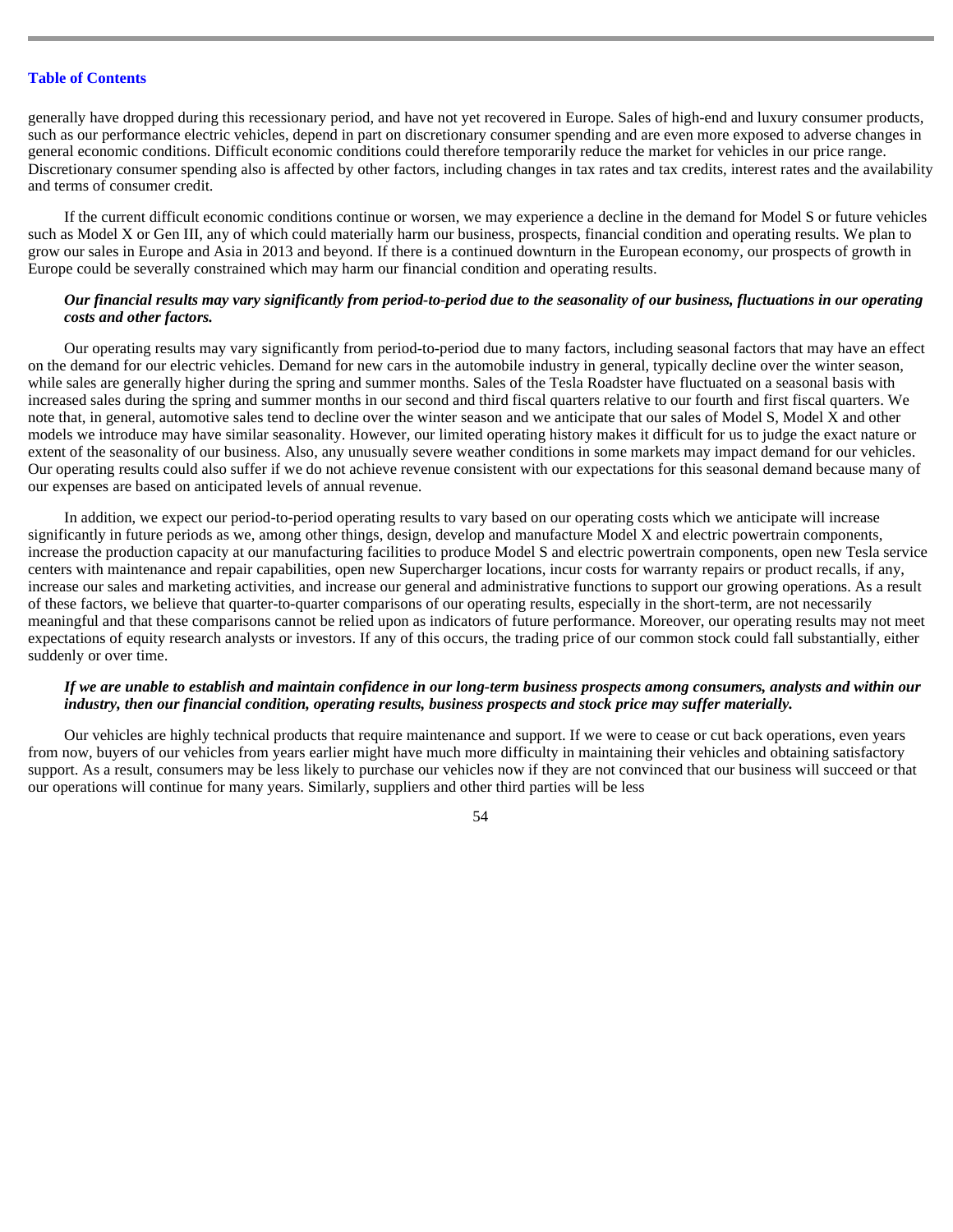generally have dropped during this recessionary period, and have not yet recovered in Europe. Sales of high-end and luxury consumer products, such as our performance electric vehicles, depend in part on discretionary consumer spending and are even more exposed to adverse changes in general economic conditions. Difficult economic conditions could therefore temporarily reduce the market for vehicles in our price range. Discretionary consumer spending also is affected by other factors, including changes in tax rates and tax credits, interest rates and the availability and terms of consumer credit.

If the current difficult economic conditions continue or worsen, we may experience a decline in the demand for Model S or future vehicles such as Model X or Gen III, any of which could materially harm our business, prospects, financial condition and operating results. We plan to grow our sales in Europe and Asia in 2013 and beyond. If there is a continued downturn in the European economy, our prospects of growth in Europe could be severally constrained which may harm our financial condition and operating results.

***Our financial results may vary significantly from period-to-period due to the seasonality of our business, fluctuations in our operating costs and other factors.***

Our operating results may vary significantly from period-to-period due to many factors, including seasonal factors that may have an effect on the demand for our electric vehicles. Demand for new cars in the automobile industry in general, typically decline over the winter season, while sales are generally higher during the spring and summer months. Sales of the Tesla Roadster have fluctuated on a seasonal basis with increased sales during the spring and summer months in our second and third fiscal quarters relative to our fourth and first fiscal quarters. We note that, in general, automotive sales tend to decline over the winter season and we anticipate that our sales of Model S, Model X and other models we introduce may have similar seasonality. However, our limited operating history makes it difficult for us to judge the exact nature or extent of the seasonality of our business. Also, any unusually severe weather conditions in some markets may impact demand for our vehicles. Our operating results could also suffer if we do not achieve revenue consistent with our expectations for this seasonal demand because many of our expenses are based on anticipated levels of annual revenue.

In addition, we expect our period-to-period operating results to vary based on our operating costs which we anticipate will increase significantly in future periods as we, among other things, design, develop and manufacture Model X and electric powertrain components, increase the production capacity at our manufacturing facilities to produce Model S and electric powertrain components, open new Tesla service centers with maintenance and repair capabilities, open new Supercharger locations, incur costs for warranty repairs or product recalls, if any, increase our sales and marketing activities, and increase our general and administrative functions to support our growing operations. As a result of these factors, we believe that quarter-to-quarter comparisons of our operating results, especially in the short-term, are not necessarily meaningful and that these comparisons cannot be relied upon as indicators of future performance. Moreover, our operating results may not meet expectations of equity research analysts or investors. If any of this occurs, the trading price of our common stock could fall substantially, either suddenly or over time.

***If we are unable to establish and maintain confidence in our long-term business prospects among consumers, analysts and within our industry, then our financial condition, operating results, business prospects and stock price may suffer materially.***

Our vehicles are highly technical products that require maintenance and support. If we were to cease or cut back operations, even years from now, buyers of our vehicles from years earlier might have much more difficulty in maintaining their vehicles and obtaining satisfactory support. As a result, consumers may be less likely to purchase our vehicles now if they are not convinced that our business will succeed or that our operations will continue for many years. Similarly, suppliers and other third parties will be less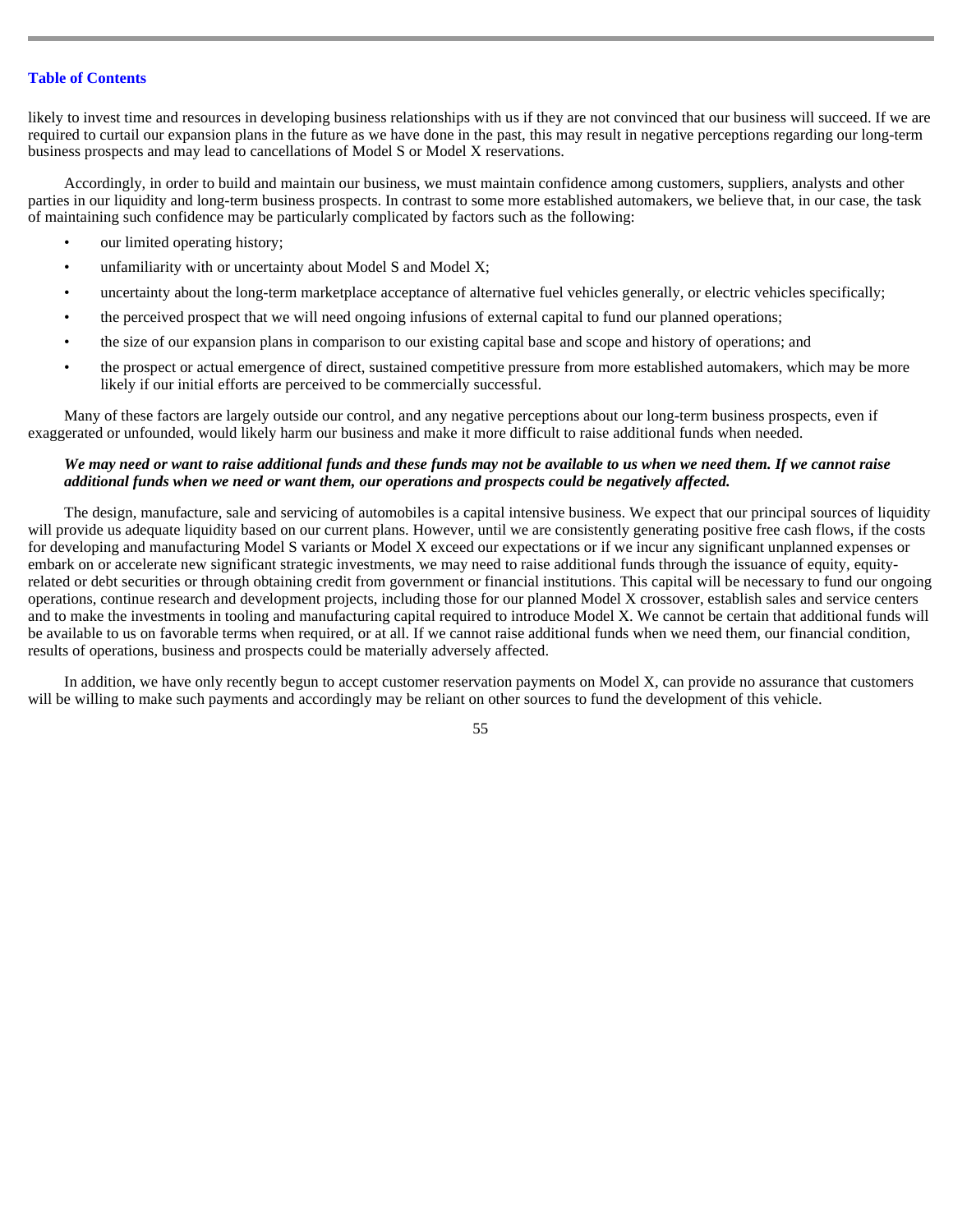likely to invest time and resources in developing business relationships with us if they are not convinced that our business will succeed. If we are required to curtail our expansion plans in the future as we have done in the past, this may result in negative perceptions regarding our long-term business prospects and may lead to cancellations of Model S or Model X reservations.

Accordingly, in order to build and maintain our business, we must maintain confidence among customers, suppliers, analysts and other parties in our liquidity and long-term business prospects. In contrast to some more established automakers, we believe that, in our case, the task of maintaining such confidence may be particularly complicated by factors such as the following:

- our limited operating history;
- unfamiliarity with or uncertainty about Model S and Model X;
- uncertainty about the long-term marketplace acceptance of alternative fuel vehicles generally, or electric vehicles specifically;
- the perceived prospect that we will need ongoing infusions of external capital to fund our planned operations;
- the size of our expansion plans in comparison to our existing capital base and scope and history of operations; and
- the prospect or actual emergence of direct, sustained competitive pressure from more established automakers, which may be more likely if our initial efforts are perceived to be commercially successful.

Many of these factors are largely outside our control, and any negative perceptions about our long-term business prospects, even if exaggerated or unfounded, would likely harm our business and make it more difficult to raise additional funds when needed.

***We may need or want to raise additional funds and these funds may not be available to us when we need them. If we cannot raise additional funds when we need or want them, our operations and prospects could be negatively affected.***

The design, manufacture, sale and servicing of automobiles is a capital intensive business. We expect that our principal sources of liquidity will provide us adequate liquidity based on our current plans. However, until we are consistently generating positive free cash flows, if the costs for developing and manufacturing Model S variants or Model X exceed our expectations or if we incur any significant unplanned expenses or embark on or accelerate new significant strategic investments, we may need to raise additional funds through the issuance of equity, equity-related or debt securities or through obtaining credit from government or financial institutions. This capital will be necessary to fund our ongoing operations, continue research and development projects, including those for our planned Model X crossover, establish sales and service centers and to make the investments in tooling and manufacturing capital required to introduce Model X. We cannot be certain that additional funds will be available to us on favorable terms when required, or at all. If we cannot raise additional funds when we need them, our financial condition, results of operations, business and prospects could be materially adversely affected.

In addition, we have only recently begun to accept customer reservation payments on Model X, can provide no assurance that customers will be willing to make such payments and accordingly may be reliant on other sources to fund the development of this vehicle.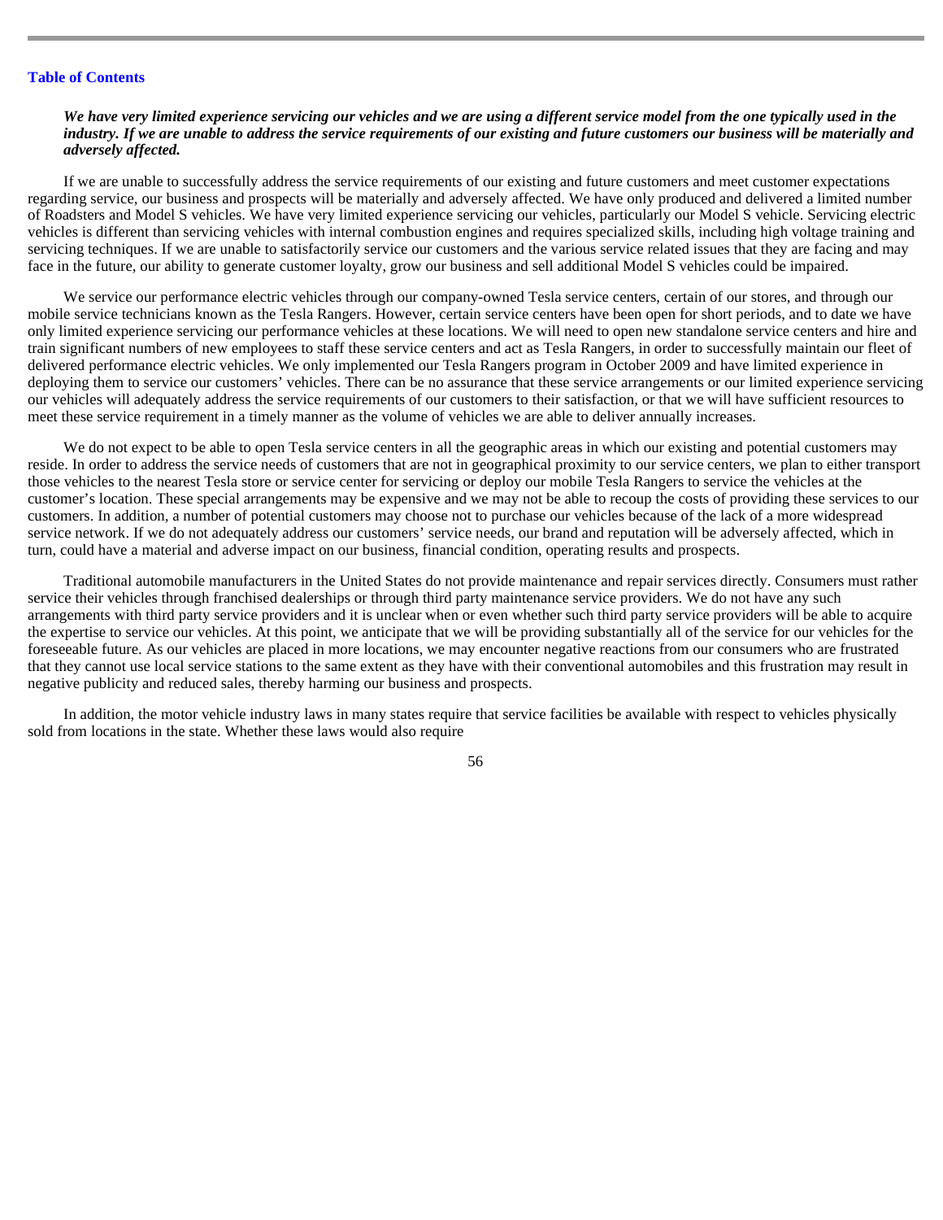***We have very limited experience servicing our vehicles and we are using a different service model from the one typically used in the industry. If we are unable to address the service requirements of our existing and future customers our business will be materially and adversely affected.***

If we are unable to successfully address the service requirements of our existing and future customers and meet customer expectations regarding service, our business and prospects will be materially and adversely affected. We have only produced and delivered a limited number of Roadsters and Model S vehicles. We have very limited experience servicing our vehicles, particularly our Model S vehicle. Servicing electric vehicles is different than servicing vehicles with internal combustion engines and requires specialized skills, including high voltage training and servicing techniques. If we are unable to satisfactorily service our customers and the various service related issues that they are facing and may face in the future, our ability to generate customer loyalty, grow our business and sell additional Model S vehicles could be impaired.

We service our performance electric vehicles through our company-owned Tesla service centers, certain of our stores, and through our mobile service technicians known as the Tesla Rangers. However, certain service centers have been open for short periods, and to date we have only limited experience servicing our performance vehicles at these locations. We will need to open new standalone service centers and hire and train significant numbers of new employees to staff these service centers and act as Tesla Rangers, in order to successfully maintain our fleet of delivered performance electric vehicles. We only implemented our Tesla Rangers program in October 2009 and have limited experience in deploying them to service our customers' vehicles. There can be no assurance that these service arrangements or our limited experience servicing our vehicles will adequately address the service requirements of our customers to their satisfaction, or that we will have sufficient resources to meet these service requirement in a timely manner as the volume of vehicles we are able to deliver annually increases.

We do not expect to be able to open Tesla service centers in all the geographic areas in which our existing and potential customers may reside. In order to address the service needs of customers that are not in geographical proximity to our service centers, we plan to either transport those vehicles to the nearest Tesla store or service center for servicing or deploy our mobile Tesla Rangers to service the vehicles at the customer's location. These special arrangements may be expensive and we may not be able to recoup the costs of providing these services to our customers. In addition, a number of potential customers may choose not to purchase our vehicles because of the lack of a more widespread service network. If we do not adequately address our customers' service needs, our brand and reputation will be adversely affected, which in turn, could have a material and adverse impact on our business, financial condition, operating results and prospects.

Traditional automobile manufacturers in the United States do not provide maintenance and repair services directly. Consumers must rather service their vehicles through franchised dealerships or through third party maintenance service providers. We do not have any such arrangements with third party service providers and it is unclear when or even whether such third party service providers will be able to acquire the expertise to service our vehicles. At this point, we anticipate that we will be providing substantially all of the service for our vehicles for the foreseeable future. As our vehicles are placed in more locations, we may encounter negative reactions from our consumers who are frustrated that they cannot use local service stations to the same extent as they have with their conventional automobiles and this frustration may result in negative publicity and reduced sales, thereby harming our business and prospects.

In addition, the motor vehicle industry laws in many states require that service facilities be available with respect to vehicles physically sold from locations in the state. Whether these laws would also require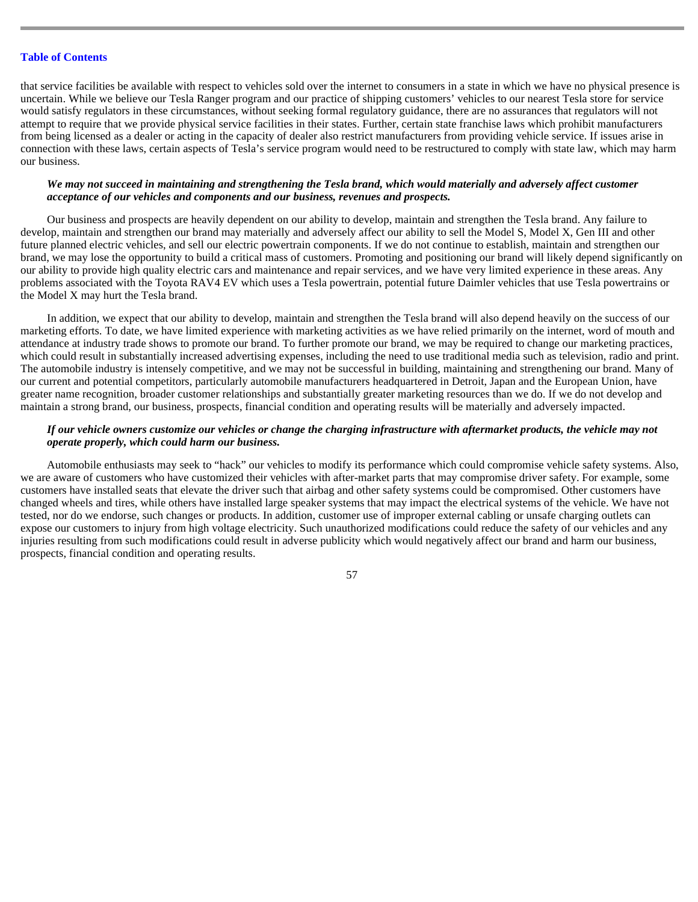that service facilities be available with respect to vehicles sold over the internet to consumers in a state in which we have no physical presence is uncertain. While we believe our Tesla Ranger program and our practice of shipping customers' vehicles to our nearest Tesla store for service would satisfy regulators in these circumstances, without seeking formal regulatory guidance, there are no assurances that regulators will not attempt to require that we provide physical service facilities in their states. Further, certain state franchise laws which prohibit manufacturers from being licensed as a dealer or acting in the capacity of dealer also restrict manufacturers from providing vehicle service. If issues arise in connection with these laws, certain aspects of Tesla's service program would need to be restructured to comply with state law, which may harm our business.

***We may not succeed in maintaining and strengthening the Tesla brand, which would materially and adversely affect customer acceptance of our vehicles and components and our business, revenues and prospects.***

Our business and prospects are heavily dependent on our ability to develop, maintain and strengthen the Tesla brand. Any failure to develop, maintain and strengthen our brand may materially and adversely affect our ability to sell the Model S, Model X, Gen III and other future planned electric vehicles, and sell our electric powertrain components. If we do not continue to establish, maintain and strengthen our brand, we may lose the opportunity to build a critical mass of customers. Promoting and positioning our brand will likely depend significantly on our ability to provide high quality electric cars and maintenance and repair services, and we have very limited experience in these areas. Any problems associated with the Toyota RAV4 EV which uses a Tesla powertrain, potential future Daimler vehicles that use Tesla powertrains or the Model X may hurt the Tesla brand.

In addition, we expect that our ability to develop, maintain and strengthen the Tesla brand will also depend heavily on the success of our marketing efforts. To date, we have limited experience with marketing activities as we have relied primarily on the internet, word of mouth and attendance at industry trade shows to promote our brand. To further promote our brand, we may be required to change our marketing practices, which could result in substantially increased advertising expenses, including the need to use traditional media such as television, radio and print. The automobile industry is intensely competitive, and we may not be successful in building, maintaining and strengthening our brand. Many of our current and potential competitors, particularly automobile manufacturers headquartered in Detroit, Japan and the European Union, have greater name recognition, broader customer relationships and substantially greater marketing resources than we do. If we do not develop and maintain a strong brand, our business, prospects, financial condition and operating results will be materially and adversely impacted.

***If our vehicle owners customize our vehicles or change the charging infrastructure with aftermarket products, the vehicle may not operate properly, which could harm our business.***

Automobile enthusiasts may seek to "hack" our vehicles to modify its performance which could compromise vehicle safety systems. Also, we are aware of customers who have customized their vehicles with after-market parts that may compromise driver safety. For example, some customers have installed seats that elevate the driver such that airbag and other safety systems could be compromised. Other customers have changed wheels and tires, while others have installed large speaker systems that may impact the electrical systems of the vehicle. We have not tested, nor do we endorse, such changes or products. In addition, customer use of improper external cabling or unsafe charging outlets can expose our customers to injury from high voltage electricity. Such unauthorized modifications could reduce the safety of our vehicles and any injuries resulting from such modifications could result in adverse publicity which would negatively affect our brand and harm our business, prospects, financial condition and operating results.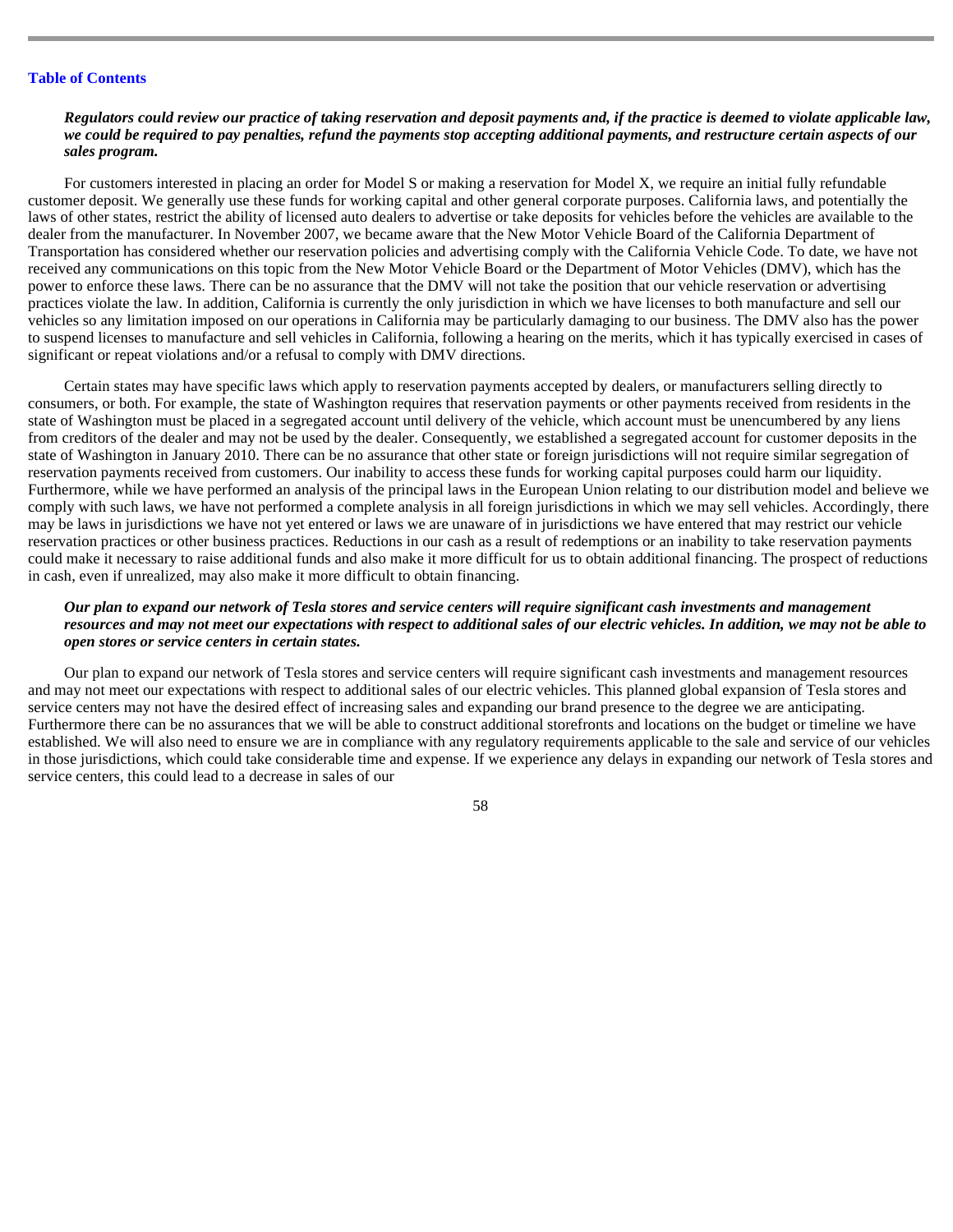***Regulators could review our practice of taking reservation and deposit payments and, if the practice is deemed to violate applicable law, we could be required to pay penalties, refund the payments stop accepting additional payments, and restructure certain aspects of our sales program.***

For customers interested in placing an order for Model S or making a reservation for Model X, we require an initial fully refundable customer deposit. We generally use these funds for working capital and other general corporate purposes. California laws, and potentially the laws of other states, restrict the ability of licensed auto dealers to advertise or take deposits for vehicles before the vehicles are available to the dealer from the manufacturer. In November 2007, we became aware that the New Motor Vehicle Board of the California Department of Transportation has considered whether our reservation policies and advertising comply with the California Vehicle Code. To date, we have not received any communications on this topic from the New Motor Vehicle Board or the Department of Motor Vehicles (DMV), which has the power to enforce these laws. There can be no assurance that the DMV will not take the position that our vehicle reservation or advertising practices violate the law. In addition, California is currently the only jurisdiction in which we have licenses to both manufacture and sell our vehicles so any limitation imposed on our operations in California may be particularly damaging to our business. The DMV also has the power to suspend licenses to manufacture and sell vehicles in California, following a hearing on the merits, which it has typically exercised in cases of significant or repeat violations and/or a refusal to comply with DMV directions.

Certain states may have specific laws which apply to reservation payments accepted by dealers, or manufacturers selling directly to consumers, or both. For example, the state of Washington requires that reservation payments or other payments received from residents in the state of Washington must be placed in a segregated account until delivery of the vehicle, which account must be unencumbered by any liens from creditors of the dealer and may not be used by the dealer. Consequently, we established a segregated account for customer deposits in the state of Washington in January 2010. There can be no assurance that other state or foreign jurisdictions will not require similar segregation of reservation payments received from customers. Our inability to access these funds for working capital purposes could harm our liquidity. Furthermore, while we have performed an analysis of the principal laws in the European Union relating to our distribution model and believe we comply with such laws, we have not performed a complete analysis in all foreign jurisdictions in which we may sell vehicles. Accordingly, there may be laws in jurisdictions we have not yet entered or laws we are unaware of in jurisdictions we have entered that may restrict our vehicle reservation practices or other business practices. Reductions in our cash as a result of redemptions or an inability to take reservation payments could make it necessary to raise additional funds and also make it more difficult for us to obtain additional financing. The prospect of reductions in cash, even if unrealized, may also make it more difficult to obtain financing.

***Our plan to expand our network of Tesla stores and service centers will require significant cash investments and management resources and may not meet our expectations with respect to additional sales of our electric vehicles. In addition, we may not be able to open stores or service centers in certain states.***

Our plan to expand our network of Tesla stores and service centers will require significant cash investments and management resources and may not meet our expectations with respect to additional sales of our electric vehicles. This planned global expansion of Tesla stores and service centers may not have the desired effect of increasing sales and expanding our brand presence to the degree we are anticipating. Furthermore there can be no assurances that we will be able to construct additional storefronts and locations on the budget or timeline we have established. We will also need to ensure we are in compliance with any regulatory requirements applicable to the sale and service of our vehicles in those jurisdictions, which could take considerable time and expense. If we experience any delays in expanding our network of Tesla stores and service centers, this could lead to a decrease in sales of our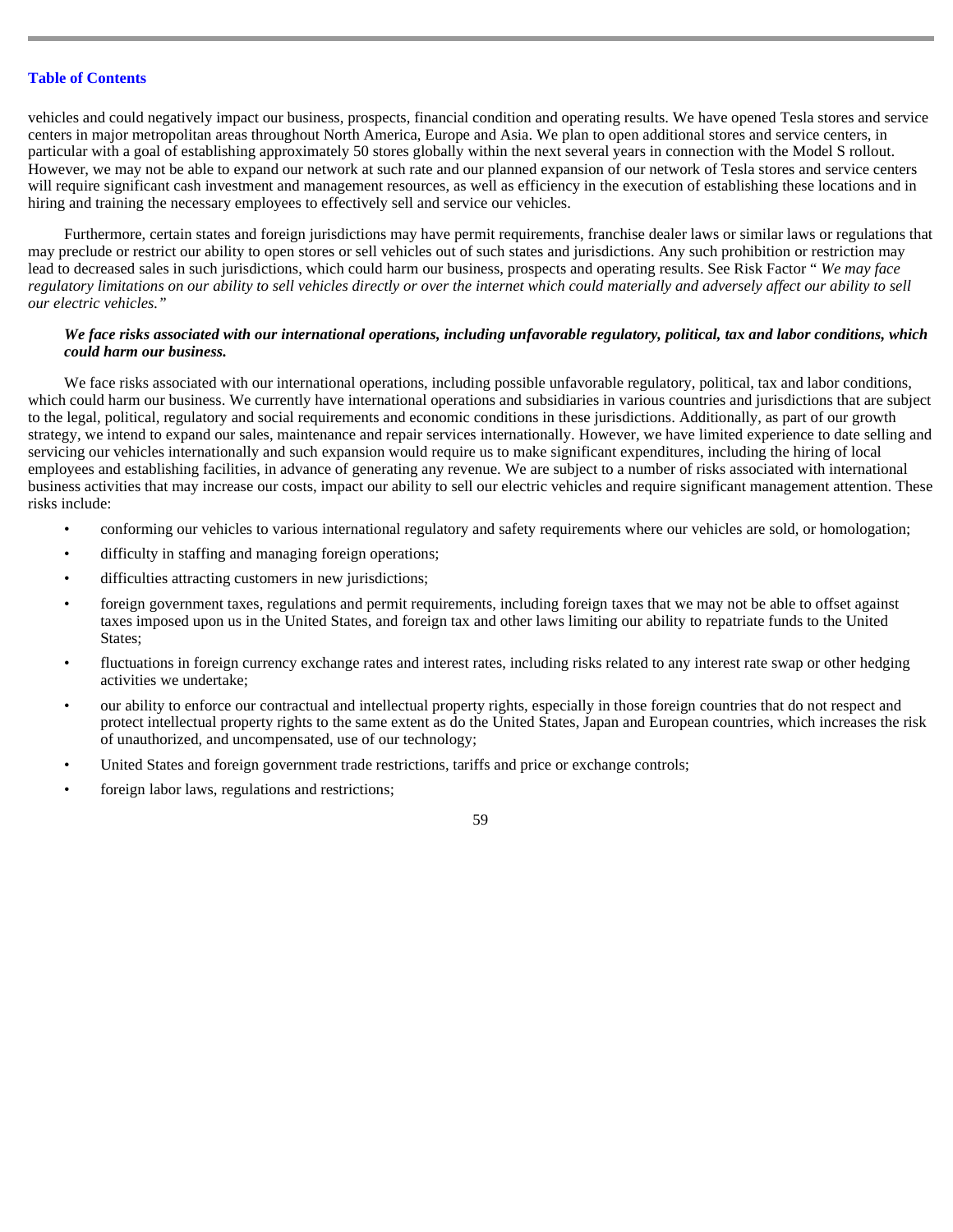vehicles and could negatively impact our business, prospects, financial condition and operating results. We have opened Tesla stores and service centers in major metropolitan areas throughout North America, Europe and Asia. We plan to open additional stores and service centers, in particular with a goal of establishing approximately 50 stores globally within the next several years in connection with the Model S rollout. However, we may not be able to expand our network at such rate and our planned expansion of our network of Tesla stores and service centers will require significant cash investment and management resources, as well as efficiency in the execution of establishing these locations and in hiring and training the necessary employees to effectively sell and service our vehicles.

Furthermore, certain states and foreign jurisdictions may have permit requirements, franchise dealer laws or similar laws or regulations that may preclude or restrict our ability to open stores or sell vehicles out of such states and jurisdictions. Any such prohibition or restriction may lead to decreased sales in such jurisdictions, which could harm our business, prospects and operating results. See Risk Factor " *We may face regulatory limitations on our ability to sell vehicles directly or over the internet which could materially and adversely affect our ability to sell our electric vehicles."*

***We face risks associated with our international operations, including unfavorable regulatory, political, tax and labor conditions, which could harm our business.***

We face risks associated with our international operations, including possible unfavorable regulatory, political, tax and labor conditions, which could harm our business. We currently have international operations and subsidiaries in various countries and jurisdictions that are subject to the legal, political, regulatory and social requirements and economic conditions in these jurisdictions. Additionally, as part of our growth strategy, we intend to expand our sales, maintenance and repair services internationally. However, we have limited experience to date selling and servicing our vehicles internationally and such expansion would require us to make significant expenditures, including the hiring of local employees and establishing facilities, in advance of generating any revenue. We are subject to a number of risks associated with international business activities that may increase our costs, impact our ability to sell our electric vehicles and require significant management attention. These risks include:

- conforming our vehicles to various international regulatory and safety requirements where our vehicles are sold, or homologation;
- difficulty in staffing and managing foreign operations;
- difficulties attracting customers in new jurisdictions;
- foreign government taxes, regulations and permit requirements, including foreign taxes that we may not be able to offset against taxes imposed upon us in the United States, and foreign tax and other laws limiting our ability to repatriate funds to the United States;
- fluctuations in foreign currency exchange rates and interest rates, including risks related to any interest rate swap or other hedging activities we undertake;
- our ability to enforce our contractual and intellectual property rights, especially in those foreign countries that do not respect and protect intellectual property rights to the same extent as do the United States, Japan and European countries, which increases the risk of unauthorized, and uncompensated, use of our technology;
- United States and foreign government trade restrictions, tariffs and price or exchange controls;
- foreign labor laws, regulations and restrictions;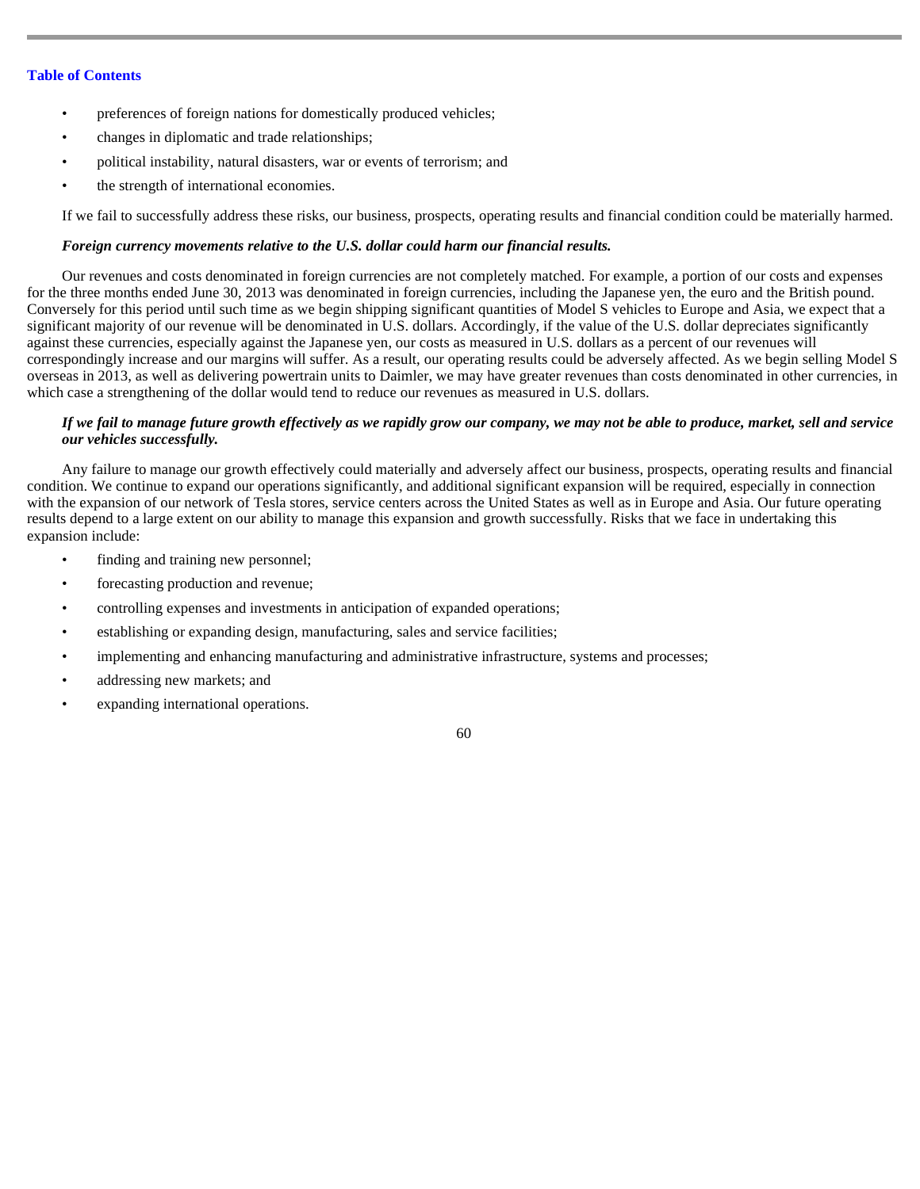- preferences of foreign nations for domestically produced vehicles;
- changes in diplomatic and trade relationships;
- political instability, natural disasters, war or events of terrorism; and
- the strength of international economies.

If we fail to successfully address these risks, our business, prospects, operating results and financial condition could be materially harmed.

***Foreign currency movements relative to the U.S. dollar could harm our financial results.***

Our revenues and costs denominated in foreign currencies are not completely matched. For example, a portion of our costs and expenses for the three months ended June 30, 2013 was denominated in foreign currencies, including the Japanese yen, the euro and the British pound. Conversely for this period until such time as we begin shipping significant quantities of Model S vehicles to Europe and Asia, we expect that a significant majority of our revenue will be denominated in U.S. dollars. Accordingly, if the value of the U.S. dollar depreciates significantly against these currencies, especially against the Japanese yen, our costs as measured in U.S. dollars as a percent of our revenues will correspondingly increase and our margins will suffer. As a result, our operating results could be adversely affected. As we begin selling Model S overseas in 2013, as well as delivering powertrain units to Daimler, we may have greater revenues than costs denominated in other currencies, in which case a strengthening of the dollar would tend to reduce our revenues as measured in U.S. dollars.

***If we fail to manage future growth effectively as we rapidly grow our company, we may not be able to produce, market, sell and service our vehicles successfully.***

Any failure to manage our growth effectively could materially and adversely affect our business, prospects, operating results and financial condition. We continue to expand our operations significantly, and additional significant expansion will be required, especially in connection with the expansion of our network of Tesla stores, service centers across the United States as well as in Europe and Asia. Our future operating results depend to a large extent on our ability to manage this expansion and growth successfully. Risks that we face in undertaking this expansion include:

- finding and training new personnel;
- forecasting production and revenue;
- controlling expenses and investments in anticipation of expanded operations;
- establishing or expanding design, manufacturing, sales and service facilities;
- implementing and enhancing manufacturing and administrative infrastructure, systems and processes;
- addressing new markets; and
- expanding international operations.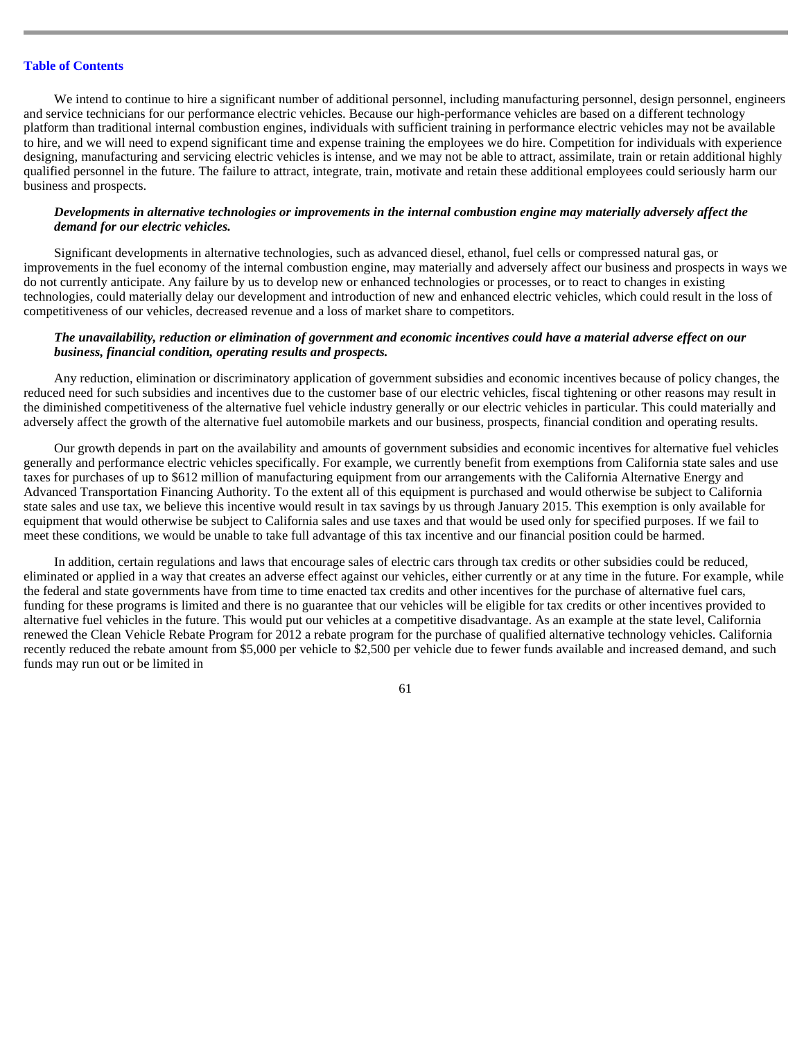We intend to continue to hire a significant number of additional personnel, including manufacturing personnel, design personnel, engineers and service technicians for our performance electric vehicles. Because our high-performance vehicles are based on a different technology platform than traditional internal combustion engines, individuals with sufficient training in performance electric vehicles may not be available to hire, and we will need to expend significant time and expense training the employees we do hire. Competition for individuals with experience designing, manufacturing and servicing electric vehicles is intense, and we may not be able to attract, assimilate, train or retain additional highly qualified personnel in the future. The failure to attract, integrate, train, motivate and retain these additional employees could seriously harm our business and prospects.

***Developments in alternative technologies or improvements in the internal combustion engine may materially adversely affect the demand for our electric vehicles.***

Significant developments in alternative technologies, such as advanced diesel, ethanol, fuel cells or compressed natural gas, or improvements in the fuel economy of the internal combustion engine, may materially and adversely affect our business and prospects in ways we do not currently anticipate. Any failure by us to develop new or enhanced technologies or processes, or to react to changes in existing technologies, could materially delay our development and introduction of new and enhanced electric vehicles, which could result in the loss of competitiveness of our vehicles, decreased revenue and a loss of market share to competitors.

***The unavailability, reduction or elimination of government and economic incentives could have a material adverse effect on our business, financial condition, operating results and prospects.***

Any reduction, elimination or discriminatory application of government subsidies and economic incentives because of policy changes, the reduced need for such subsidies and incentives due to the customer base of our electric vehicles, fiscal tightening or other reasons may result in the diminished competitiveness of the alternative fuel vehicle industry generally or our electric vehicles in particular. This could materially and adversely affect the growth of the alternative fuel automobile markets and our business, prospects, financial condition and operating results.

Our growth depends in part on the availability and amounts of government subsidies and economic incentives for alternative fuel vehicles generally and performance electric vehicles specifically. For example, we currently benefit from exemptions from California state sales and use taxes for purchases of up to $612 million of manufacturing equipment from our arrangements with the California Alternative Energy and Advanced Transportation Financing Authority. To the extent all of this equipment is purchased and would otherwise be subject to California state sales and use tax, we believe this incentive would result in tax savings by us through January 2015. This exemption is only available for equipment that would otherwise be subject to California sales and use taxes and that would be used only for specified purposes. If we fail to meet these conditions, we would be unable to take full advantage of this tax incentive and our financial position could be harmed.

In addition, certain regulations and laws that encourage sales of electric cars through tax credits or other subsidies could be reduced, eliminated or applied in a way that creates an adverse effect against our vehicles, either currently or at any time in the future. For example, while the federal and state governments have from time to time enacted tax credits and other incentives for the purchase of alternative fuel cars, funding for these programs is limited and there is no guarantee that our vehicles will be eligible for tax credits or other incentives provided to alternative fuel vehicles in the future. This would put our vehicles at a competitive disadvantage. As an example at the state level, California renewed the Clean Vehicle Rebate Program for 2012 a rebate program for the purchase of qualified alternative technology vehicles. California recently reduced the rebate amount from $5,000 per vehicle to $2,500 per vehicle due to fewer funds available and increased demand, and such funds may run out or be limited in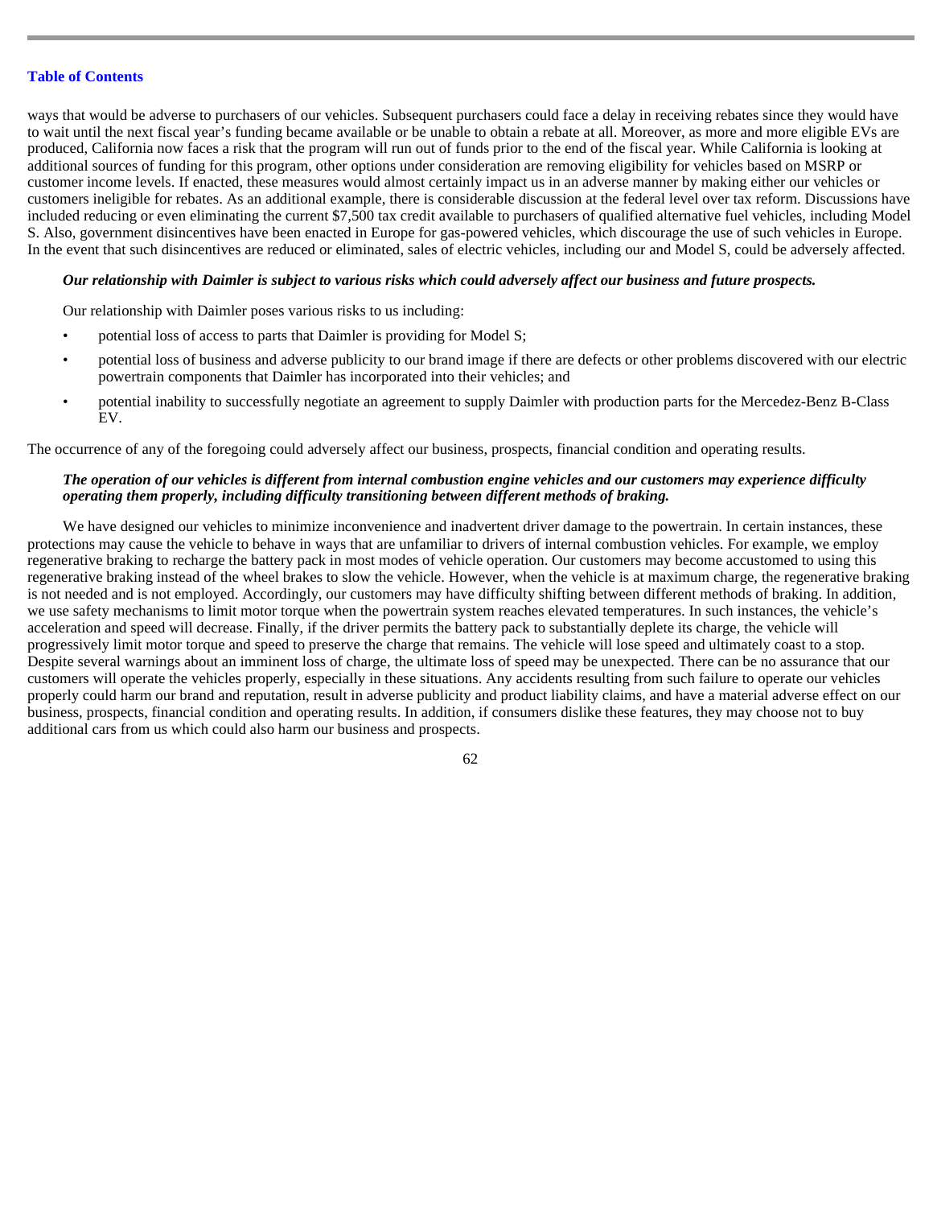ways that would be adverse to purchasers of our vehicles. Subsequent purchasers could face a delay in receiving rebates since they would have to wait until the next fiscal year's funding became available or be unable to obtain a rebate at all. Moreover, as more and more eligible EVs are produced, California now faces a risk that the program will run out of funds prior to the end of the fiscal year. While California is looking at additional sources of funding for this program, other options under consideration are removing eligibility for vehicles based on MSRP or customer income levels. If enacted, these measures would almost certainly impact us in an adverse manner by making either our vehicles or customers ineligible for rebates. As an additional example, there is considerable discussion at the federal level over tax reform. Discussions have included reducing or even eliminating the current $7,500 tax credit available to purchasers of qualified alternative fuel vehicles, including Model S. Also, government disincentives have been enacted in Europe for gas-powered vehicles, which discourage the use of such vehicles in Europe. In the event that such disincentives are reduced or eliminated, sales of electric vehicles, including our and Model S, could be adversely affected.

***Our relationship with Daimler is subject to various risks which could adversely affect our business and future prospects.***

Our relationship with Daimler poses various risks to us including:

- potential loss of access to parts that Daimler is providing for Model S;
- potential loss of business and adverse publicity to our brand image if there are defects or other problems discovered with our electric powertrain components that Daimler has incorporated into their vehicles; and
- potential inability to successfully negotiate an agreement to supply Daimler with production parts for the Mercedez-Benz B-Class EV.

The occurrence of any of the foregoing could adversely affect our business, prospects, financial condition and operating results.

***The operation of our vehicles is different from internal combustion engine vehicles and our customers may experience difficulty operating them properly, including difficulty transitioning between different methods of braking.***

We have designed our vehicles to minimize inconvenience and inadvertent driver damage to the powertrain. In certain instances, these protections may cause the vehicle to behave in ways that are unfamiliar to drivers of internal combustion vehicles. For example, we employ regenerative braking to recharge the battery pack in most modes of vehicle operation. Our customers may become accustomed to using this regenerative braking instead of the wheel brakes to slow the vehicle. However, when the vehicle is at maximum charge, the regenerative braking is not needed and is not employed. Accordingly, our customers may have difficulty shifting between different methods of braking. In addition, we use safety mechanisms to limit motor torque when the powertrain system reaches elevated temperatures. In such instances, the vehicle's acceleration and speed will decrease. Finally, if the driver permits the battery pack to substantially deplete its charge, the vehicle will progressively limit motor torque and speed to preserve the charge that remains. The vehicle will lose speed and ultimately coast to a stop. Despite several warnings about an imminent loss of charge, the ultimate loss of speed may be unexpected. There can be no assurance that our customers will operate the vehicles properly, especially in these situations. Any accidents resulting from such failure to operate our vehicles properly could harm our brand and reputation, result in adverse publicity and product liability claims, and have a material adverse effect on our business, prospects, financial condition and operating results. In addition, if consumers dislike these features, they may choose not to buy additional cars from us which could also harm our business and prospects.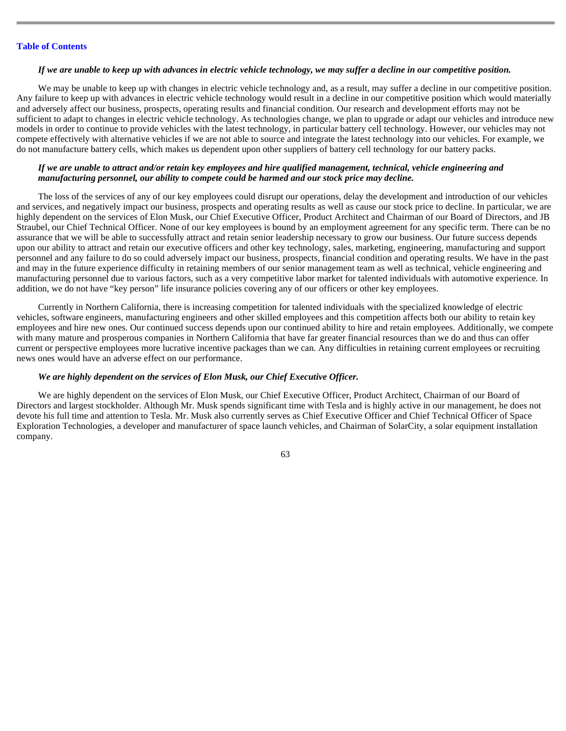***If we are unable to keep up with advances in electric vehicle technology, we may suffer a decline in our competitive position.***

We may be unable to keep up with changes in electric vehicle technology and, as a result, may suffer a decline in our competitive position. Any failure to keep up with advances in electric vehicle technology would result in a decline in our competitive position which would materially and adversely affect our business, prospects, operating results and financial condition. Our research and development efforts may not be sufficient to adapt to changes in electric vehicle technology. As technologies change, we plan to upgrade or adapt our vehicles and introduce new models in order to continue to provide vehicles with the latest technology, in particular battery cell technology. However, our vehicles may not compete effectively with alternative vehicles if we are not able to source and integrate the latest technology into our vehicles. For example, we do not manufacture battery cells, which makes us dependent upon other suppliers of battery cell technology for our battery packs.

***If we are unable to attract and/or retain key employees and hire qualified management, technical, vehicle engineering and manufacturing personnel, our ability to compete could be harmed and our stock price may decline.***

The loss of the services of any of our key employees could disrupt our operations, delay the development and introduction of our vehicles and services, and negatively impact our business, prospects and operating results as well as cause our stock price to decline. In particular, we are highly dependent on the services of Elon Musk, our Chief Executive Officer, Product Architect and Chairman of our Board of Directors, and JB Straubel, our Chief Technical Officer. None of our key employees is bound by an employment agreement for any specific term. There can be no assurance that we will be able to successfully attract and retain senior leadership necessary to grow our business. Our future success depends upon our ability to attract and retain our executive officers and other key technology, sales, marketing, engineering, manufacturing and support personnel and any failure to do so could adversely impact our business, prospects, financial condition and operating results. We have in the past and may in the future experience difficulty in retaining members of our senior management team as well as technical, vehicle engineering and manufacturing personnel due to various factors, such as a very competitive labor market for talented individuals with automotive experience. In addition, we do not have "key person" life insurance policies covering any of our officers or other key employees.

Currently in Northern California, there is increasing competition for talented individuals with the specialized knowledge of electric vehicles, software engineers, manufacturing engineers and other skilled employees and this competition affects both our ability to retain key employees and hire new ones. Our continued success depends upon our continued ability to hire and retain employees. Additionally, we compete with many mature and prosperous companies in Northern California that have far greater financial resources than we do and thus can offer current or perspective employees more lucrative incentive packages than we can. Any difficulties in retaining current employees or recruiting news ones would have an adverse effect on our performance.

***We are highly dependent on the services of Elon Musk, our Chief Executive Officer.***

We are highly dependent on the services of Elon Musk, our Chief Executive Officer, Product Architect, Chairman of our Board of Directors and largest stockholder. Although Mr. Musk spends significant time with Tesla and is highly active in our management, he does not devote his full time and attention to Tesla. Mr. Musk also currently serves as Chief Executive Officer and Chief Technical Officer of Space Exploration Technologies, a developer and manufacturer of space launch vehicles, and Chairman of SolarCity, a solar equipment installation company.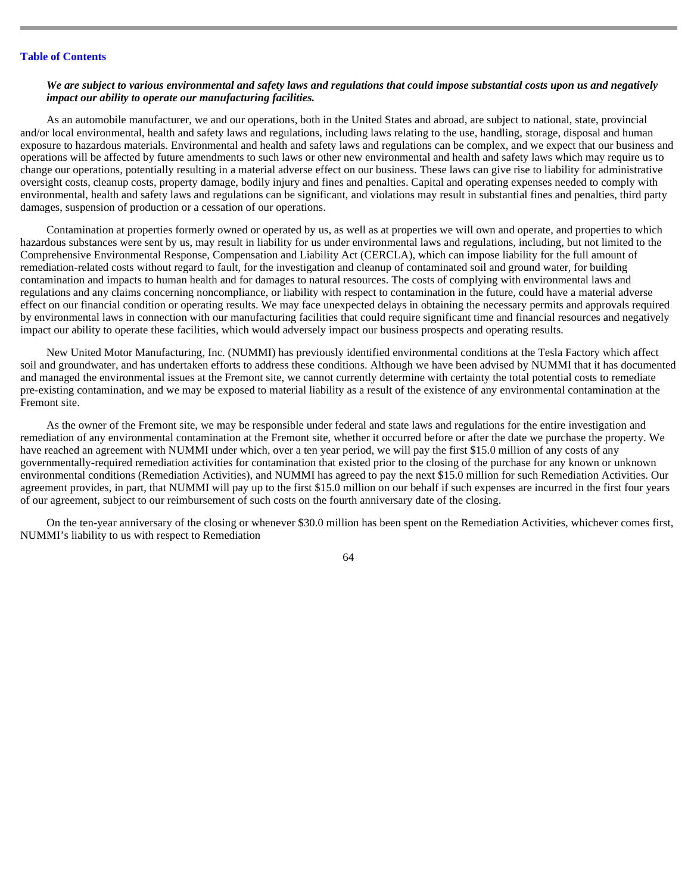***We are subject to various environmental and safety laws and regulations that could impose substantial costs upon us and negatively impact our ability to operate our manufacturing facilities.***

As an automobile manufacturer, we and our operations, both in the United States and abroad, are subject to national, state, provincial and/or local environmental, health and safety laws and regulations, including laws relating to the use, handling, storage, disposal and human exposure to hazardous materials. Environmental and health and safety laws and regulations can be complex, and we expect that our business and operations will be affected by future amendments to such laws or other new environmental and health and safety laws which may require us to change our operations, potentially resulting in a material adverse effect on our business. These laws can give rise to liability for administrative oversight costs, cleanup costs, property damage, bodily injury and fines and penalties. Capital and operating expenses needed to comply with environmental, health and safety laws and regulations can be significant, and violations may result in substantial fines and penalties, third party damages, suspension of production or a cessation of our operations.

Contamination at properties formerly owned or operated by us, as well as at properties we will own and operate, and properties to which hazardous substances were sent by us, may result in liability for us under environmental laws and regulations, including, but not limited to the Comprehensive Environmental Response, Compensation and Liability Act (CERCLA), which can impose liability for the full amount of remediation-related costs without regard to fault, for the investigation and cleanup of contaminated soil and ground water, for building contamination and impacts to human health and for damages to natural resources. The costs of complying with environmental laws and regulations and any claims concerning noncompliance, or liability with respect to contamination in the future, could have a material adverse effect on our financial condition or operating results. We may face unexpected delays in obtaining the necessary permits and approvals required by environmental laws in connection with our manufacturing facilities that could require significant time and financial resources and negatively impact our ability to operate these facilities, which would adversely impact our business prospects and operating results.

New United Motor Manufacturing, Inc. (NUMMI) has previously identified environmental conditions at the Tesla Factory which affect soil and groundwater, and has undertaken efforts to address these conditions. Although we have been advised by NUMMI that it has documented and managed the environmental issues at the Fremont site, we cannot currently determine with certainty the total potential costs to remediate pre-existing contamination, and we may be exposed to material liability as a result of the existence of any environmental contamination at the Fremont site.

As the owner of the Fremont site, we may be responsible under federal and state laws and regulations for the entire investigation and remediation of any environmental contamination at the Fremont site, whether it occurred before or after the date we purchase the property. We have reached an agreement with NUMMI under which, over a ten year period, we will pay the first $15.0 million of any costs of any governmentally-required remediation activities for contamination that existed prior to the closing of the purchase for any known or unknown environmental conditions (Remediation Activities), and NUMMI has agreed to pay the next $15.0 million for such Remediation Activities. Our agreement provides, in part, that NUMMI will pay up to the first $15.0 million on our behalf if such expenses are incurred in the first four years of our agreement, subject to our reimbursement of such costs on the fourth anniversary date of the closing.

On the ten-year anniversary of the closing or whenever $30.0 million has been spent on the Remediation Activities, whichever comes first, NUMMI's liability to us with respect to Remediation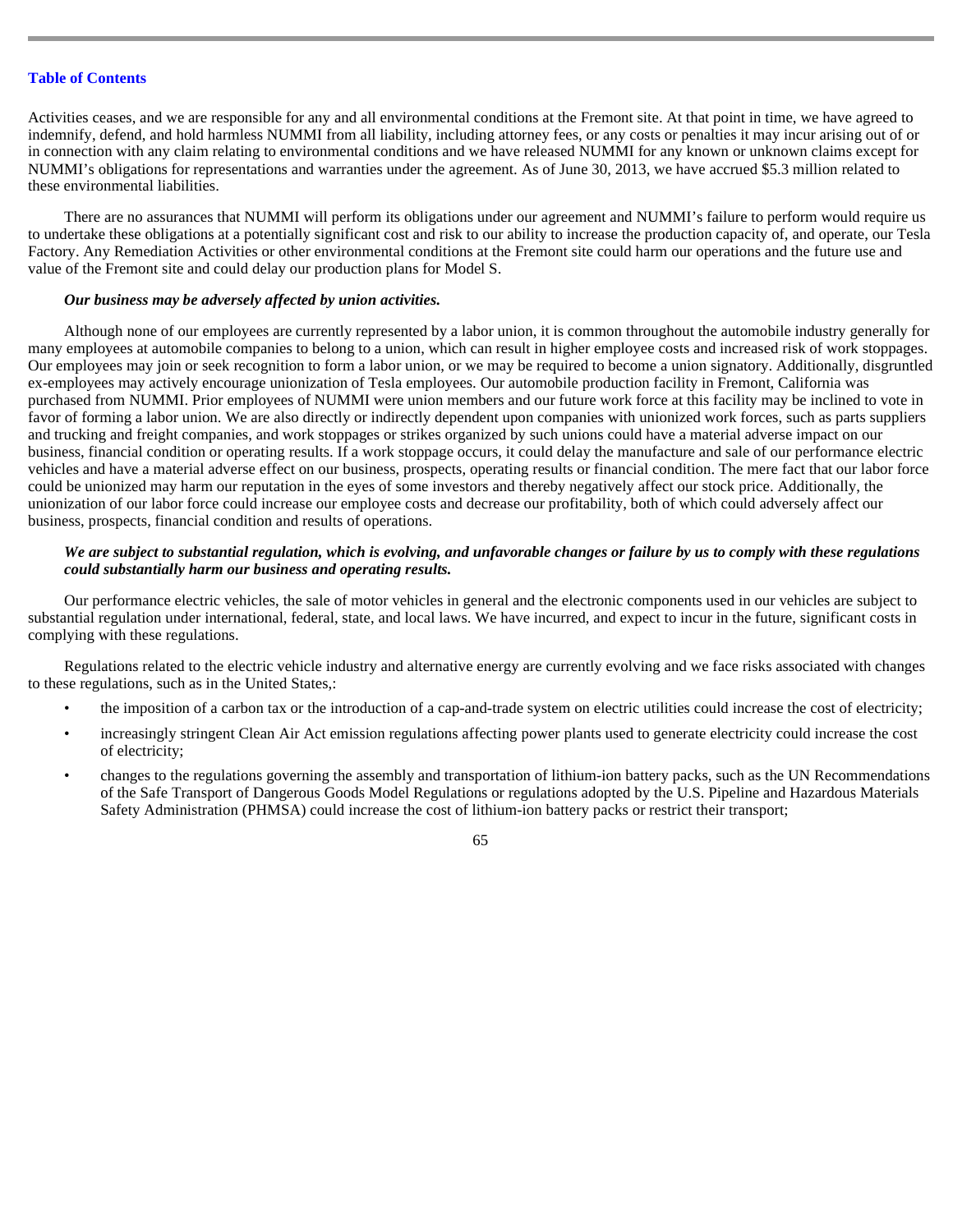Activities ceases, and we are responsible for any and all environmental conditions at the Fremont site. At that point in time, we have agreed to indemnify, defend, and hold harmless NUMMI from all liability, including attorney fees, or any costs or penalties it may incur arising out of or in connection with any claim relating to environmental conditions and we have released NUMMI for any known or unknown claims except for NUMMI's obligations for representations and warranties under the agreement. As of June 30, 2013, we have accrued $5.3 million related to these environmental liabilities.

There are no assurances that NUMMI will perform its obligations under our agreement and NUMMI's failure to perform would require us to undertake these obligations at a potentially significant cost and risk to our ability to increase the production capacity of, and operate, our Tesla Factory. Any Remediation Activities or other environmental conditions at the Fremont site could harm our operations and the future use and value of the Fremont site and could delay our production plans for Model S.

***Our business may be adversely affected by union activities.***

Although none of our employees are currently represented by a labor union, it is common throughout the automobile industry generally for many employees at automobile companies to belong to a union, which can result in higher employee costs and increased risk of work stoppages. Our employees may join or seek recognition to form a labor union, or we may be required to become a union signatory. Additionally, disgruntled ex-employees may actively encourage unionization of Tesla employees. Our automobile production facility in Fremont, California was purchased from NUMMI. Prior employees of NUMMI were union members and our future work force at this facility may be inclined to vote in favor of forming a labor union. We are also directly or indirectly dependent upon companies with unionized work forces, such as parts suppliers and trucking and freight companies, and work stoppages or strikes organized by such unions could have a material adverse impact on our business, financial condition or operating results. If a work stoppage occurs, it could delay the manufacture and sale of our performance electric vehicles and have a material adverse effect on our business, prospects, operating results or financial condition. The mere fact that our labor force could be unionized may harm our reputation in the eyes of some investors and thereby negatively affect our stock price. Additionally, the unionization of our labor force could increase our employee costs and decrease our profitability, both of which could adversely affect our business, prospects, financial condition and results of operations.

***We are subject to substantial regulation, which is evolving, and unfavorable changes or failure by us to comply with these regulations could substantially harm our business and operating results.***

Our performance electric vehicles, the sale of motor vehicles in general and the electronic components used in our vehicles are subject to substantial regulation under international, federal, state, and local laws. We have incurred, and expect to incur in the future, significant costs in complying with these regulations.

Regulations related to the electric vehicle industry and alternative energy are currently evolving and we face risks associated with changes to these regulations, such as in the United States,:

- the imposition of a carbon tax or the introduction of a cap-and-trade system on electric utilities could increase the cost of electricity;
- increasingly stringent Clean Air Act emission regulations affecting power plants used to generate electricity could increase the cost of electricity;
- changes to the regulations governing the assembly and transportation of lithium-ion battery packs, such as the UN Recommendations of the Safe Transport of Dangerous Goods Model Regulations or regulations adopted by the U.S. Pipeline and Hazardous Materials Safety Administration (PHMSA) could increase the cost of lithium-ion battery packs or restrict their transport;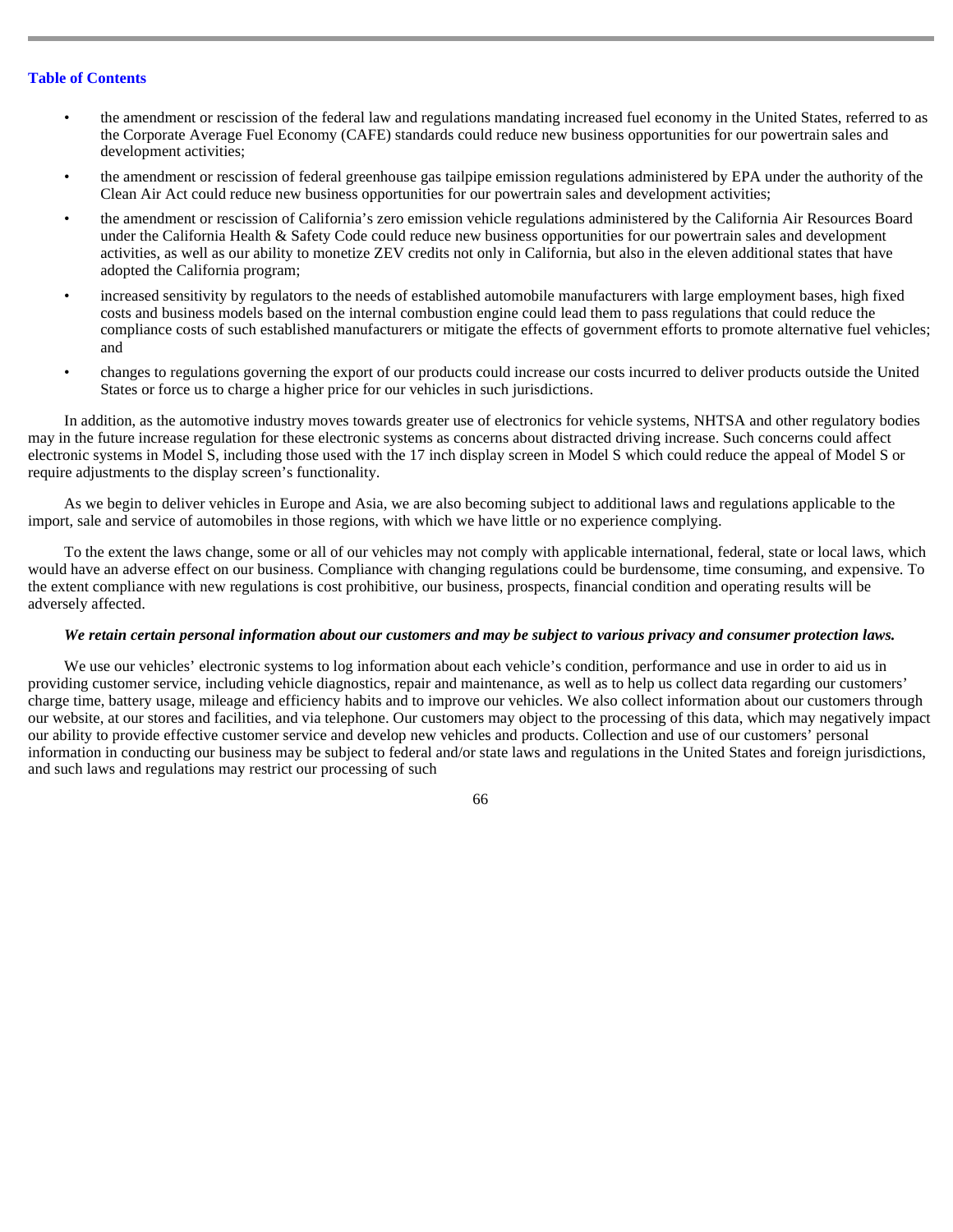- the amendment or rescission of the federal law and regulations mandating increased fuel economy in the United States, referred to as the Corporate Average Fuel Economy (CAFE) standards could reduce new business opportunities for our powertrain sales and development activities;
- the amendment or rescission of federal greenhouse gas tailpipe emission regulations administered by EPA under the authority of the Clean Air Act could reduce new business opportunities for our powertrain sales and development activities;
- the amendment or rescission of California's zero emission vehicle regulations administered by the California Air Resources Board under the California Health & Safety Code could reduce new business opportunities for our powertrain sales and development activities, as well as our ability to monetize ZEV credits not only in California, but also in the eleven additional states that have adopted the California program;
- increased sensitivity by regulators to the needs of established automobile manufacturers with large employment bases, high fixed costs and business models based on the internal combustion engine could lead them to pass regulations that could reduce the compliance costs of such established manufacturers or mitigate the effects of government efforts to promote alternative fuel vehicles; and
- changes to regulations governing the export of our products could increase our costs incurred to deliver products outside the United States or force us to charge a higher price for our vehicles in such jurisdictions.

In addition, as the automotive industry moves towards greater use of electronics for vehicle systems, NHTSA and other regulatory bodies may in the future increase regulation for these electronic systems as concerns about distracted driving increase. Such concerns could affect electronic systems in Model S, including those used with the 17 inch display screen in Model S which could reduce the appeal of Model S or require adjustments to the display screen's functionality.

As we begin to deliver vehicles in Europe and Asia, we are also becoming subject to additional laws and regulations applicable to the import, sale and service of automobiles in those regions, with which we have little or no experience complying.

To the extent the laws change, some or all of our vehicles may not comply with applicable international, federal, state or local laws, which would have an adverse effect on our business. Compliance with changing regulations could be burdensome, time consuming, and expensive. To the extent compliance with new regulations is cost prohibitive, our business, prospects, financial condition and operating results will be adversely affected.

***We retain certain personal information about our customers and may be subject to various privacy and consumer protection laws.***

We use our vehicles' electronic systems to log information about each vehicle's condition, performance and use in order to aid us in providing customer service, including vehicle diagnostics, repair and maintenance, as well as to help us collect data regarding our customers' charge time, battery usage, mileage and efficiency habits and to improve our vehicles. We also collect information about our customers through our website, at our stores and facilities, and via telephone. Our customers may object to the processing of this data, which may negatively impact our ability to provide effective customer service and develop new vehicles and products. Collection and use of our customers' personal information in conducting our business may be subject to federal and/or state laws and regulations in the United States and foreign jurisdictions, and such laws and regulations may restrict our processing of such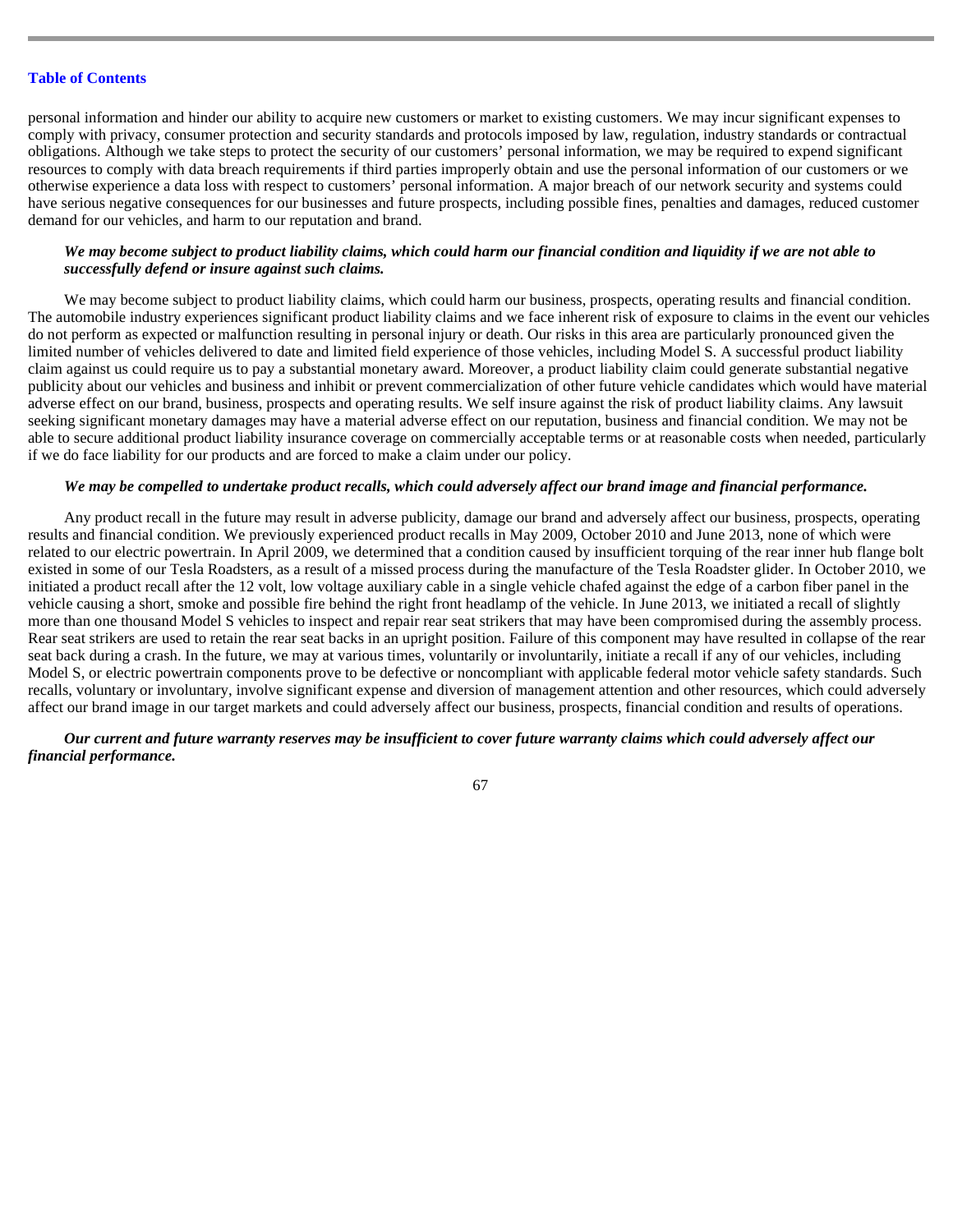personal information and hinder our ability to acquire new customers or market to existing customers. We may incur significant expenses to comply with privacy, consumer protection and security standards and protocols imposed by law, regulation, industry standards or contractual obligations. Although we take steps to protect the security of our customers' personal information, we may be required to expend significant resources to comply with data breach requirements if third parties improperly obtain and use the personal information of our customers or we otherwise experience a data loss with respect to customers' personal information. A major breach of our network security and systems could have serious negative consequences for our businesses and future prospects, including possible fines, penalties and damages, reduced customer demand for our vehicles, and harm to our reputation and brand.

***We may become subject to product liability claims, which could harm our financial condition and liquidity if we are not able to successfully defend or insure against such claims.***

We may become subject to product liability claims, which could harm our business, prospects, operating results and financial condition. The automobile industry experiences significant product liability claims and we face inherent risk of exposure to claims in the event our vehicles do not perform as expected or malfunction resulting in personal injury or death. Our risks in this area are particularly pronounced given the limited number of vehicles delivered to date and limited field experience of those vehicles, including Model S. A successful product liability claim against us could require us to pay a substantial monetary award. Moreover, a product liability claim could generate substantial negative publicity about our vehicles and business and inhibit or prevent commercialization of other future vehicle candidates which would have material adverse effect on our brand, business, prospects and operating results. We self insure against the risk of product liability claims. Any lawsuit seeking significant monetary damages may have a material adverse effect on our reputation, business and financial condition. We may not be able to secure additional product liability insurance coverage on commercially acceptable terms or at reasonable costs when needed, particularly if we do face liability for our products and are forced to make a claim under our policy.

***We may be compelled to undertake product recalls, which could adversely affect our brand image and financial performance.***

Any product recall in the future may result in adverse publicity, damage our brand and adversely affect our business, prospects, operating results and financial condition. We previously experienced product recalls in May 2009, October 2010 and June 2013, none of which were related to our electric powertrain. In April 2009, we determined that a condition caused by insufficient torquing of the rear inner hub flange bolt existed in some of our Tesla Roadsters, as a result of a missed process during the manufacture of the Tesla Roadster glider. In October 2010, we initiated a product recall after the 12 volt, low voltage auxiliary cable in a single vehicle chafed against the edge of a carbon fiber panel in the vehicle causing a short, smoke and possible fire behind the right front headlamp of the vehicle. In June 2013, we initiated a recall of slightly more than one thousand Model S vehicles to inspect and repair rear seat strikers that may have been compromised during the assembly process. Rear seat strikers are used to retain the rear seat backs in an upright position. Failure of this component may have resulted in collapse of the rear seat back during a crash. In the future, we may at various times, voluntarily or involuntarily, initiate a recall if any of our vehicles, including Model S, or electric powertrain components prove to be defective or noncompliant with applicable federal motor vehicle safety standards. Such recalls, voluntary or involuntary, involve significant expense and diversion of management attention and other resources, which could adversely affect our brand image in our target markets and could adversely affect our business, prospects, financial condition and results of operations.

***Our current and future warranty reserves may be insufficient to cover future warranty claims which could adversely affect our financial performance.***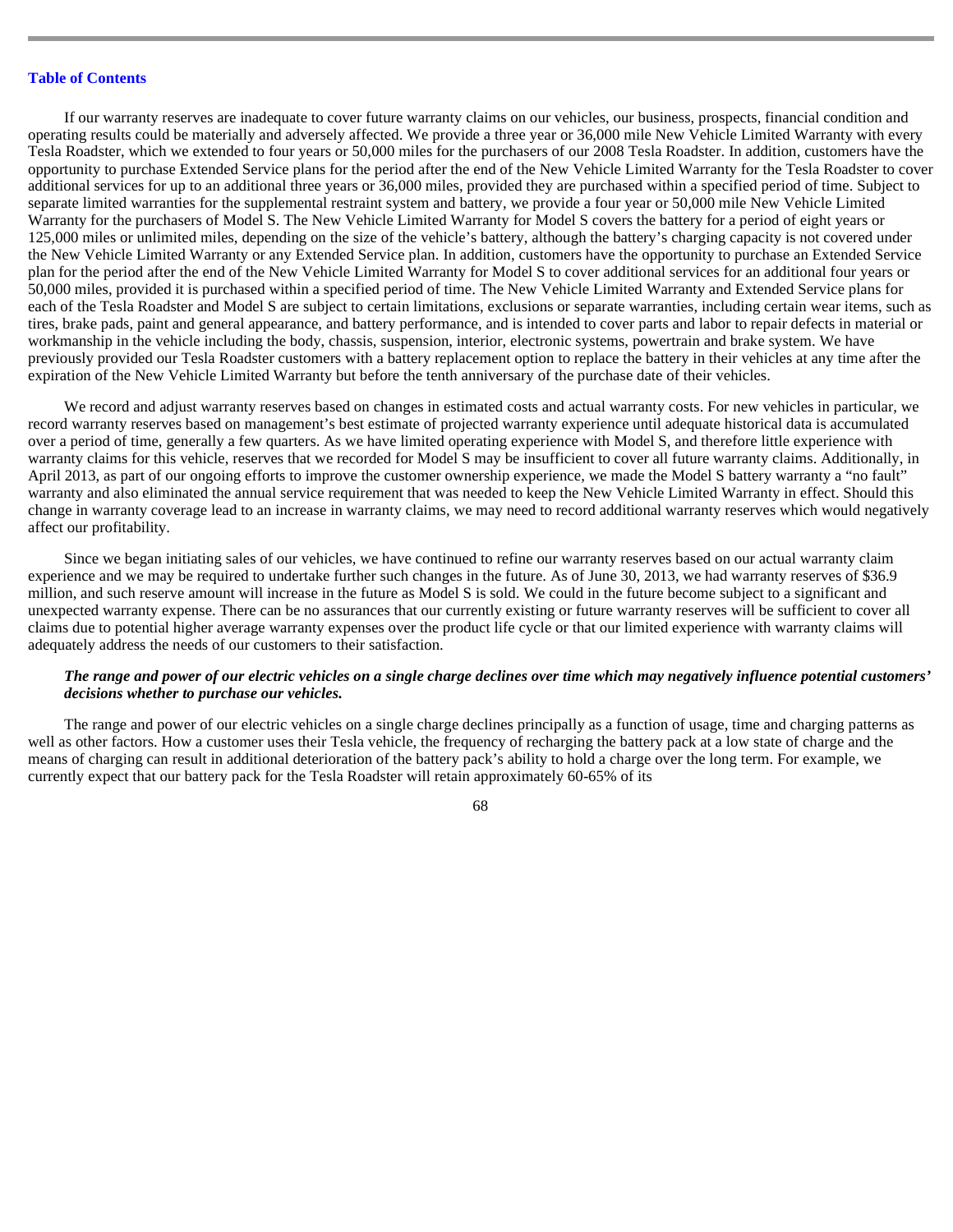If our warranty reserves are inadequate to cover future warranty claims on our vehicles, our business, prospects, financial condition and operating results could be materially and adversely affected. We provide a three year or 36,000 mile New Vehicle Limited Warranty with every Tesla Roadster, which we extended to four years or 50,000 miles for the purchasers of our 2008 Tesla Roadster. In addition, customers have the opportunity to purchase Extended Service plans for the period after the end of the New Vehicle Limited Warranty for the Tesla Roadster to cover additional services for up to an additional three years or 36,000 miles, provided they are purchased within a specified period of time. Subject to separate limited warranties for the supplemental restraint system and battery, we provide a four year or 50,000 mile New Vehicle Limited Warranty for the purchasers of Model S. The New Vehicle Limited Warranty for Model S covers the battery for a period of eight years or 125,000 miles or unlimited miles, depending on the size of the vehicle's battery, although the battery's charging capacity is not covered under the New Vehicle Limited Warranty or any Extended Service plan. In addition, customers have the opportunity to purchase an Extended Service plan for the period after the end of the New Vehicle Limited Warranty for Model S to cover additional services for an additional four years or 50,000 miles, provided it is purchased within a specified period of time. The New Vehicle Limited Warranty and Extended Service plans for each of the Tesla Roadster and Model S are subject to certain limitations, exclusions or separate warranties, including certain wear items, such as tires, brake pads, paint and general appearance, and battery performance, and is intended to cover parts and labor to repair defects in material or workmanship in the vehicle including the body, chassis, suspension, interior, electronic systems, powertrain and brake system. We have previously provided our Tesla Roadster customers with a battery replacement option to replace the battery in their vehicles at any time after the expiration of the New Vehicle Limited Warranty but before the tenth anniversary of the purchase date of their vehicles.

We record and adjust warranty reserves based on changes in estimated costs and actual warranty costs. For new vehicles in particular, we record warranty reserves based on management's best estimate of projected warranty experience until adequate historical data is accumulated over a period of time, generally a few quarters. As we have limited operating experience with Model S, and therefore little experience with warranty claims for this vehicle, reserves that we recorded for Model S may be insufficient to cover all future warranty claims. Additionally, in April 2013, as part of our ongoing efforts to improve the customer ownership experience, we made the Model S battery warranty a "no fault" warranty and also eliminated the annual service requirement that was needed to keep the New Vehicle Limited Warranty in effect. Should this change in warranty coverage lead to an increase in warranty claims, we may need to record additional warranty reserves which would negatively affect our profitability.

Since we began initiating sales of our vehicles, we have continued to refine our warranty reserves based on our actual warranty claim experience and we may be required to undertake further such changes in the future. As of June 30, 2013, we had warranty reserves of $36.9 million, and such reserve amount will increase in the future as Model S is sold. We could in the future become subject to a significant and unexpected warranty expense. There can be no assurances that our currently existing or future warranty reserves will be sufficient to cover all claims due to potential higher average warranty expenses over the product life cycle or that our limited experience with warranty claims will adequately address the needs of our customers to their satisfaction.

***The range and power of our electric vehicles on a single charge declines over time which may negatively influence potential customers' decisions whether to purchase our vehicles.***

The range and power of our electric vehicles on a single charge declines principally as a function of usage, time and charging patterns as well as other factors. How a customer uses their Tesla vehicle, the frequency of recharging the battery pack at a low state of charge and the means of charging can result in additional deterioration of the battery pack's ability to hold a charge over the long term. For example, we currently expect that our battery pack for the Tesla Roadster will retain approximately 60-65% of its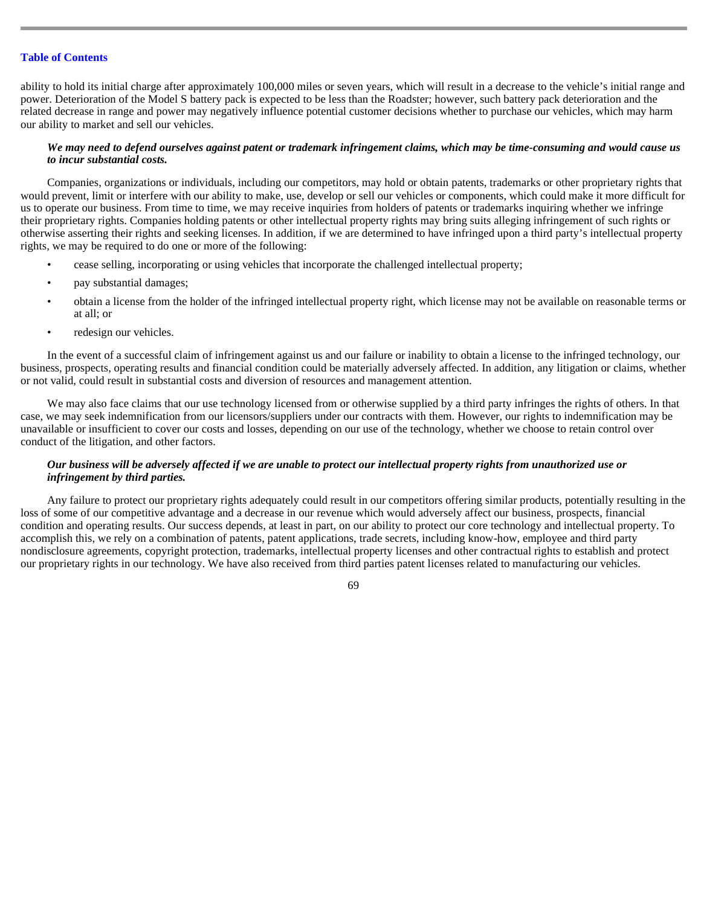ability to hold its initial charge after approximately 100,000 miles or seven years, which will result in a decrease to the vehicle's initial range and power. Deterioration of the Model S battery pack is expected to be less than the Roadster; however, such battery pack deterioration and the related decrease in range and power may negatively influence potential customer decisions whether to purchase our vehicles, which may harm our ability to market and sell our vehicles.

***We may need to defend ourselves against patent or trademark infringement claims, which may be time-consuming and would cause us to incur substantial costs.***

Companies, organizations or individuals, including our competitors, may hold or obtain patents, trademarks or other proprietary rights that would prevent, limit or interfere with our ability to make, use, develop or sell our vehicles or components, which could make it more difficult for us to operate our business. From time to time, we may receive inquiries from holders of patents or trademarks inquiring whether we infringe their proprietary rights. Companies holding patents or other intellectual property rights may bring suits alleging infringement of such rights or otherwise asserting their rights and seeking licenses. In addition, if we are determined to have infringed upon a third party's intellectual property rights, we may be required to do one or more of the following:

- cease selling, incorporating or using vehicles that incorporate the challenged intellectual property;
- pay substantial damages;
- obtain a license from the holder of the infringed intellectual property right, which license may not be available on reasonable terms or at all; or
- redesign our vehicles.

In the event of a successful claim of infringement against us and our failure or inability to obtain a license to the infringed technology, our business, prospects, operating results and financial condition could be materially adversely affected. In addition, any litigation or claims, whether or not valid, could result in substantial costs and diversion of resources and management attention.

We may also face claims that our use technology licensed from or otherwise supplied by a third party infringes the rights of others. In that case, we may seek indemnification from our licensors/suppliers under our contracts with them. However, our rights to indemnification may be unavailable or insufficient to cover our costs and losses, depending on our use of the technology, whether we choose to retain control over conduct of the litigation, and other factors.

***Our business will be adversely affected if we are unable to protect our intellectual property rights from unauthorized use or infringement by third parties.***

Any failure to protect our proprietary rights adequately could result in our competitors offering similar products, potentially resulting in the loss of some of our competitive advantage and a decrease in our revenue which would adversely affect our business, prospects, financial condition and operating results. Our success depends, at least in part, on our ability to protect our core technology and intellectual property. To accomplish this, we rely on a combination of patents, patent applications, trade secrets, including know-how, employee and third party nondisclosure agreements, copyright protection, trademarks, intellectual property licenses and other contractual rights to establish and protect our proprietary rights in our technology. We have also received from third parties patent licenses related to manufacturing our vehicles.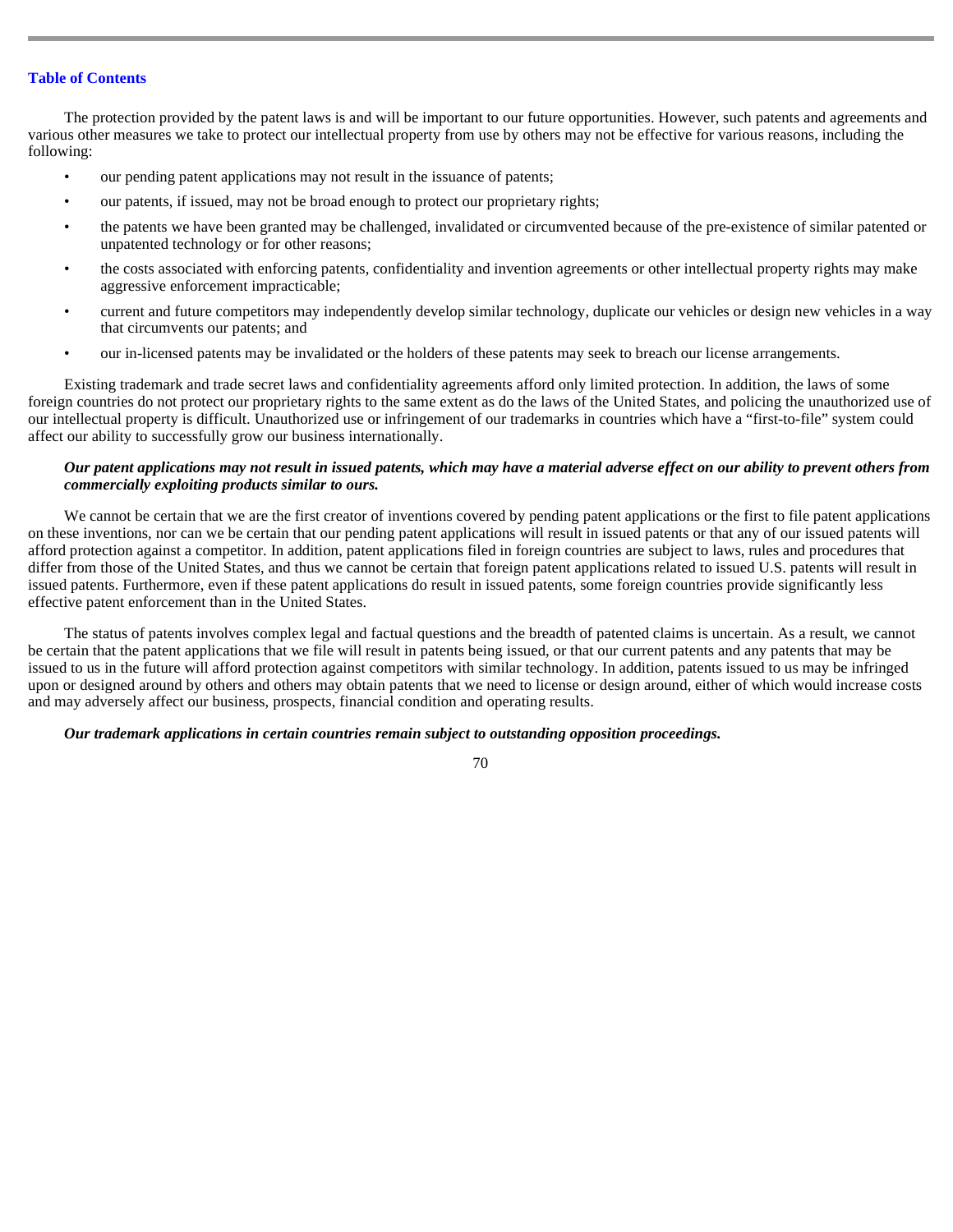The protection provided by the patent laws is and will be important to our future opportunities. However, such patents and agreements and various other measures we take to protect our intellectual property from use by others may not be effective for various reasons, including the following:

- our pending patent applications may not result in the issuance of patents;
- our patents, if issued, may not be broad enough to protect our proprietary rights;
- the patents we have been granted may be challenged, invalidated or circumvented because of the pre-existence of similar patented or unpatented technology or for other reasons;
- the costs associated with enforcing patents, confidentiality and invention agreements or other intellectual property rights may make aggressive enforcement impracticable;
- current and future competitors may independently develop similar technology, duplicate our vehicles or design new vehicles in a way that circumvents our patents; and
- our in-licensed patents may be invalidated or the holders of these patents may seek to breach our license arrangements.

Existing trademark and trade secret laws and confidentiality agreements afford only limited protection. In addition, the laws of some foreign countries do not protect our proprietary rights to the same extent as do the laws of the United States, and policing the unauthorized use of our intellectual property is difficult. Unauthorized use or infringement of our trademarks in countries which have a "first-to-file" system could affect our ability to successfully grow our business internationally.

***Our patent applications may not result in issued patents, which may have a material adverse effect on our ability to prevent others from commercially exploiting products similar to ours.***

We cannot be certain that we are the first creator of inventions covered by pending patent applications or the first to file patent applications on these inventions, nor can we be certain that our pending patent applications will result in issued patents or that any of our issued patents will afford protection against a competitor. In addition, patent applications filed in foreign countries are subject to laws, rules and procedures that differ from those of the United States, and thus we cannot be certain that foreign patent applications related to issued U.S. patents will result in issued patents. Furthermore, even if these patent applications do result in issued patents, some foreign countries provide significantly less effective patent enforcement than in the United States.

The status of patents involves complex legal and factual questions and the breadth of patented claims is uncertain. As a result, we cannot be certain that the patent applications that we file will result in patents being issued, or that our current patents and any patents that may be issued to us in the future will afford protection against competitors with similar technology. In addition, patents issued to us may be infringed upon or designed around by others and others may obtain patents that we need to license or design around, either of which would increase costs and may adversely affect our business, prospects, financial condition and operating results.

***Our trademark applications in certain countries remain subject to outstanding opposition proceedings.***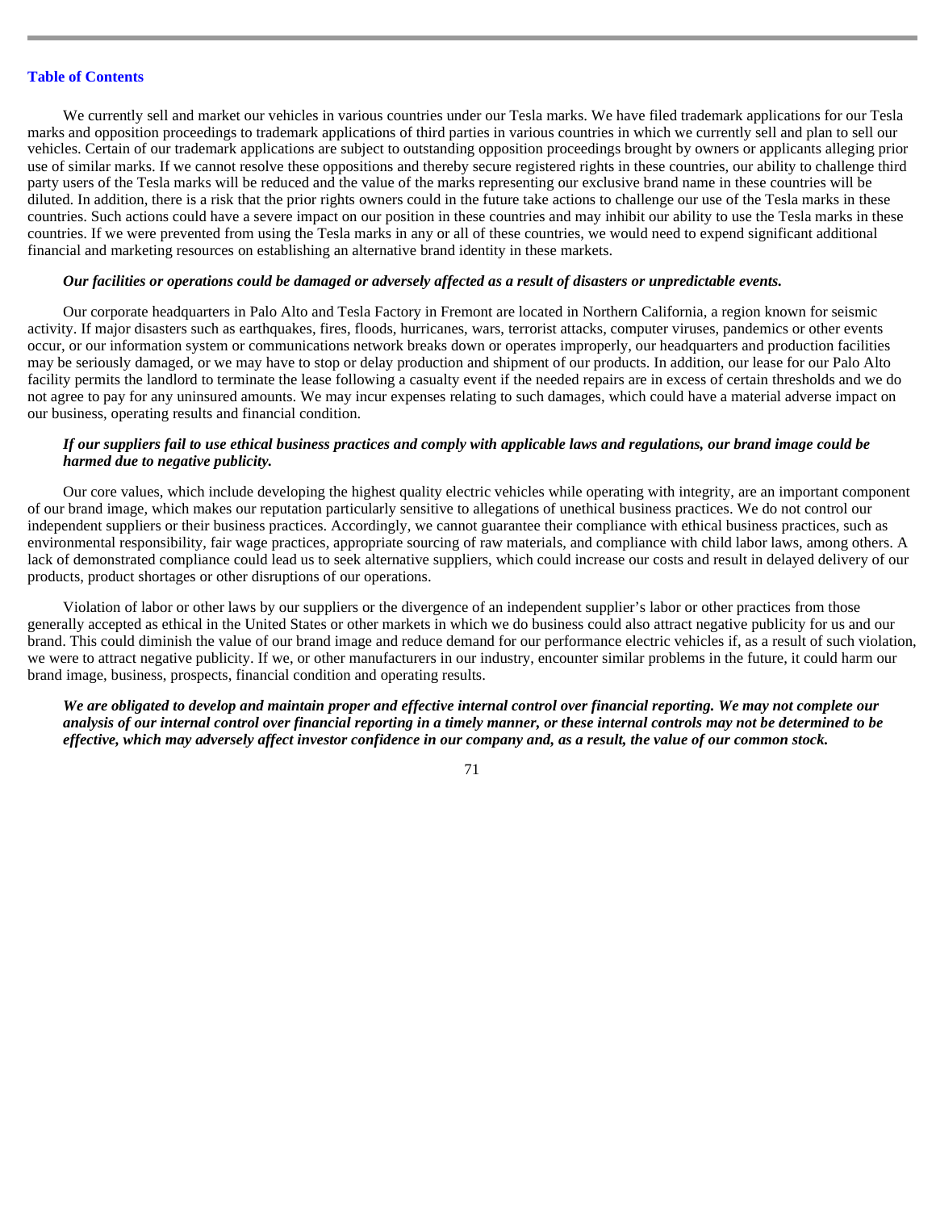We currently sell and market our vehicles in various countries under our Tesla marks. We have filed trademark applications for our Tesla marks and opposition proceedings to trademark applications of third parties in various countries in which we currently sell and plan to sell our vehicles. Certain of our trademark applications are subject to outstanding opposition proceedings brought by owners or applicants alleging prior use of similar marks. If we cannot resolve these oppositions and thereby secure registered rights in these countries, our ability to challenge third party users of the Tesla marks will be reduced and the value of the marks representing our exclusive brand name in these countries will be diluted. In addition, there is a risk that the prior rights owners could in the future take actions to challenge our use of the Tesla marks in these countries. Such actions could have a severe impact on our position in these countries and may inhibit our ability to use the Tesla marks in these countries. If we were prevented from using the Tesla marks in any or all of these countries, we would need to expend significant additional financial and marketing resources on establishing an alternative brand identity in these markets.

***Our facilities or operations could be damaged or adversely affected as a result of disasters or unpredictable events.***

Our corporate headquarters in Palo Alto and Tesla Factory in Fremont are located in Northern California, a region known for seismic activity. If major disasters such as earthquakes, fires, floods, hurricanes, wars, terrorist attacks, computer viruses, pandemics or other events occur, or our information system or communications network breaks down or operates improperly, our headquarters and production facilities may be seriously damaged, or we may have to stop or delay production and shipment of our products. In addition, our lease for our Palo Alto facility permits the landlord to terminate the lease following a casualty event if the needed repairs are in excess of certain thresholds and we do not agree to pay for any uninsured amounts. We may incur expenses relating to such damages, which could have a material adverse impact on our business, operating results and financial condition.

***If our suppliers fail to use ethical business practices and comply with applicable laws and regulations, our brand image could be harmed due to negative publicity.***

Our core values, which include developing the highest quality electric vehicles while operating with integrity, are an important component of our brand image, which makes our reputation particularly sensitive to allegations of unethical business practices. We do not control our independent suppliers or their business practices. Accordingly, we cannot guarantee their compliance with ethical business practices, such as environmental responsibility, fair wage practices, appropriate sourcing of raw materials, and compliance with child labor laws, among others. A lack of demonstrated compliance could lead us to seek alternative suppliers, which could increase our costs and result in delayed delivery of our products, product shortages or other disruptions of our operations.

Violation of labor or other laws by our suppliers or the divergence of an independent supplier's labor or other practices from those generally accepted as ethical in the United States or other markets in which we do business could also attract negative publicity for us and our brand. This could diminish the value of our brand image and reduce demand for our performance electric vehicles if, as a result of such violation, we were to attract negative publicity. If we, or other manufacturers in our industry, encounter similar problems in the future, it could harm our brand image, business, prospects, financial condition and operating results.

***We are obligated to develop and maintain proper and effective internal control over financial reporting. We may not complete our analysis of our internal control over financial reporting in a timely manner, or these internal controls may not be determined to be effective, which may adversely affect investor confidence in our company and, as a result, the value of our common stock.***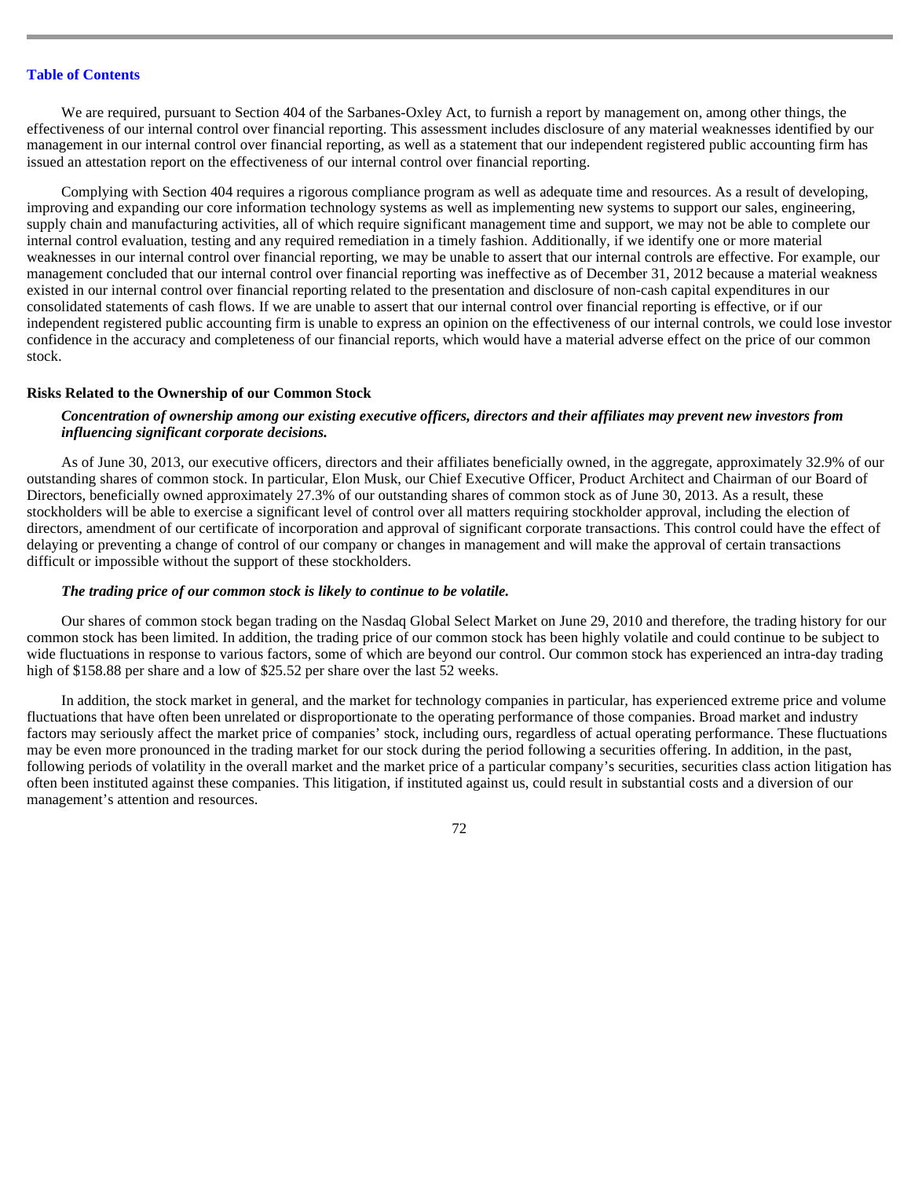We are required, pursuant to Section 404 of the Sarbanes-Oxley Act, to furnish a report by management on, among other things, the effectiveness of our internal control over financial reporting. This assessment includes disclosure of any material weaknesses identified by our management in our internal control over financial reporting, as well as a statement that our independent registered public accounting firm has issued an attestation report on the effectiveness of our internal control over financial reporting.

Complying with Section 404 requires a rigorous compliance program as well as adequate time and resources. As a result of developing, improving and expanding our core information technology systems as well as implementing new systems to support our sales, engineering, supply chain and manufacturing activities, all of which require significant management time and support, we may not be able to complete our internal control evaluation, testing and any required remediation in a timely fashion. Additionally, if we identify one or more material weaknesses in our internal control over financial reporting, we may be unable to assert that our internal controls are effective. For example, our management concluded that our internal control over financial reporting was ineffective as of December 31, 2012 because a material weakness existed in our internal control over financial reporting related to the presentation and disclosure of non-cash capital expenditures in our consolidated statements of cash flows. If we are unable to assert that our internal control over financial reporting is effective, or if our independent registered public accounting firm is unable to express an opinion on the effectiveness of our internal controls, we could lose investor confidence in the accuracy and completeness of our financial reports, which would have a material adverse effect on the price of our common stock.

### Risks Related to the Ownership of our Common Stock

***Concentration of ownership among our existing executive officers, directors and their affiliates may prevent new investors from influencing significant corporate decisions.***

As of June 30, 2013, our executive officers, directors and their affiliates beneficially owned, in the aggregate, approximately 32.9% of our outstanding shares of common stock. In particular, Elon Musk, our Chief Executive Officer, Product Architect and Chairman of our Board of Directors, beneficially owned approximately 27.3% of our outstanding shares of common stock as of June 30, 2013. As a result, these stockholders will be able to exercise a significant level of control over all matters requiring stockholder approval, including the election of directors, amendment of our certificate of incorporation and approval of significant corporate transactions. This control could have the effect of delaying or preventing a change of control of our company or changes in management and will make the approval of certain transactions difficult or impossible without the support of these stockholders.

***The trading price of our common stock is likely to continue to be volatile.***

Our shares of common stock began trading on the Nasdaq Global Select Market on June 29, 2010 and therefore, the trading history for our common stock has been limited. In addition, the trading price of our common stock has been highly volatile and could continue to be subject to wide fluctuations in response to various factors, some of which are beyond our control. Our common stock has experienced an intra-day trading high of $158.88 per share and a low of $25.52 per share over the last 52 weeks.

In addition, the stock market in general, and the market for technology companies in particular, has experienced extreme price and volume fluctuations that have often been unrelated or disproportionate to the operating performance of those companies. Broad market and industry factors may seriously affect the market price of companies' stock, including ours, regardless of actual operating performance. These fluctuations may be even more pronounced in the trading market for our stock during the period following a securities offering. In addition, in the past, following periods of volatility in the overall market and the market price of a particular company's securities, securities class action litigation has often been instituted against these companies. This litigation, if instituted against us, could result in substantial costs and a diversion of our management's attention and resources.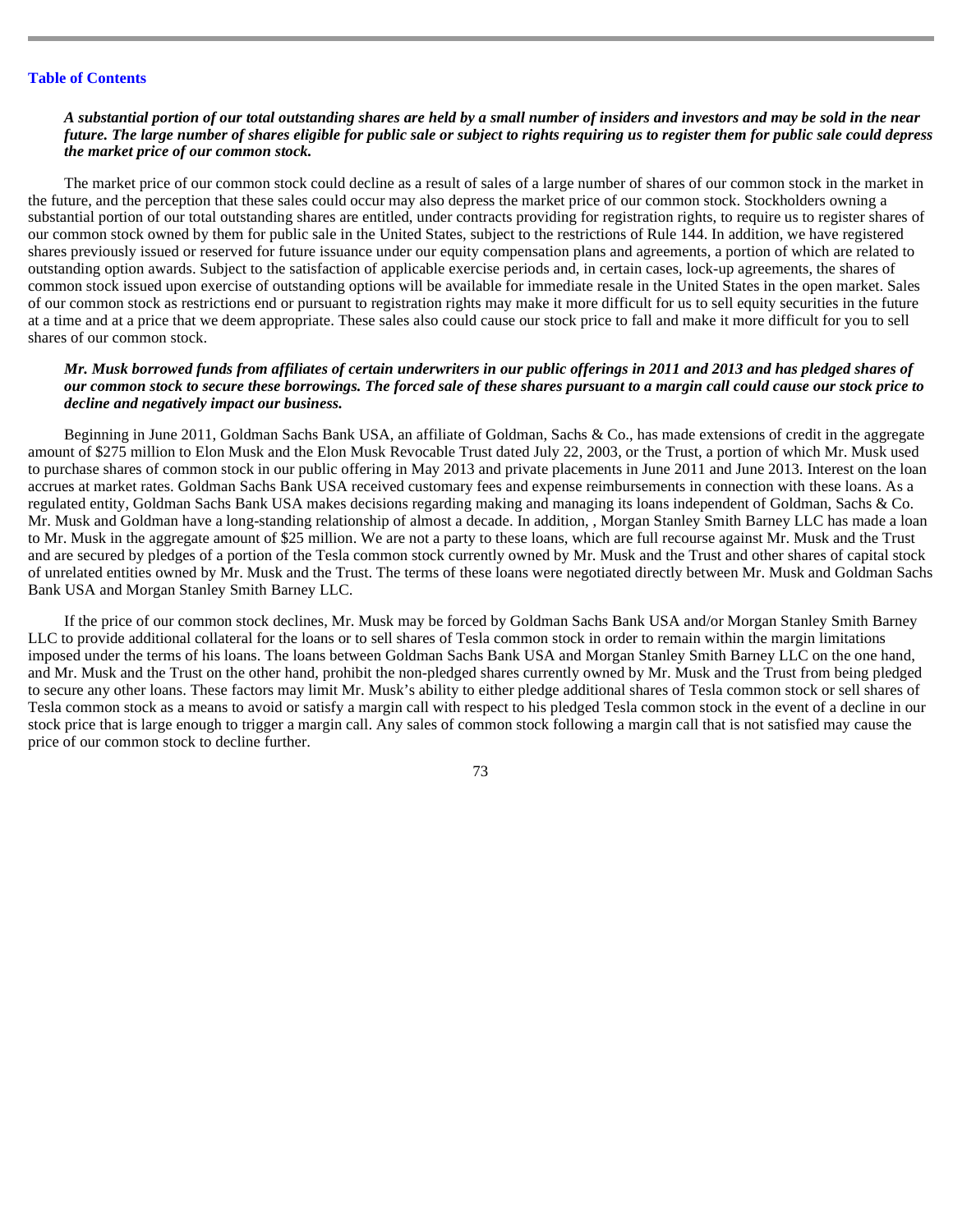***A substantial portion of our total outstanding shares are held by a small number of insiders and investors and may be sold in the near future. The large number of shares eligible for public sale or subject to rights requiring us to register them for public sale could depress the market price of our common stock.***

The market price of our common stock could decline as a result of sales of a large number of shares of our common stock in the market in the future, and the perception that these sales could occur may also depress the market price of our common stock. Stockholders owning a substantial portion of our total outstanding shares are entitled, under contracts providing for registration rights, to require us to register shares of our common stock owned by them for public sale in the United States, subject to the restrictions of Rule 144. In addition, we have registered shares previously issued or reserved for future issuance under our equity compensation plans and agreements, a portion of which are related to outstanding option awards. Subject to the satisfaction of applicable exercise periods and, in certain cases, lock-up agreements, the shares of common stock issued upon exercise of outstanding options will be available for immediate resale in the United States in the open market. Sales of our common stock as restrictions end or pursuant to registration rights may make it more difficult for us to sell equity securities in the future at a time and at a price that we deem appropriate. These sales also could cause our stock price to fall and make it more difficult for you to sell shares of our common stock.

***Mr. Musk borrowed funds from affiliates of certain underwriters in our public offerings in 2011 and 2013 and has pledged shares of our common stock to secure these borrowings. The forced sale of these shares pursuant to a margin call could cause our stock price to decline and negatively impact our business.***

Beginning in June 2011, Goldman Sachs Bank USA, an affiliate of Goldman, Sachs & Co., has made extensions of credit in the aggregate amount of $275 million to Elon Musk and the Elon Musk Revocable Trust dated July 22, 2003, or the Trust, a portion of which Mr. Musk used to purchase shares of common stock in our public offering in May 2013 and private placements in June 2011 and June 2013. Interest on the loan accrues at market rates. Goldman Sachs Bank USA received customary fees and expense reimbursements in connection with these loans. As a regulated entity, Goldman Sachs Bank USA makes decisions regarding making and managing its loans independent of Goldman, Sachs & Co. Mr. Musk and Goldman have a long-standing relationship of almost a decade. In addition, , Morgan Stanley Smith Barney LLC has made a loan to Mr. Musk in the aggregate amount of $25 million. We are not a party to these loans, which are full recourse against Mr. Musk and the Trust and are secured by pledges of a portion of the Tesla common stock currently owned by Mr. Musk and the Trust and other shares of capital stock of unrelated entities owned by Mr. Musk and the Trust. The terms of these loans were negotiated directly between Mr. Musk and Goldman Sachs Bank USA and Morgan Stanley Smith Barney LLC.

If the price of our common stock declines, Mr. Musk may be forced by Goldman Sachs Bank USA and/or Morgan Stanley Smith Barney LLC to provide additional collateral for the loans or to sell shares of Tesla common stock in order to remain within the margin limitations imposed under the terms of his loans. The loans between Goldman Sachs Bank USA and Morgan Stanley Smith Barney LLC on the one hand, and Mr. Musk and the Trust on the other hand, prohibit the non-pledged shares currently owned by Mr. Musk and the Trust from being pledged to secure any other loans. These factors may limit Mr. Musk's ability to either pledge additional shares of Tesla common stock or sell shares of Tesla common stock as a means to avoid or satisfy a margin call with respect to his pledged Tesla common stock in the event of a decline in our stock price that is large enough to trigger a margin call. Any sales of common stock following a margin call that is not satisfied may cause the price of our common stock to decline further.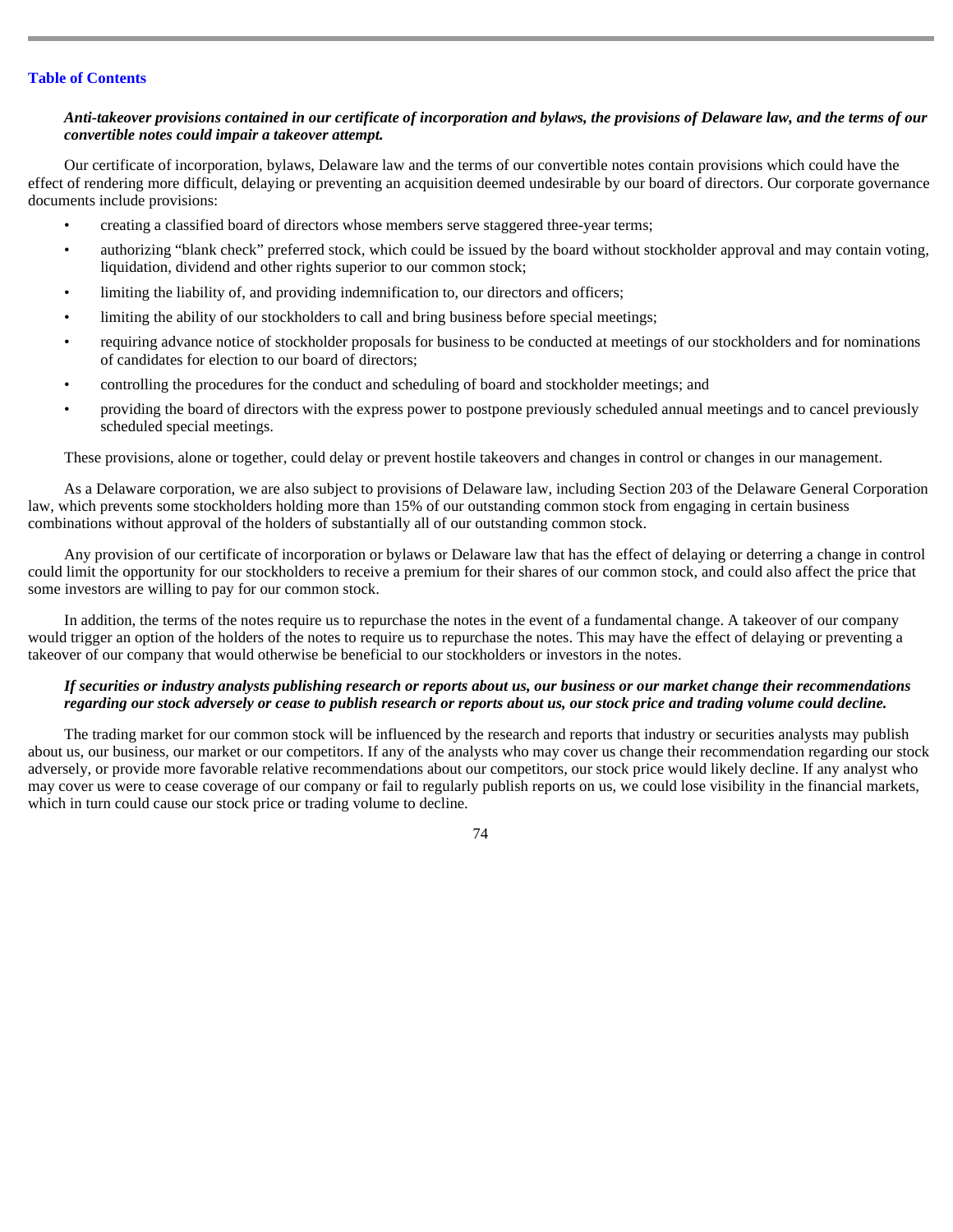***Anti-takeover provisions contained in our certificate of incorporation and bylaws, the provisions of Delaware law, and the terms of our convertible notes could impair a takeover attempt.***

Our certificate of incorporation, bylaws, Delaware law and the terms of our convertible notes contain provisions which could have the effect of rendering more difficult, delaying or preventing an acquisition deemed undesirable by our board of directors. Our corporate governance documents include provisions:

- creating a classified board of directors whose members serve staggered three-year terms;
- authorizing "blank check" preferred stock, which could be issued by the board without stockholder approval and may contain voting, liquidation, dividend and other rights superior to our common stock;
- limiting the liability of, and providing indemnification to, our directors and officers;
- limiting the ability of our stockholders to call and bring business before special meetings;
- requiring advance notice of stockholder proposals for business to be conducted at meetings of our stockholders and for nominations of candidates for election to our board of directors;
- controlling the procedures for the conduct and scheduling of board and stockholder meetings; and
- providing the board of directors with the express power to postpone previously scheduled annual meetings and to cancel previously scheduled special meetings.

These provisions, alone or together, could delay or prevent hostile takeovers and changes in control or changes in our management.

As a Delaware corporation, we are also subject to provisions of Delaware law, including Section 203 of the Delaware General Corporation law, which prevents some stockholders holding more than 15% of our outstanding common stock from engaging in certain business combinations without approval of the holders of substantially all of our outstanding common stock.

Any provision of our certificate of incorporation or bylaws or Delaware law that has the effect of delaying or deterring a change in control could limit the opportunity for our stockholders to receive a premium for their shares of our common stock, and could also affect the price that some investors are willing to pay for our common stock.

In addition, the terms of the notes require us to repurchase the notes in the event of a fundamental change. A takeover of our company would trigger an option of the holders of the notes to require us to repurchase the notes. This may have the effect of delaying or preventing a takeover of our company that would otherwise be beneficial to our stockholders or investors in the notes.

***If securities or industry analysts publishing research or reports about us, our business or our market change their recommendations regarding our stock adversely or cease to publish research or reports about us, our stock price and trading volume could decline.***

The trading market for our common stock will be influenced by the research and reports that industry or securities analysts may publish about us, our business, our market or our competitors. If any of the analysts who may cover us change their recommendation regarding our stock adversely, or provide more favorable relative recommendations about our competitors, our stock price would likely decline. If any analyst who may cover us were to cease coverage of our company or fail to regularly publish reports on us, we could lose visibility in the financial markets, which in turn could cause our stock price or trading volume to decline.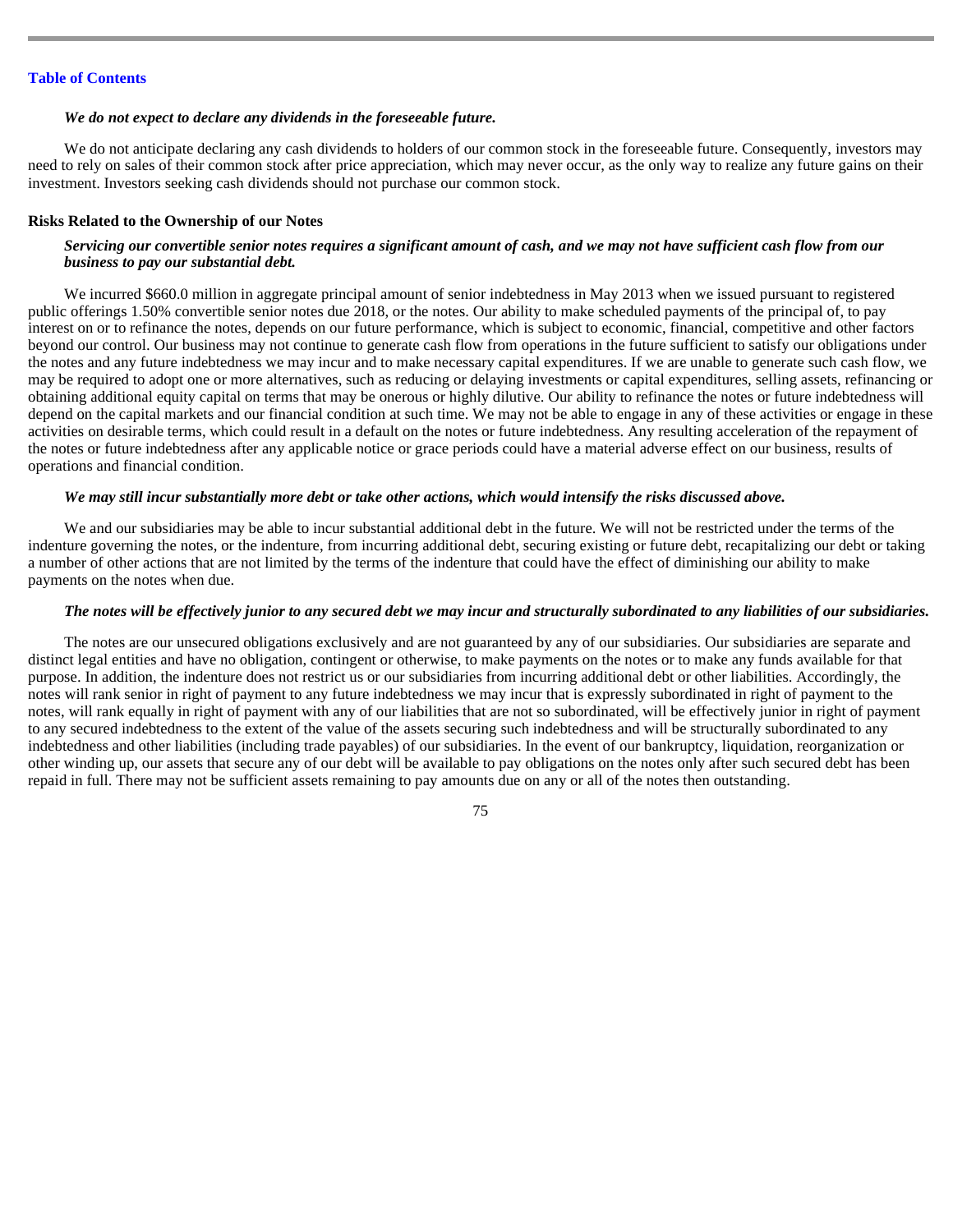***We do not expect to declare any dividends in the foreseeable future.***

We do not anticipate declaring any cash dividends to holders of our common stock in the foreseeable future. Consequently, investors may need to rely on sales of their common stock after price appreciation, which may never occur, as the only way to realize any future gains on their investment. Investors seeking cash dividends should not purchase our common stock.

**Risks Related to the Ownership of our Notes**

***Servicing our convertible senior notes requires a significant amount of cash, and we may not have sufficient cash flow from our business to pay our substantial debt.***

We incurred $660.0 million in aggregate principal amount of senior indebtedness in May 2013 when we issued pursuant to registered public offerings 1.50% convertible senior notes due 2018, or the notes. Our ability to make scheduled payments of the principal of, to pay interest on or to refinance the notes, depends on our future performance, which is subject to economic, financial, competitive and other factors beyond our control. Our business may not continue to generate cash flow from operations in the future sufficient to satisfy our obligations under the notes and any future indebtedness we may incur and to make necessary capital expenditures. If we are unable to generate such cash flow, we may be required to adopt one or more alternatives, such as reducing or delaying investments or capital expenditures, selling assets, refinancing or obtaining additional equity capital on terms that may be onerous or highly dilutive. Our ability to refinance the notes or future indebtedness will depend on the capital markets and our financial condition at such time. We may not be able to engage in any of these activities or engage in these activities on desirable terms, which could result in a default on the notes or future indebtedness. Any resulting acceleration of the repayment of the notes or future indebtedness after any applicable notice or grace periods could have a material adverse effect on our business, results of operations and financial condition.

***We may still incur substantially more debt or take other actions, which would intensify the risks discussed above.***

We and our subsidiaries may be able to incur substantial additional debt in the future. We will not be restricted under the terms of the indenture governing the notes, or the indenture, from incurring additional debt, securing existing or future debt, recapitalizing our debt or taking a number of other actions that are not limited by the terms of the indenture that could have the effect of diminishing our ability to make payments on the notes when due.

***The notes will be effectively junior to any secured debt we may incur and structurally subordinated to any liabilities of our subsidiaries.***

The notes are our unsecured obligations exclusively and are not guaranteed by any of our subsidiaries. Our subsidiaries are separate and distinct legal entities and have no obligation, contingent or otherwise, to make payments on the notes or to make any funds available for that purpose. In addition, the indenture does not restrict us or our subsidiaries from incurring additional debt or other liabilities. Accordingly, the notes will rank senior in right of payment to any future indebtedness we may incur that is expressly subordinated in right of payment to the notes, will rank equally in right of payment with any of our liabilities that are not so subordinated, will be effectively junior in right of payment to any secured indebtedness to the extent of the value of the assets securing such indebtedness and will be structurally subordinated to any indebtedness and other liabilities (including trade payables) of our subsidiaries. In the event of our bankruptcy, liquidation, reorganization or other winding up, our assets that secure any of our debt will be available to pay obligations on the notes only after such secured debt has been repaid in full. There may not be sufficient assets remaining to pay amounts due on any or all of the notes then outstanding.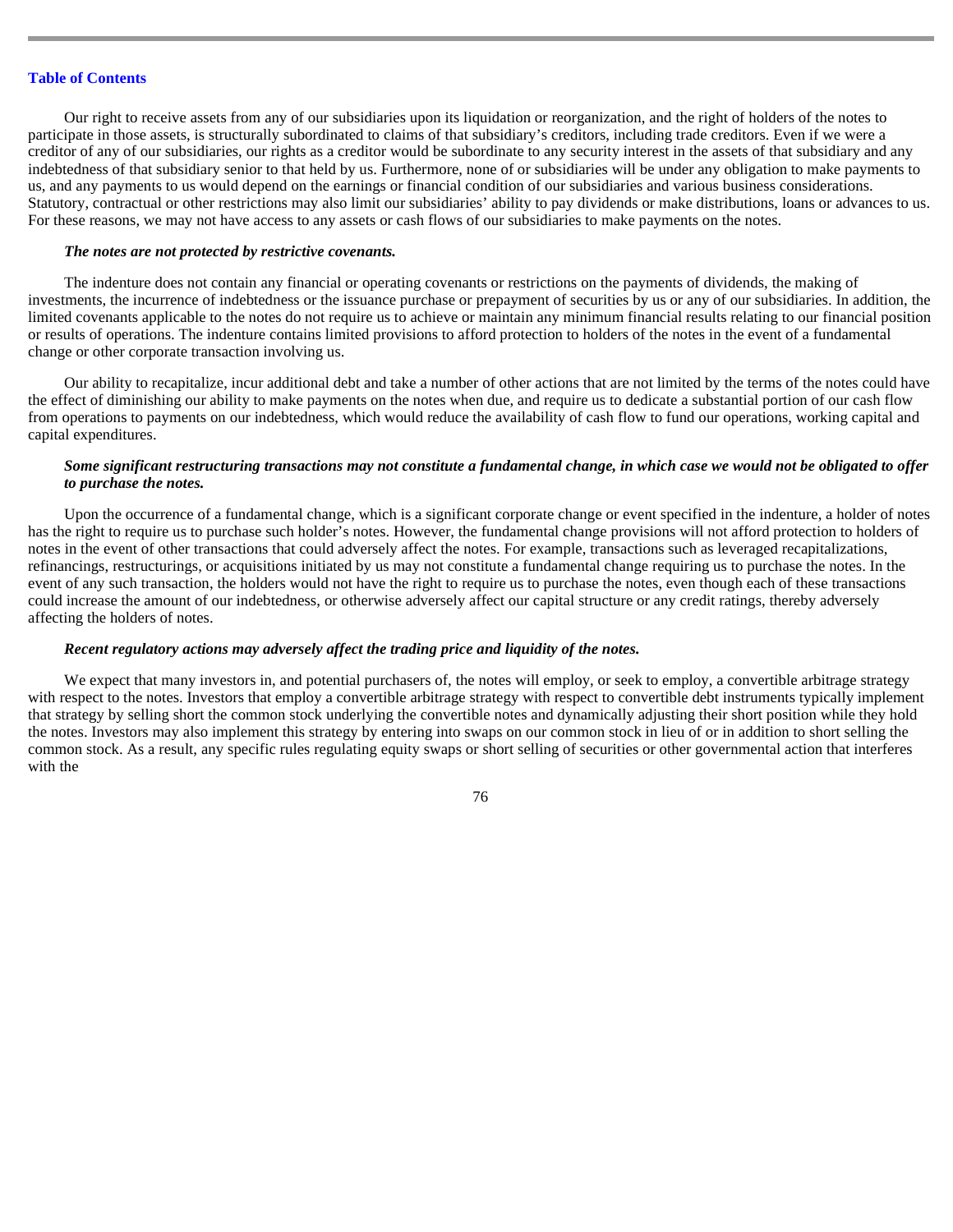Our right to receive assets from any of our subsidiaries upon its liquidation or reorganization, and the right of holders of the notes to participate in those assets, is structurally subordinated to claims of that subsidiary's creditors, including trade creditors. Even if we were a creditor of any of our subsidiaries, our rights as a creditor would be subordinate to any security interest in the assets of that subsidiary and any indebtedness of that subsidiary senior to that held by us. Furthermore, none of or subsidiaries will be under any obligation to make payments to us, and any payments to us would depend on the earnings or financial condition of our subsidiaries and various business considerations. Statutory, contractual or other restrictions may also limit our subsidiaries' ability to pay dividends or make distributions, loans or advances to us. For these reasons, we may not have access to any assets or cash flows of our subsidiaries to make payments on the notes.

***The notes are not protected by restrictive covenants.***

The indenture does not contain any financial or operating covenants or restrictions on the payments of dividends, the making of investments, the incurrence of indebtedness or the issuance purchase or prepayment of securities by us or any of our subsidiaries. In addition, the limited covenants applicable to the notes do not require us to achieve or maintain any minimum financial results relating to our financial position or results of operations. The indenture contains limited provisions to afford protection to holders of the notes in the event of a fundamental change or other corporate transaction involving us.

Our ability to recapitalize, incur additional debt and take a number of other actions that are not limited by the terms of the notes could have the effect of diminishing our ability to make payments on the notes when due, and require us to dedicate a substantial portion of our cash flow from operations to payments on our indebtedness, which would reduce the availability of cash flow to fund our operations, working capital and capital expenditures.

***Some significant restructuring transactions may not constitute a fundamental change, in which case we would not be obligated to offer to purchase the notes.***

Upon the occurrence of a fundamental change, which is a significant corporate change or event specified in the indenture, a holder of notes has the right to require us to purchase such holder's notes. However, the fundamental change provisions will not afford protection to holders of notes in the event of other transactions that could adversely affect the notes. For example, transactions such as leveraged recapitalizations, refinancings, restructurings, or acquisitions initiated by us may not constitute a fundamental change requiring us to purchase the notes. In the event of any such transaction, the holders would not have the right to require us to purchase the notes, even though each of these transactions could increase the amount of our indebtedness, or otherwise adversely affect our capital structure or any credit ratings, thereby adversely affecting the holders of notes.

***Recent regulatory actions may adversely affect the trading price and liquidity of the notes.***

We expect that many investors in, and potential purchasers of, the notes will employ, or seek to employ, a convertible arbitrage strategy with respect to the notes. Investors that employ a convertible arbitrage strategy with respect to convertible debt instruments typically implement that strategy by selling short the common stock underlying the convertible notes and dynamically adjusting their short position while they hold the notes. Investors may also implement this strategy by entering into swaps on our common stock in lieu of or in addition to short selling the common stock. As a result, any specific rules regulating equity swaps or short selling of securities or other governmental action that interferes with the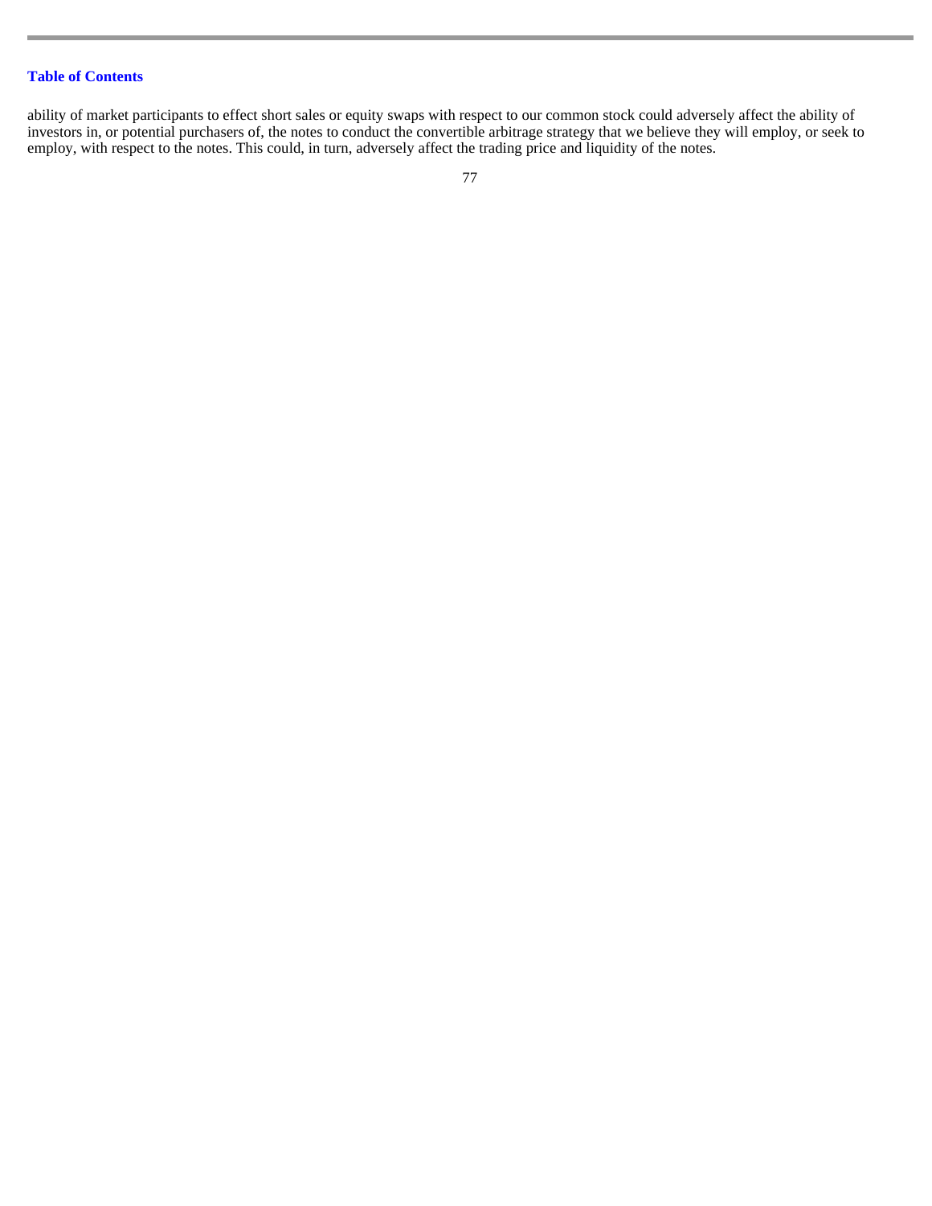ability of market participants to effect short sales or equity swaps with respect to our common stock could adversely affect the ability of investors in, or potential purchasers of, the notes to conduct the convertible arbitrage strategy that we believe they will employ, or seek to employ, with respect to the notes. This could, in turn, adversely affect the trading price and liquidity of the notes.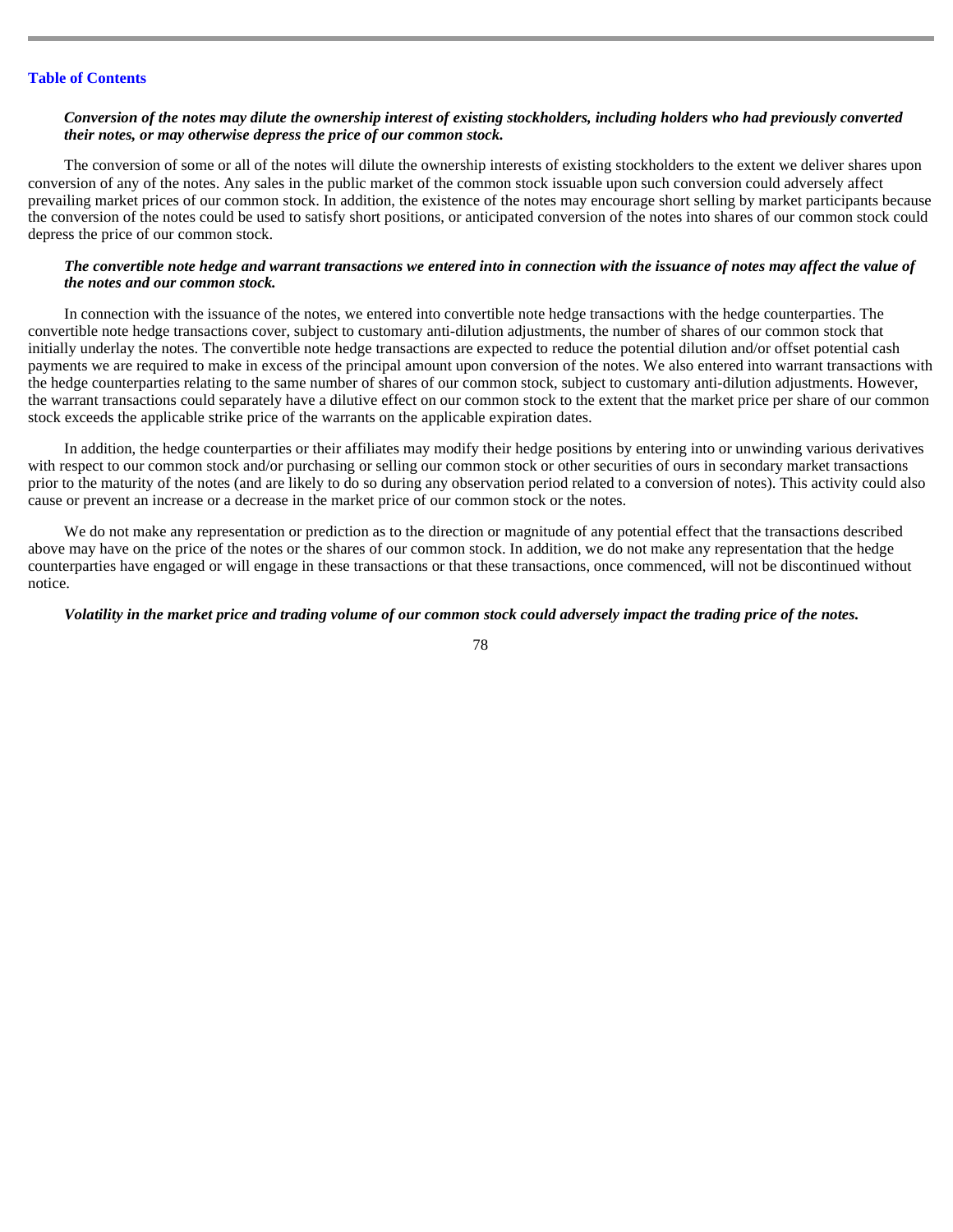***Conversion of the notes may dilute the ownership interest of existing stockholders, including holders who had previously converted their notes, or may otherwise depress the price of our common stock.***

The conversion of some or all of the notes will dilute the ownership interests of existing stockholders to the extent we deliver shares upon conversion of any of the notes. Any sales in the public market of the common stock issuable upon such conversion could adversely affect prevailing market prices of our common stock. In addition, the existence of the notes may encourage short selling by market participants because the conversion of the notes could be used to satisfy short positions, or anticipated conversion of the notes into shares of our common stock could depress the price of our common stock.

***The convertible note hedge and warrant transactions we entered into in connection with the issuance of notes may affect the value of the notes and our common stock.***

In connection with the issuance of the notes, we entered into convertible note hedge transactions with the hedge counterparties. The convertible note hedge transactions cover, subject to customary anti-dilution adjustments, the number of shares of our common stock that initially underlay the notes. The convertible note hedge transactions are expected to reduce the potential dilution and/or offset potential cash payments we are required to make in excess of the principal amount upon conversion of the notes. We also entered into warrant transactions with the hedge counterparties relating to the same number of shares of our common stock, subject to customary anti-dilution adjustments. However, the warrant transactions could separately have a dilutive effect on our common stock to the extent that the market price per share of our common stock exceeds the applicable strike price of the warrants on the applicable expiration dates.

In addition, the hedge counterparties or their affiliates may modify their hedge positions by entering into or unwinding various derivatives with respect to our common stock and/or purchasing or selling our common stock or other securities of ours in secondary market transactions prior to the maturity of the notes (and are likely to do so during any observation period related to a conversion of notes). This activity could also cause or prevent an increase or a decrease in the market price of our common stock or the notes.

We do not make any representation or prediction as to the direction or magnitude of any potential effect that the transactions described above may have on the price of the notes or the shares of our common stock. In addition, we do not make any representation that the hedge counterparties have engaged or will engage in these transactions or that these transactions, once commenced, will not be discontinued without notice.

***Volatility in the market price and trading volume of our common stock could adversely impact the trading price of the notes.***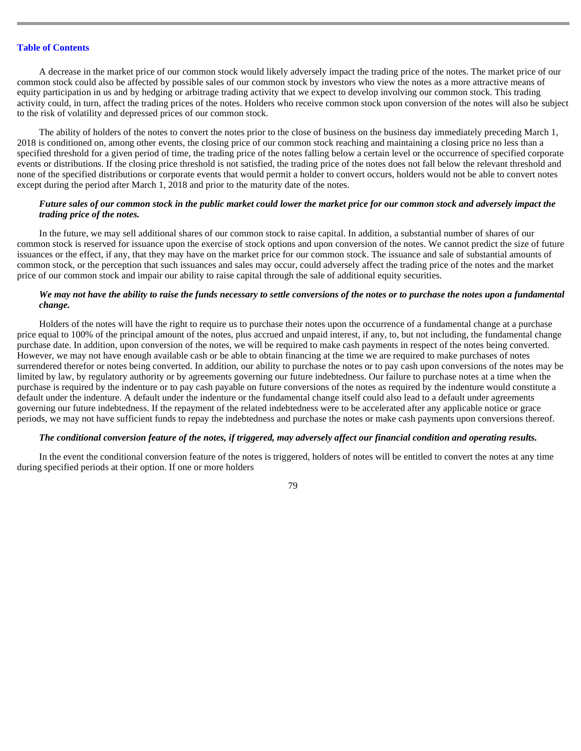A decrease in the market price of our common stock would likely adversely impact the trading price of the notes. The market price of our common stock could also be affected by possible sales of our common stock by investors who view the notes as a more attractive means of equity participation in us and by hedging or arbitrage trading activity that we expect to develop involving our common stock. This trading activity could, in turn, affect the trading prices of the notes. Holders who receive common stock upon conversion of the notes will also be subject to the risk of volatility and depressed prices of our common stock.

The ability of holders of the notes to convert the notes prior to the close of business on the business day immediately preceding March 1, 2018 is conditioned on, among other events, the closing price of our common stock reaching and maintaining a closing price no less than a specified threshold for a given period of time, the trading price of the notes falling below a certain level or the occurrence of specified corporate events or distributions. If the closing price threshold is not satisfied, the trading price of the notes does not fall below the relevant threshold and none of the specified distributions or corporate events that would permit a holder to convert occurs, holders would not be able to convert notes except during the period after March 1, 2018 and prior to the maturity date of the notes.

***Future sales of our common stock in the public market could lower the market price for our common stock and adversely impact the trading price of the notes.***

In the future, we may sell additional shares of our common stock to raise capital. In addition, a substantial number of shares of our common stock is reserved for issuance upon the exercise of stock options and upon conversion of the notes. We cannot predict the size of future issuances or the effect, if any, that they may have on the market price for our common stock. The issuance and sale of substantial amounts of common stock, or the perception that such issuances and sales may occur, could adversely affect the trading price of the notes and the market price of our common stock and impair our ability to raise capital through the sale of additional equity securities.

***We may not have the ability to raise the funds necessary to settle conversions of the notes or to purchase the notes upon a fundamental change.***

Holders of the notes will have the right to require us to purchase their notes upon the occurrence of a fundamental change at a purchase price equal to 100% of the principal amount of the notes, plus accrued and unpaid interest, if any, to, but not including, the fundamental change purchase date. In addition, upon conversion of the notes, we will be required to make cash payments in respect of the notes being converted. However, we may not have enough available cash or be able to obtain financing at the time we are required to make purchases of notes surrendered therefor or notes being converted. In addition, our ability to purchase the notes or to pay cash upon conversions of the notes may be limited by law, by regulatory authority or by agreements governing our future indebtedness. Our failure to purchase notes at a time when the purchase is required by the indenture or to pay cash payable on future conversions of the notes as required by the indenture would constitute a default under the indenture. A default under the indenture or the fundamental change itself could also lead to a default under agreements governing our future indebtedness. If the repayment of the related indebtedness were to be accelerated after any applicable notice or grace periods, we may not have sufficient funds to repay the indebtedness and purchase the notes or make cash payments upon conversions thereof.

***The conditional conversion feature of the notes, if triggered, may adversely affect our financial condition and operating results.***

In the event the conditional conversion feature of the notes is triggered, holders of notes will be entitled to convert the notes at any time during specified periods at their option. If one or more holders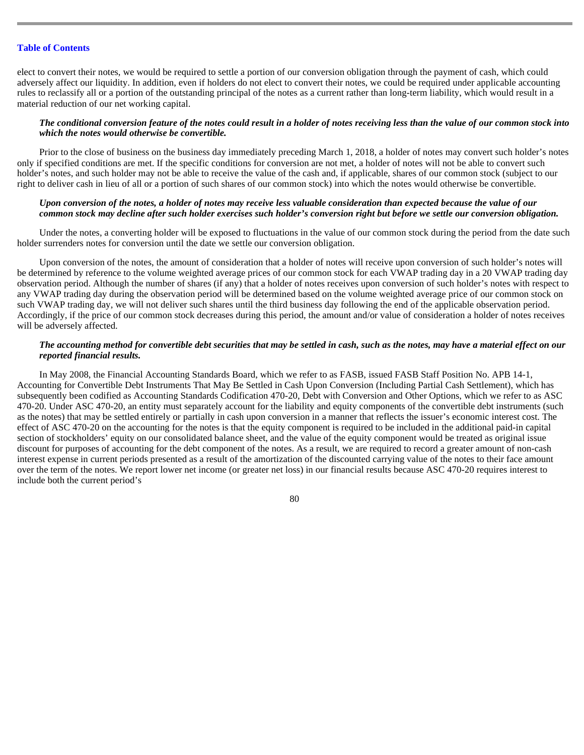elect to convert their notes, we would be required to settle a portion of our conversion obligation through the payment of cash, which could adversely affect our liquidity. In addition, even if holders do not elect to convert their notes, we could be required under applicable accounting rules to reclassify all or a portion of the outstanding principal of the notes as a current rather than long-term liability, which would result in a material reduction of our net working capital.

***The conditional conversion feature of the notes could result in a holder of notes receiving less than the value of our common stock into which the notes would otherwise be convertible.***

Prior to the close of business on the business day immediately preceding March 1, 2018, a holder of notes may convert such holder's notes only if specified conditions are met. If the specific conditions for conversion are not met, a holder of notes will not be able to convert such holder's notes, and such holder may not be able to receive the value of the cash and, if applicable, shares of our common stock (subject to our right to deliver cash in lieu of all or a portion of such shares of our common stock) into which the notes would otherwise be convertible.

***Upon conversion of the notes, a holder of notes may receive less valuable consideration than expected because the value of our common stock may decline after such holder exercises such holder's conversion right but before we settle our conversion obligation.***

Under the notes, a converting holder will be exposed to fluctuations in the value of our common stock during the period from the date such holder surrenders notes for conversion until the date we settle our conversion obligation.

Upon conversion of the notes, the amount of consideration that a holder of notes will receive upon conversion of such holder's notes will be determined by reference to the volume weighted average prices of our common stock for each VWAP trading day in a 20 VWAP trading day observation period. Although the number of shares (if any) that a holder of notes receives upon conversion of such holder's notes with respect to any VWAP trading day during the observation period will be determined based on the volume weighted average price of our common stock on such VWAP trading day, we will not deliver such shares until the third business day following the end of the applicable observation period. Accordingly, if the price of our common stock decreases during this period, the amount and/or value of consideration a holder of notes receives will be adversely affected.

***The accounting method for convertible debt securities that may be settled in cash, such as the notes, may have a material effect on our reported financial results.***

In May 2008, the Financial Accounting Standards Board, which we refer to as FASB, issued FASB Staff Position No. APB 14-1, Accounting for Convertible Debt Instruments That May Be Settled in Cash Upon Conversion (Including Partial Cash Settlement), which has subsequently been codified as Accounting Standards Codification 470-20, Debt with Conversion and Other Options, which we refer to as ASC 470-20. Under ASC 470-20, an entity must separately account for the liability and equity components of the convertible debt instruments (such as the notes) that may be settled entirely or partially in cash upon conversion in a manner that reflects the issuer's economic interest cost. The effect of ASC 470-20 on the accounting for the notes is that the equity component is required to be included in the additional paid-in capital section of stockholders' equity on our consolidated balance sheet, and the value of the equity component would be treated as original issue discount for purposes of accounting for the debt component of the notes. As a result, we are required to record a greater amount of non-cash interest expense in current periods presented as a result of the amortization of the discounted carrying value of the notes to their face amount over the term of the notes. We report lower net income (or greater net loss) in our financial results because ASC 470-20 requires interest to include both the current period's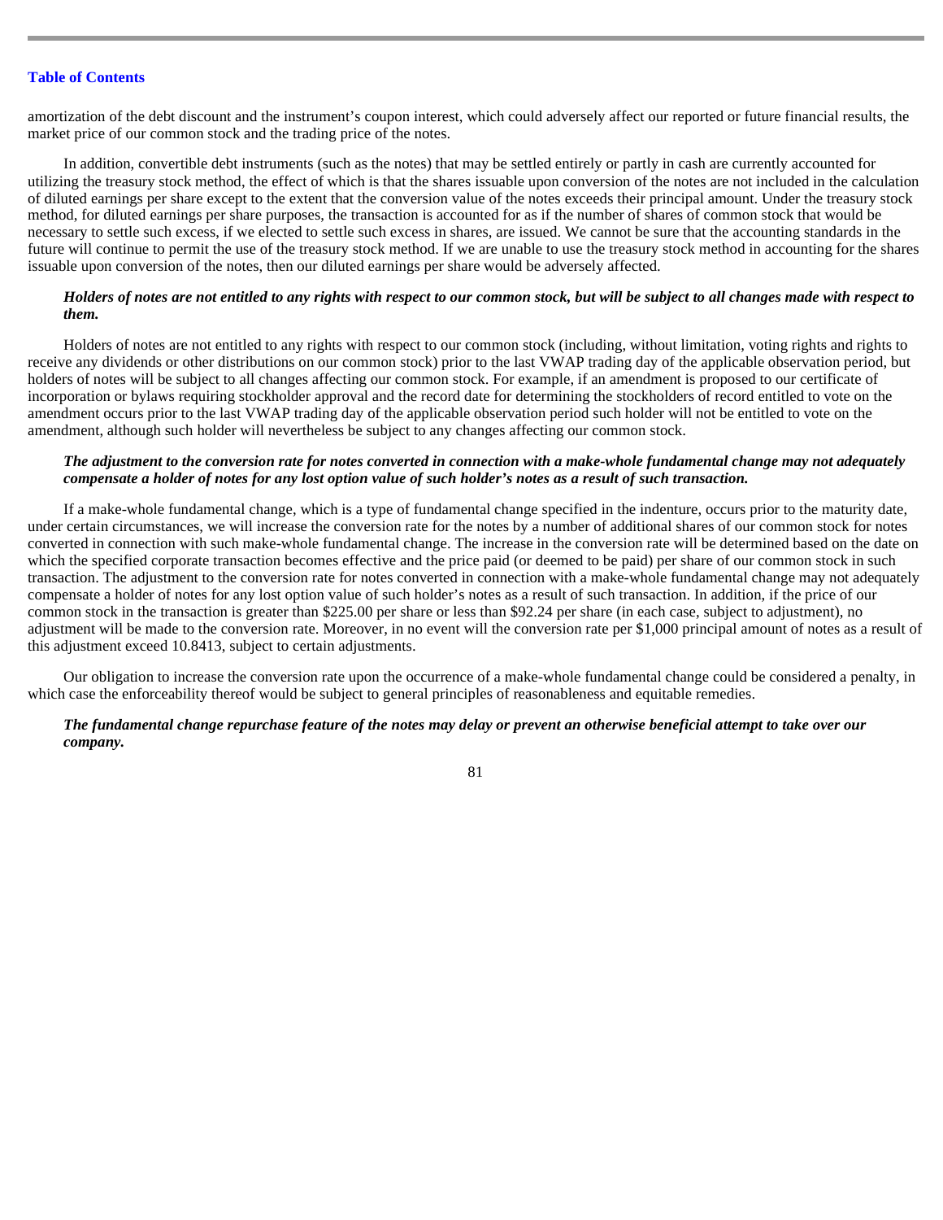amortization of the debt discount and the instrument's coupon interest, which could adversely affect our reported or future financial results, the market price of our common stock and the trading price of the notes.

In addition, convertible debt instruments (such as the notes) that may be settled entirely or partly in cash are currently accounted for utilizing the treasury stock method, the effect of which is that the shares issuable upon conversion of the notes are not included in the calculation of diluted earnings per share except to the extent that the conversion value of the notes exceeds their principal amount. Under the treasury stock method, for diluted earnings per share purposes, the transaction is accounted for as if the number of shares of common stock that would be necessary to settle such excess, if we elected to settle such excess in shares, are issued. We cannot be sure that the accounting standards in the future will continue to permit the use of the treasury stock method. If we are unable to use the treasury stock method in accounting for the shares issuable upon conversion of the notes, then our diluted earnings per share would be adversely affected.

***Holders of notes are not entitled to any rights with respect to our common stock, but will be subject to all changes made with respect to them.***

Holders of notes are not entitled to any rights with respect to our common stock (including, without limitation, voting rights and rights to receive any dividends or other distributions on our common stock) prior to the last VWAP trading day of the applicable observation period, but holders of notes will be subject to all changes affecting our common stock. For example, if an amendment is proposed to our certificate of incorporation or bylaws requiring stockholder approval and the record date for determining the stockholders of record entitled to vote on the amendment occurs prior to the last VWAP trading day of the applicable observation period such holder will not be entitled to vote on the amendment, although such holder will nevertheless be subject to any changes affecting our common stock.

***The adjustment to the conversion rate for notes converted in connection with a make-whole fundamental change may not adequately compensate a holder of notes for any lost option value of such holder's notes as a result of such transaction.***

If a make-whole fundamental change, which is a type of fundamental change specified in the indenture, occurs prior to the maturity date, under certain circumstances, we will increase the conversion rate for the notes by a number of additional shares of our common stock for notes converted in connection with such make-whole fundamental change. The increase in the conversion rate will be determined based on the date on which the specified corporate transaction becomes effective and the price paid (or deemed to be paid) per share of our common stock in such transaction. The adjustment to the conversion rate for notes converted in connection with a make-whole fundamental change may not adequately compensate a holder of notes for any lost option value of such holder's notes as a result of such transaction. In addition, if the price of our common stock in the transaction is greater than $225.00 per share or less than $92.24 per share (in each case, subject to adjustment), no adjustment will be made to the conversion rate. Moreover, in no event will the conversion rate per $1,000 principal amount of notes as a result of this adjustment exceed 10.8413, subject to certain adjustments.

Our obligation to increase the conversion rate upon the occurrence of a make-whole fundamental change could be considered a penalty, in which case the enforceability thereof would be subject to general principles of reasonableness and equitable remedies.

***The fundamental change repurchase feature of the notes may delay or prevent an otherwise beneficial attempt to take over our company.***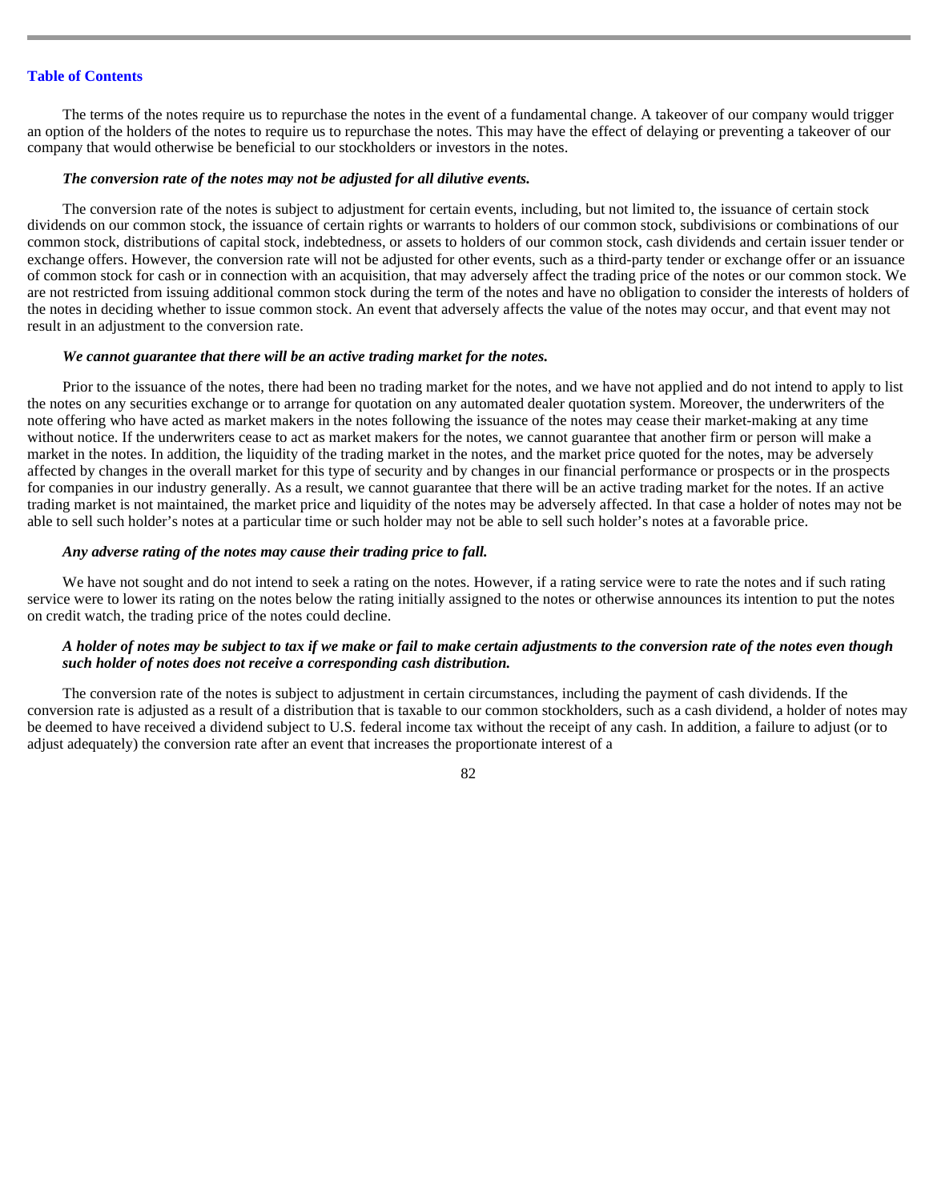The terms of the notes require us to repurchase the notes in the event of a fundamental change. A takeover of our company would trigger an option of the holders of the notes to require us to repurchase the notes. This may have the effect of delaying or preventing a takeover of our company that would otherwise be beneficial to our stockholders or investors in the notes.

***The conversion rate of the notes may not be adjusted for all dilutive events.***

The conversion rate of the notes is subject to adjustment for certain events, including, but not limited to, the issuance of certain stock dividends on our common stock, the issuance of certain rights or warrants to holders of our common stock, subdivisions or combinations of our common stock, distributions of capital stock, indebtedness, or assets to holders of our common stock, cash dividends and certain issuer tender or exchange offers. However, the conversion rate will not be adjusted for other events, such as a third-party tender or exchange offer or an issuance of common stock for cash or in connection with an acquisition, that may adversely affect the trading price of the notes or our common stock. We are not restricted from issuing additional common stock during the term of the notes and have no obligation to consider the interests of holders of the notes in deciding whether to issue common stock. An event that adversely affects the value of the notes may occur, and that event may not result in an adjustment to the conversion rate.

***We cannot guarantee that there will be an active trading market for the notes.***

Prior to the issuance of the notes, there had been no trading market for the notes, and we have not applied and do not intend to apply to list the notes on any securities exchange or to arrange for quotation on any automated dealer quotation system. Moreover, the underwriters of the note offering who have acted as market makers in the notes following the issuance of the notes may cease their market-making at any time without notice. If the underwriters cease to act as market makers for the notes, we cannot guarantee that another firm or person will make a market in the notes. In addition, the liquidity of the trading market in the notes, and the market price quoted for the notes, may be adversely affected by changes in the overall market for this type of security and by changes in our financial performance or prospects or in the prospects for companies in our industry generally. As a result, we cannot guarantee that there will be an active trading market for the notes. If an active trading market is not maintained, the market price and liquidity of the notes may be adversely affected. In that case a holder of notes may not be able to sell such holder's notes at a particular time or such holder may not be able to sell such holder's notes at a favorable price.

***Any adverse rating of the notes may cause their trading price to fall.***

We have not sought and do not intend to seek a rating on the notes. However, if a rating service were to rate the notes and if such rating service were to lower its rating on the notes below the rating initially assigned to the notes or otherwise announces its intention to put the notes on credit watch, the trading price of the notes could decline.

***A holder of notes may be subject to tax if we make or fail to make certain adjustments to the conversion rate of the notes even though such holder of notes does not receive a corresponding cash distribution.***

The conversion rate of the notes is subject to adjustment in certain circumstances, including the payment of cash dividends. If the conversion rate is adjusted as a result of a distribution that is taxable to our common stockholders, such as a cash dividend, a holder of notes may be deemed to have received a dividend subject to U.S. federal income tax without the receipt of any cash. In addition, a failure to adjust (or to adjust adequately) the conversion rate after an event that increases the proportionate interest of a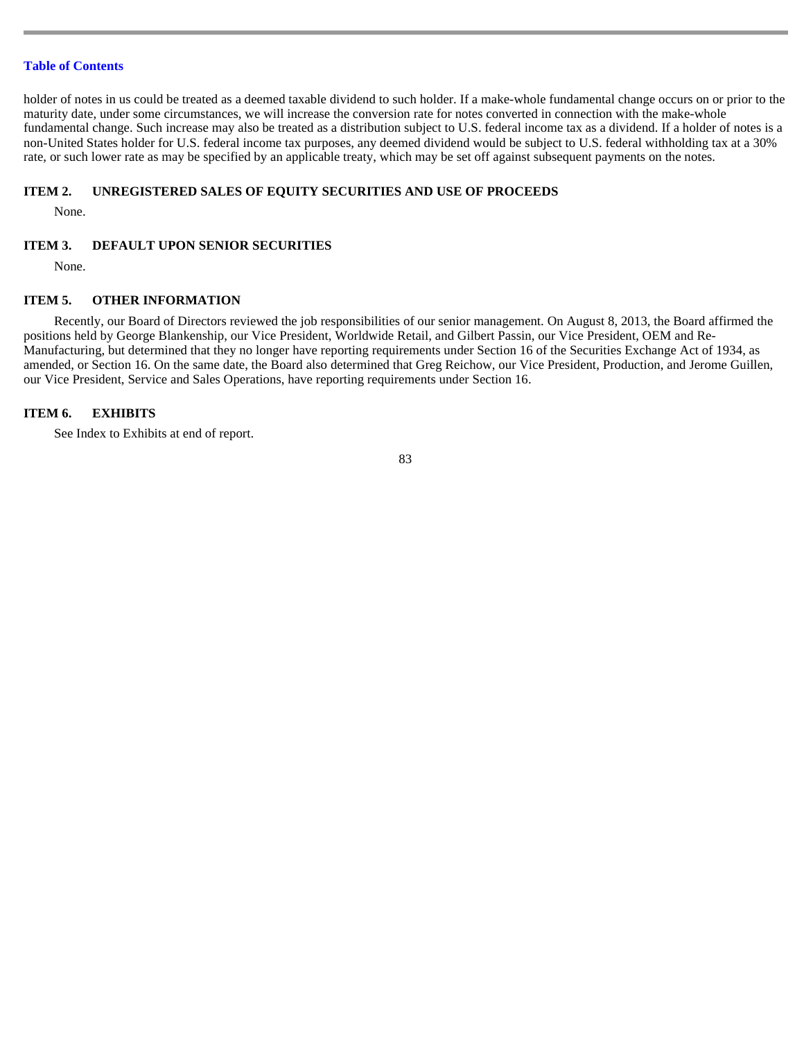holder of notes in us could be treated as a deemed taxable dividend to such holder. If a make-whole fundamental change occurs on or prior to the maturity date, under some circumstances, we will increase the conversion rate for notes converted in connection with the make-whole fundamental change. Such increase may also be treated as a distribution subject to U.S. federal income tax as a dividend. If a holder of notes is a non-United States holder for U.S. federal income tax purposes, any deemed dividend would be subject to U.S. federal withholding tax at a 30% rate, or such lower rate as may be specified by an applicable treaty, which may be set off against subsequent payments on the notes.

## ITEM 2. UNREGISTERED SALES OF EQUITY SECURITIES AND USE OF PROCEEDS

None.

## ITEM 3. DEFAULT UPON SENIOR SECURITIES

None.

## ITEM 5. OTHER INFORMATION

Recently, our Board of Directors reviewed the job responsibilities of our senior management. On August 8, 2013, the Board affirmed the positions held by George Blankenship, our Vice President, Worldwide Retail, and Gilbert Passin, our Vice President, OEM and Re-Manufacturing, but determined that they no longer have reporting requirements under Section 16 of the Securities Exchange Act of 1934, as amended, or Section 16. On the same date, the Board also determined that Greg Reichow, our Vice President, Production, and Jerome Guillen, our Vice President, Service and Sales Operations, have reporting requirements under Section 16.

## ITEM 6. EXHIBITS

See Index to Exhibits at end of report.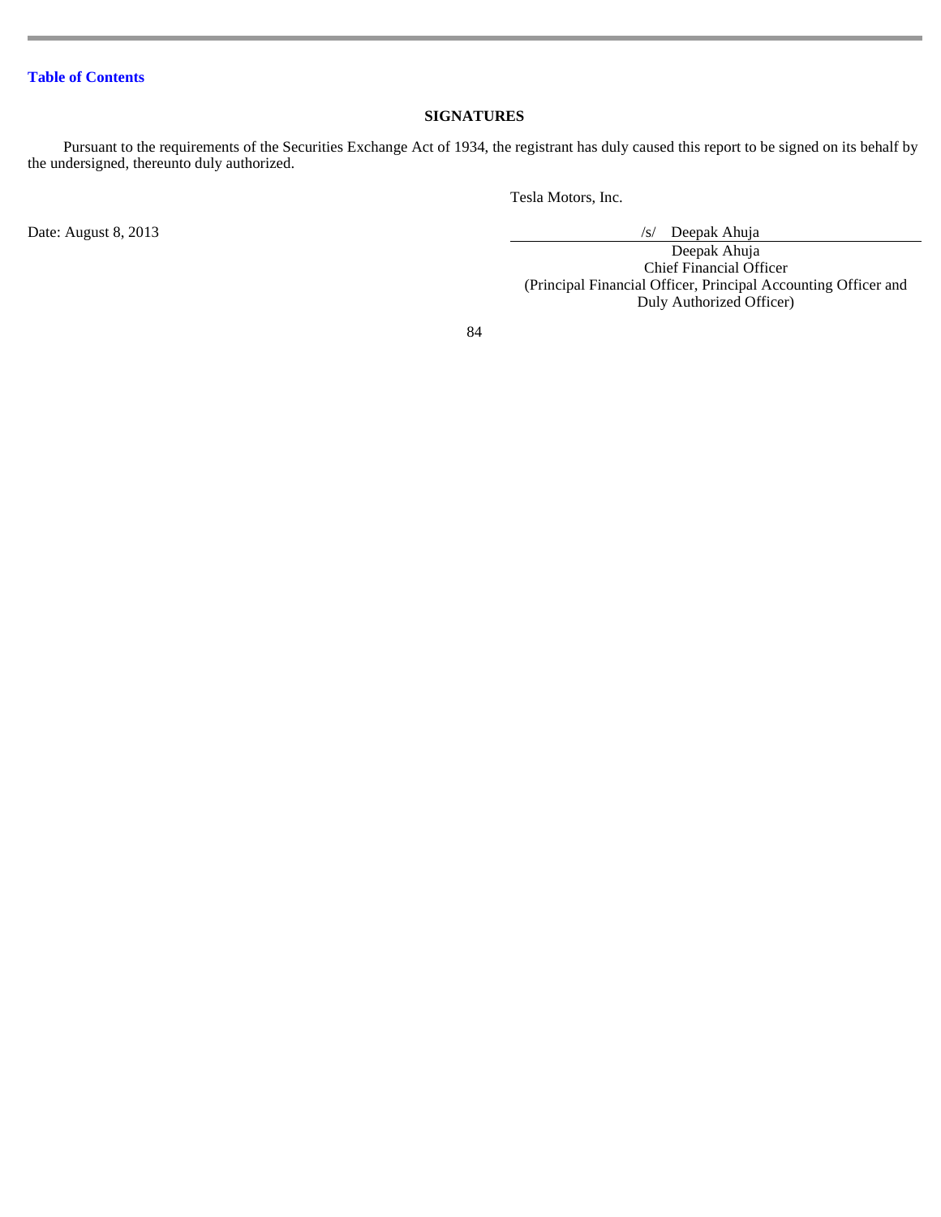## SIGNATURES

Pursuant to the requirements of the Securities Exchange Act of 1934, the registrant has duly caused this report to be signed on its behalf by the undersigned, thereunto duly authorized.

Tesla Motors, Inc.

Date: August 8, 2013

/s/ Deepak Ahuja

Deepak Ahuja
Chief Financial Officer
(Principal Financial Officer, Principal Accounting Officer and Duly Authorized Officer)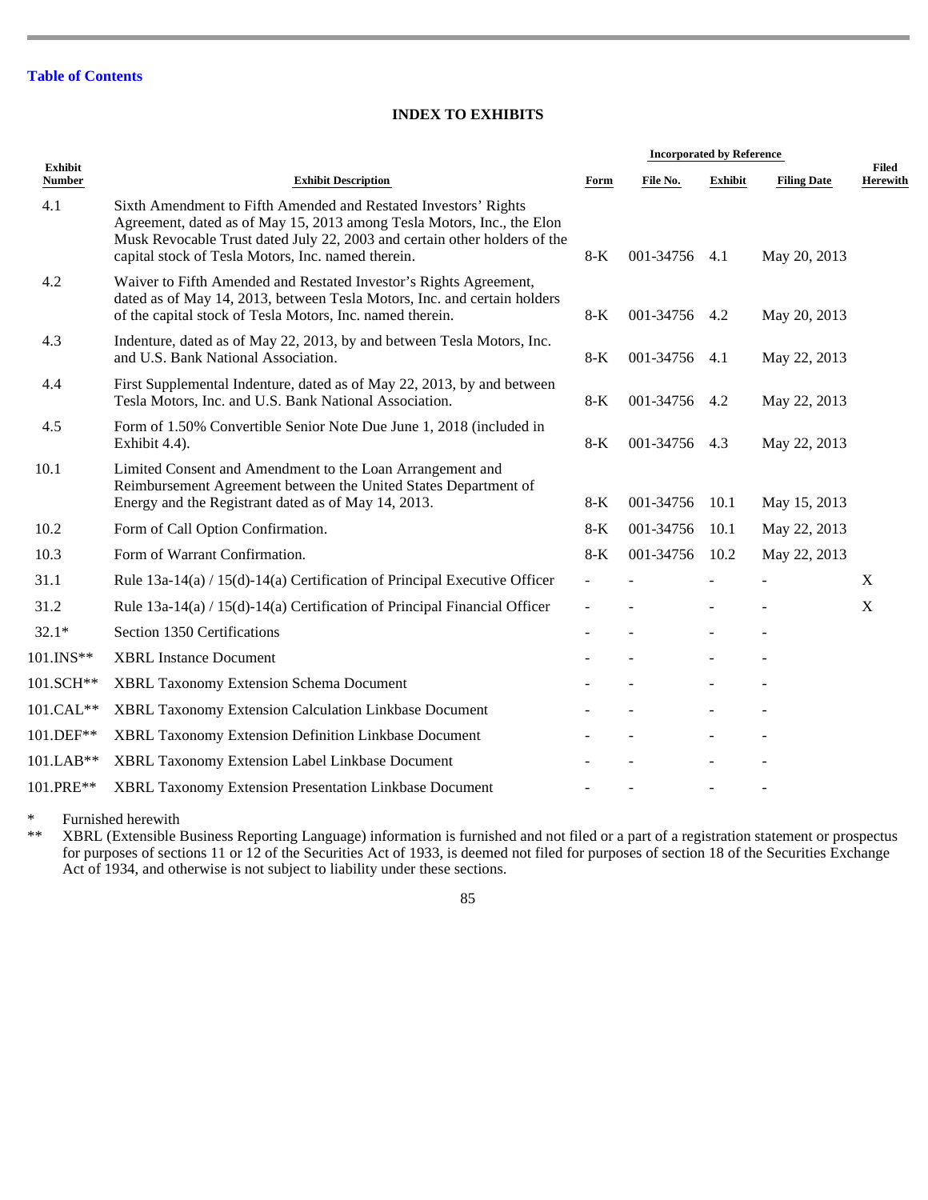[Table of Contents](#)

## INDEX TO EXHIBITS

| Exhibit Number | Exhibit Description | Incorporated by Reference | | | | Filed Herewith |
|---|---|---|---|---|---|---|
| | | Form | File No. | Exhibit | Filing Date | |
| 4.1 | Sixth Amendment to Fifth Amended and Restated Investors' Rights Agreement, dated as of May 15, 2013 among Tesla Motors, Inc., the Elon Musk Revocable Trust dated July 22, 2003 and certain other holders of the capital stock of Tesla Motors, Inc. named therein. | 8-K | 001-34756 | 4.1 | May 20, 2013 | |
| 4.2 | Waiver to Fifth Amended and Restated Investor's Rights Agreement, dated as of May 14, 2013, between Tesla Motors, Inc. and certain holders of the capital stock of Tesla Motors, Inc. named therein. | 8-K | 001-34756 | 4.2 | May 20, 2013 | |
| 4.3 | Indenture, dated as of May 22, 2013, by and between Tesla Motors, Inc. and U.S. Bank National Association. | 8-K | 001-34756 | 4.1 | May 22, 2013 | |
| 4.4 | First Supplemental Indenture, dated as of May 22, 2013, by and between Tesla Motors, Inc. and U.S. Bank National Association. | 8-K | 001-34756 | 4.2 | May 22, 2013 | |
| 4.5 | Form of 1.50% Convertible Senior Note Due June 1, 2018 (included in Exhibit 4.4). | 8-K | 001-34756 | 4.3 | May 22, 2013 | |
| 10.1 | Limited Consent and Amendment to the Loan Arrangement and Reimbursement Agreement between the United States Department of Energy and the Registrant dated as of May 14, 2013. | 8-K | 001-34756 | 10.1 | May 15, 2013 | |
| 10.2 | Form of Call Option Confirmation. | 8-K | 001-34756 | 10.1 | May 22, 2013 | |
| 10.3 | Form of Warrant Confirmation. | 8-K | 001-34756 | 10.2 | May 22, 2013 | |
| 31.1 | Rule 13a-14(a) / 15(d)-14(a) Certification of Principal Executive Officer | - | - | - | - | X |
| 31.2 | Rule 13a-14(a) / 15(d)-14(a) Certification of Principal Financial Officer | - | - | - | - | X |
| 32.1* | Section 1350 Certifications | - | - | - | - | |
| 101.INS** | XBRL Instance Document | - | - | - | - | |
| 101.SCH** | XBRL Taxonomy Extension Schema Document | - | - | - | - | |
| 101.CAL** | XBRL Taxonomy Extension Calculation Linkbase Document | - | - | - | - | |
| 101.DEF** | XBRL Taxonomy Extension Definition Linkbase Document | - | - | - | - | |
| 101.LAB** | XBRL Taxonomy Extension Label Linkbase Document | - | - | - | - | |
| 101.PRE** | XBRL Taxonomy Extension Presentation Linkbase Document | - | - | - | - | |

\* Furnished herewith

\** XBRL (Extensible Business Reporting Language) information is furnished and not filed or a part of a registration statement or prospectus for purposes of sections 11 or 12 of the Securities Act of 1933, is deemed not filed for purposes of section 18 of the Securities Exchange Act of 1934, and otherwise is not subject to liability under these sections.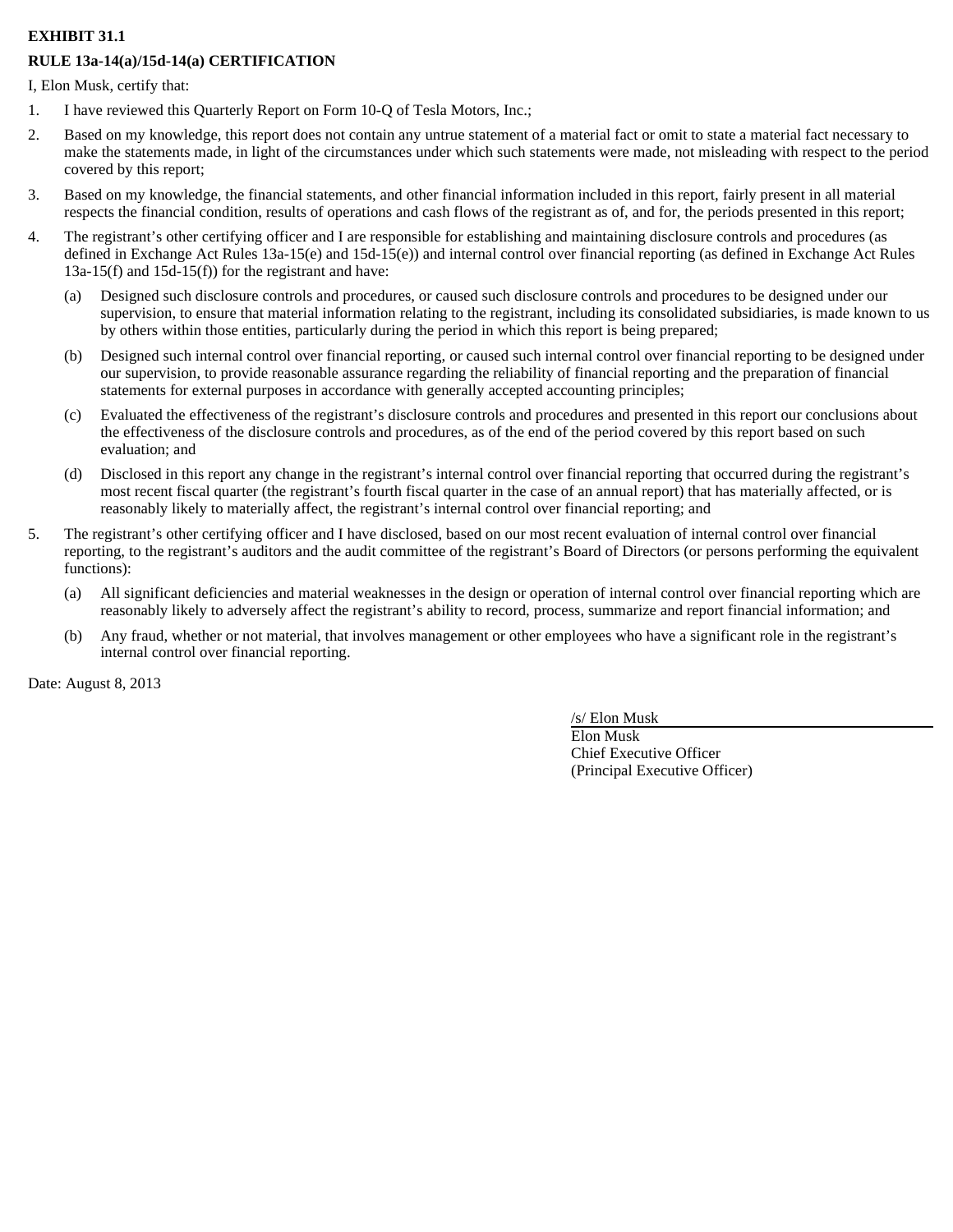**EXHIBIT 31.1**

**RULE 13a-14(a)/15d-14(a) CERTIFICATION**

I, Elon Musk, certify that:

1. I have reviewed this Quarterly Report on Form 10-Q of Tesla Motors, Inc.;

2. Based on my knowledge, this report does not contain any untrue statement of a material fact or omit to state a material fact necessary to make the statements made, in light of the circumstances under which such statements were made, not misleading with respect to the period covered by this report;

3. Based on my knowledge, the financial statements, and other financial information included in this report, fairly present in all material respects the financial condition, results of operations and cash flows of the registrant as of, and for, the periods presented in this report;

4. The registrant's other certifying officer and I are responsible for establishing and maintaining disclosure controls and procedures (as defined in Exchange Act Rules 13a-15(e) and 15d-15(e)) and internal control over financial reporting (as defined in Exchange Act Rules 13a-15(f) and 15d-15(f)) for the registrant and have:

   (a) Designed such disclosure controls and procedures, or caused such disclosure controls and procedures to be designed under our supervision, to ensure that material information relating to the registrant, including its consolidated subsidiaries, is made known to us by others within those entities, particularly during the period in which this report is being prepared;

   (b) Designed such internal control over financial reporting, or caused such internal control over financial reporting to be designed under our supervision, to provide reasonable assurance regarding the reliability of financial reporting and the preparation of financial statements for external purposes in accordance with generally accepted accounting principles;

   (c) Evaluated the effectiveness of the registrant's disclosure controls and procedures and presented in this report our conclusions about the effectiveness of the disclosure controls and procedures, as of the end of the period covered by this report based on such evaluation; and

   (d) Disclosed in this report any change in the registrant's internal control over financial reporting that occurred during the registrant's most recent fiscal quarter (the registrant's fourth fiscal quarter in the case of an annual report) that has materially affected, or is reasonably likely to materially affect, the registrant's internal control over financial reporting; and

5. The registrant's other certifying officer and I have disclosed, based on our most recent evaluation of internal control over financial reporting, to the registrant's auditors and the audit committee of the registrant's Board of Directors (or persons performing the equivalent functions):

   (a) All significant deficiencies and material weaknesses in the design or operation of internal control over financial reporting which are reasonably likely to adversely affect the registrant's ability to record, process, summarize and report financial information; and

   (b) Any fraud, whether or not material, that involves management or other employees who have a significant role in the registrant's internal control over financial reporting.

Date: August 8, 2013

/s/ Elon Musk
Elon Musk
Chief Executive Officer
(Principal Executive Officer)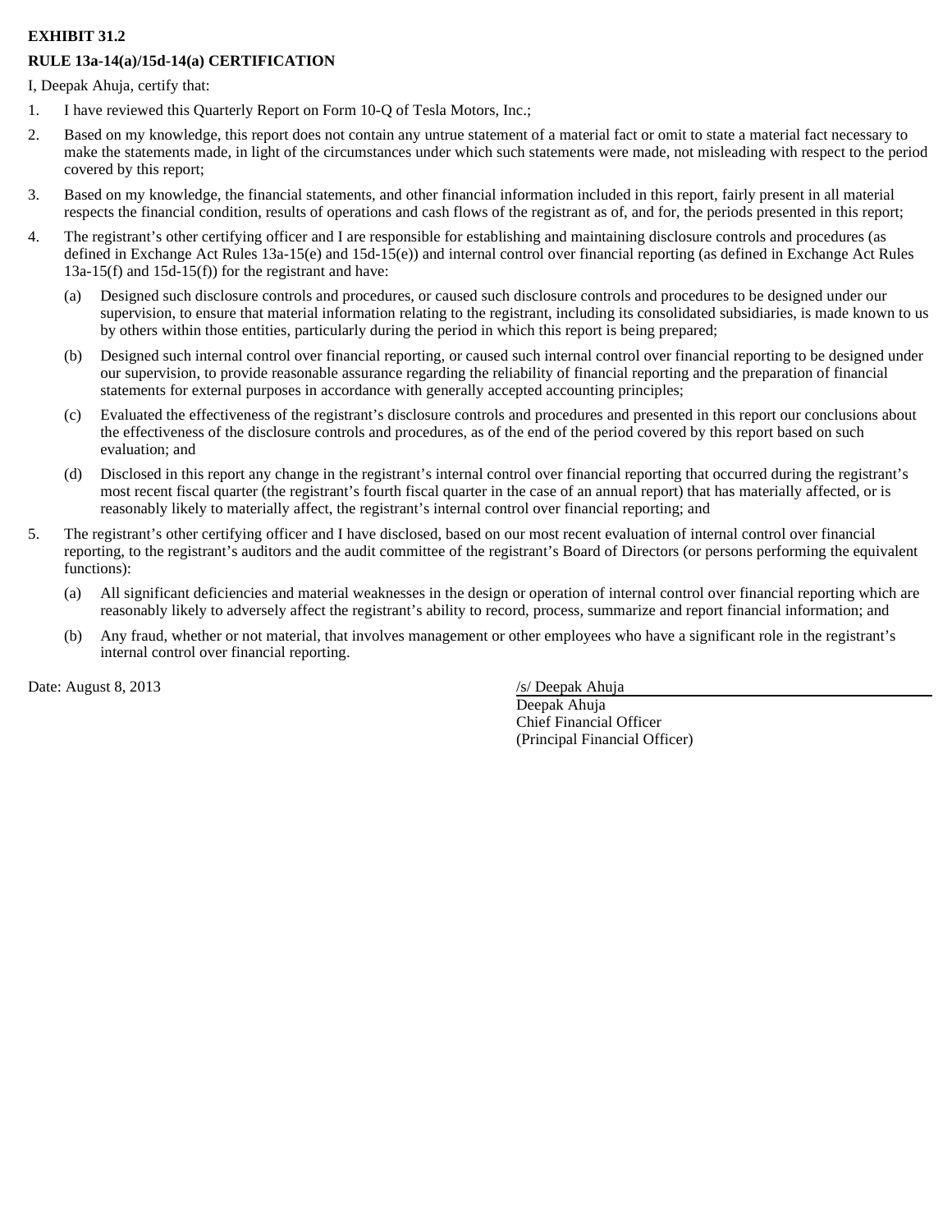**EXHIBIT 31.2**

**RULE 13a-14(a)/15d-14(a) CERTIFICATION**

I, Deepak Ahuja, certify that:

1. I have reviewed this Quarterly Report on Form 10-Q of Tesla Motors, Inc.;

2. Based on my knowledge, this report does not contain any untrue statement of a material fact or omit to state a material fact necessary to make the statements made, in light of the circumstances under which such statements were made, not misleading with respect to the period covered by this report;

3. Based on my knowledge, the financial statements, and other financial information included in this report, fairly present in all material respects the financial condition, results of operations and cash flows of the registrant as of, and for, the periods presented in this report;

4. The registrant's other certifying officer and I are responsible for establishing and maintaining disclosure controls and procedures (as defined in Exchange Act Rules 13a-15(e) and 15d-15(e)) and internal control over financial reporting (as defined in Exchange Act Rules 13a-15(f) and 15d-15(f)) for the registrant and have:

   (a) Designed such disclosure controls and procedures, or caused such disclosure controls and procedures to be designed under our supervision, to ensure that material information relating to the registrant, including its consolidated subsidiaries, is made known to us by others within those entities, particularly during the period in which this report is being prepared;

   (b) Designed such internal control over financial reporting, or caused such internal control over financial reporting to be designed under our supervision, to provide reasonable assurance regarding the reliability of financial reporting and the preparation of financial statements for external purposes in accordance with generally accepted accounting principles;

   (c) Evaluated the effectiveness of the registrant's disclosure controls and procedures and presented in this report our conclusions about the effectiveness of the disclosure controls and procedures, as of the end of the period covered by this report based on such evaluation; and

   (d) Disclosed in this report any change in the registrant's internal control over financial reporting that occurred during the registrant's most recent fiscal quarter (the registrant's fourth fiscal quarter in the case of an annual report) that has materially affected, or is reasonably likely to materially affect, the registrant's internal control over financial reporting; and

5. The registrant's other certifying officer and I have disclosed, based on our most recent evaluation of internal control over financial reporting, to the registrant's auditors and the audit committee of the registrant's Board of Directors (or persons performing the equivalent functions):

   (a) All significant deficiencies and material weaknesses in the design or operation of internal control over financial reporting which are reasonably likely to adversely affect the registrant's ability to record, process, summarize and report financial information; and

   (b) Any fraud, whether or not material, that involves management or other employees who have a significant role in the registrant's internal control over financial reporting.

Date: August 8, 2013

/s/ Deepak Ahuja
Deepak Ahuja
Chief Financial Officer
(Principal Financial Officer)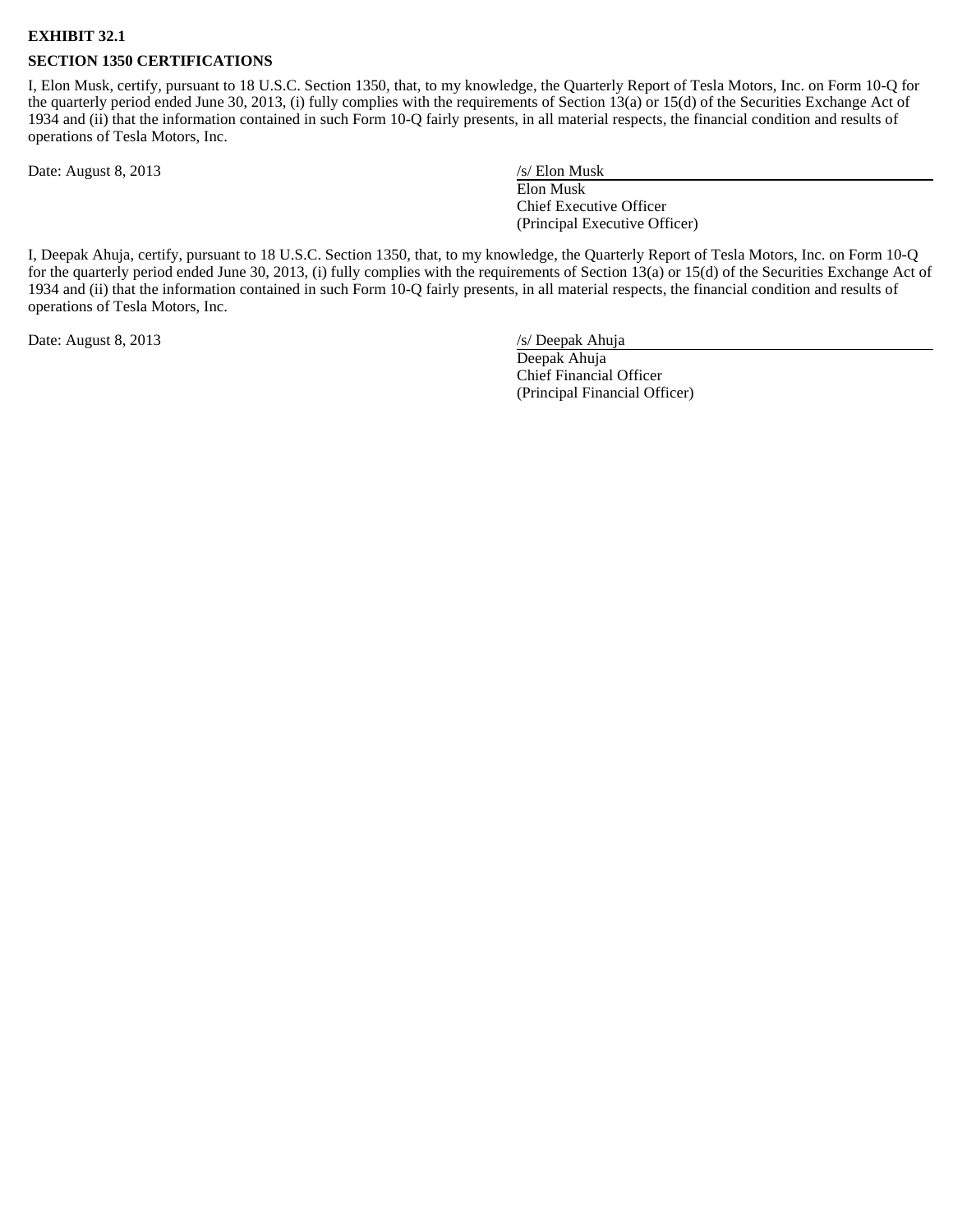**EXHIBIT 32.1**

**SECTION 1350 CERTIFICATIONS**

I, Elon Musk, certify, pursuant to 18 U.S.C. Section 1350, that, to my knowledge, the Quarterly Report of Tesla Motors, Inc. on Form 10-Q for the quarterly period ended June 30, 2013, (i) fully complies with the requirements of Section 13(a) or 15(d) of the Securities Exchange Act of 1934 and (ii) that the information contained in such Form 10-Q fairly presents, in all material respects, the financial condition and results of operations of Tesla Motors, Inc.

Date: August 8, 2013

/s/ Elon Musk
Elon Musk
Chief Executive Officer
(Principal Executive Officer)

I, Deepak Ahuja, certify, pursuant to 18 U.S.C. Section 1350, that, to my knowledge, the Quarterly Report of Tesla Motors, Inc. on Form 10-Q for the quarterly period ended June 30, 2013, (i) fully complies with the requirements of Section 13(a) or 15(d) of the Securities Exchange Act of 1934 and (ii) that the information contained in such Form 10-Q fairly presents, in all material respects, the financial condition and results of operations of Tesla Motors, Inc.

Date: August 8, 2013

/s/ Deepak Ahuja
Deepak Ahuja
Chief Financial Officer
(Principal Financial Officer)